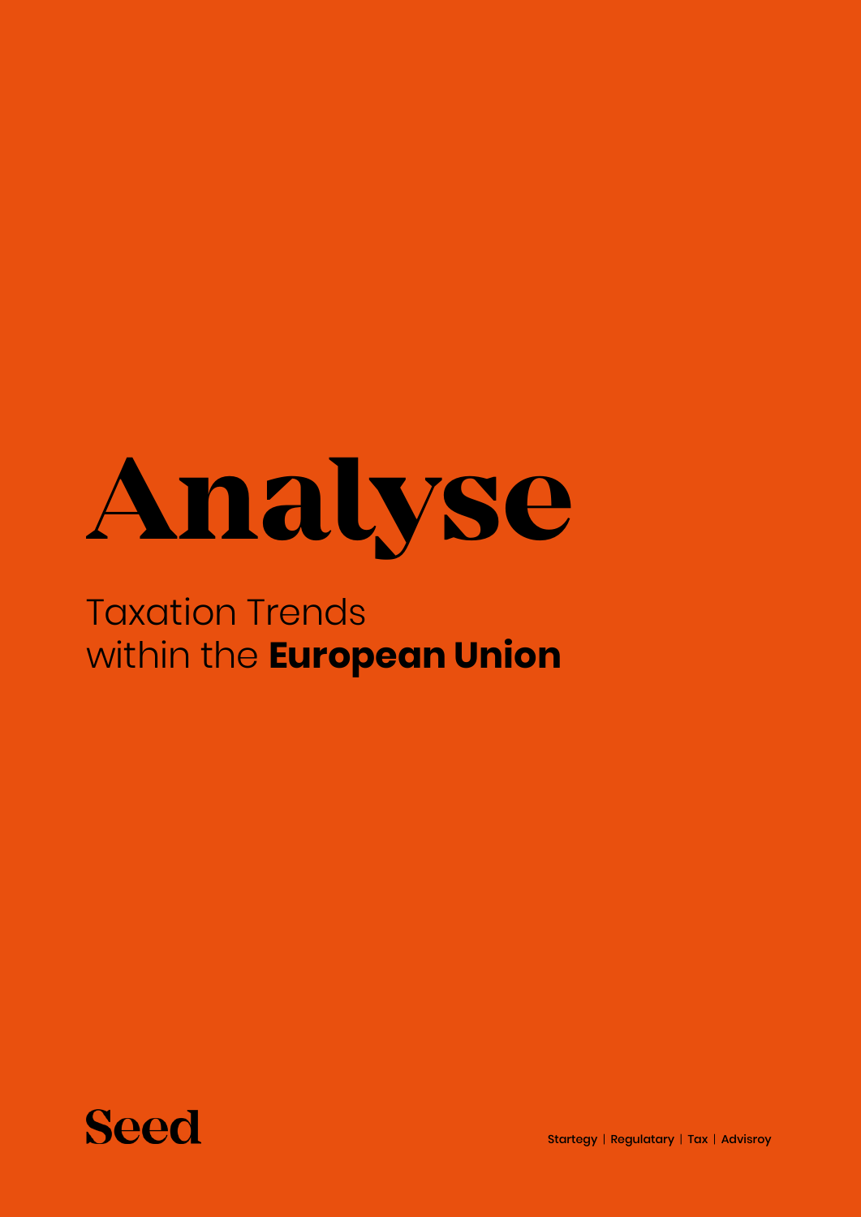# Analyse

## Taxation Trends within the **European Union**

**Seed**

Startegy | Regulatary | Tax | Advisroy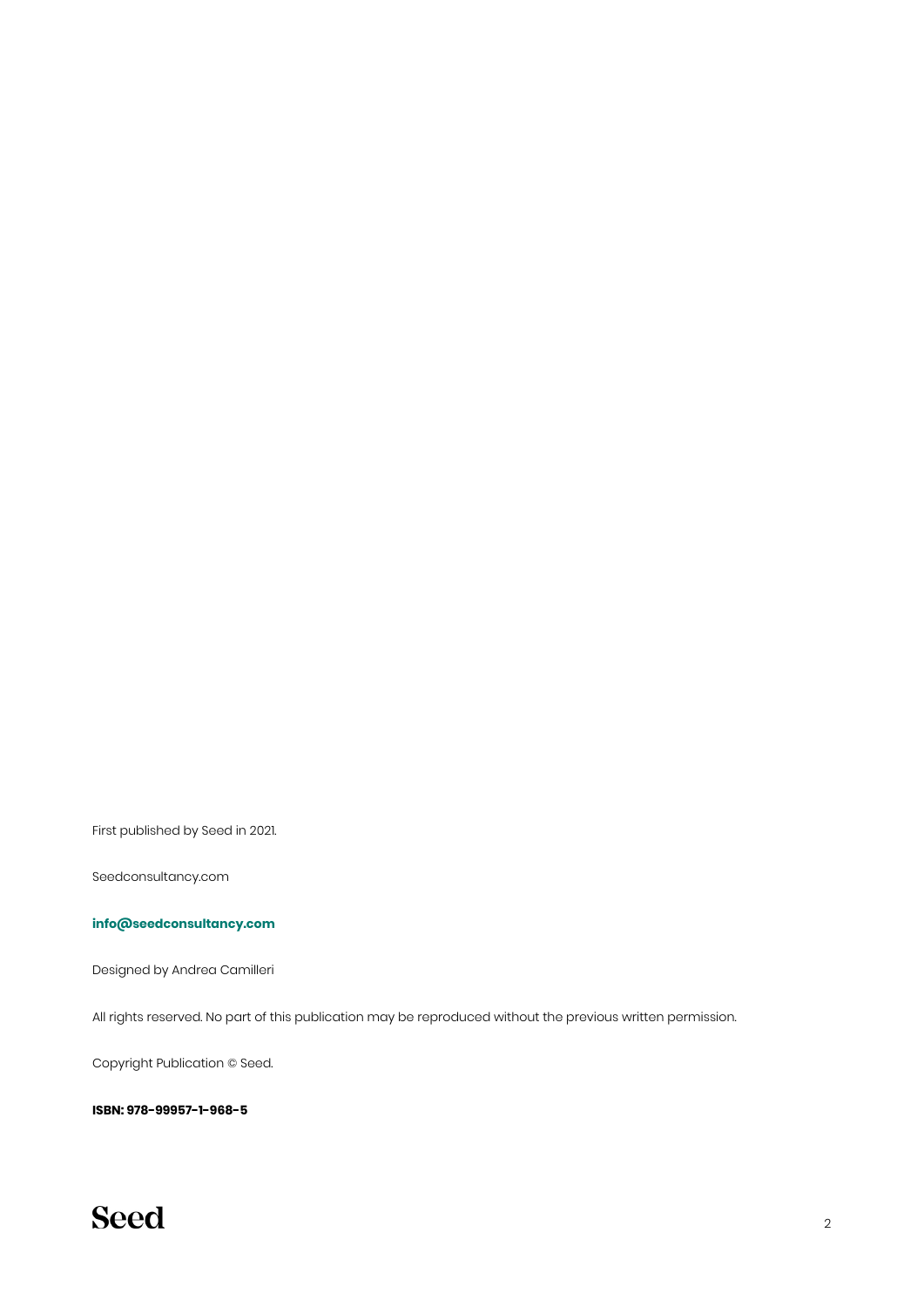First published by Seed in 2021.

Seedconsultancy.com

**info@seedconsultancy.com**

Designed by Andrea Camilleri

All rights reserved. No part of this publication may be reproduced without the previous written permission.

Copyright Publication © Seed.

**ISBN: 978-99957-1-968-5**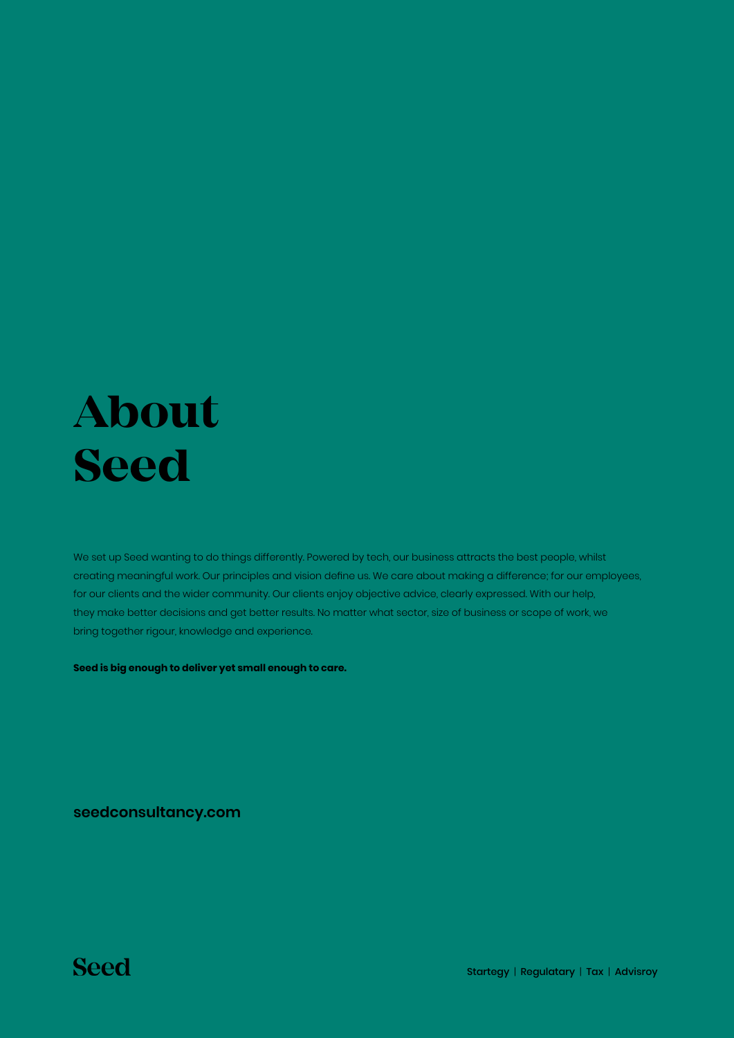# About Seed

We set up Seed wanting to do things differently. Powered by tech, our business attracts the best people, whilst creating meaningful work. Our principles and vision define us. We care about making a difference; for our employees, for our clients and the wider community. Our clients enjoy objective advice, clearly expressed. With our help, they make better decisions and get better results. No matter what sector, size of business or scope of work, we bring together rigour, knowledge and experience.

**Seed is big enough to deliver yet small enough to care.**

**seedconsultancy.com**

Seed

Startegy | Regulatary | Tax | Advisroy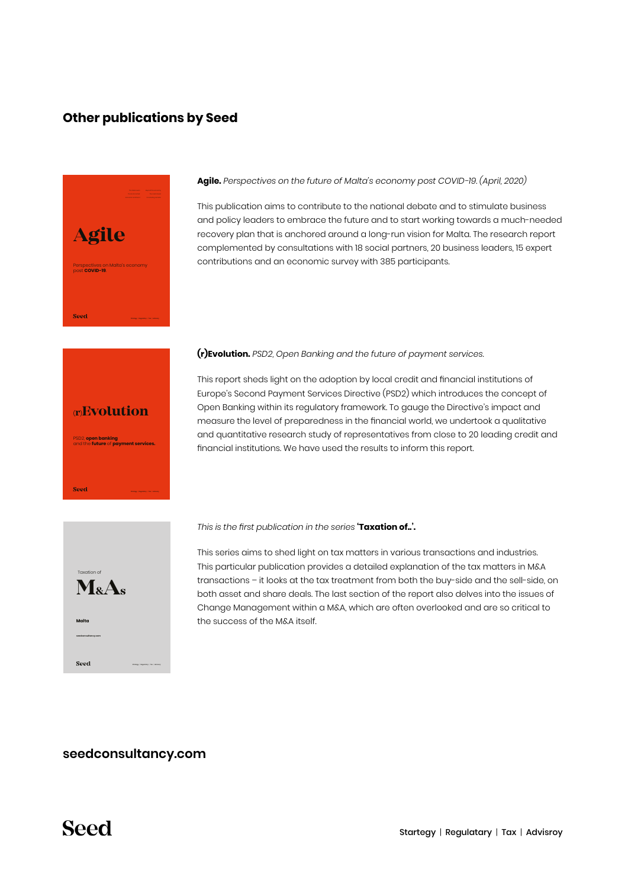## Other publications by Seed

**Agile.** *Perspectives on the future of Malta's economy post COVID-19. (April, 2020)*

This publication aims to contribute to the national debate and to stimulate business and policy leaders to embrace the future and to start working towards a much-needed recovery plan that is anchored around a long-run vision for Malta. The research report complemented by consultations with 18 social partners, 20 business leaders, 15 expert contributions and an economic survey with 385 participants.

**(r)Evolution.** *PSD2, Open Banking and the future of payment services.*

This report sheds light on the adoption by local credit and financial institutions of Europe's Second Payment Services Directive (PSD2) which introduces the concept of Open Banking within its regulatory framework. To gauge the Directive's impact and measure the level of preparedness in the financial world, we undertook a qualitative and quantitative research study of representatives from close to 20 leading credit and financial institutions. We have used the results to inform this report.

*This is the first publication in the series* **'Taxation of..'.**

This series aims to shed light on tax matters in various transactions and industries. This particular publication provides a detailed explanation of the tax matters in M&A transactions – it looks at the tax treatment from both the buy-side and the sell-side, on both asset and share deals. The last section of the report also delves into the issues of Change Management within a M&A, which are often overlooked and are so critical to the success of the M&A itself.

**seedconsultancy.com**

Seed

Startegy | Regulatary | Tax | Advisroy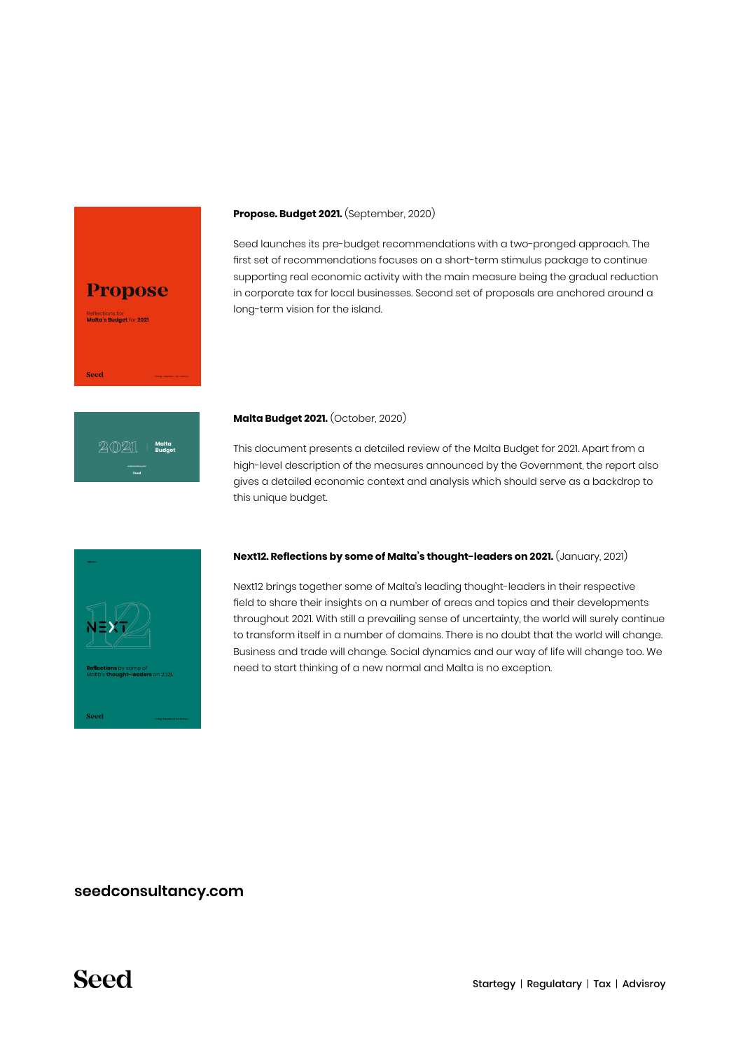**Propose. Budget 2021.** (September, 2020)

Seed launches its pre-budget recommendations with a two-pronged approach. The first set of recommendations focuses on a short-term stimulus package to continue supporting real economic activity with the main measure being the gradual reduction in corporate tax for local businesses. Second set of proposals are anchored around a long-term vision for the island.

**Malta Budget 2021.** (October, 2020)

This document presents a detailed review of the Malta Budget for 2021. Apart from a high-level description of the measures announced by the Government, the report also gives a detailed economic context and analysis which should serve as a backdrop to this unique budget.

**Next12. Reflections by some of Malta's thought-leaders on 2021.** (January, 2021)

Next12 brings together some of Malta's leading thought-leaders in their respective field to share their insights on a number of areas and topics and their developments throughout 2021. With still a prevailing sense of uncertainty, the world will surely continue to transform itself in a number of domains. There is no doubt that the world will change. Business and trade will change. Social dynamics and our way of life will change too. We need to start thinking of a new normal and Malta is no exception.

**seedconsultancy.com**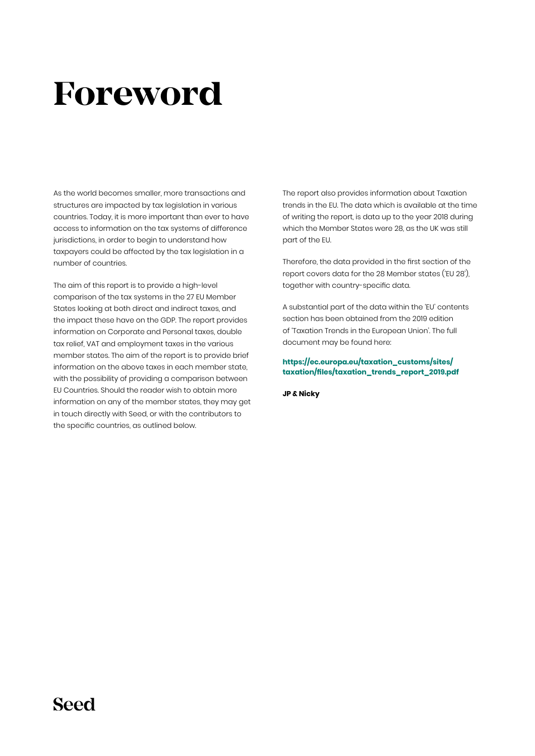# Foreword

As the world becomes smaller, more transactions and structures are impacted by tax legislation in various countries. Today, it is more important than ever to have access to information on the tax systems of difference jurisdictions, in order to begin to understand how taxpayers could be affected by the tax legislation in a number of countries.

The aim of this report is to provide a high-level comparison of the tax systems in the 27 EU Member States looking at both direct and indirect taxes, and the impact these have on the GDP. The report provides information on Corporate and Personal taxes, double tax relief, VAT and employment taxes in the various member states. The aim of the report is to provide brief information on the above taxes in each member state, with the possibility of providing a comparison between EU Countries. Should the reader wish to obtain more information on any of the member states, they may get in touch directly with Seed, or with the contributors to the specific countries, as outlined below.

The report also provides information about Taxation trends in the EU. The data which is available at the time of writing the report, is data up to the year 2018 during which the Member States were 28, as the UK was still part of the EU.

Therefore, the data provided in the first section of the report covers data for the 28 Member states ('EU 28'), together with country-specific data.

A substantial part of the data within the 'EU' contents section has been obtained from the 2019 edition of 'Taxation Trends in the European Union'. The full document may be found here:

**https://ec.europa.eu/taxation_customs/sites/taxation/files/taxation_trends_report_2019.pdf**

**JP & Nicky**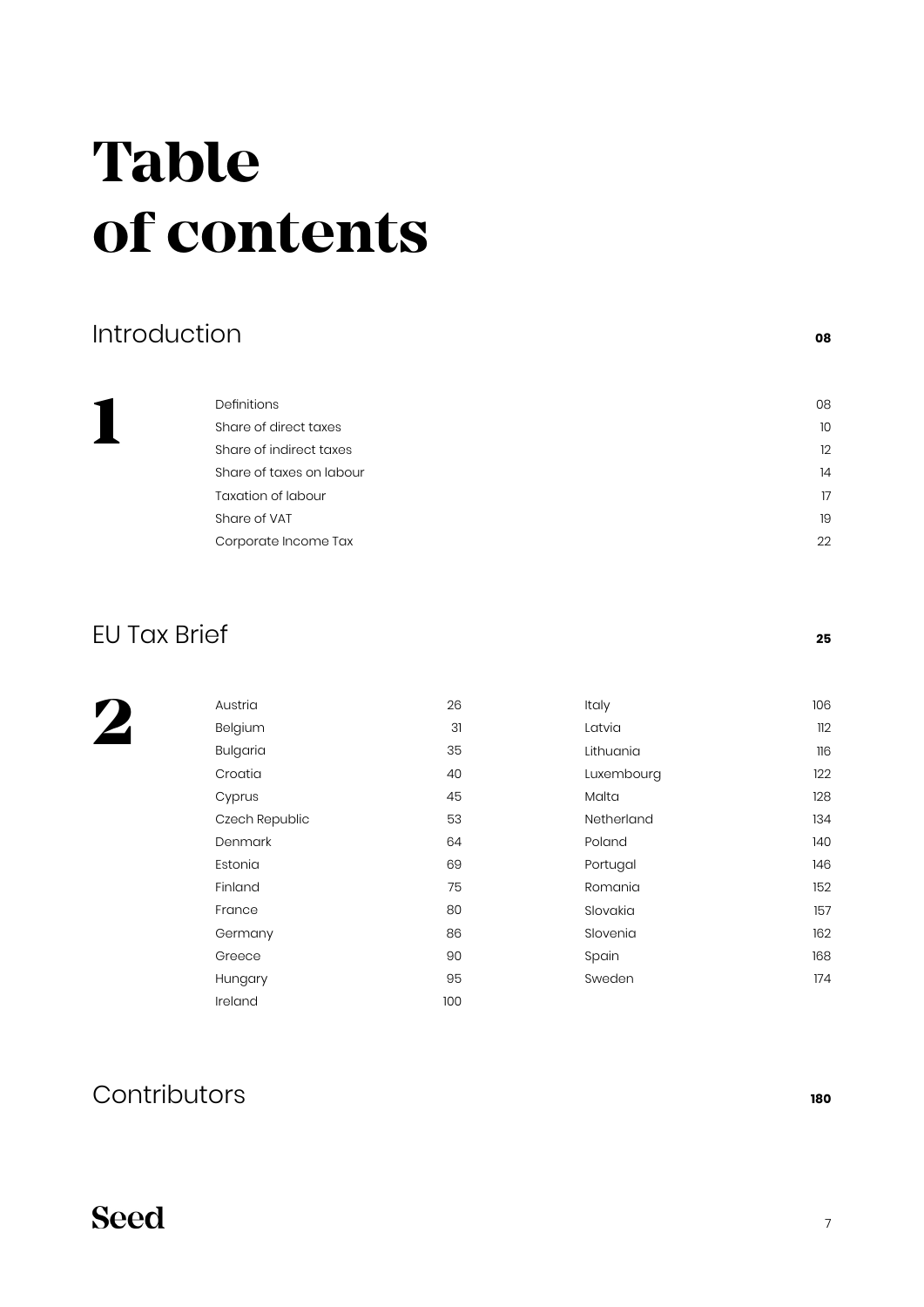# Table of contents

## Introduction — 08

**1**

| | |
|---|---|
| Definitions | 08 |
| Share of direct taxes | 10 |
| Share of indirect taxes | 12 |
| Share of taxes on labour | 14 |
| Taxation of labour | 17 |
| Share of VAT | 19 |
| Corporate Income Tax | 22 |

## EU Tax Brief — 25

**2**

| | |
|---|---|
| Austria | 26 |
| Belgium | 31 |
| Bulgaria | 35 |
| Croatia | 40 |
| Cyprus | 45 |
| Czech Republic | 53 |
| Denmark | 64 |
| Estonia | 69 |
| Finland | 75 |
| France | 80 |
| Germany | 86 |
| Greece | 90 |
| Hungary | 95 |
| Ireland | 100 |
| Italy | 106 |
| Latvia | 112 |
| Lithuania | 116 |
| Luxembourg | 122 |
| Malta | 128 |
| Netherland | 134 |
| Poland | 140 |
| Portugal | 146 |
| Romania | 152 |
| Slovakia | 157 |
| Slovenia | 162 |
| Spain | 168 |
| Sweden | 174 |

## Contributors — 180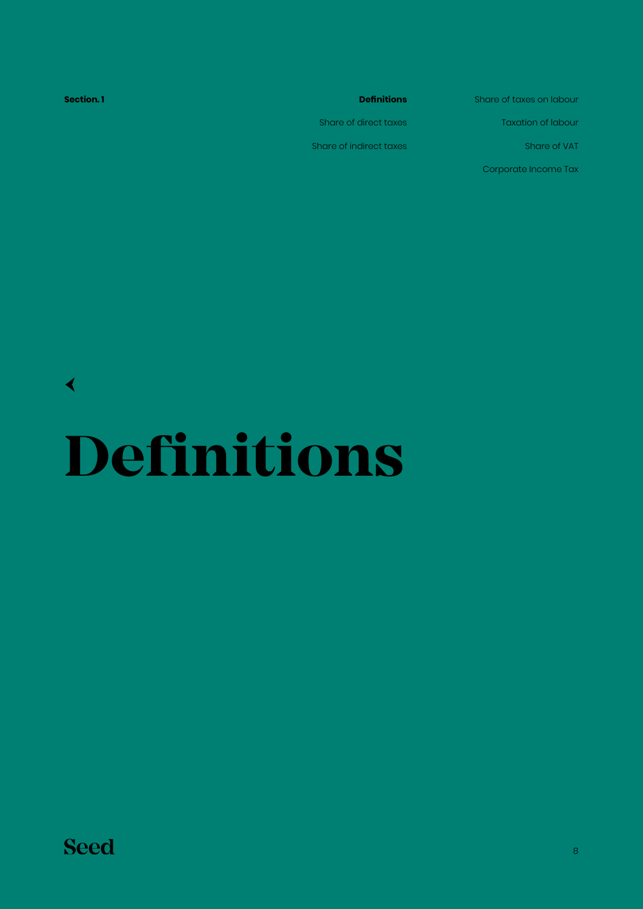Section. 1

**Definitions**

Share of direct taxes

Share of indirect taxes

Share of taxes on labour

Taxation of labour

Share of VAT

Corporate Income Tax

# Definitions

Seed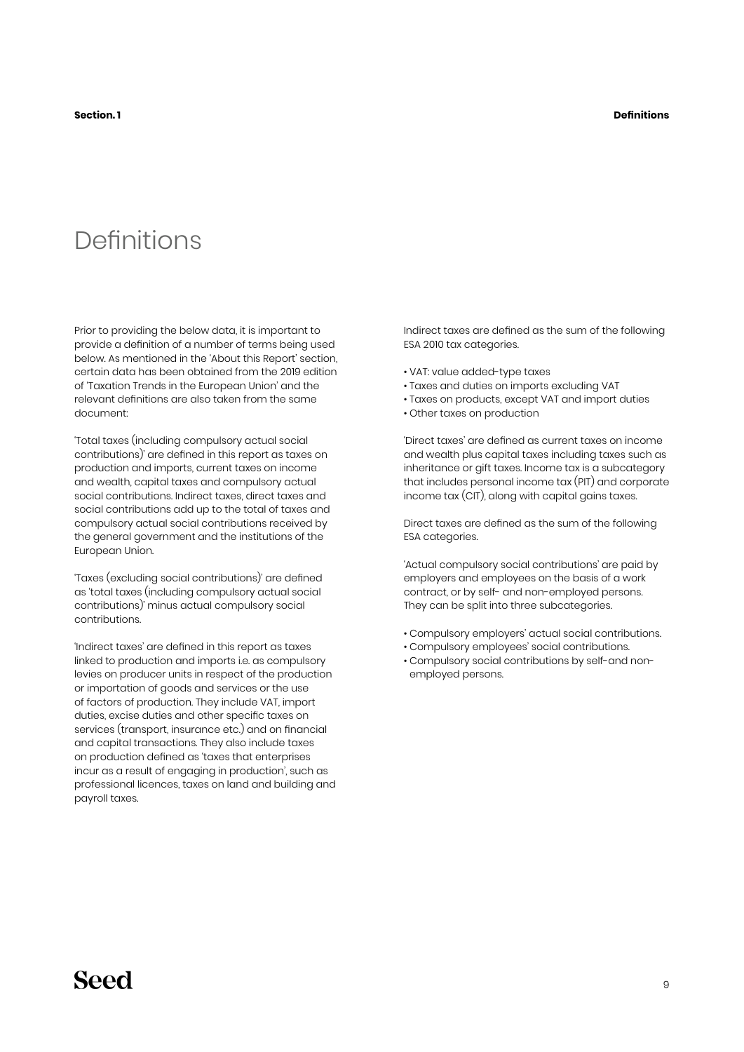# Definitions

Prior to providing the below data, it is important to provide a definition of a number of terms being used below. As mentioned in the 'About this Report' section, certain data has been obtained from the 2019 edition of 'Taxation Trends in the European Union' and the relevant definitions are also taken from the same document:

'Total taxes (including compulsory actual social contributions)' are defined in this report as taxes on production and imports, current taxes on income and wealth, capital taxes and compulsory actual social contributions. Indirect taxes, direct taxes and social contributions add up to the total of taxes and compulsory actual social contributions received by the general government and the institutions of the European Union.

'Taxes (excluding social contributions)' are defined as 'total taxes (including compulsory actual social contributions)' minus actual compulsory social contributions.

'Indirect taxes' are defined in this report as taxes linked to production and imports i.e. as compulsory levies on producer units in respect of the production or importation of goods and services or the use of factors of production. They include VAT, import duties, excise duties and other specific taxes on services (transport, insurance etc.) and on financial and capital transactions. They also include taxes on production defined as 'taxes that enterprises incur as a result of engaging in production', such as professional licences, taxes on land and building and payroll taxes.

Indirect taxes are defined as the sum of the following ESA 2010 tax categories.

- VAT: value added-type taxes
- Taxes and duties on imports excluding VAT
- Taxes on products, except VAT and import duties
- Other taxes on production

'Direct taxes' are defined as current taxes on income and wealth plus capital taxes including taxes such as inheritance or gift taxes. Income tax is a subcategory that includes personal income tax (PIT) and corporate income tax (CIT), along with capital gains taxes.

Direct taxes are defined as the sum of the following ESA categories.

'Actual compulsory social contributions' are paid by employers and employees on the basis of a work contract, or by self- and non-employed persons. They can be split into three subcategories.

- Compulsory employers' actual social contributions.
- Compulsory employees' social contributions.
- Compulsory social contributions by self-and non-employed persons.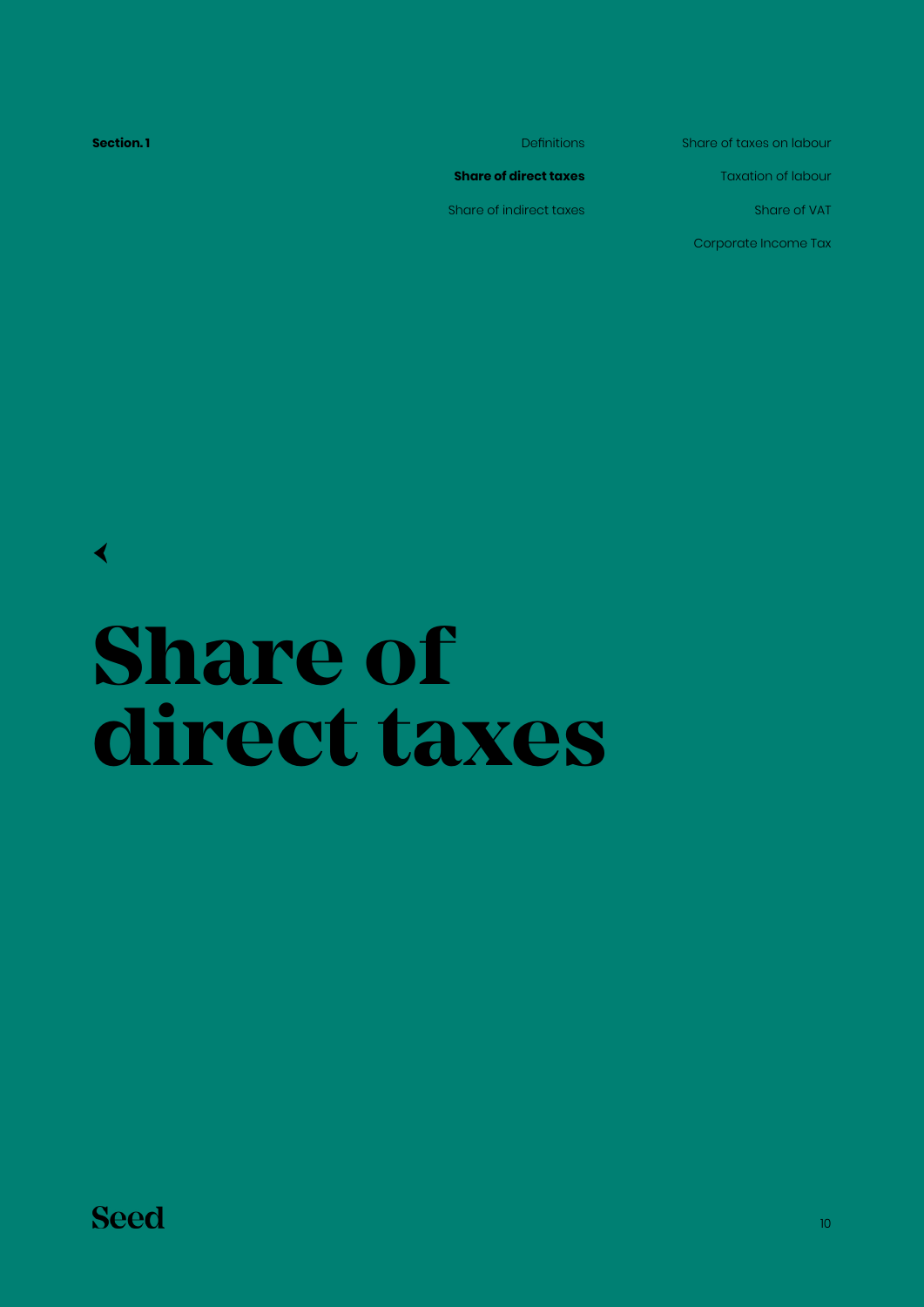**Section. 1**

Definitions

**Share of direct taxes**

Share of indirect taxes

Share of taxes on labour

Taxation of labour

Share of VAT

Corporate Income Tax

# Share of direct taxes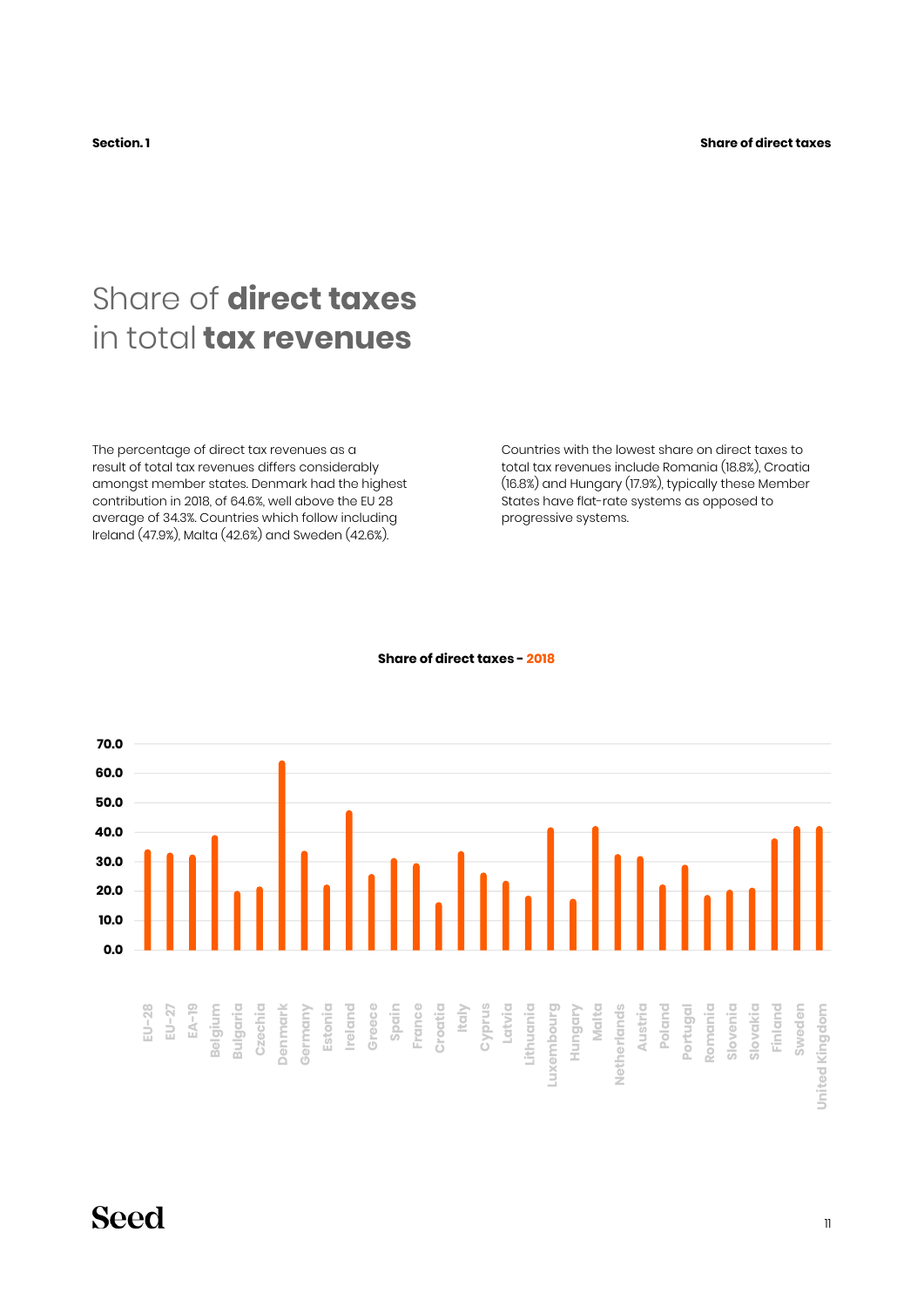# Share of **direct taxes** in total **tax revenues**

The percentage of direct tax revenues as a result of total tax revenues differs considerably amongst member states. Denmark had the highest contribution in 2018, of 64.6%, well above the EU 28 average of 34.3%. Countries which follow including Ireland (47.9%), Malta (42.6%) and Sweden (42.6%).

Countries with the lowest share on direct taxes to total tax revenues include Romania (18.8%), Croatia (16.8%) and Hungary (17.9%), typically these Member States have flat-rate systems as opposed to progressive systems.

**Share of direct taxes - 2018**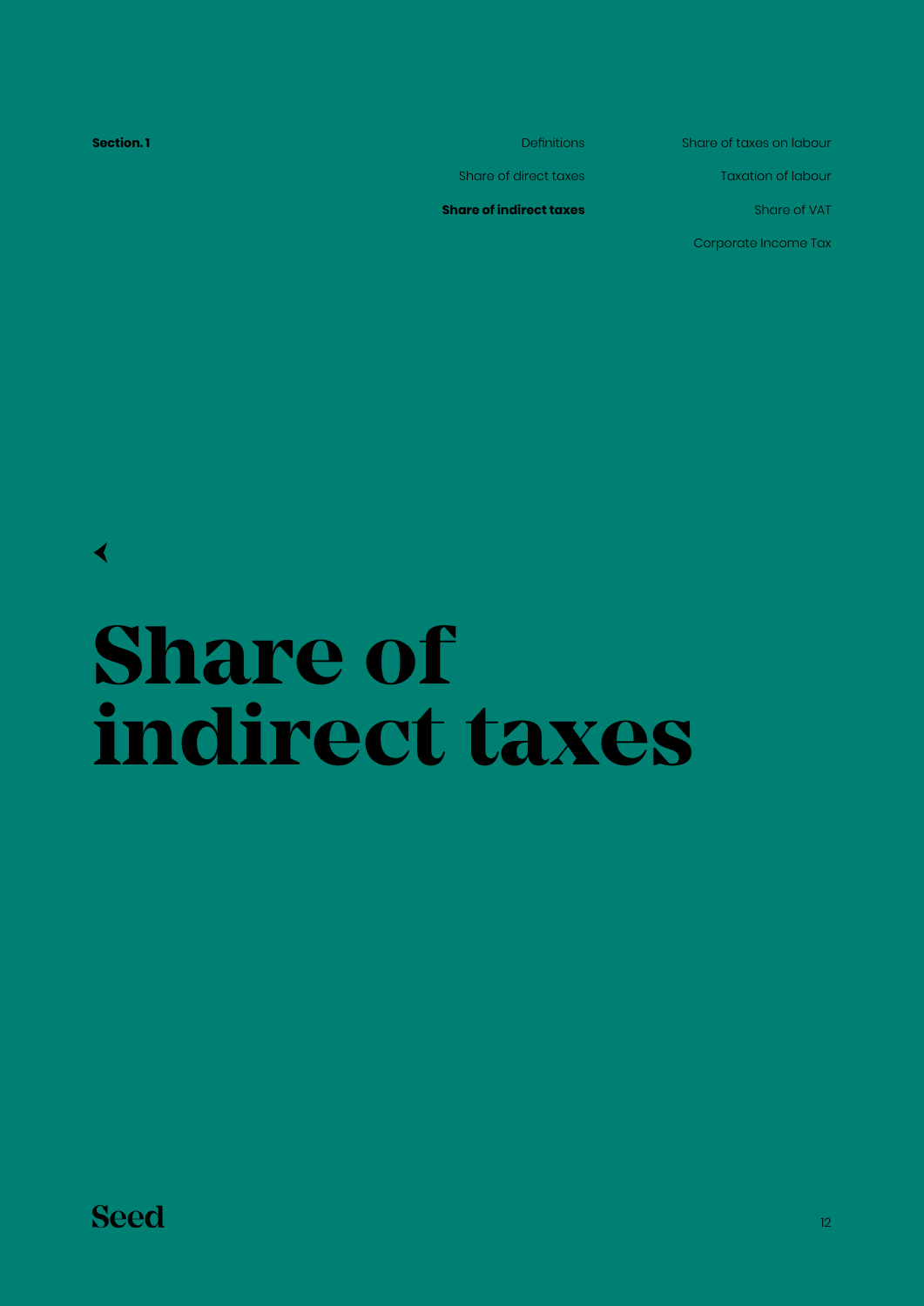**Section. 1**

Definitions

Share of direct taxes

**Share of indirect taxes**

Share of taxes on labour

Taxation of labour

Share of VAT

Corporate Income Tax

# Share of indirect taxes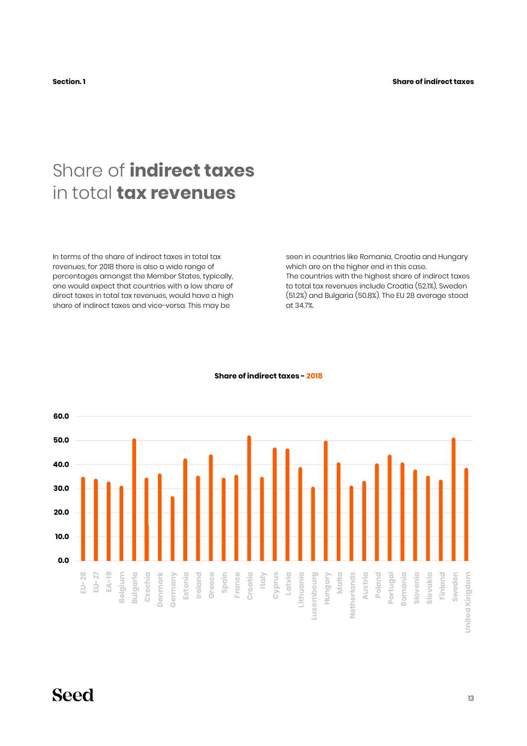# Share of **indirect taxes** in total **tax revenues**

In terms of the share of indirect taxes in total tax revenues, for 2018 there is also a wide range of percentages amongst the Member States, typically, one would expect that countries with a low share of direct taxes in total tax revenues, would have a high share of indirect taxes and vice-versa. This may be seen in countries like Romania, Croatia and Hungary which are on the higher end in this case.
The countries with the highest share of indirect taxes to total tax revenues include Croatia (52.1%), Sweden (51.2%) and Bulgaria (50.8%). The EU 28 average stood at 34.7%.

**Share of indirect taxes - 2018**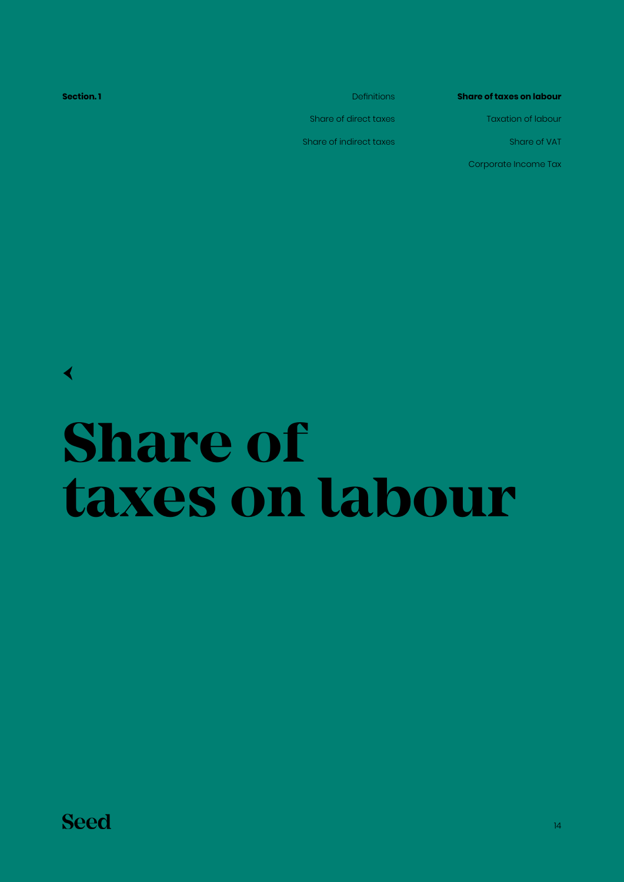**Section. 1**

Definitions

Share of direct taxes

Share of indirect taxes

**Share of taxes on labour**

Taxation of labour

Share of VAT

Corporate Income Tax

# Share of taxes on labour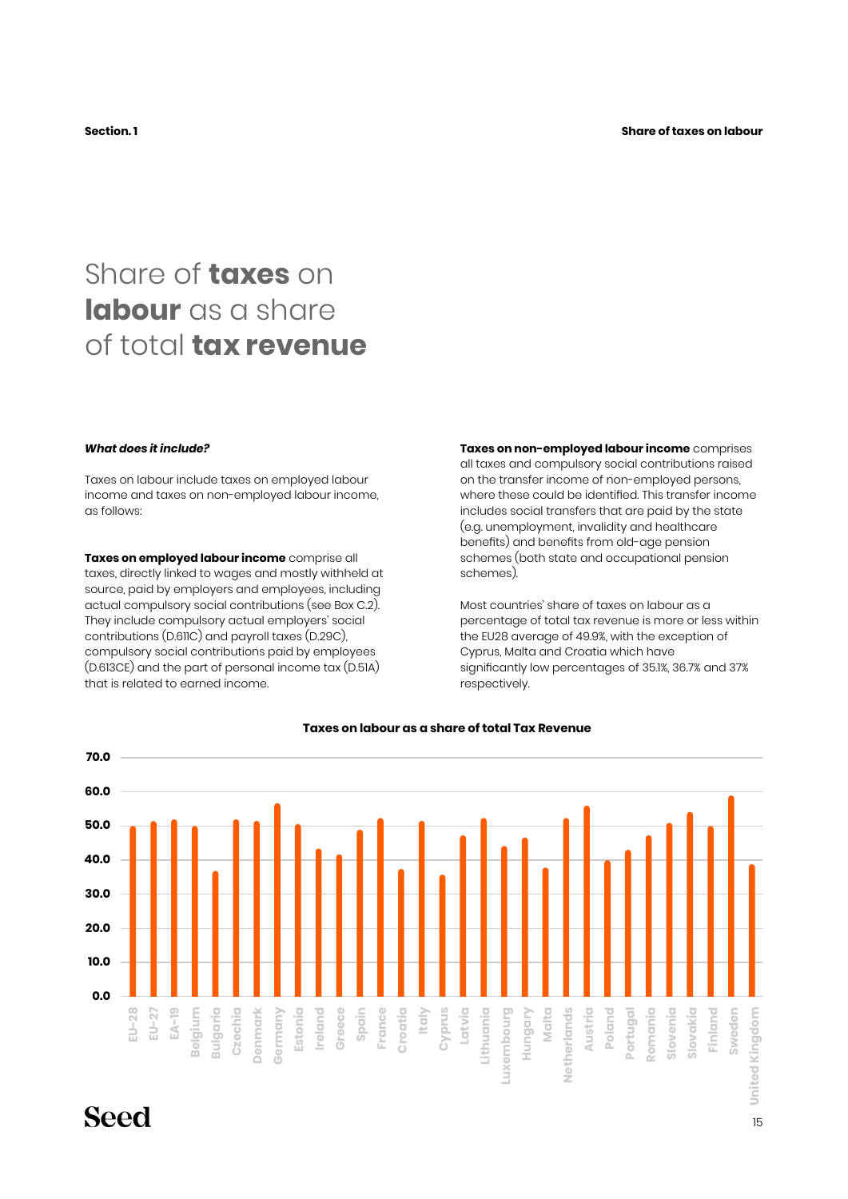# Share of **taxes** on **labour** as a share of total **tax revenue**

***What does it include?***

Taxes on labour include taxes on employed labour income and taxes on non-employed labour income, as follows:

**Taxes on employed labour income** comprise all taxes, directly linked to wages and mostly withheld at source, paid by employers and employees, including actual compulsory social contributions (see Box C.2). They include compulsory actual employers' social contributions (D.611C) and payroll taxes (D.29C), compulsory social contributions paid by employees (D.613CE) and the part of personal income tax (D.51A) that is related to earned income.

**Taxes on non-employed labour income** comprises all taxes and compulsory social contributions raised on the transfer income of non-employed persons, where these could be identified. This transfer income includes social transfers that are paid by the state (e.g. unemployment, invalidity and healthcare benefits) and benefits from old-age pension schemes (both state and occupational pension schemes).

Most countries' share of taxes on labour as a percentage of total tax revenue is more or less within the EU28 average of 49.9%, with the exception of Cyprus, Malta and Croatia which have significantly low percentages of 35.1%, 36.7% and 37% respectively.

**Taxes on labour as a share of total Tax Revenue**

Y-axis: 0.0, 10.0, 20.0, 30.0, 40.0, 50.0, 60.0, 70.0

Categories: EU-28, EU-27, EA-19, Belgium, Bulgaria, Czechia, Denmark, Germany, Estonia, Ireland, Greece, Spain, France, Croatia, Italy, Cyprus, Latvia, Lithuania, Luxembourg, Hungary, Malta, Netherlands, Austria, Poland, Portugal, Romania, Slovenia, Slovakia, Finland, Sweden, United Kingdom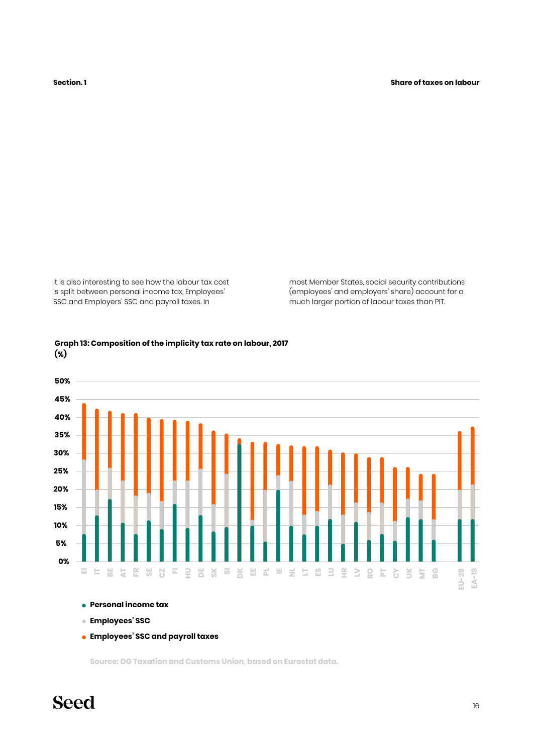It is also interesting to see how the labour tax cost is split between personal income tax, Employees' SSC and Employers' SSC and payroll taxes. In most Member States, social security contributions (employees' and employers' share) account for a much larger portion of labour taxes than PIT.

**Graph 13: Composition of the implicity tax rate on labour, 2017 (%)**

50%
45%
40%
35%
30%
25%
20%
15%
10%
5%
0%

EI IT BE AT FR SE CZ FI HU DE SK SI DK EE PL IE NL LT ES LU HR LV RO PT CY UK MT BG EU-28 EA-19

- Personal income tax
- Employees' SSC
- Employees' SSC and payroll taxes

Source: DG Taxation and Customs Union, based on Eurostat data.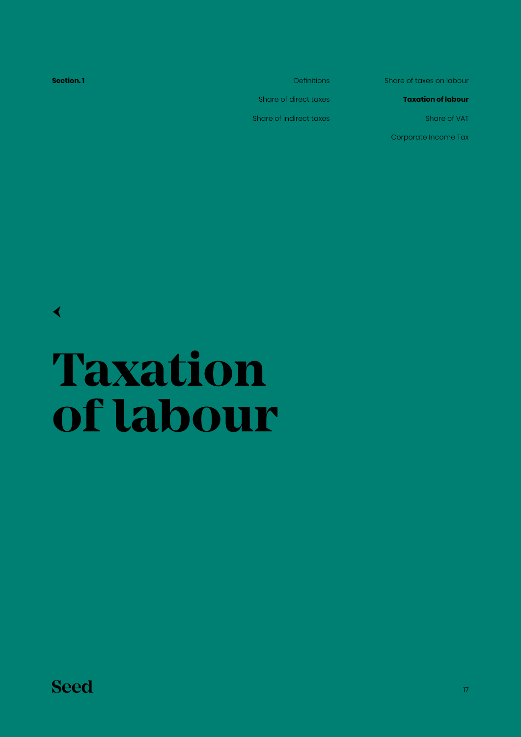**Section. 1**

Definitions

Share of direct taxes

Share of indirect taxes

Share of taxes on labour

**Taxation of labour**

Share of VAT

Corporate Income Tax

# Taxation of labour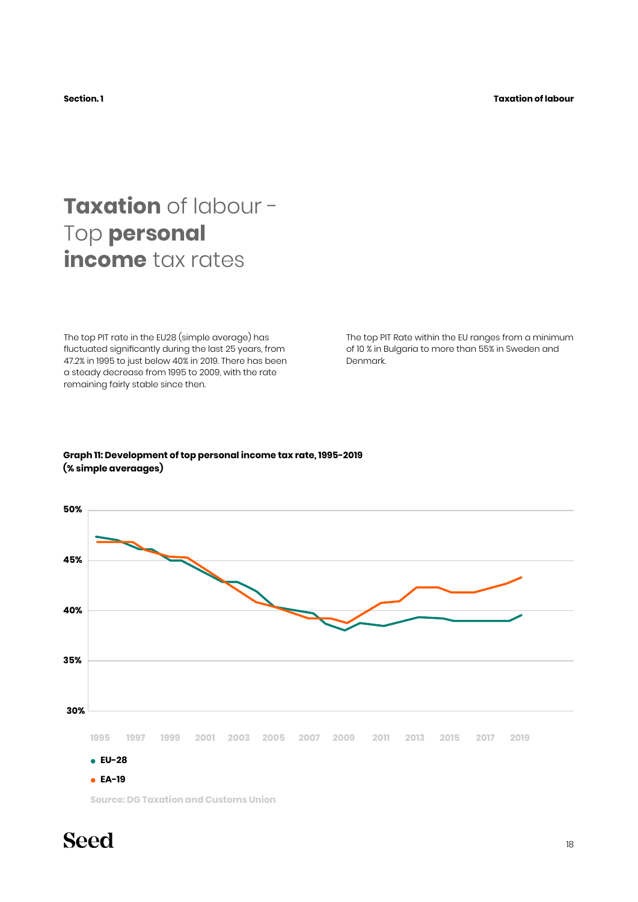# Taxation of labour - Top personal income tax rates

The top PIT rate in the EU28 (simple average) has fluctuated significantly during the last 25 years, from 47.2% in 1995 to just below 40% in 2019. There has been a steady decrease from 1995 to 2009, with the rate remaining fairly stable since then.

The top PIT Rate within the EU ranges from a minimum of 10 % in Bulgaria to more than 55% in Sweden and Denmark.

**Graph 11: Development of top personal income tax rate, 1995-2019 (% simple averaages)**

50%
45%
40%
35%
30%

1995 1997 1999 2001 2003 2005 2007 2009 2011 2013 2015 2017 2019

- EU-28
- EA-19

Source: DG Taxation and Customs Union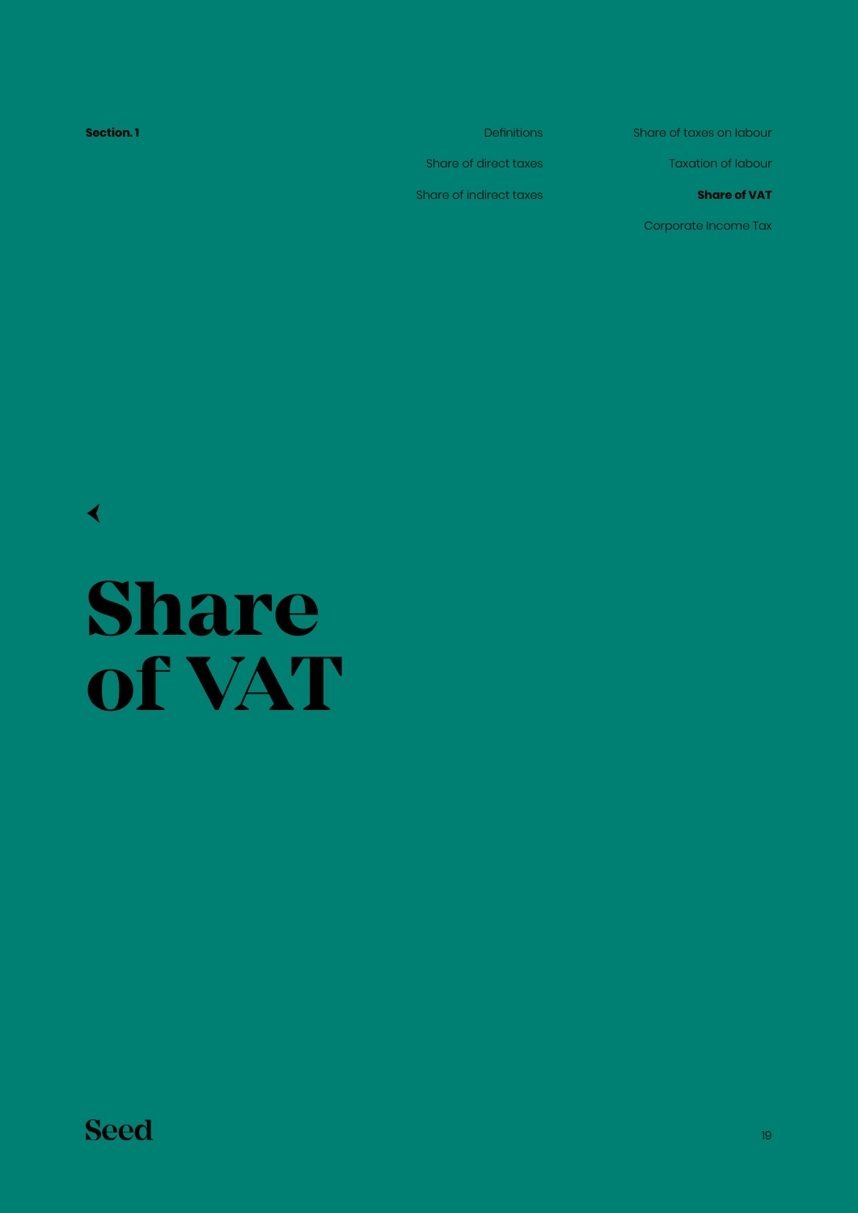**Section. 1**

Definitions

Share of direct taxes

Share of indirect taxes

Share of taxes on labour

Taxation of labour

**Share of VAT**

Corporate Income Tax

# Share of VAT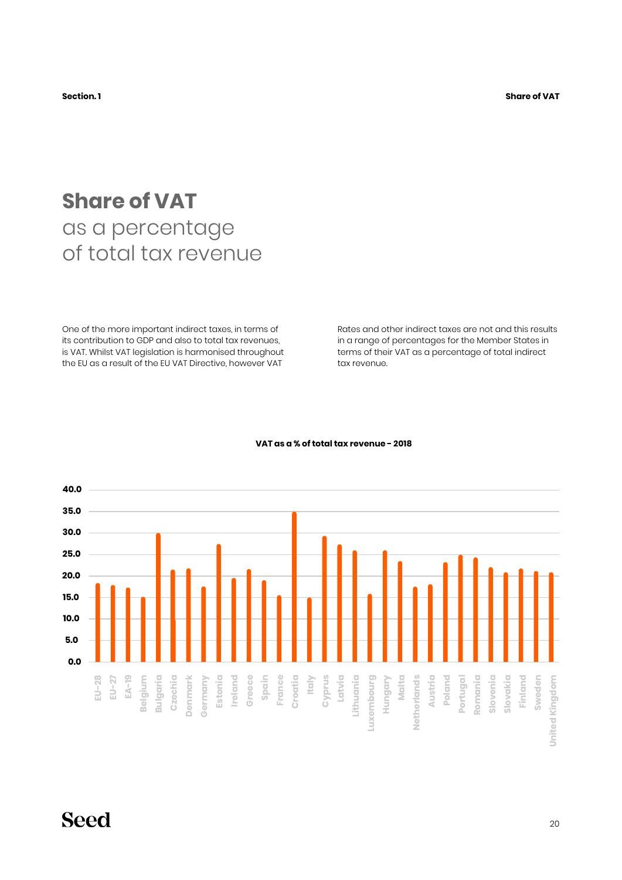# Share of VAT
## as a percentage of total tax revenue

One of the more important indirect taxes, in terms of its contribution to GDP and also to total tax revenues, is VAT. Whilst VAT legislation is harmonised throughout the EU as a result of the EU VAT Directive, however VAT Rates and other indirect taxes are not and this results in a range of percentages for the Member States in terms of their VAT as a percentage of total indirect tax revenue.

**VAT as a % of total tax revenue - 2018**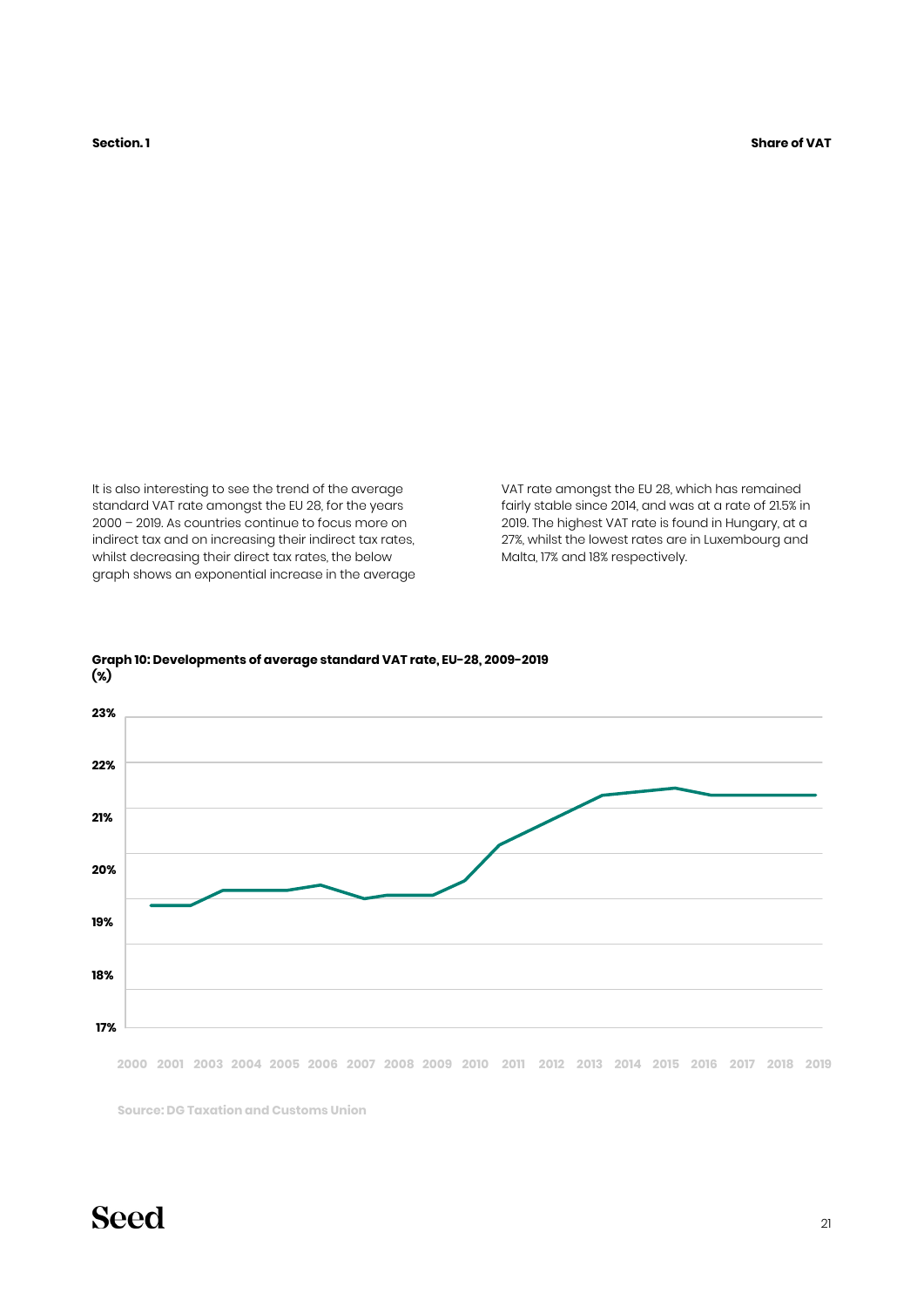It is also interesting to see the trend of the average standard VAT rate amongst the EU 28, for the years 2000 – 2019. As countries continue to focus more on indirect tax and on increasing their indirect tax rates, whilst decreasing their direct tax rates, the below graph shows an exponential increase in the average VAT rate amongst the EU 28, which has remained fairly stable since 2014, and was at a rate of 21.5% in 2019. The highest VAT rate is found in Hungary, at a 27%, whilst the lowest rates are in Luxembourg and Malta, 17% and 18% respectively.

**Graph 10: Developments of average standard VAT rate, EU-28, 2009-2019 (%)**

Source: DG Taxation and Customs Union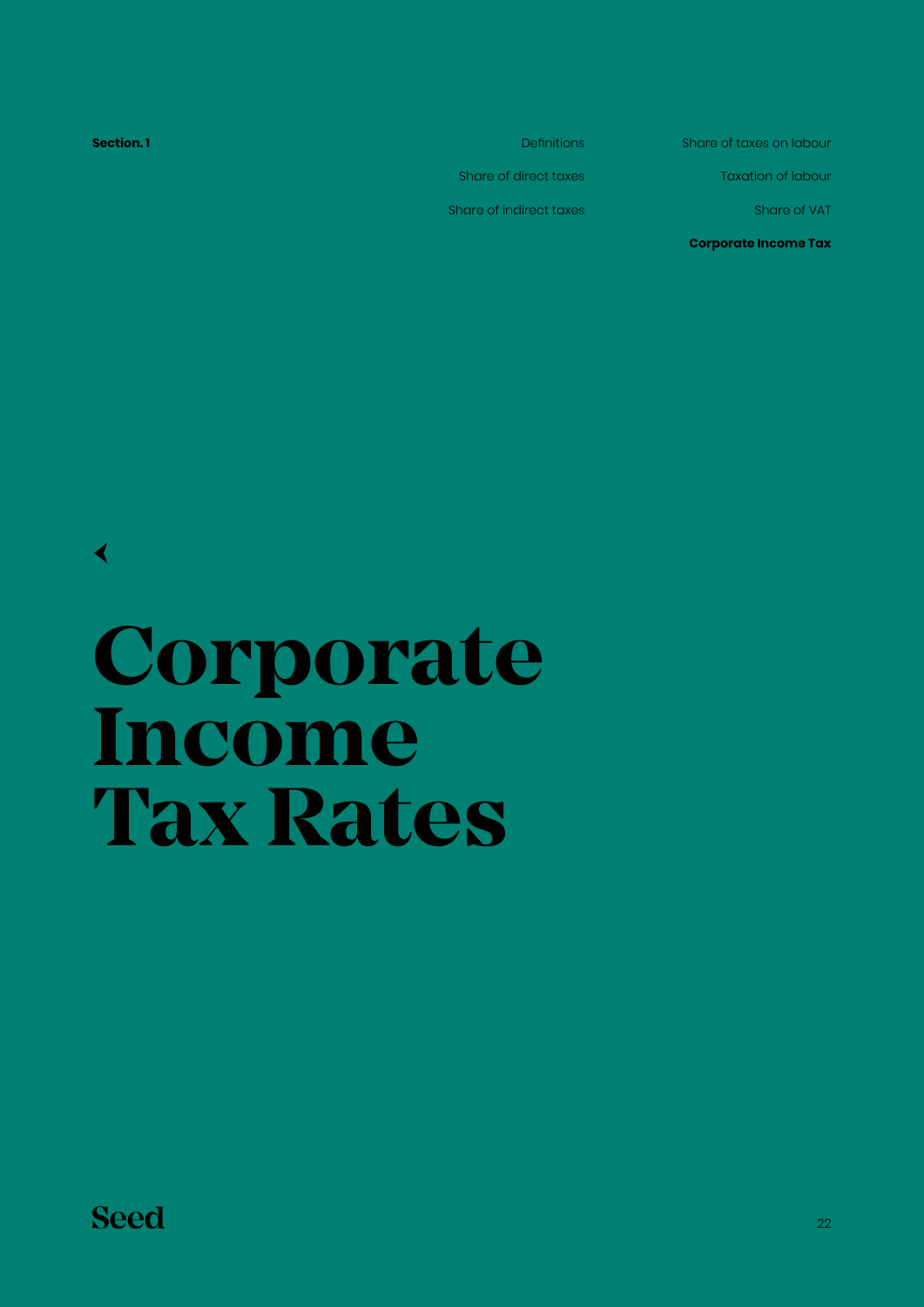**Section. 1**

Definitions

Share of direct taxes

Share of indirect taxes

Share of taxes on labour

Taxation of labour

Share of VAT

**Corporate Income Tax**

# Corporate Income Tax Rates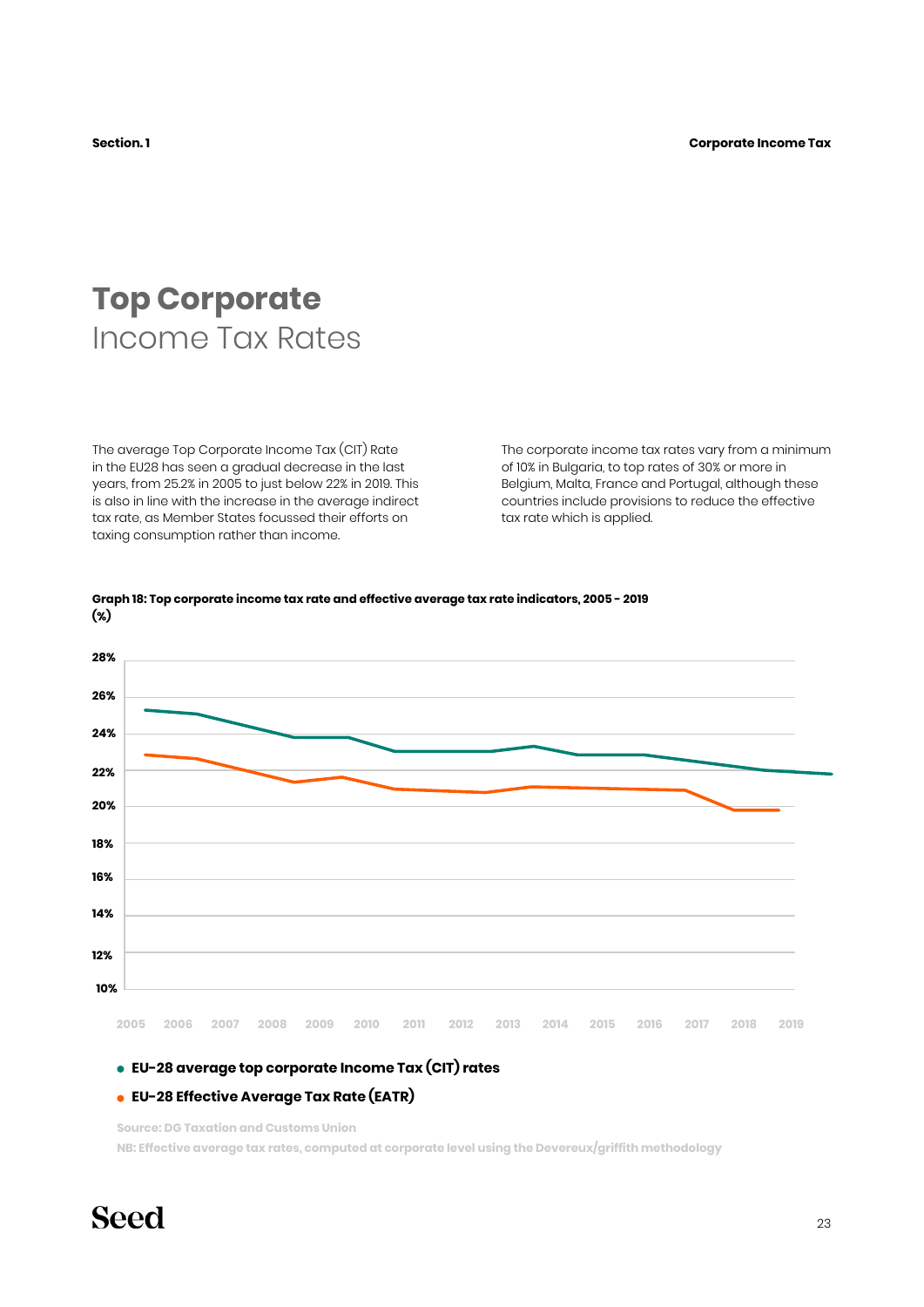# **Top Corporate** Income Tax Rates

The average Top Corporate Income Tax (CIT) Rate in the EU28 has seen a gradual decrease in the last years, from 25.2% in 2005 to just below 22% in 2019. This is also in line with the increase in the average indirect tax rate, as Member States focussed their efforts on taxing consumption rather than income.

The corporate income tax rates vary from a minimum of 10% in Bulgaria, to top rates of 30% or more in Belgium, Malta, France and Portugal, although these countries include provisions to reduce the effective tax rate which is applied.

**Graph 18: Top corporate income tax rate and effective average tax rate indicators, 2005 - 2019 (%)**

28%
26%
24%
22%
20%
18%
16%
14%
12%
10%

2005 2006 2007 2008 2009 2010 2011 2012 2013 2014 2015 2016 2017 2018 2019

- **EU-28 average top corporate Income Tax (CIT) rates**
- **EU-28 Effective Average Tax Rate (EATR)**

Source: DG Taxation and Customs Union

NB: Effective average tax rates, computed at corporate level using the Devereux/griffith methodology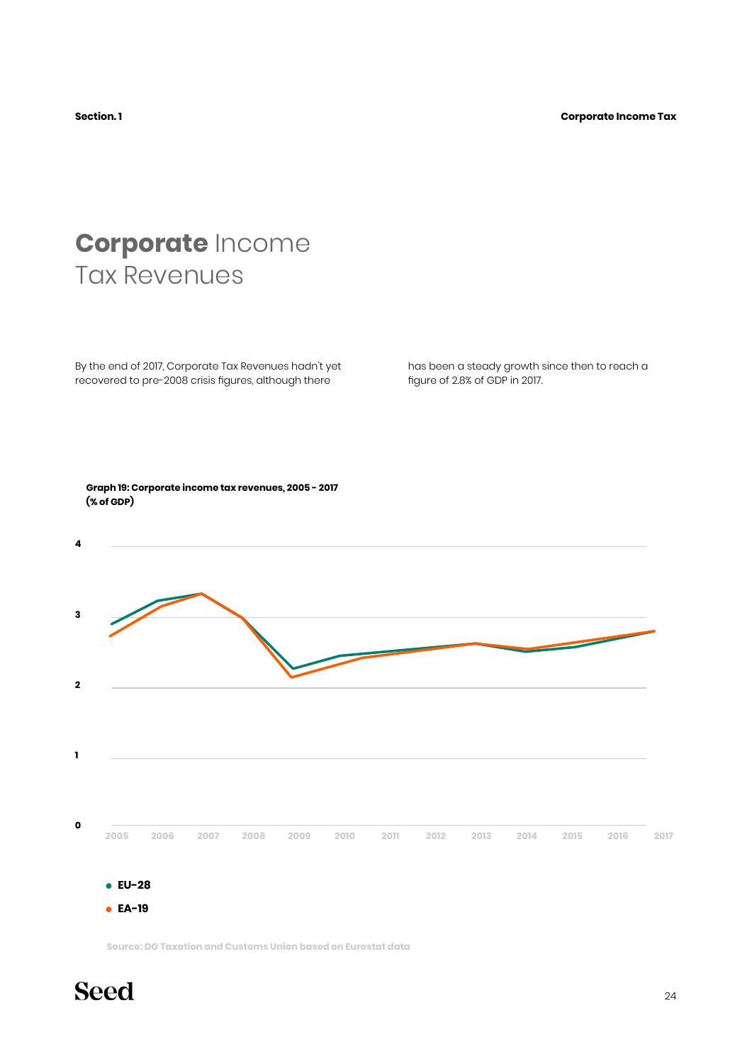# **Corporate** Income Tax Revenues

By the end of 2017, Corporate Tax Revenues hadn't yet recovered to pre-2008 crisis figures, although there has been a steady growth since then to reach a figure of 2.8% of GDP in 2017.

**Graph 19: Corporate income tax revenues, 2005 - 2017 (% of GDP)**

- EU-28
- EA-19

Source: DG Taxation and Customs Union based on Eurostat data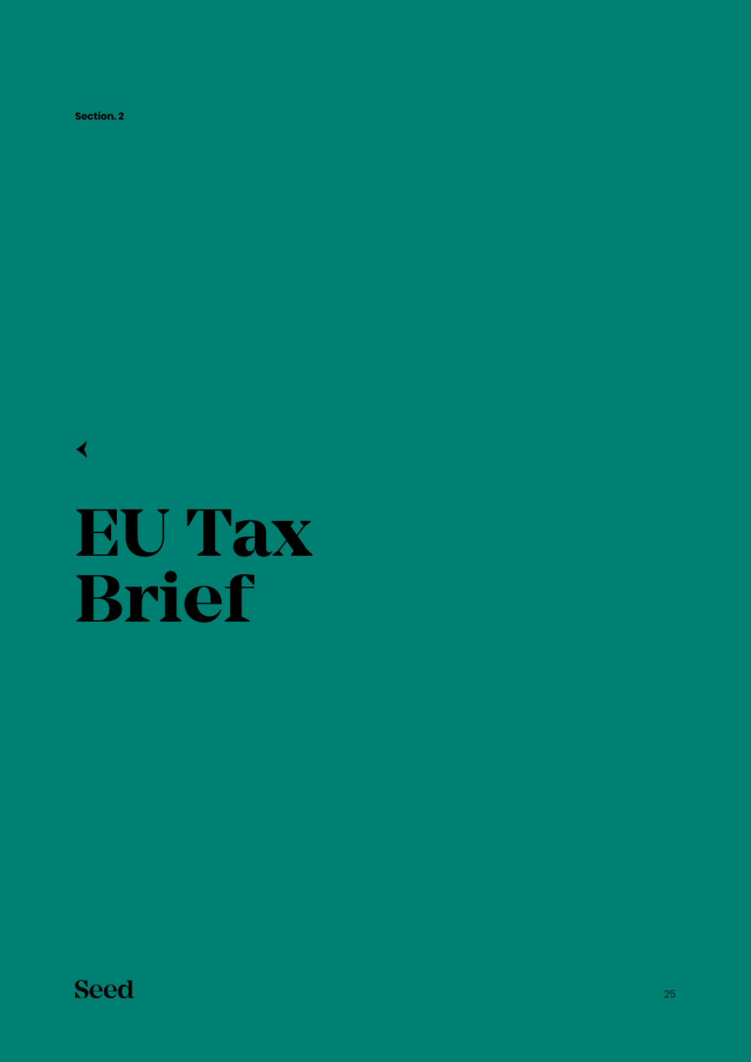Section. 2

# EU Tax Brief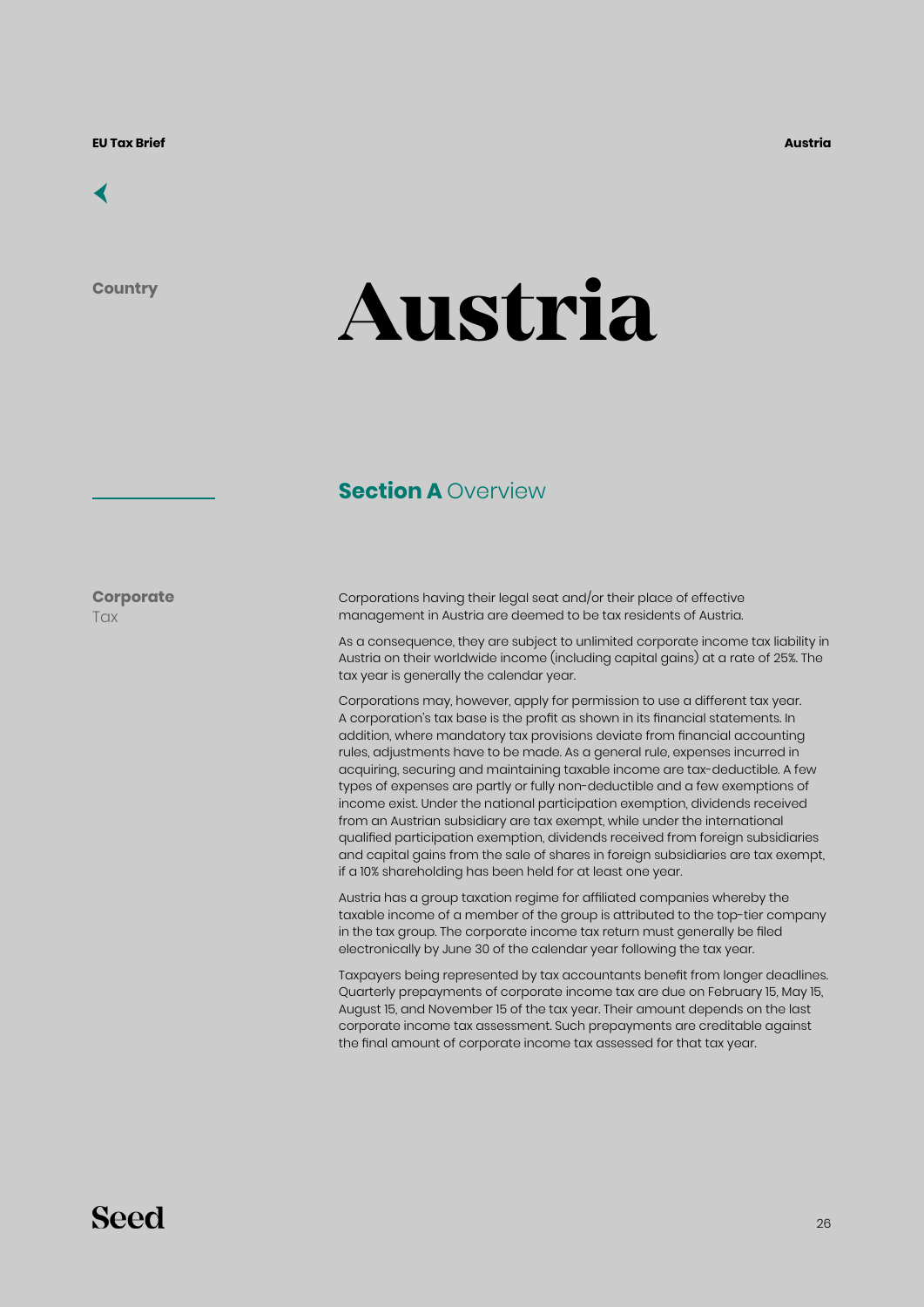Country

# Austria

## Section A Overview

**Corporate** Tax

Corporations having their legal seat and/or their place of effective management in Austria are deemed to be tax residents of Austria.

As a consequence, they are subject to unlimited corporate income tax liability in Austria on their worldwide income (including capital gains) at a rate of 25%. The tax year is generally the calendar year.

Corporations may, however, apply for permission to use a different tax year. A corporation's tax base is the profit as shown in its financial statements. In addition, where mandatory tax provisions deviate from financial accounting rules, adjustments have to be made. As a general rule, expenses incurred in acquiring, securing and maintaining taxable income are tax-deductible. A few types of expenses are partly or fully non-deductible and a few exemptions of income exist. Under the national participation exemption, dividends received from an Austrian subsidiary are tax exempt, while under the international qualified participation exemption, dividends received from foreign subsidiaries and capital gains from the sale of shares in foreign subsidiaries are tax exempt, if a 10% shareholding has been held for at least one year.

Austria has a group taxation regime for affiliated companies whereby the taxable income of a member of the group is attributed to the top-tier company in the tax group. The corporate income tax return must generally be filed electronically by June 30 of the calendar year following the tax year.

Taxpayers being represented by tax accountants benefit from longer deadlines. Quarterly prepayments of corporate income tax are due on February 15, May 15, August 15, and November 15 of the tax year. Their amount depends on the last corporate income tax assessment. Such prepayments are creditable against the final amount of corporate income tax assessed for that tax year.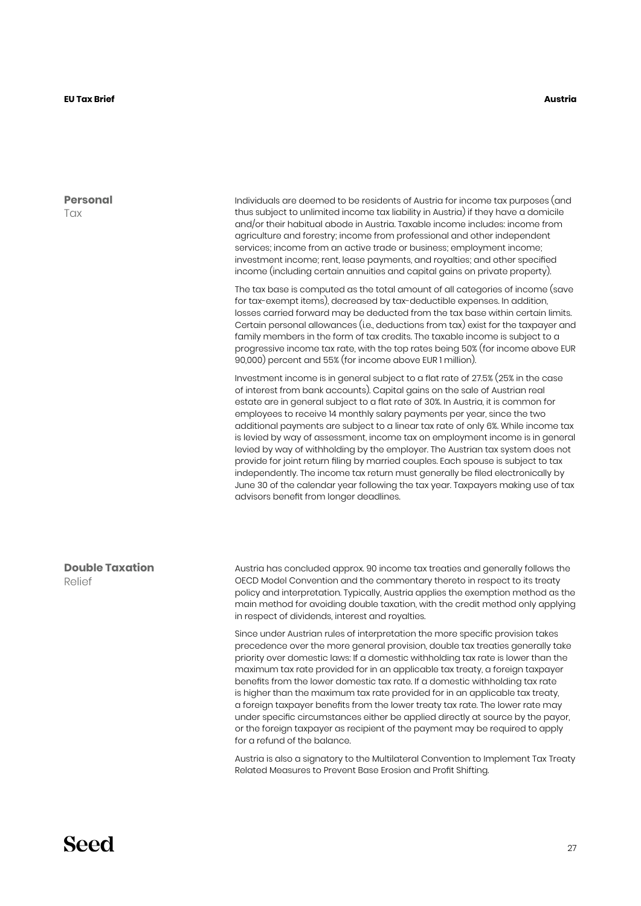## Personal Tax

Individuals are deemed to be residents of Austria for income tax purposes (and thus subject to unlimited income tax liability in Austria) if they have a domicile and/or their habitual abode in Austria. Taxable income includes: income from agriculture and forestry; income from professional and other independent services; income from an active trade or business; employment income; investment income; rent, lease payments, and royalties; and other specified income (including certain annuities and capital gains on private property).

The tax base is computed as the total amount of all categories of income (save for tax-exempt items), decreased by tax-deductible expenses. In addition, losses carried forward may be deducted from the tax base within certain limits. Certain personal allowances (i.e., deductions from tax) exist for the taxpayer and family members in the form of tax credits. The taxable income is subject to a progressive income tax rate, with the top rates being 50% (for income above EUR 90,000) percent and 55% (for income above EUR 1 million).

Investment income is in general subject to a flat rate of 27.5% (25% in the case of interest from bank accounts). Capital gains on the sale of Austrian real estate are in general subject to a flat rate of 30%. In Austria, it is common for employees to receive 14 monthly salary payments per year, since the two additional payments are subject to a linear tax rate of only 6%. While income tax is levied by way of assessment, income tax on employment income is in general levied by way of withholding by the employer. The Austrian tax system does not provide for joint return filing by married couples. Each spouse is subject to tax independently. The income tax return must generally be filed electronically by June 30 of the calendar year following the tax year. Taxpayers making use of tax advisors benefit from longer deadlines.

## Double Taxation Relief

Austria has concluded approx. 90 income tax treaties and generally follows the OECD Model Convention and the commentary thereto in respect to its treaty policy and interpretation. Typically, Austria applies the exemption method as the main method for avoiding double taxation, with the credit method only applying in respect of dividends, interest and royalties.

Since under Austrian rules of interpretation the more specific provision takes precedence over the more general provision, double tax treaties generally take priority over domestic laws: If a domestic withholding tax rate is lower than the maximum tax rate provided for in an applicable tax treaty, a foreign taxpayer benefits from the lower domestic tax rate. If a domestic withholding tax rate is higher than the maximum tax rate provided for in an applicable tax treaty, a foreign taxpayer benefits from the lower treaty tax rate. The lower rate may under specific circumstances either be applied directly at source by the payor, or the foreign taxpayer as recipient of the payment may be required to apply for a refund of the balance.

Austria is also a signatory to the Multilateral Convention to Implement Tax Treaty Related Measures to Prevent Base Erosion and Profit Shifting.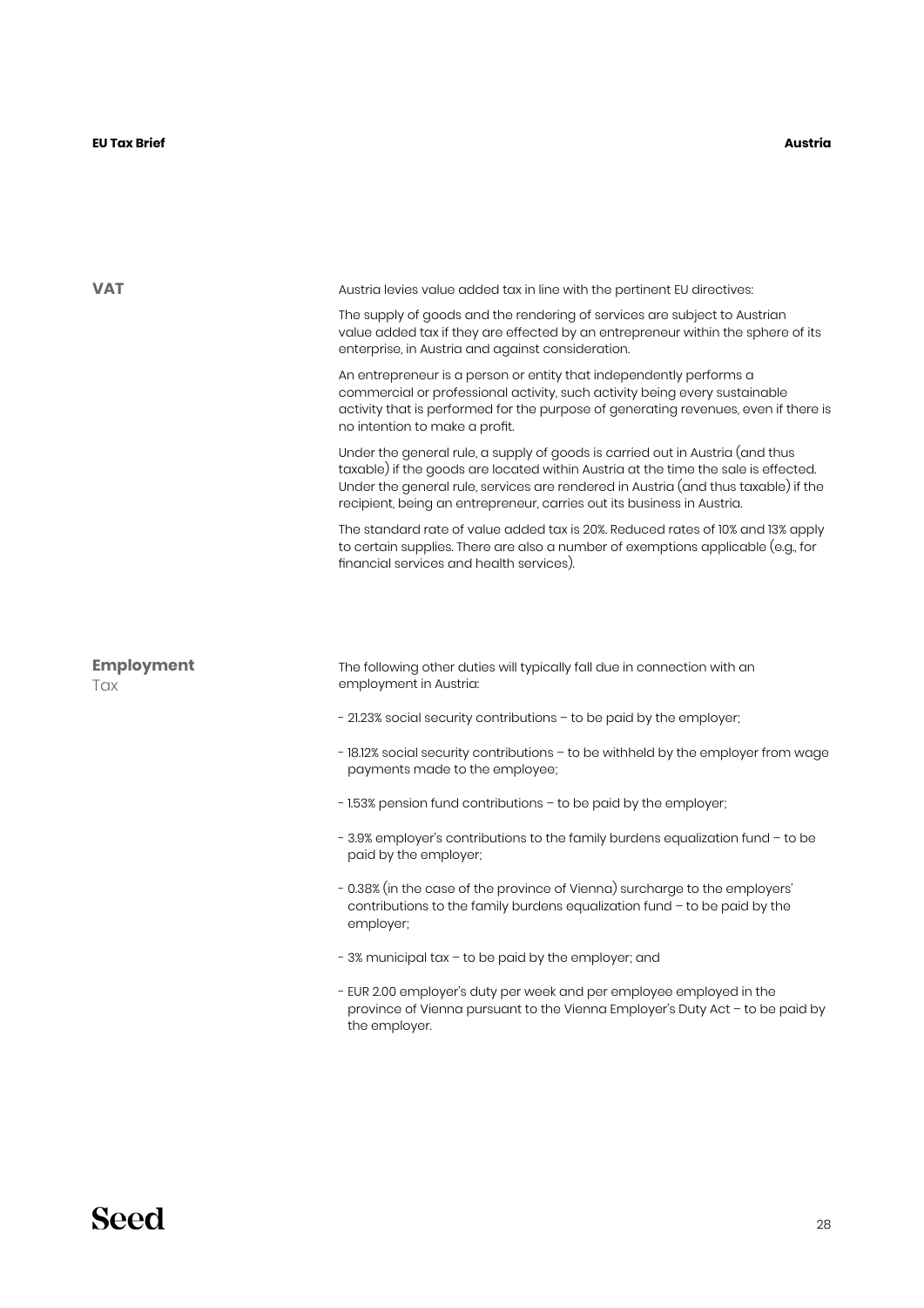## VAT

Austria levies value added tax in line with the pertinent EU directives:

The supply of goods and the rendering of services are subject to Austrian value added tax if they are effected by an entrepreneur within the sphere of its enterprise, in Austria and against consideration.

An entrepreneur is a person or entity that independently performs a commercial or professional activity, such activity being every sustainable activity that is performed for the purpose of generating revenues, even if there is no intention to make a profit.

Under the general rule, a supply of goods is carried out in Austria (and thus taxable) if the goods are located within Austria at the time the sale is effected. Under the general rule, services are rendered in Austria (and thus taxable) if the recipient, being an entrepreneur, carries out its business in Austria.

The standard rate of value added tax is 20%. Reduced rates of 10% and 13% apply to certain supplies. There are also a number of exemptions applicable (e.g., for financial services and health services).

## Employment Tax

The following other duties will typically fall due in connection with an employment in Austria:

- 21.23% social security contributions – to be paid by the employer;
- 18.12% social security contributions – to be withheld by the employer from wage payments made to the employee;
- 1.53% pension fund contributions – to be paid by the employer;
- 3.9% employer's contributions to the family burdens equalization fund – to be paid by the employer;
- 0.38% (in the case of the province of Vienna) surcharge to the employers' contributions to the family burdens equalization fund – to be paid by the employer;
- 3% municipal tax – to be paid by the employer; and
- EUR 2.00 employer's duty per week and per employee employed in the province of Vienna pursuant to the Vienna Employer's Duty Act – to be paid by the employer.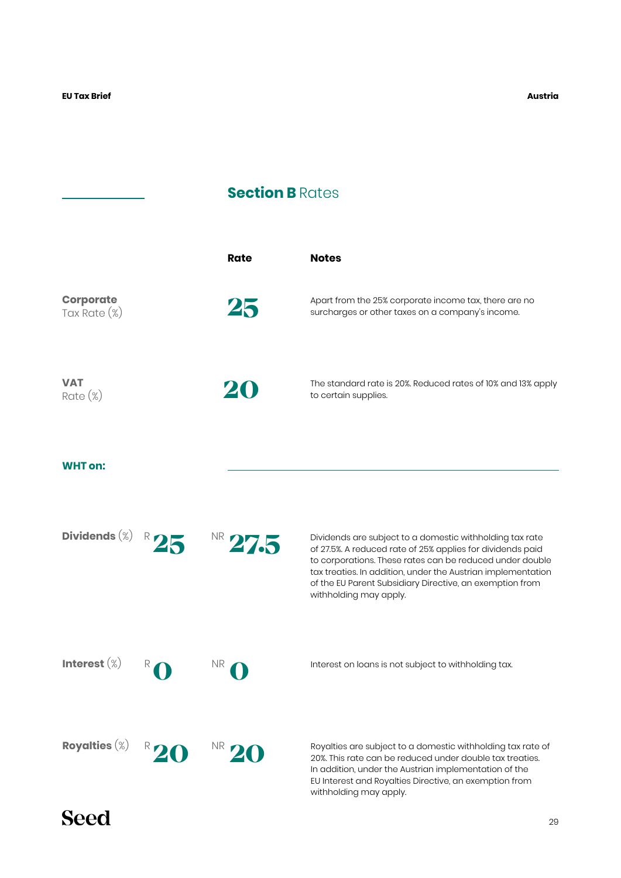## **Section B** Rates

| | Rate | Notes |
|---|---|---|
| **Corporate** Tax Rate (%) | 25 | Apart from the 25% corporate income tax, there are no surcharges or other taxes on a company's income. |
| **VAT** Rate (%) | 20 | The standard rate is 20%. Reduced rates of 10% and 13% apply to certain supplies. |

**WHT on:**

| | R | NR | Notes |
|---|---|---|---|
| **Dividends** (%) | 25 | 27.5 | Dividends are subject to a domestic withholding tax rate of 27.5%. A reduced rate of 25% applies for dividends paid to corporations. These rates can be reduced under double tax treaties. In addition, under the Austrian implementation of the EU Parent Subsidiary Directive, an exemption from withholding may apply. |
| **Interest** (%) | 0 | 0 | Interest on loans is not subject to withholding tax. |
| **Royalties** (%) | 20 | 20 | Royalties are subject to a domestic withholding tax rate of 20%. This rate can be reduced under double tax treaties. In addition, under the Austrian implementation of the EU Interest and Royalties Directive, an exemption from withholding may apply. |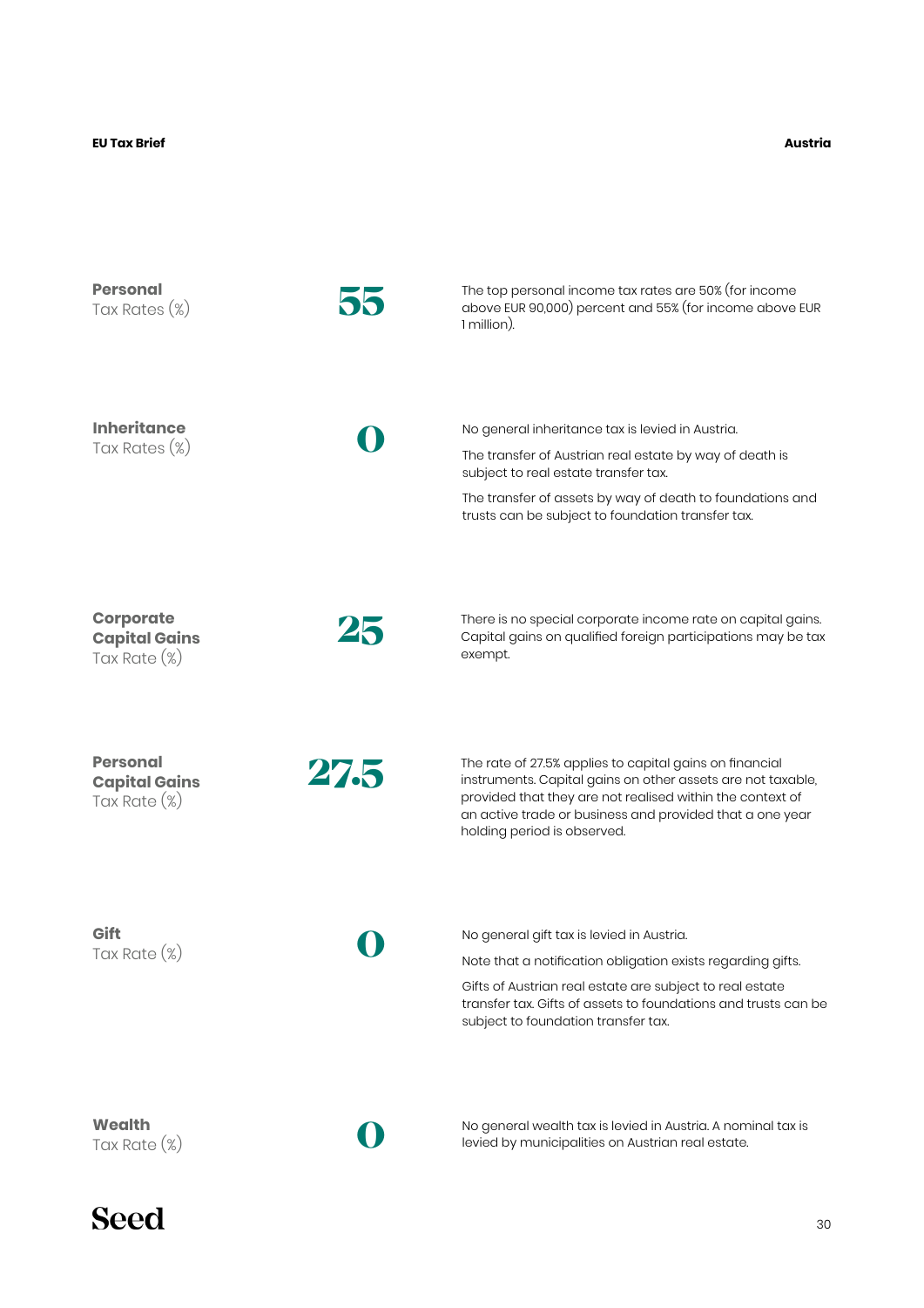| | | |
|---|---|---|
| **Personal** Tax Rates (%) | **55** | The top personal income tax rates are 50% (for income above EUR 90,000) percent and 55% (for income above EUR 1 million). |
| **Inheritance** Tax Rates (%) | **0** | No general inheritance tax is levied in Austria.<br><br>The transfer of Austrian real estate by way of death is subject to real estate transfer tax.<br><br>The transfer of assets by way of death to foundations and trusts can be subject to foundation transfer tax. |
| **Corporate Capital Gains** Tax Rate (%) | **25** | There is no special corporate income rate on capital gains. Capital gains on qualified foreign participations may be tax exempt. |
| **Personal Capital Gains** Tax Rate (%) | **27.5** | The rate of 27.5% applies to capital gains on financial instruments. Capital gains on other assets are not taxable, provided that they are not realised within the context of an active trade or business and provided that a one year holding period is observed. |
| **Gift** Tax Rate (%) | **0** | No general gift tax is levied in Austria.<br><br>Note that a notification obligation exists regarding gifts.<br><br>Gifts of Austrian real estate are subject to real estate transfer tax. Gifts of assets to foundations and trusts can be subject to foundation transfer tax. |
| **Wealth** Tax Rate (%) | **0** | No general wealth tax is levied in Austria. A nominal tax is levied by municipalities on Austrian real estate. |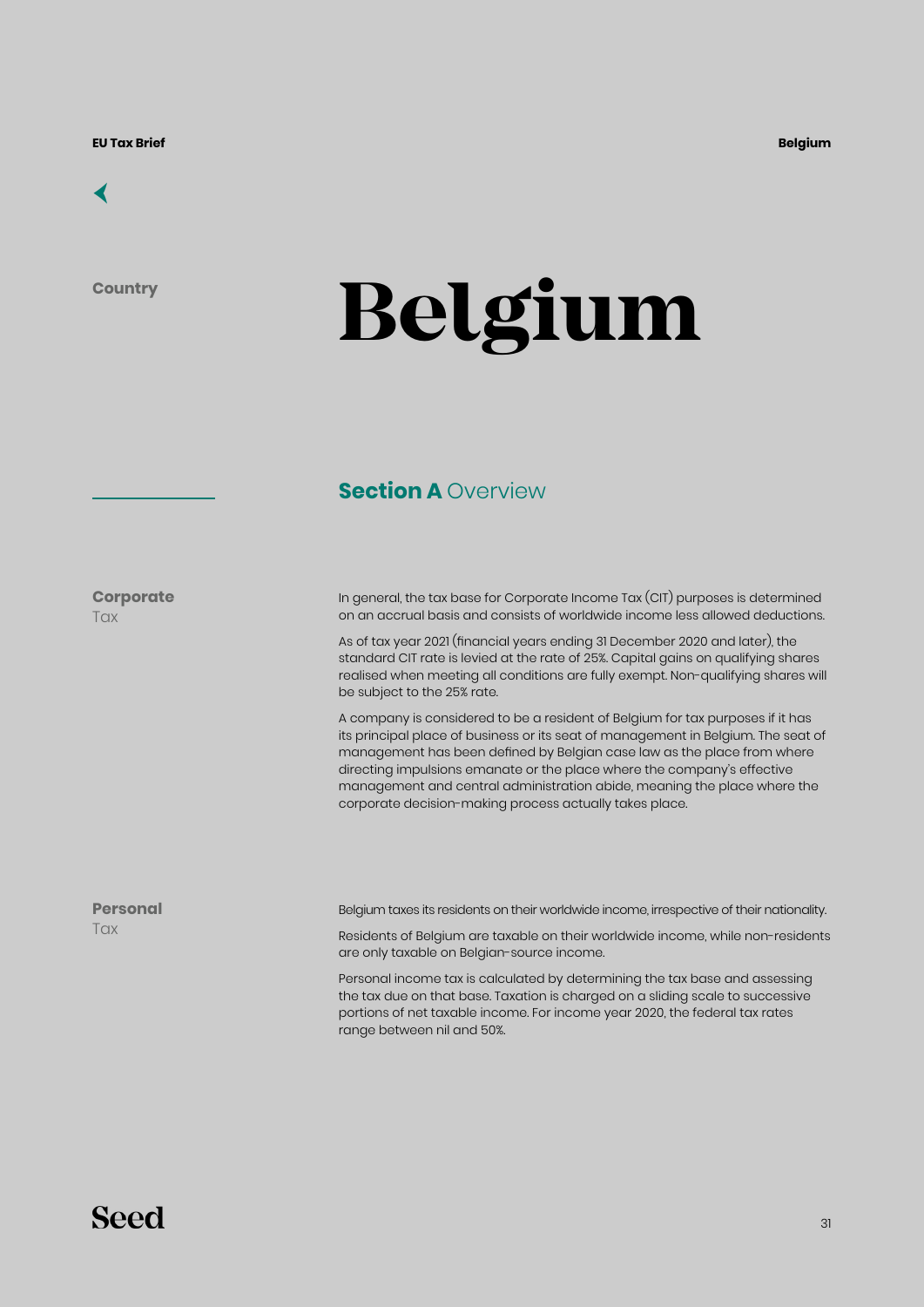Country

# Belgium

## Section A Overview

**Corporate** Tax

In general, the tax base for Corporate Income Tax (CIT) purposes is determined on an accrual basis and consists of worldwide income less allowed deductions.

As of tax year 2021 (financial years ending 31 December 2020 and later), the standard CIT rate is levied at the rate of 25%. Capital gains on qualifying shares realised when meeting all conditions are fully exempt. Non-qualifying shares will be subject to the 25% rate.

A company is considered to be a resident of Belgium for tax purposes if it has its principal place of business or its seat of management in Belgium. The seat of management has been defined by Belgian case law as the place from where directing impulsions emanate or the place where the company's effective management and central administration abide, meaning the place where the corporate decision-making process actually takes place.

**Personal** Tax

Belgium taxes its residents on their worldwide income, irrespective of their nationality.

Residents of Belgium are taxable on their worldwide income, while non-residents are only taxable on Belgian-source income.

Personal income tax is calculated by determining the tax base and assessing the tax due on that base. Taxation is charged on a sliding scale to successive portions of net taxable income. For income year 2020, the federal tax rates range between nil and 50%.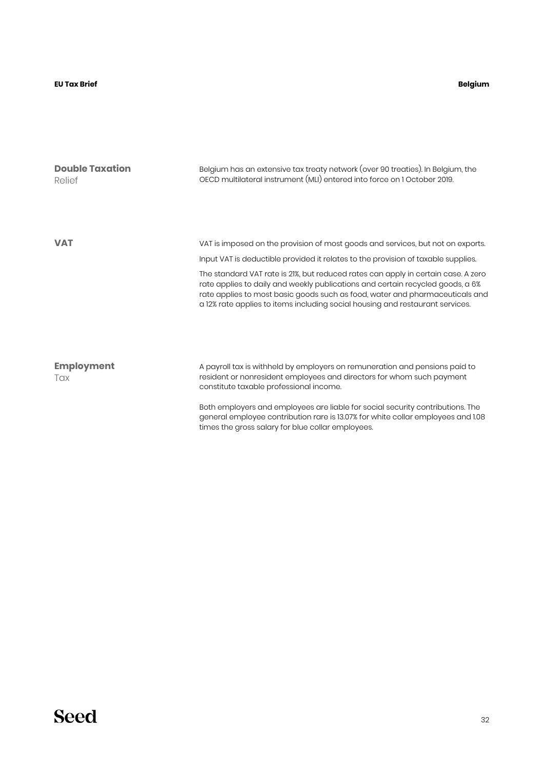## Double Taxation Relief

Belgium has an extensive tax treaty network (over 90 treaties). In Belgium, the OECD multilateral instrument (MLI) entered into force on 1 October 2019.

## VAT

VAT is imposed on the provision of most goods and services, but not on exports.

Input VAT is deductible provided it relates to the provision of taxable supplies.

The standard VAT rate is 21%, but reduced rates can apply in certain case. A zero rate applies to daily and weekly publications and certain recycled goods, a 6% rate applies to most basic goods such as food, water and pharmaceuticals and a 12% rate applies to items including social housing and restaurant services.

## Employment Tax

A payroll tax is withheld by employers on remuneration and pensions paid to resident or nonresident employees and directors for whom such payment constitute taxable professional income.

Both employers and employees are liable for social security contributions. The general employee contribution rare is 13.07% for white collar employees and 1.08 times the gross salary for blue collar employees.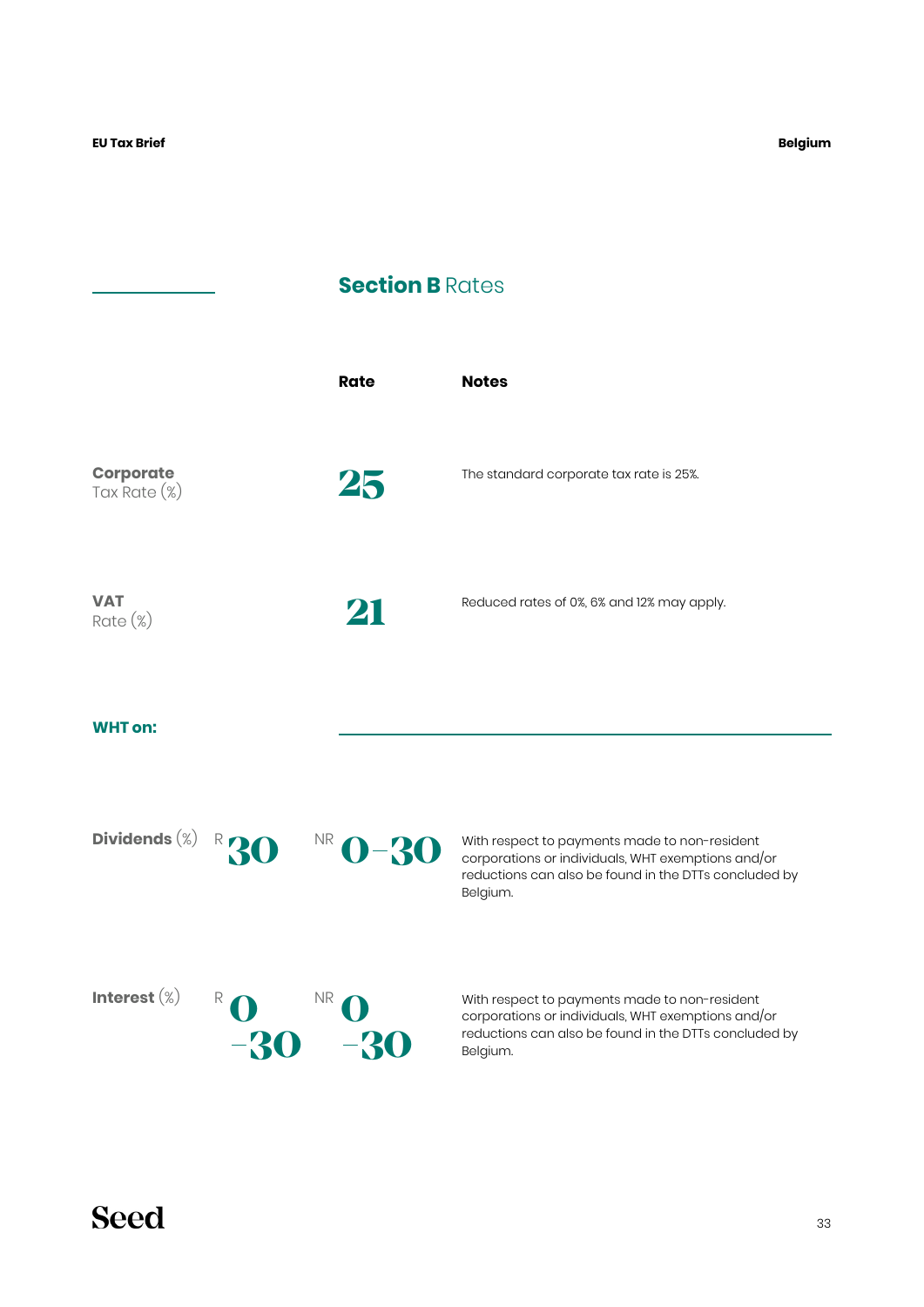## Section B Rates

| | Rate | Notes |
|---|---|---|
| **Corporate** Tax Rate (%) | 25 | The standard corporate tax rate is 25%. |
| **VAT** Rate (%) | 21 | Reduced rates of 0%, 6% and 12% may apply. |

**WHT on:**

| | R | NR | Notes |
|---|---|---|---|
| **Dividends** (%) | 30 | 0–30 | With respect to payments made to non-resident corporations or individuals, WHT exemptions and/or reductions can also be found in the DTTs concluded by Belgium. |
| **Interest** (%) | 0–30 | 0–30 | With respect to payments made to non-resident corporations or individuals, WHT exemptions and/or reductions can also be found in the DTTs concluded by Belgium. |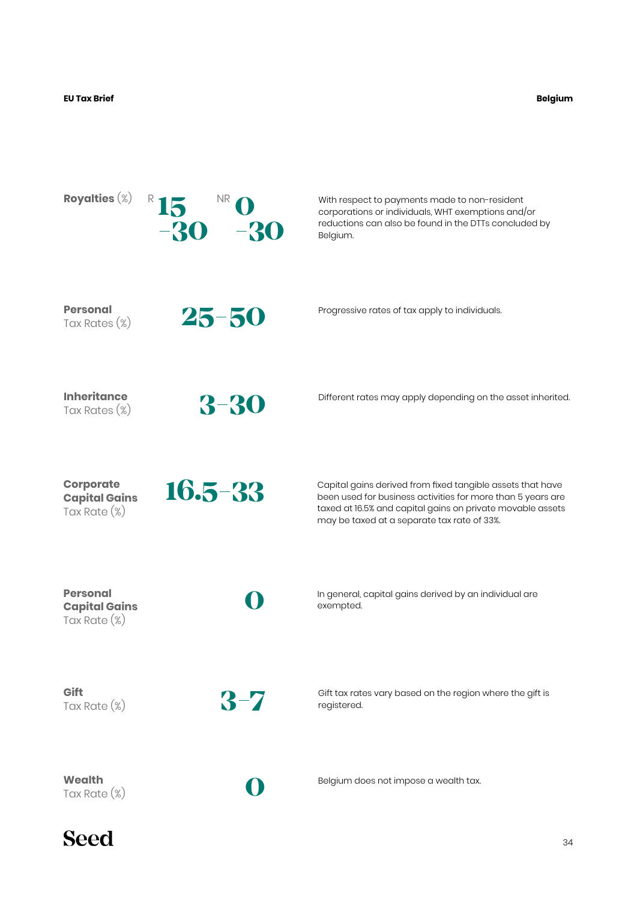| Item | Rate | Notes |
|---|---|---|
| **Royalties** (%) | R 15–30 / NR 0–30 | With respect to payments made to non-resident corporations or individuals, WHT exemptions and/or reductions can also be found in the DTTs concluded by Belgium. |
| **Personal** Tax Rates (%) | 25–50 | Progressive rates of tax apply to individuals. |
| **Inheritance** Tax Rates (%) | 3–30 | Different rates may apply depending on the asset inherited. |
| **Corporate Capital Gains** Tax Rate (%) | 16.5–33 | Capital gains derived from fixed tangible assets that have been used for business activities for more than 5 years are taxed at 16.5% and capital gains on private movable assets may be taxed at a separate tax rate of 33%. |
| **Personal Capital Gains** Tax Rate (%) | 0 | In general, capital gains derived by an individual are exempted. |
| **Gift** Tax Rate (%) | 3–7 | Gift tax rates vary based on the region where the gift is registered. |
| **Wealth** Tax Rate (%) | 0 | Belgium does not impose a wealth tax. |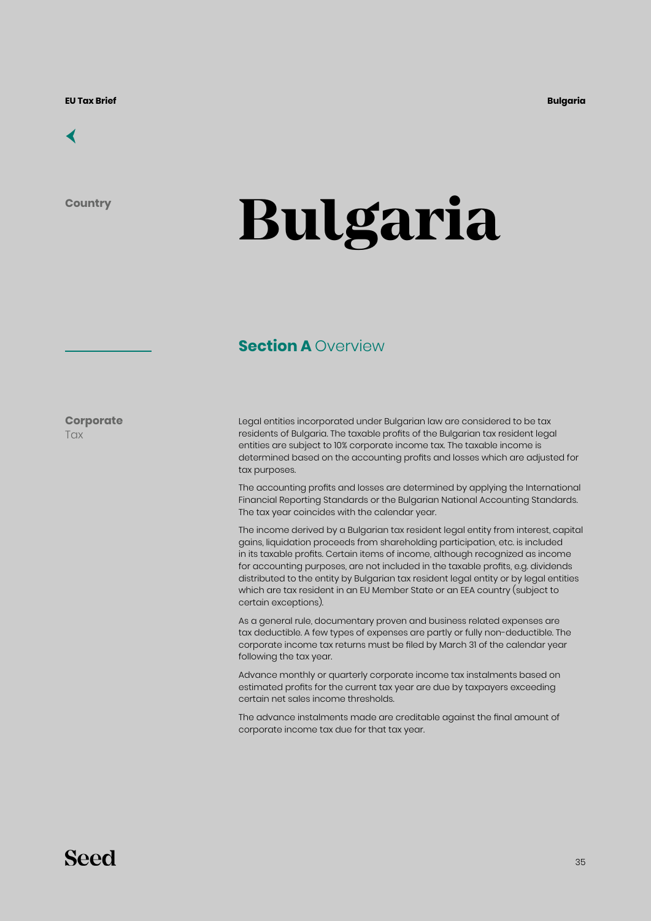Country

# Bulgaria

## Section A Overview

### Corporate Tax

Legal entities incorporated under Bulgarian law are considered to be tax residents of Bulgaria. The taxable profits of the Bulgarian tax resident legal entities are subject to 10% corporate income tax. The taxable income is determined based on the accounting profits and losses which are adjusted for tax purposes.

The accounting profits and losses are determined by applying the International Financial Reporting Standards or the Bulgarian National Accounting Standards. The tax year coincides with the calendar year.

The income derived by a Bulgarian tax resident legal entity from interest, capital gains, liquidation proceeds from shareholding participation, etc. is included in its taxable profits. Certain items of income, although recognized as income for accounting purposes, are not included in the taxable profits, e.g. dividends distributed to the entity by Bulgarian tax resident legal entity or by legal entities which are tax resident in an EU Member State or an EEA country (subject to certain exceptions).

As a general rule, documentary proven and business related expenses are tax deductible. A few types of expenses are partly or fully non-deductible. The corporate income tax returns must be filed by March 31 of the calendar year following the tax year.

Advance monthly or quarterly corporate income tax instalments based on estimated profits for the current tax year are due by taxpayers exceeding certain net sales income thresholds.

The advance instalments made are creditable against the final amount of corporate income tax due for that tax year.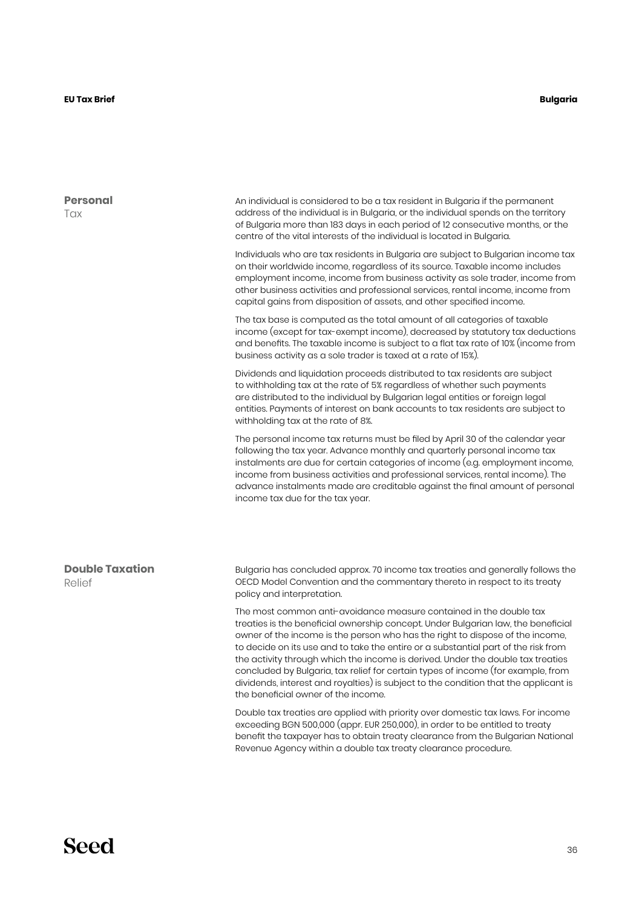## Personal Tax

An individual is considered to be a tax resident in Bulgaria if the permanent address of the individual is in Bulgaria, or the individual spends on the territory of Bulgaria more than 183 days in each period of 12 consecutive months, or the centre of the vital interests of the individual is located in Bulgaria.

Individuals who are tax residents in Bulgaria are subject to Bulgarian income tax on their worldwide income, regardless of its source. Taxable income includes employment income, income from business activity as sole trader, income from other business activities and professional services, rental income, income from capital gains from disposition of assets, and other specified income.

The tax base is computed as the total amount of all categories of taxable income (except for tax-exempt income), decreased by statutory tax deductions and benefits. The taxable income is subject to a flat tax rate of 10% (income from business activity as a sole trader is taxed at a rate of 15%).

Dividends and liquidation proceeds distributed to tax residents are subject to withholding tax at the rate of 5% regardless of whether such payments are distributed to the individual by Bulgarian legal entities or foreign legal entities. Payments of interest on bank accounts to tax residents are subject to withholding tax at the rate of 8%.

The personal income tax returns must be filed by April 30 of the calendar year following the tax year. Advance monthly and quarterly personal income tax instalments are due for certain categories of income (e.g. employment income, income from business activities and professional services, rental income). The advance instalments made are creditable against the final amount of personal income tax due for the tax year.

## Double Taxation Relief

Bulgaria has concluded approx. 70 income tax treaties and generally follows the OECD Model Convention and the commentary thereto in respect to its treaty policy and interpretation.

The most common anti-avoidance measure contained in the double tax treaties is the beneficial ownership concept. Under Bulgarian law, the beneficial owner of the income is the person who has the right to dispose of the income, to decide on its use and to take the entire or a substantial part of the risk from the activity through which the income is derived. Under the double tax treaties concluded by Bulgaria, tax relief for certain types of income (for example, from dividends, interest and royalties) is subject to the condition that the applicant is the beneficial owner of the income.

Double tax treaties are applied with priority over domestic tax laws. For income exceeding BGN 500,000 (appr. EUR 250,000), in order to be entitled to treaty benefit the taxpayer has to obtain treaty clearance from the Bulgarian National Revenue Agency within a double tax treaty clearance procedure.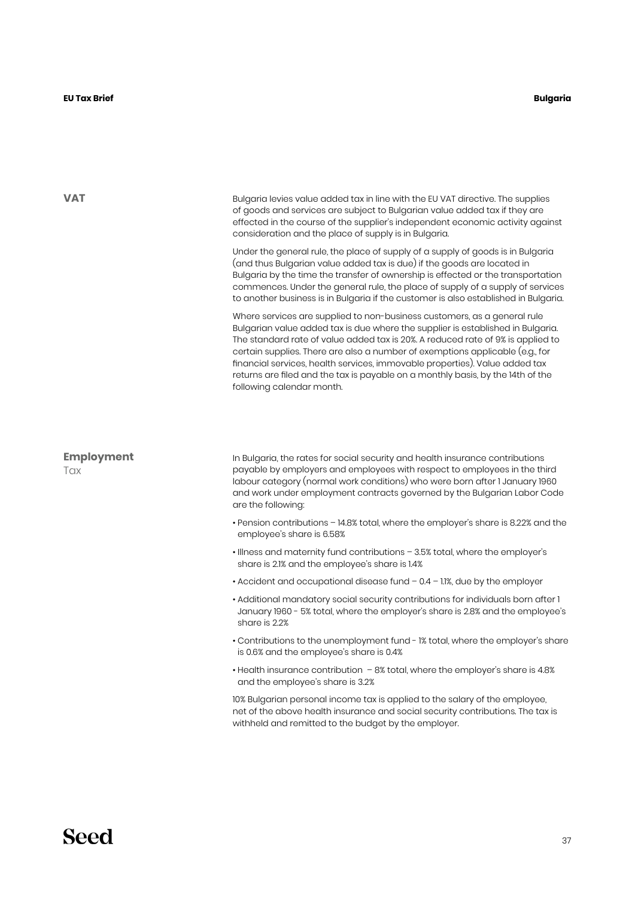## VAT

Bulgaria levies value added tax in line with the EU VAT directive. The supplies of goods and services are subject to Bulgarian value added tax if they are effected in the course of the supplier's independent economic activity against consideration and the place of supply is in Bulgaria.

Under the general rule, the place of supply of a supply of goods is in Bulgaria (and thus Bulgarian value added tax is due) if the goods are located in Bulgaria by the time the transfer of ownership is effected or the transportation commences. Under the general rule, the place of supply of a supply of services to another business is in Bulgaria if the customer is also established in Bulgaria.

Where services are supplied to non-business customers, as a general rule Bulgarian value added tax is due where the supplier is established in Bulgaria. The standard rate of value added tax is 20%. A reduced rate of 9% is applied to certain supplies. There are also a number of exemptions applicable (e.g., for financial services, health services, immovable properties). Value added tax returns are filed and the tax is payable on a monthly basis, by the 14th of the following calendar month.

## Employment Tax

In Bulgaria, the rates for social security and health insurance contributions payable by employers and employees with respect to employees in the third labour category (normal work conditions) who were born after 1 January 1960 and work under employment contracts governed by the Bulgarian Labor Code are the following:

- Pension contributions – 14.8% total, where the employer's share is 8.22% and the employee's share is 6.58%
- Illness and maternity fund contributions – 3.5% total, where the employer's share is 2.1% and the employee's share is 1.4%
- Accident and occupational disease fund – 0.4 – 1.1%, due by the employer
- Additional mandatory social security contributions for individuals born after 1 January 1960 - 5% total, where the employer's share is 2.8% and the employee's share is 2.2%
- Contributions to the unemployment fund - 1% total, where the employer's share is 0.6% and the employee's share is 0.4%
- Health insurance contribution – 8% total, where the employer's share is 4.8% and the employee's share is 3.2%

10% Bulgarian personal income tax is applied to the salary of the employee, net of the above health insurance and social security contributions. The tax is withheld and remitted to the budget by the employer.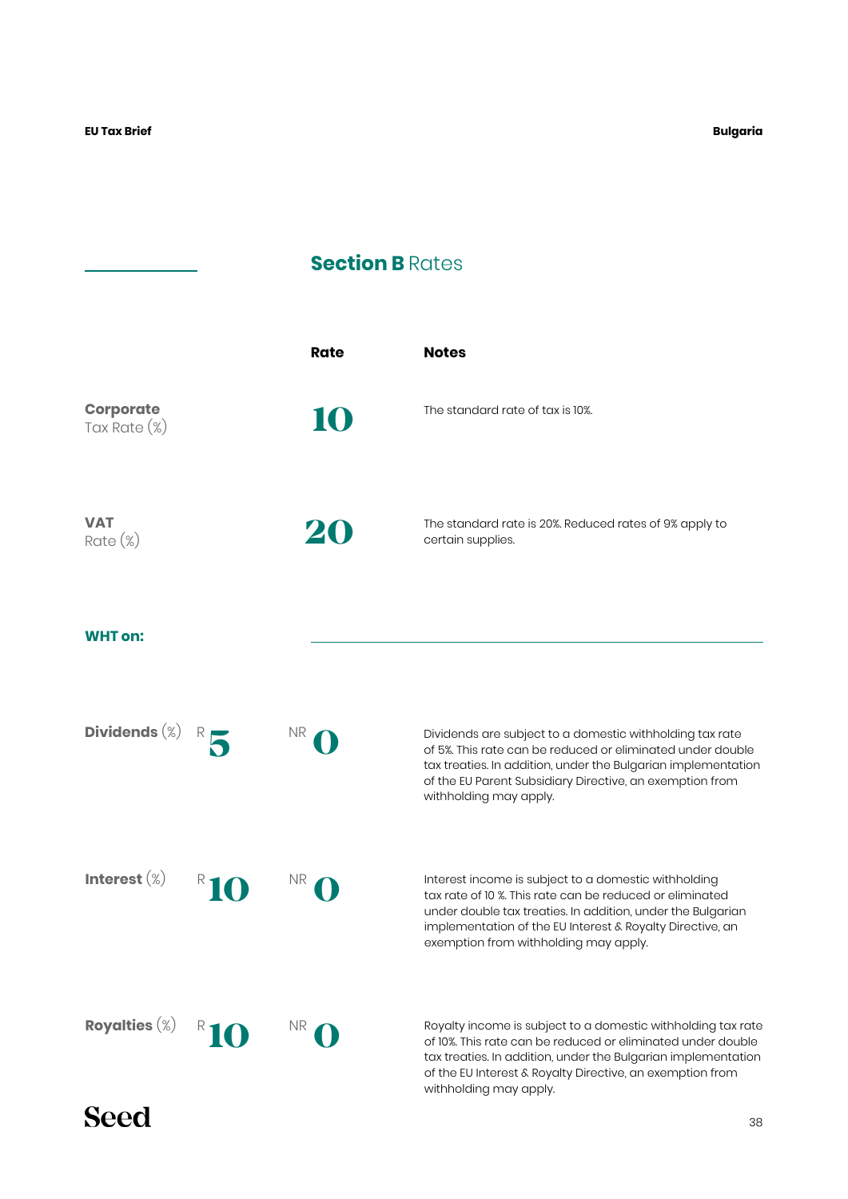## **Section B** Rates

| | Rate | Notes |
|---|---|---|
| **Corporate** Tax Rate (%) | 10 | The standard rate of tax is 10%. |
| **VAT** Rate (%) | 20 | The standard rate is 20%. Reduced rates of 9% apply to certain supplies. |

### WHT on:

| | R | NR | Notes |
|---|---|---|---|
| **Dividends** (%) | 5 | 0 | Dividends are subject to a domestic withholding tax rate of 5%. This rate can be reduced or eliminated under double tax treaties. In addition, under the Bulgarian implementation of the EU Parent Subsidiary Directive, an exemption from withholding may apply. |
| **Interest** (%) | 10 | 0 | Interest income is subject to a domestic withholding tax rate of 10 %. This rate can be reduced or eliminated under double tax treaties. In addition, under the Bulgarian implementation of the EU Interest & Royalty Directive, an exemption from withholding may apply. |
| **Royalties** (%) | 10 | 0 | Royalty income is subject to a domestic withholding tax rate of 10%. This rate can be reduced or eliminated under double tax treaties. In addition, under the Bulgarian implementation of the EU Interest & Royalty Directive, an exemption from withholding may apply. |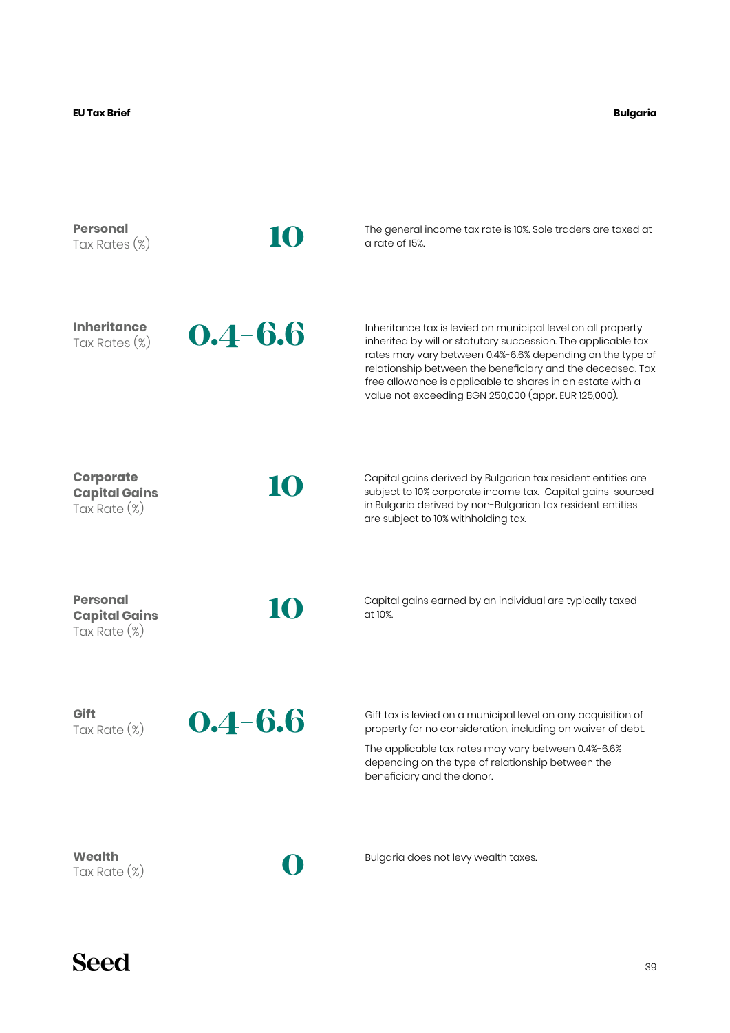**Personal**
Tax Rates (%)

**10**

The general income tax rate is 10%. Sole traders are taxed at a rate of 15%.

**Inheritance**
Tax Rates (%)

**0.4–6.6**

Inheritance tax is levied on municipal level on all property inherited by will or statutory succession. The applicable tax rates may vary between 0.4%-6.6% depending on the type of relationship between the beneficiary and the deceased. Tax free allowance is applicable to shares in an estate with a value not exceeding BGN 250,000 (appr. EUR 125,000).

**Corporate Capital Gains**
Tax Rate (%)

**10**

Capital gains derived by Bulgarian tax resident entities are subject to 10% corporate income tax. Capital gains sourced in Bulgaria derived by non-Bulgarian tax resident entities are subject to 10% withholding tax.

**Personal Capital Gains**
Tax Rate (%)

**10**

Capital gains earned by an individual are typically taxed at 10%.

**Gift**
Tax Rate (%)

**0.4–6.6**

Gift tax is levied on a municipal level on any acquisition of property for no consideration, including on waiver of debt.

The applicable tax rates may vary between 0.4%-6.6% depending on the type of relationship between the beneficiary and the donor.

**Wealth**
Tax Rate (%)

**0**

Bulgaria does not levy wealth taxes.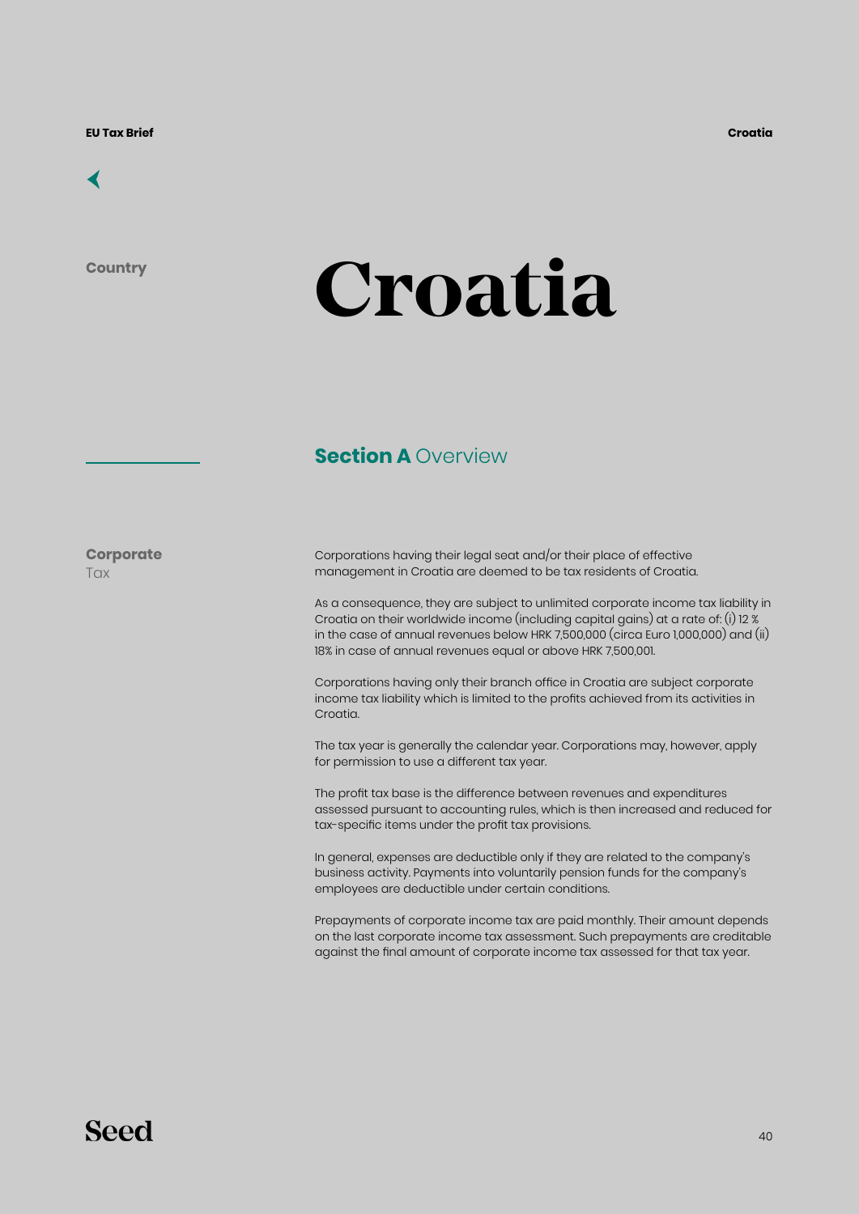Country

# Croatia

## Section A Overview

**Corporate** Tax

Corporations having their legal seat and/or their place of effective management in Croatia are deemed to be tax residents of Croatia.

As a consequence, they are subject to unlimited corporate income tax liability in Croatia on their worldwide income (including capital gains) at a rate of: (i) 12 % in the case of annual revenues below HRK 7,500,000 (circa Euro 1,000,000) and (ii) 18% in case of annual revenues equal or above HRK 7,500,001.

Corporations having only their branch office in Croatia are subject corporate income tax liability which is limited to the profits achieved from its activities in Croatia.

The tax year is generally the calendar year. Corporations may, however, apply for permission to use a different tax year.

The profit tax base is the difference between revenues and expenditures assessed pursuant to accounting rules, which is then increased and reduced for tax-specific items under the profit tax provisions.

In general, expenses are deductible only if they are related to the company's business activity. Payments into voluntarily pension funds for the company's employees are deductible under certain conditions.

Prepayments of corporate income tax are paid monthly. Their amount depends on the last corporate income tax assessment. Such prepayments are creditable against the final amount of corporate income tax assessed for that tax year.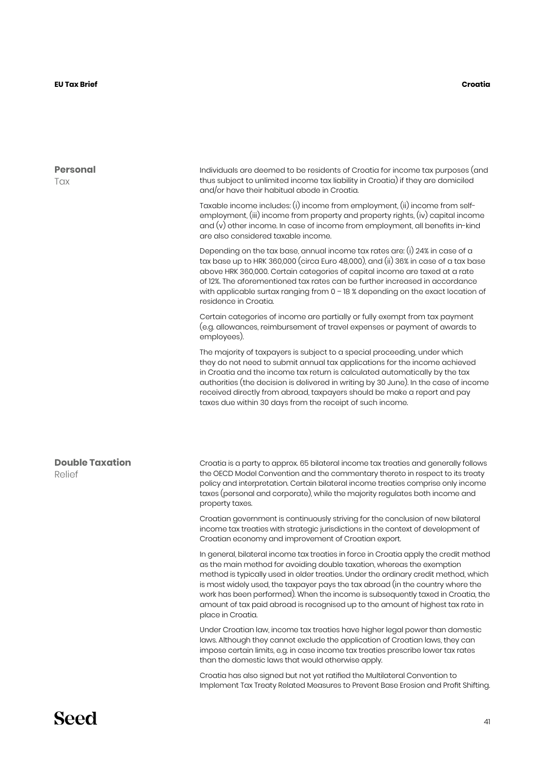## Personal Tax

Individuals are deemed to be residents of Croatia for income tax purposes (and thus subject to unlimited income tax liability in Croatia) if they are domiciled and/or have their habitual abode in Croatia.

Taxable income includes: (i) income from employment, (ii) income from self-employment, (iii) income from property and property rights, (iv) capital income and (v) other income. In case of income from employment, all benefits in-kind are also considered taxable income.

Depending on the tax base, annual income tax rates are: (i) 24% in case of a tax base up to HRK 360,000 (circa Euro 48,000), and (ii) 36% in case of a tax base above HRK 360,000. Certain categories of capital income are taxed at a rate of 12%. The aforementioned tax rates can be further increased in accordance with applicable surtax ranging from 0 – 18 % depending on the exact location of residence in Croatia.

Certain categories of income are partially or fully exempt from tax payment (e.g. allowances, reimbursement of travel expenses or payment of awards to employees).

The majority of taxpayers is subject to a special proceeding, under which they do not need to submit annual tax applications for the income achieved in Croatia and the income tax return is calculated automatically by the tax authorities (the decision is delivered in writing by 30 June). In the case of income received directly from abroad, taxpayers should be make a report and pay taxes due within 30 days from the receipt of such income.

## Double Taxation Relief

Croatia is a party to approx. 65 bilateral income tax treaties and generally follows the OECD Model Convention and the commentary thereto in respect to its treaty policy and interpretation. Certain bilateral income treaties comprise only income taxes (personal and corporate), while the majority regulates both income and property taxes.

Croatian government is continuously striving for the conclusion of new bilateral income tax treaties with strategic jurisdictions in the context of development of Croatian economy and improvement of Croatian export.

In general, bilateral income tax treaties in force in Croatia apply the credit method as the main method for avoiding double taxation, whereas the exemption method is typically used in older treaties. Under the ordinary credit method, which is most widely used, the taxpayer pays the tax abroad (in the country where the work has been performed). When the income is subsequently taxed in Croatia, the amount of tax paid abroad is recognised up to the amount of highest tax rate in place in Croatia.

Under Croatian law, income tax treaties have higher legal power than domestic laws. Although they cannot exclude the application of Croatian laws, they can impose certain limits, e.g. in case income tax treaties prescribe lower tax rates than the domestic laws that would otherwise apply.

Croatia has also signed but not yet ratified the Multilateral Convention to Implement Tax Treaty Related Measures to Prevent Base Erosion and Profit Shifting.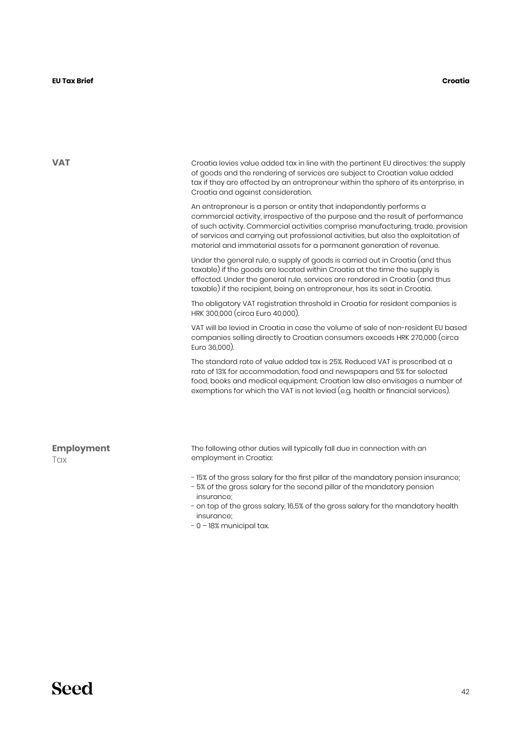## VAT

Croatia levies value added tax in line with the pertinent EU directives: the supply of goods and the rendering of services are subject to Croatian value added tax if they are effected by an entrepreneur within the sphere of its enterprise, in Croatia and against consideration.

An entrepreneur is a person or entity that independently performs a commercial activity, irrespective of the purpose and the result of performance of such activity. Commercial activities comprise manufacturing, trade, provision of services and carrying out professional activities, but also the exploitation of material and immaterial assets for a permanent generation of revenue.

Under the general rule, a supply of goods is carried out in Croatia (and thus taxable) if the goods are located within Croatia at the time the supply is effected. Under the general rule, services are rendered in Croatia (and thus taxable) if the recipient, being an entrepreneur, has its seat in Croatia.

The obligatory VAT registration threshold in Croatia for resident companies is HRK 300,000 (circa Euro 40,000).

VAT will be levied in Croatia in case the volume of sale of non-resident EU based companies selling directly to Croatian consumers exceeds HRK 270,000 (circa Euro 36,000).

The standard rate of value added tax is 25%. Reduced VAT is prescribed at a rate of 13% for accommodation, food and newspapers and 5% for selected food, books and medical equipment. Croatian law also envisages a number of exemptions for which the VAT is not levied (e.g. health or financial services).

## Employment Tax

The following other duties will typically fall due in connection with an employment in Croatia:

- 15% of the gross salary for the first pillar of the mandatory pension insurance;
- 5% of the gross salary for the second pillar of the mandatory pension insurance;
- on top of the gross salary, 16,5% of the gross salary for the mandatory health insurance;
- 0 – 18% municipal tax.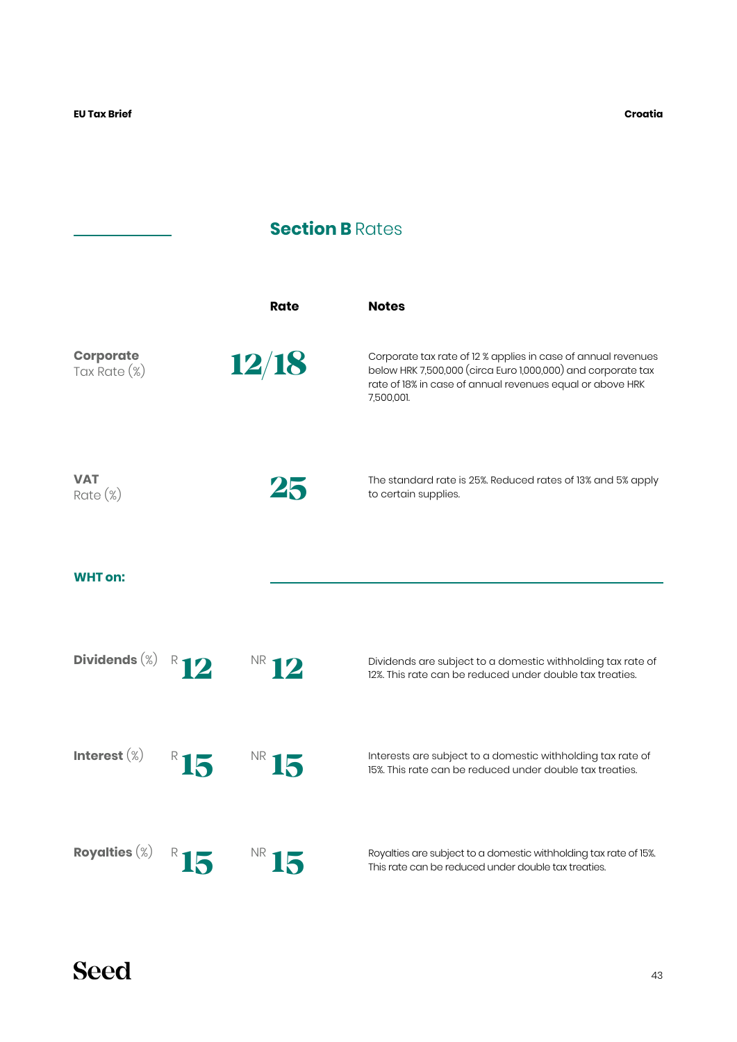## Section B Rates

| | Rate | | Notes |
|---|---|---|---|
| **Corporate** Tax Rate (%) | 12/18 | | Corporate tax rate of 12 % applies in case of annual revenues below HRK 7,500,000 (circa Euro 1,000,000) and corporate tax rate of 18% in case of annual revenues equal or above HRK 7,500,001. |
| **VAT** Rate (%) | 25 | | The standard rate is 25%. Reduced rates of 13% and 5% apply to certain supplies. |
| **WHT on:** | | | |
| **Dividends** (%) | R 12 | NR 12 | Dividends are subject to a domestic withholding tax rate of 12%. This rate can be reduced under double tax treaties. |
| **Interest** (%) | R 15 | NR 15 | Interests are subject to a domestic withholding tax rate of 15%. This rate can be reduced under double tax treaties. |
| **Royalties** (%) | R 15 | NR 15 | Royalties are subject to a domestic withholding tax rate of 15%. This rate can be reduced under double tax treaties. |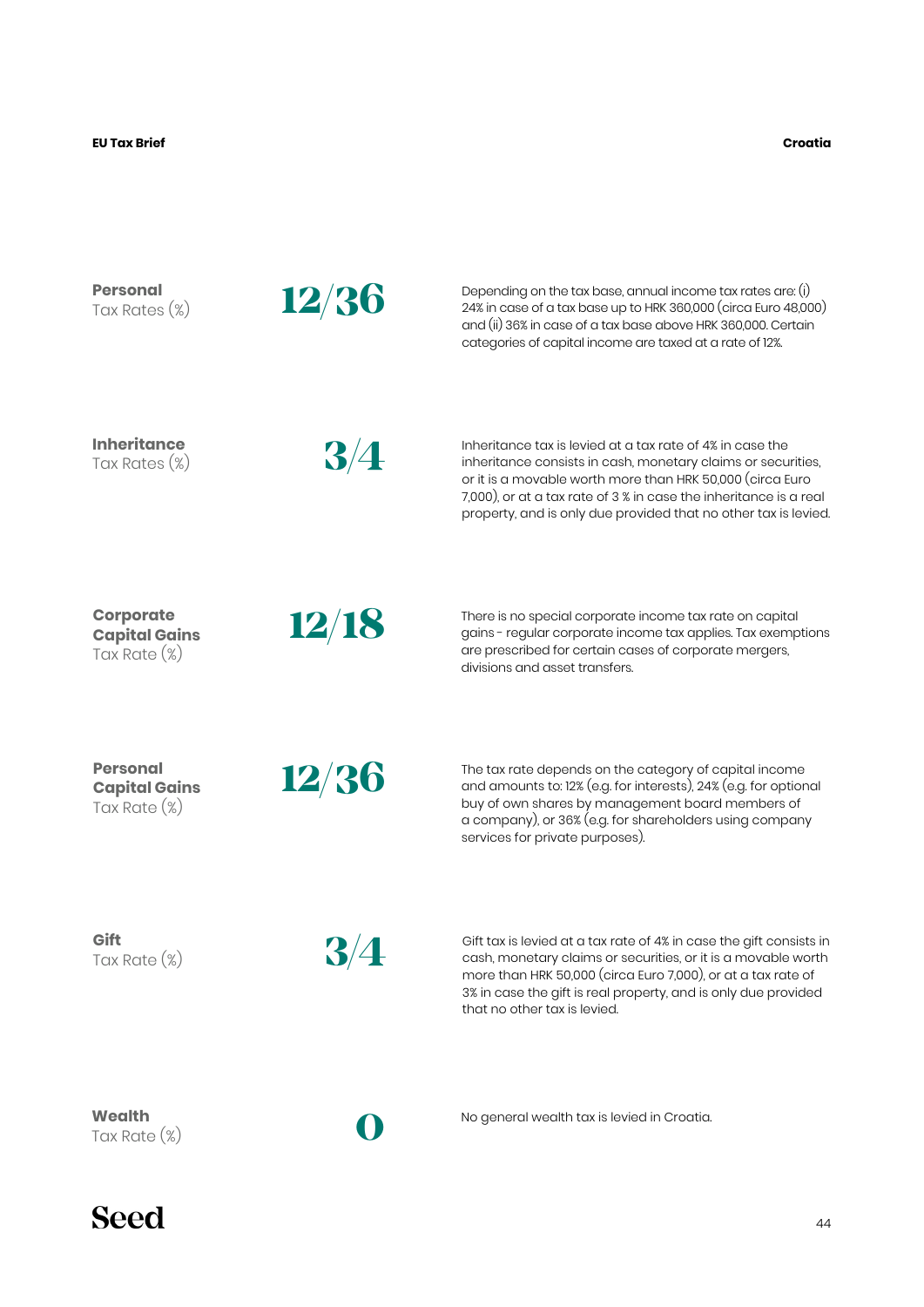**Personal** Tax Rates (%)

**12/36**

Depending on the tax base, annual income tax rates are: (i) 24% in case of a tax base up to HRK 360,000 (circa Euro 48,000) and (ii) 36% in case of a tax base above HRK 360,000. Certain categories of capital income are taxed at a rate of 12%.

**Inheritance** Tax Rates (%)

**3/4**

Inheritance tax is levied at a tax rate of 4% in case the inheritance consists in cash, monetary claims or securities, or it is a movable worth more than HRK 50,000 (circa Euro 7,000), or at a tax rate of 3 % in case the inheritance is a real property, and is only due provided that no other tax is levied.

**Corporate Capital Gains** Tax Rate (%)

**12/18**

There is no special corporate income tax rate on capital gains - regular corporate income tax applies. Tax exemptions are prescribed for certain cases of corporate mergers, divisions and asset transfers.

**Personal Capital Gains** Tax Rate (%)

**12/36**

The tax rate depends on the category of capital income and amounts to: 12% (e.g. for interests), 24% (e.g. for optional buy of own shares by management board members of a company), or 36% (e.g. for shareholders using company services for private purposes).

**Gift** Tax Rate (%)

**3/4**

Gift tax is levied at a tax rate of 4% in case the gift consists in cash, monetary claims or securities, or it is a movable worth more than HRK 50,000 (circa Euro 7,000), or at a tax rate of 3% in case the gift is real property, and is only due provided that no other tax is levied.

**Wealth** Tax Rate (%)

**0**

No general wealth tax is levied in Croatia.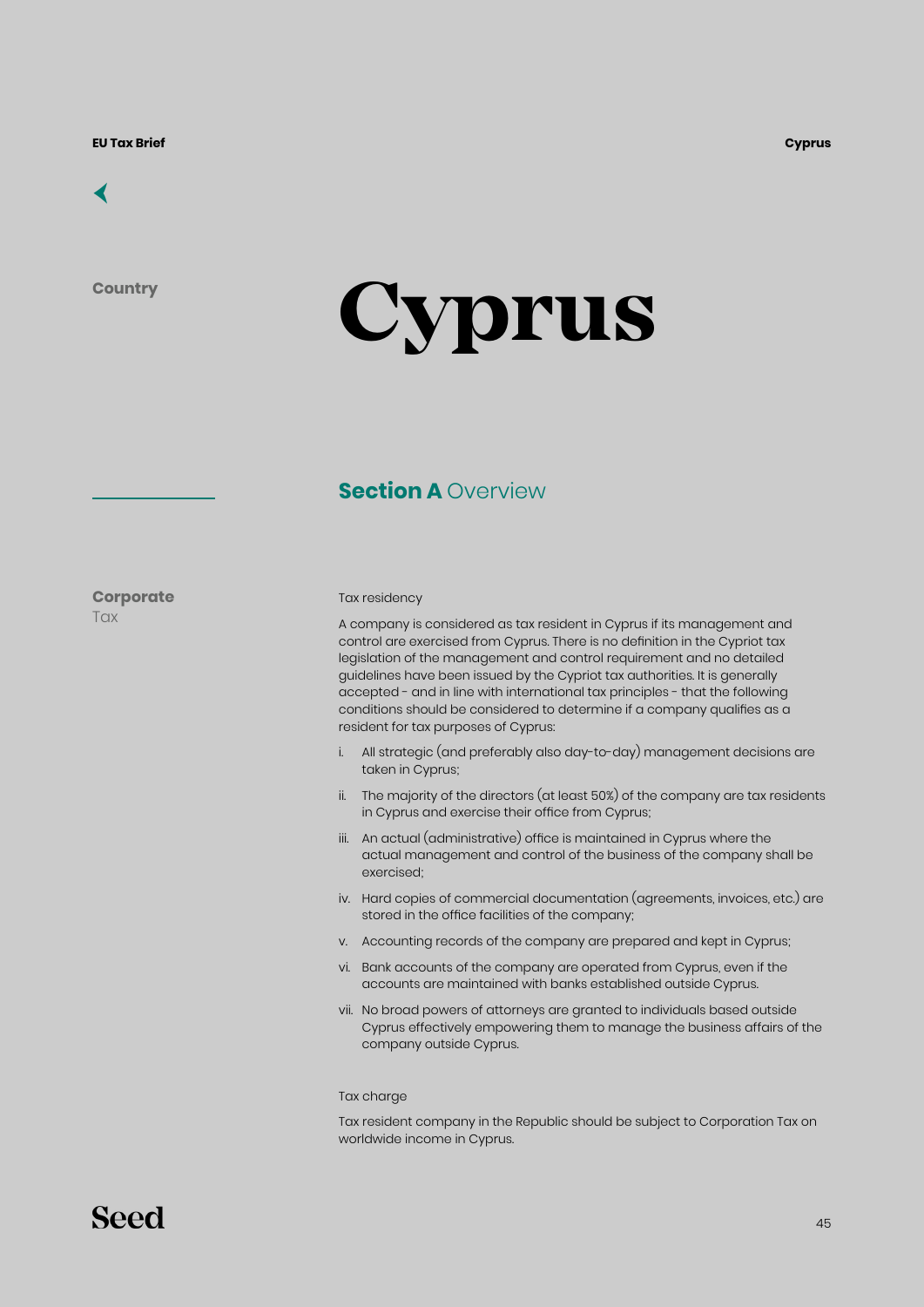Country

# Cyprus

## Section A Overview

**Corporate** Tax

### Tax residency

A company is considered as tax resident in Cyprus if its management and control are exercised from Cyprus. There is no definition in the Cypriot tax legislation of the management and control requirement and no detailed guidelines have been issued by the Cypriot tax authorities. It is generally accepted - and in line with international tax principles - that the following conditions should be considered to determine if a company qualifies as a resident for tax purposes of Cyprus:

i. All strategic (and preferably also day-to-day) management decisions are taken in Cyprus;

ii. The majority of the directors (at least 50%) of the company are tax residents in Cyprus and exercise their office from Cyprus;

iii. An actual (administrative) office is maintained in Cyprus where the actual management and control of the business of the company shall be exercised;

iv. Hard copies of commercial documentation (agreements, invoices, etc.) are stored in the office facilities of the company;

v. Accounting records of the company are prepared and kept in Cyprus;

vi. Bank accounts of the company are operated from Cyprus, even if the accounts are maintained with banks established outside Cyprus.

vii. No broad powers of attorneys are granted to individuals based outside Cyprus effectively empowering them to manage the business affairs of the company outside Cyprus.

### Tax charge

Tax resident company in the Republic should be subject to Corporation Tax on worldwide income in Cyprus.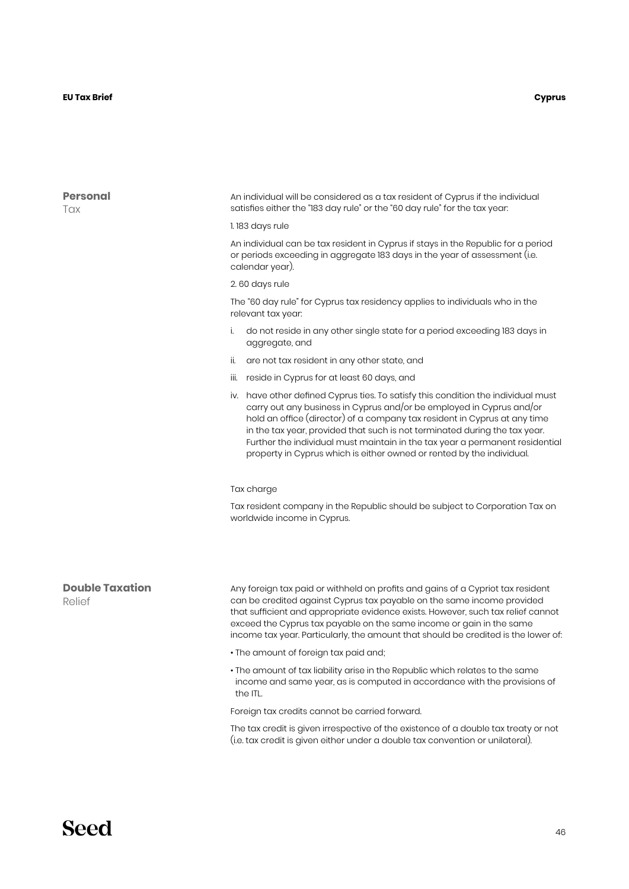## Personal Tax

An individual will be considered as a tax resident of Cyprus if the individual satisfies either the "183 day rule" or the "60 day rule" for the tax year:

1. 183 days rule

An individual can be tax resident in Cyprus if stays in the Republic for a period or periods exceeding in aggregate 183 days in the year of assessment (i.e. calendar year).

2. 60 days rule

The "60 day rule" for Cyprus tax residency applies to individuals who in the relevant tax year:

i. do not reside in any other single state for a period exceeding 183 days in aggregate, and

ii. are not tax resident in any other state, and

iii. reside in Cyprus for at least 60 days, and

iv. have other defined Cyprus ties. To satisfy this condition the individual must carry out any business in Cyprus and/or be employed in Cyprus and/or hold an office (director) of a company tax resident in Cyprus at any time in the tax year, provided that such is not terminated during the tax year. Further the individual must maintain in the tax year a permanent residential property in Cyprus which is either owned or rented by the individual.

Tax charge

Tax resident company in the Republic should be subject to Corporation Tax on worldwide income in Cyprus.

## Double Taxation Relief

Any foreign tax paid or withheld on profits and gains of a Cypriot tax resident can be credited against Cyprus tax payable on the same income provided that sufficient and appropriate evidence exists. However, such tax relief cannot exceed the Cyprus tax payable on the same income or gain in the same income tax year. Particularly, the amount that should be credited is the lower of:

- The amount of foreign tax paid and;
- The amount of tax liability arise in the Republic which relates to the same income and same year, as is computed in accordance with the provisions of the ITL.

Foreign tax credits cannot be carried forward.

The tax credit is given irrespective of the existence of a double tax treaty or not (i.e. tax credit is given either under a double tax convention or unilateral).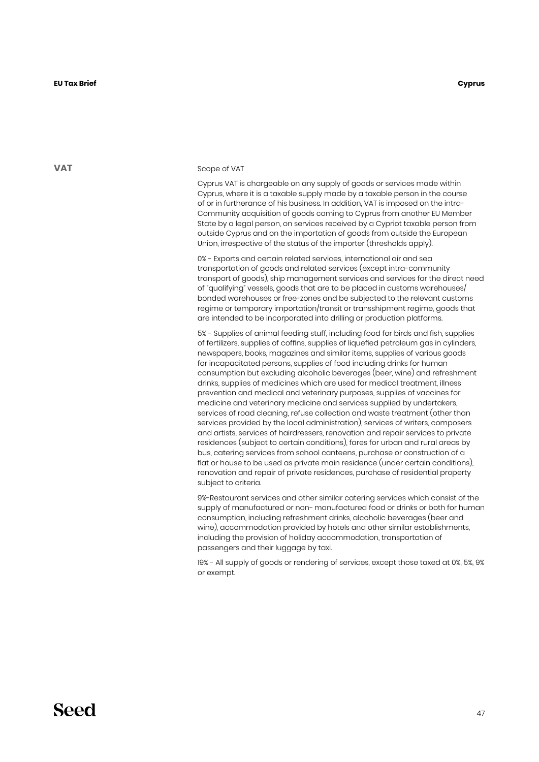## VAT

Scope of VAT

Cyprus VAT is chargeable on any supply of goods or services made within Cyprus, where it is a taxable supply made by a taxable person in the course of or in furtherance of his business. In addition, VAT is imposed on the intra-Community acquisition of goods coming to Cyprus from another EU Member State by a legal person, on services received by a Cypriot taxable person from outside Cyprus and on the importation of goods from outside the European Union, irrespective of the status of the importer (thresholds apply).

0% - Exports and certain related services, international air and sea transportation of goods and related services (except intra-community transport of goods), ship management services and services for the direct need of "qualifying" vessels, goods that are to be placed in customs warehouses/ bonded warehouses or free-zones and be subjected to the relevant customs regime or temporary importation/transit or transshipment regime, goods that are intended to be incorporated into drilling or production platforms.

5% - Supplies of animal feeding stuff, including food for birds and fish, supplies of fertilizers, supplies of coffins, supplies of liquefied petroleum gas in cylinders, newspapers, books, magazines and similar items, supplies of various goods for incapacitated persons, supplies of food including drinks for human consumption but excluding alcoholic beverages (beer, wine) and refreshment drinks, supplies of medicines which are used for medical treatment, illness prevention and medical and veterinary purposes, supplies of vaccines for medicine and veterinary medicine and services supplied by undertakers, services of road cleaning, refuse collection and waste treatment (other than services provided by the local administration), services of writers, composers and artists, services of hairdressers, renovation and repair services to private residences (subject to certain conditions), fares for urban and rural areas by bus, catering services from school canteens, purchase or construction of a flat or house to be used as private main residence (under certain conditions), renovation and repair of private residences, purchase of residential property subject to criteria.

9%-Restaurant services and other similar catering services which consist of the supply of manufactured or non- manufactured food or drinks or both for human consumption, including refreshment drinks, alcoholic beverages (beer and wine), accommodation provided by hotels and other similar establishments, including the provision of holiday accommodation, transportation of passengers and their luggage by taxi.

19% - All supply of goods or rendering of services, except those taxed at 0%, 5%, 9% or exempt.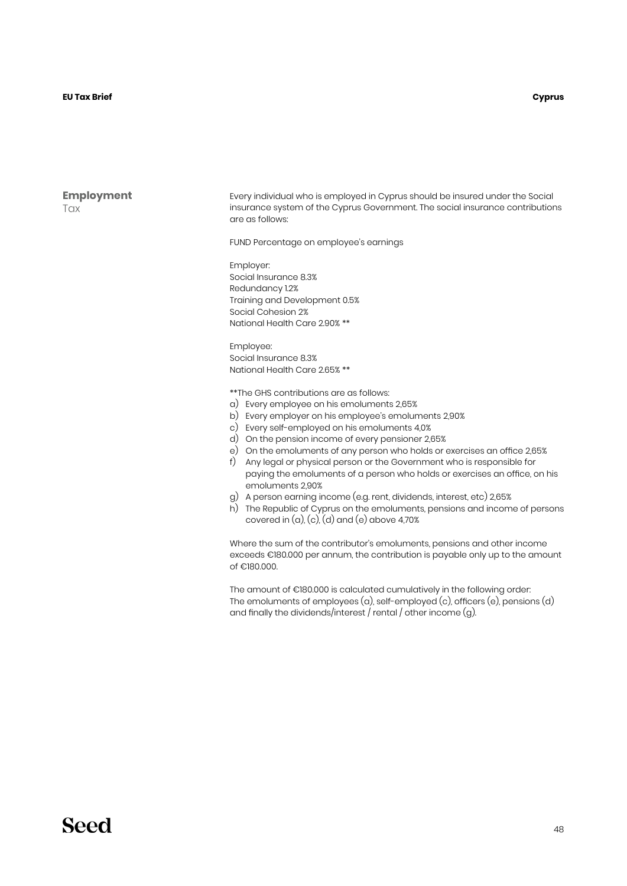## Employment Tax

Every individual who is employed in Cyprus should be insured under the Social insurance system of the Cyprus Government. The social insurance contributions are as follows:

FUND Percentage on employee's earnings

Employer:
Social Insurance 8.3%
Redundancy 1.2%
Training and Development 0.5%
Social Cohesion 2%
National Health Care 2.90% **

Employee:
Social Insurance 8.3%
National Health Care 2.65% **

**The GHS contributions are as follows:

a) Every employee on his emoluments 2,65%
b) Every employer on his employee's emoluments 2,90%
c) Every self-employed on his emoluments 4,0%
d) On the pension income of every pensioner 2,65%
e) On the emoluments of any person who holds or exercises an office 2,65%
f) Any legal or physical person or the Government who is responsible for paying the emoluments of a person who holds or exercises an office, on his emoluments 2,90%
g) A person earning income (e.g. rent, dividends, interest, etc) 2,65%
h) The Republic of Cyprus on the emoluments, pensions and income of persons covered in (a), (c), (d) and (e) above 4,70%

Where the sum of the contributor's emoluments, pensions and other income exceeds €180.000 per annum, the contribution is payable only up to the amount of €180.000.

The amount of €180.000 is calculated cumulatively in the following order:
The emoluments of employees (a), self-employed (c), officers (e), pensions (d) and finally the dividends/interest / rental / other income (g).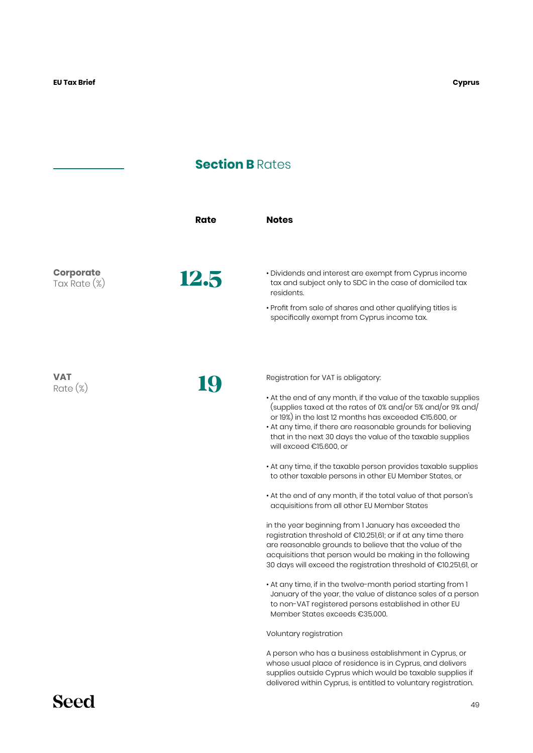## **Section B** Rates

| | Rate | Notes |
|---|---|---|
| **Corporate** Tax Rate (%) | 12.5 | • Dividends and interest are exempt from Cyprus income tax and subject only to SDC in the case of domiciled tax residents.<br><br>• Profit from sale of shares and other qualifying titles is specifically exempt from Cyprus income tax. |
| **VAT** Rate (%) | 19 | Registration for VAT is obligatory:<br><br>• At the end of any month, if the value of the taxable supplies (supplies taxed at the rates of 0% and/or 5% and/or 9% and/or 19%) in the last 12 months has exceeded €15.600, or<br>• At any time, if there are reasonable grounds for believing that in the next 30 days the value of the taxable supplies will exceed €15.600, or<br><br>• At any time, if the taxable person provides taxable supplies to other taxable persons in other EU Member States, or<br><br>• At the end of any month, if the total value of that person's acquisitions from all other EU Member States<br><br>in the year beginning from 1 January has exceeded the registration threshold of €10.251,61; or if at any time there are reasonable grounds to believe that the value of the acquisitions that person would be making in the following 30 days will exceed the registration threshold of €10.251,61, or<br><br>• At any time, if in the twelve-month period starting from 1 January of the year, the value of distance sales of a person to non-VAT registered persons established in other EU Member States exceeds €35.000.<br><br>Voluntary registration<br><br>A person who has a business establishment in Cyprus, or whose usual place of residence is in Cyprus, and delivers supplies outside Cyprus which would be taxable supplies if delivered within Cyprus, is entitled to voluntary registration. |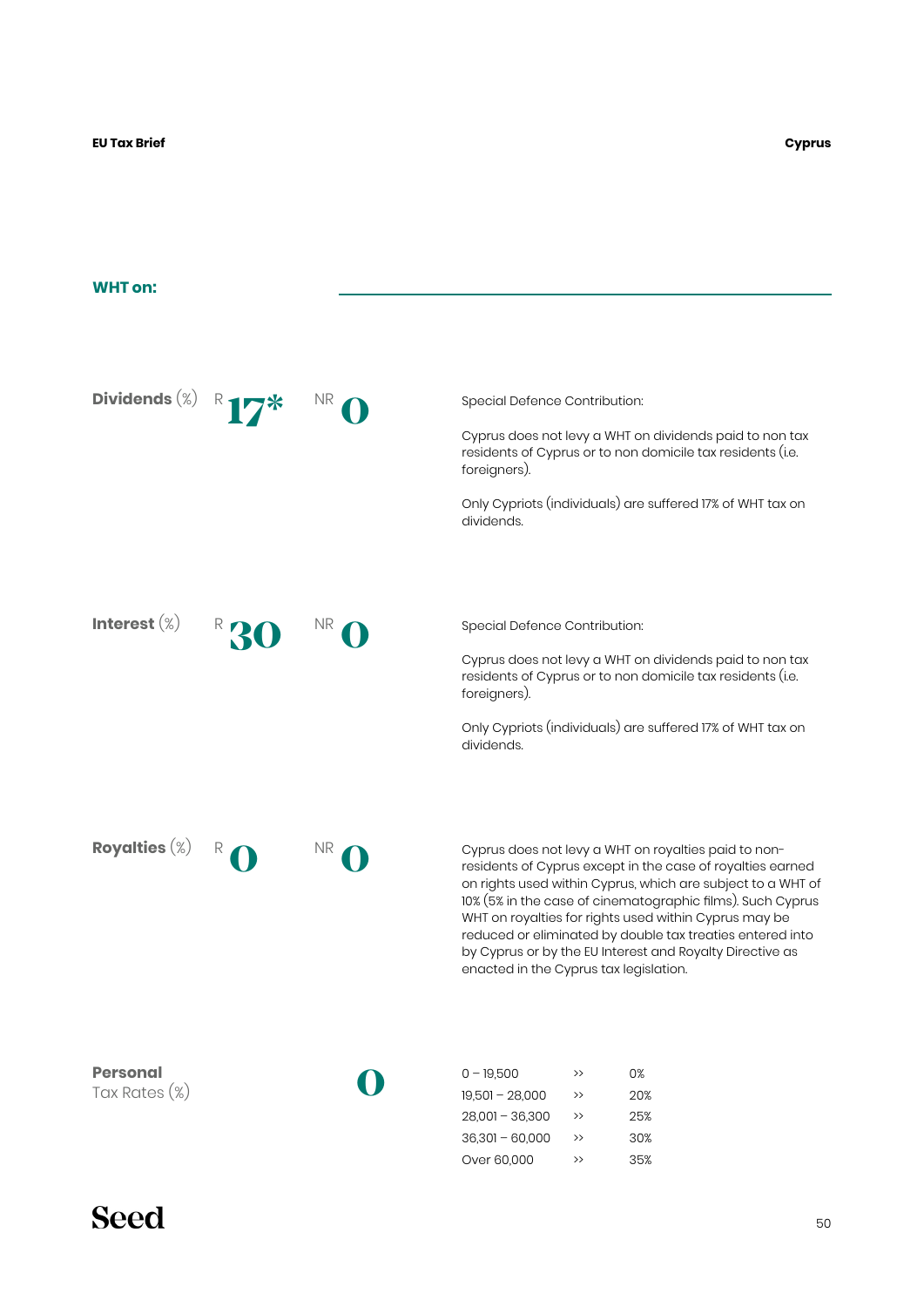## WHT on:

**Dividends** (%) R **17*** NR **0**

Special Defence Contribution:

Cyprus does not levy a WHT on dividends paid to non tax residents of Cyprus or to non domicile tax residents (i.e. foreigners).

Only Cypriots (individuals) are suffered 17% of WHT tax on dividends.

**Interest** (%) R **30** NR **0**

Special Defence Contribution:

Cyprus does not levy a WHT on dividends paid to non tax residents of Cyprus or to non domicile tax residents (i.e. foreigners).

Only Cypriots (individuals) are suffered 17% of WHT tax on dividends.

**Royalties** (%) R **0** NR **0**

Cyprus does not levy a WHT on royalties paid to non-residents of Cyprus except in the case of royalties earned on rights used within Cyprus, which are subject to a WHT of 10% (5% in the case of cinematographic films). Such Cyprus WHT on royalties for rights used within Cyprus may be reduced or eliminated by double tax treaties entered into by Cyprus or by the EU Interest and Royalty Directive as enacted in the Cyprus tax legislation.

**Personal** Tax Rates (%) **0**

| | | |
|---|---|---|
| 0 – 19,500 | >> | 0% |
| 19,501 – 28,000 | >> | 20% |
| 28,001 – 36,300 | >> | 25% |
| 36,301 – 60,000 | >> | 30% |
| Over 60,000 | >> | 35% |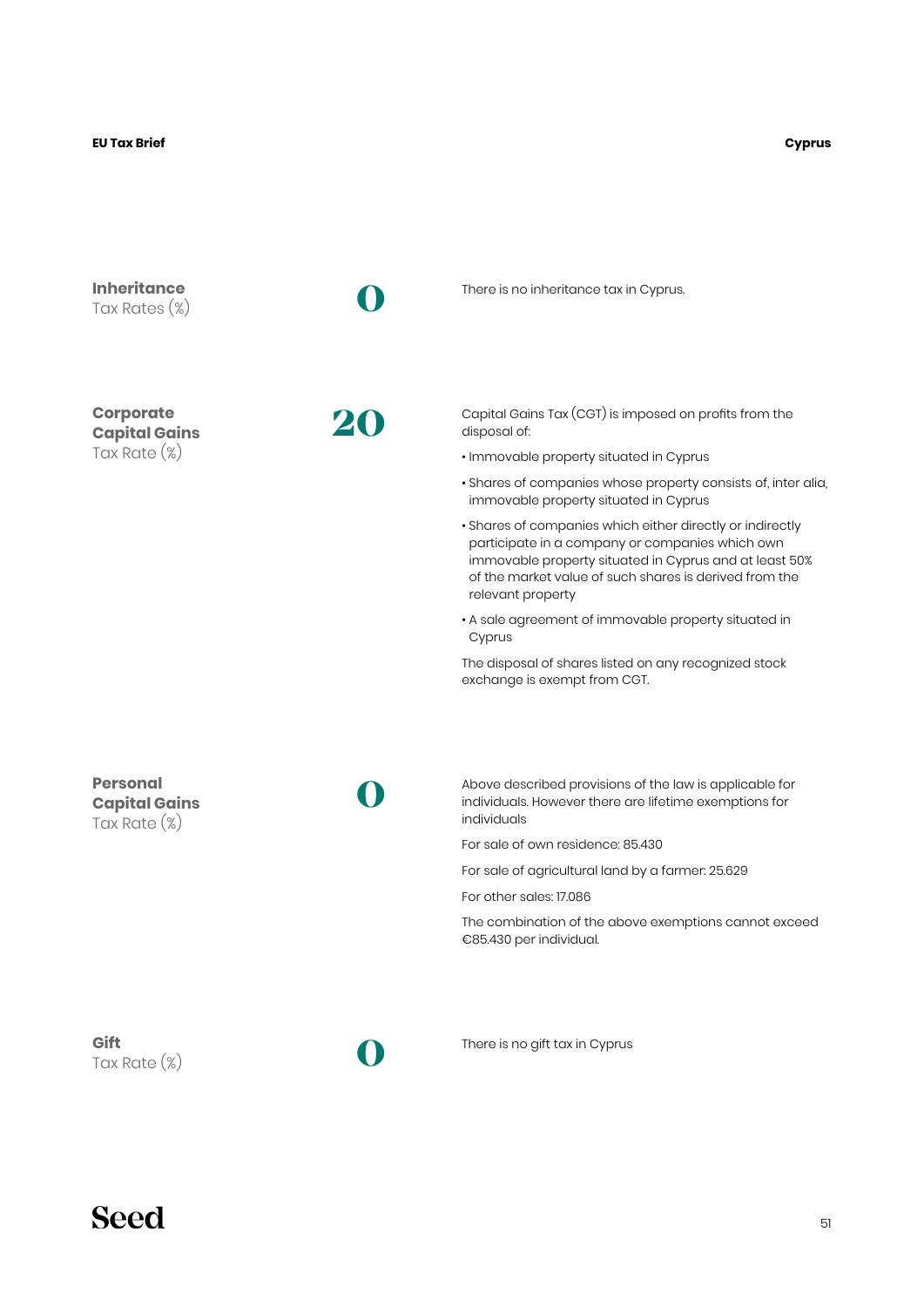## Inheritance Tax Rates (%)

**0**

There is no inheritance tax in Cyprus.

## Corporate Capital Gains Tax Rate (%)

**20**

Capital Gains Tax (CGT) is imposed on profits from the disposal of:

- Immovable property situated in Cyprus
- Shares of companies whose property consists of, inter alia, immovable property situated in Cyprus
- Shares of companies which either directly or indirectly participate in a company or companies which own immovable property situated in Cyprus and at least 50% of the market value of such shares is derived from the relevant property
- A sale agreement of immovable property situated in Cyprus

The disposal of shares listed on any recognized stock exchange is exempt from CGT.

## Personal Capital Gains Tax Rate (%)

**0**

Above described provisions of the law is applicable for individuals. However there are lifetime exemptions for individuals

For sale of own residence: 85.430

For sale of agricultural land by a farmer: 25.629

For other sales: 17.086

The combination of the above exemptions cannot exceed €85.430 per individual.

## Gift Tax Rate (%)

**0**

There is no gift tax in Cyprus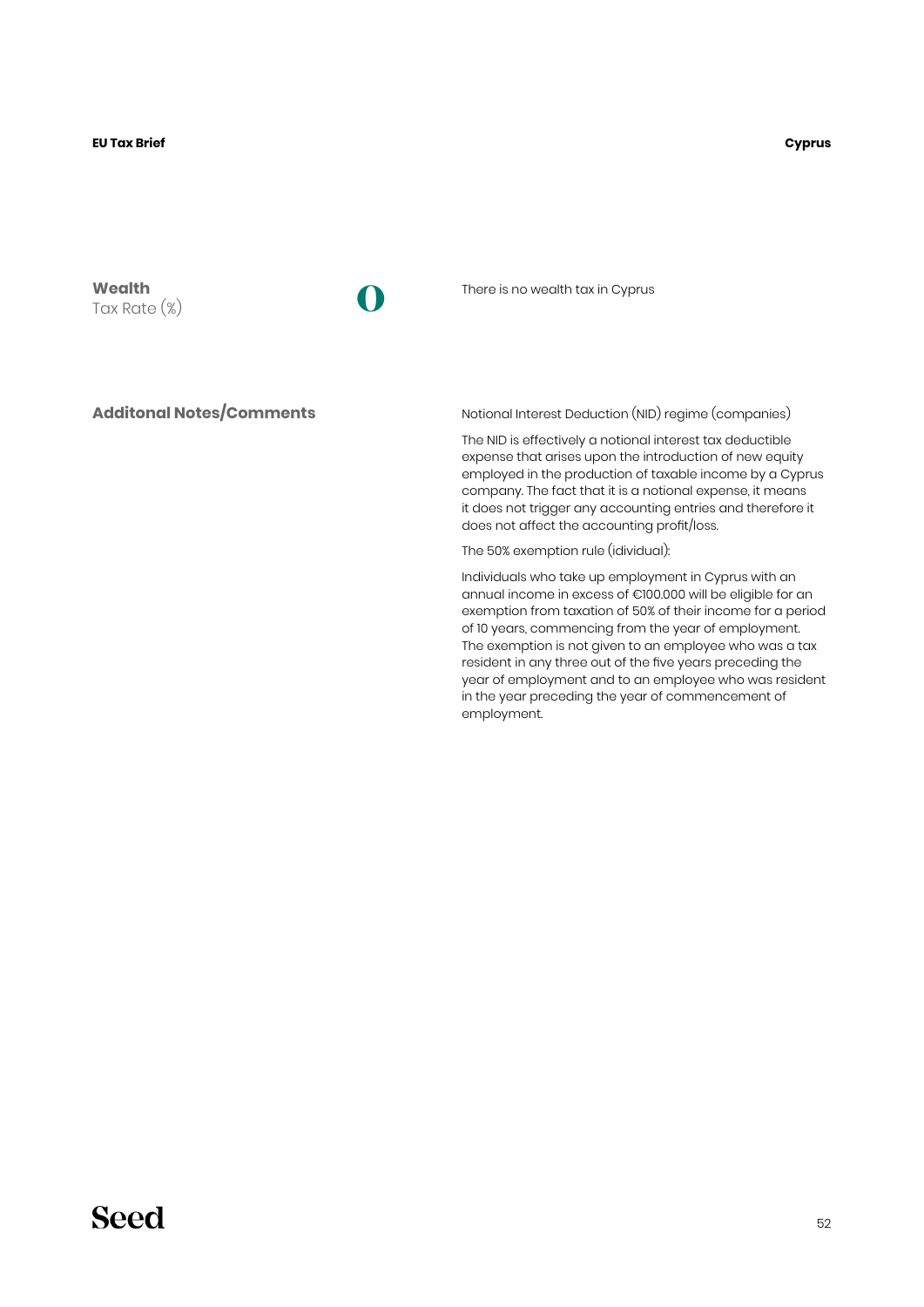**Wealth**
Tax Rate (%)

**0**

There is no wealth tax in Cyprus

**Additonal Notes/Comments**

Notional Interest Deduction (NID) regime (companies)

The NID is effectively a notional interest tax deductible expense that arises upon the introduction of new equity employed in the production of taxable income by a Cyprus company. The fact that it is a notional expense, it means it does not trigger any accounting entries and therefore it does not affect the accounting profit/loss.

The 50% exemption rule (idividual):

Individuals who take up employment in Cyprus with an annual income in excess of €100.000 will be eligible for an exemption from taxation of 50% of their income for a period of 10 years, commencing from the year of employment. The exemption is not given to an employee who was a tax resident in any three out of the five years preceding the year of employment and to an employee who was resident in the year preceding the year of commencement of employment.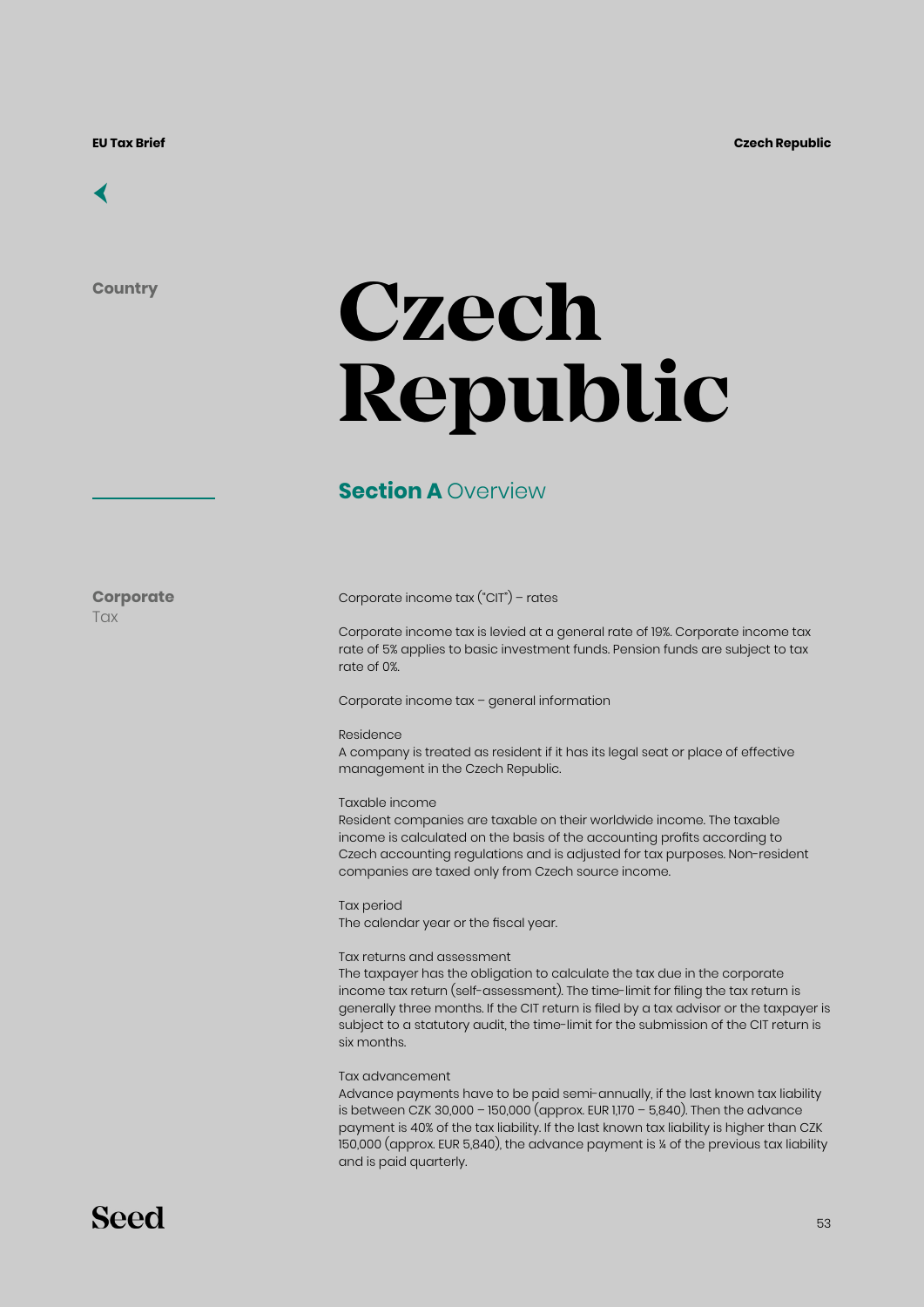Country

# Czech Republic

## Section A Overview

**Corporate** Tax

Corporate income tax ("CIT") – rates

Corporate income tax is levied at a general rate of 19%. Corporate income tax rate of 5% applies to basic investment funds. Pension funds are subject to tax rate of 0%.

Corporate income tax – general information

Residence
A company is treated as resident if it has its legal seat or place of effective management in the Czech Republic.

Taxable income
Resident companies are taxable on their worldwide income. The taxable income is calculated on the basis of the accounting profits according to Czech accounting regulations and is adjusted for tax purposes. Non-resident companies are taxed only from Czech source income.

Tax period
The calendar year or the fiscal year.

Tax returns and assessment
The taxpayer has the obligation to calculate the tax due in the corporate income tax return (self-assessment). The time-limit for filing the tax return is generally three months. If the CIT return is filed by a tax advisor or the taxpayer is subject to a statutory audit, the time-limit for the submission of the CIT return is six months.

Tax advancement
Advance payments have to be paid semi-annually, if the last known tax liability is between CZK 30,000 – 150,000 (approx. EUR 1,170 – 5,840). Then the advance payment is 40% of the tax liability. If the last known tax liability is higher than CZK 150,000 (approx. EUR 5,840), the advance payment is ¼ of the previous tax liability and is paid quarterly.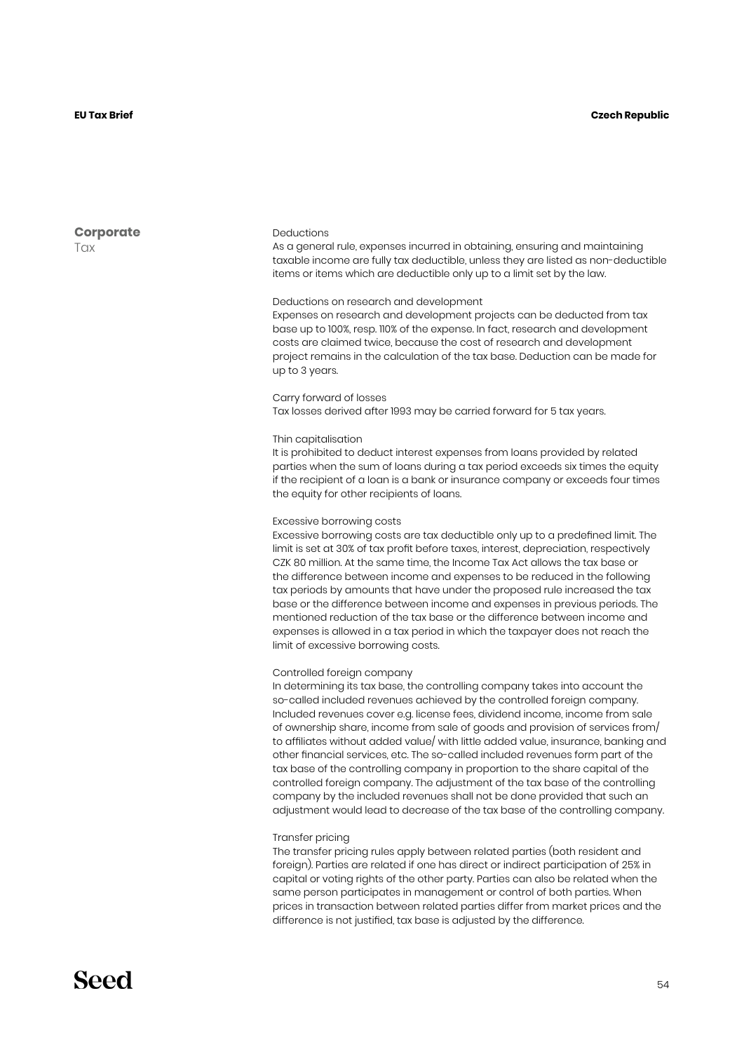## Corporate Tax

### Deductions

As a general rule, expenses incurred in obtaining, ensuring and maintaining taxable income are fully tax deductible, unless they are listed as non-deductible items or items which are deductible only up to a limit set by the law.

### Deductions on research and development

Expenses on research and development projects can be deducted from tax base up to 100%, resp. 110% of the expense. In fact, research and development costs are claimed twice, because the cost of research and development project remains in the calculation of the tax base. Deduction can be made for up to 3 years.

### Carry forward of losses

Tax losses derived after 1993 may be carried forward for 5 tax years.

### Thin capitalisation

It is prohibited to deduct interest expenses from loans provided by related parties when the sum of loans during a tax period exceeds six times the equity if the recipient of a loan is a bank or insurance company or exceeds four times the equity for other recipients of loans.

### Excessive borrowing costs

Excessive borrowing costs are tax deductible only up to a predefined limit. The limit is set at 30% of tax profit before taxes, interest, depreciation, respectively CZK 80 million. At the same time, the Income Tax Act allows the tax base or the difference between income and expenses to be reduced in the following tax periods by amounts that have under the proposed rule increased the tax base or the difference between income and expenses in previous periods. The mentioned reduction of the tax base or the difference between income and expenses is allowed in a tax period in which the taxpayer does not reach the limit of excessive borrowing costs.

### Controlled foreign company

In determining its tax base, the controlling company takes into account the so-called included revenues achieved by the controlled foreign company. Included revenues cover e.g. license fees, dividend income, income from sale of ownership share, income from sale of goods and provision of services from/ to affiliates without added value/ with little added value, insurance, banking and other financial services, etc. The so-called included revenues form part of the tax base of the controlling company in proportion to the share capital of the controlled foreign company. The adjustment of the tax base of the controlling company by the included revenues shall not be done provided that such an adjustment would lead to decrease of the tax base of the controlling company.

### Transfer pricing

The transfer pricing rules apply between related parties (both resident and foreign). Parties are related if one has direct or indirect participation of 25% in capital or voting rights of the other party. Parties can also be related when the same person participates in management or control of both parties. When prices in transaction between related parties differ from market prices and the difference is not justified, tax base is adjusted by the difference.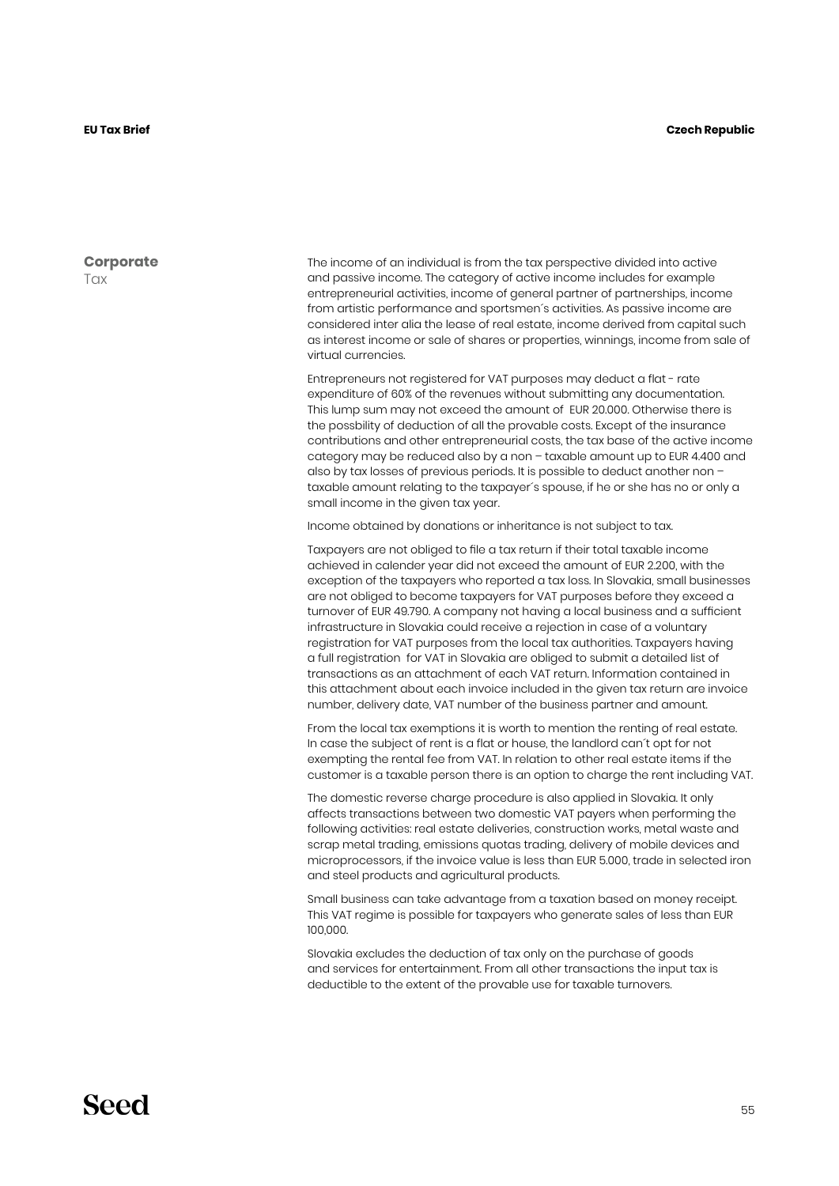## Corporate Tax

The income of an individual is from the tax perspective divided into active and passive income. The category of active income includes for example entrepreneurial activities, income of general partner of partnerships, income from artistic performance and sportsmen´s activities. As passive income are considered inter alia the lease of real estate, income derived from capital such as interest income or sale of shares or properties, winnings, income from sale of virtual currencies.

Entrepreneurs not registered for VAT purposes may deduct a flat - rate expenditure of 60% of the revenues without submitting any documentation. This lump sum may not exceed the amount of EUR 20.000. Otherwise there is the possbility of deduction of all the provable costs. Except of the insurance contributions and other entrepreneurial costs, the tax base of the active income category may be reduced also by a non – taxable amount up to EUR 4.400 and also by tax losses of previous periods. It is possible to deduct another non – taxable amount relating to the taxpayer´s spouse, if he or she has no or only a small income in the given tax year.

Income obtained by donations or inheritance is not subject to tax.

Taxpayers are not obliged to file a tax return if their total taxable income achieved in calender year did not exceed the amount of EUR 2.200, with the exception of the taxpayers who reported a tax loss. In Slovakia, small businesses are not obliged to become taxpayers for VAT purposes before they exceed a turnover of EUR 49.790. A company not having a local business and a sufficient infrastructure in Slovakia could receive a rejection in case of a voluntary registration for VAT purposes from the local tax authorities. Taxpayers having a full registration for VAT in Slovakia are obliged to submit a detailed list of transactions as an attachment of each VAT return. Information contained in this attachment about each invoice included in the given tax return are invoice number, delivery date, VAT number of the business partner and amount.

From the local tax exemptions it is worth to mention the renting of real estate. In case the subject of rent is a flat or house, the landlord can´t opt for not exempting the rental fee from VAT. In relation to other real estate items if the customer is a taxable person there is an option to charge the rent including VAT.

The domestic reverse charge procedure is also applied in Slovakia. It only affects transactions between two domestic VAT payers when performing the following activities: real estate deliveries, construction works, metal waste and scrap metal trading, emissions quotas trading, delivery of mobile devices and microprocessors, if the invoice value is less than EUR 5.000, trade in selected iron and steel products and agricultural products.

Small business can take advantage from a taxation based on money receipt. This VAT regime is possible for taxpayers who generate sales of less than EUR 100,000.

Slovakia excludes the deduction of tax only on the purchase of goods and services for entertainment. From all other transactions the input tax is deductible to the extent of the provable use for taxable turnovers.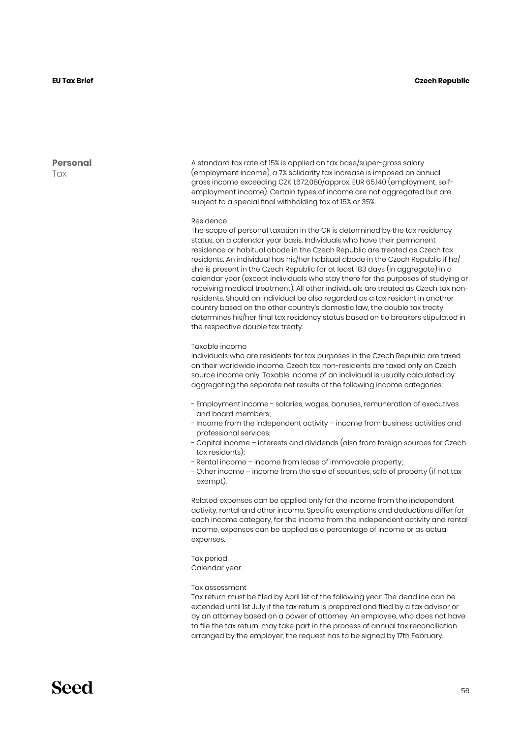## Personal Tax

A standard tax rate of 15% is applied on tax base/super-gross salary (employment income), a 7% solidarity tax increase is imposed on annual gross income exceeding CZK 1,672,080/approx. EUR 65,140 (employment, self-employment income). Certain types of income are not aggregated but are subject to a special final withholding tax of 15% or 35%.

### Residence

The scope of personal taxation in the CR is determined by the tax residency status, on a calendar year basis. Individuals who have their permanent residence or habitual abode in the Czech Republic are treated as Czech tax residents. An individual has his/her habitual abode in the Czech Republic if he/she is present in the Czech Republic for at least 183 days (in aggregate) in a calendar year (except individuals who stay there for the purposes of studying or receiving medical treatment). All other individuals are treated as Czech tax non-residents. Should an individual be also regarded as a tax resident in another country based on the other country's domestic law, the double tax treaty determines his/her final tax residency status based on tie breakers stipulated in the respective double tax treaty.

### Taxable income

Individuals who are residents for tax purposes in the Czech Republic are taxed on their worldwide income. Czech tax non-residents are taxed only on Czech source income only. Taxable income of an individual is usually calculated by aggregating the separate net results of the following income categories:

- Employment income - salaries, wages, bonuses, remuneration of executives and board members;
- Income from the independent activity – income from business activities and professional services;
- Capital income – interests and dividends (also from foreign sources for Czech tax residents);
- Rental income – income from lease of immovable property;
- Other income – income from the sale of securities, sale of property (if not tax exempt).

Related expenses can be applied only for the income from the independent activity, rental and other income. Specific exemptions and deductions differ for each income category, for the income from the independent activity and rental income, expenses can be applied as a percentage of income or as actual expenses.

### Tax period

Calendar year.

### Tax assessment

Tax return must be filed by April 1st of the following year. The deadline can be extended until 1st July if the tax return is prepared and filed by a tax advisor or by an attorney based on a power of attorney. An employee, who does not have to file the tax return, may take part in the process of annual tax reconciliation arranged by the employer, the request has to be signed by 17th February.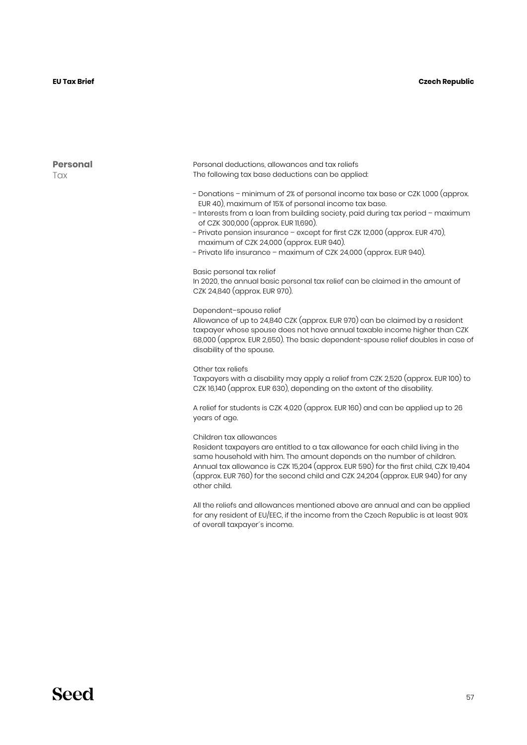## Personal Tax

Personal deductions, allowances and tax reliefs
The following tax base deductions can be applied:

- Donations – minimum of 2% of personal income tax base or CZK 1,000 (approx. EUR 40), maximum of 15% of personal income tax base.
- Interests from a loan from building society, paid during tax period – maximum of CZK 300,000 (approx. EUR 11,690).
- Private pension insurance – except for first CZK 12,000 (approx. EUR 470), maximum of CZK 24,000 (approx. EUR 940).
- Private life insurance – maximum of CZK 24,000 (approx. EUR 940).

Basic personal tax relief
In 2020, the annual basic personal tax relief can be claimed in the amount of CZK 24,840 (approx. EUR 970).

Dependent–spouse relief
Allowance of up to 24,840 CZK (approx. EUR 970) can be claimed by a resident taxpayer whose spouse does not have annual taxable income higher than CZK 68,000 (approx. EUR 2,650). The basic dependent-spouse relief doubles in case of disability of the spouse.

Other tax reliefs
Taxpayers with a disability may apply a relief from CZK 2,520 (approx. EUR 100) to CZK 16,140 (approx. EUR 630), depending on the extent of the disability.

A relief for students is CZK 4,020 (approx. EUR 160) and can be applied up to 26 years of age.

Children tax allowances
Resident taxpayers are entitled to a tax allowance for each child living in the same household with him. The amount depends on the number of children. Annual tax allowance is CZK 15,204 (approx. EUR 590) for the first child, CZK 19,404 (approx. EUR 760) for the second child and CZK 24,204 (approx. EUR 940) for any other child.

All the reliefs and allowances mentioned above are annual and can be applied for any resident of EU/EEC, if the income from the Czech Republic is at least 90% of overall taxpayer´s income.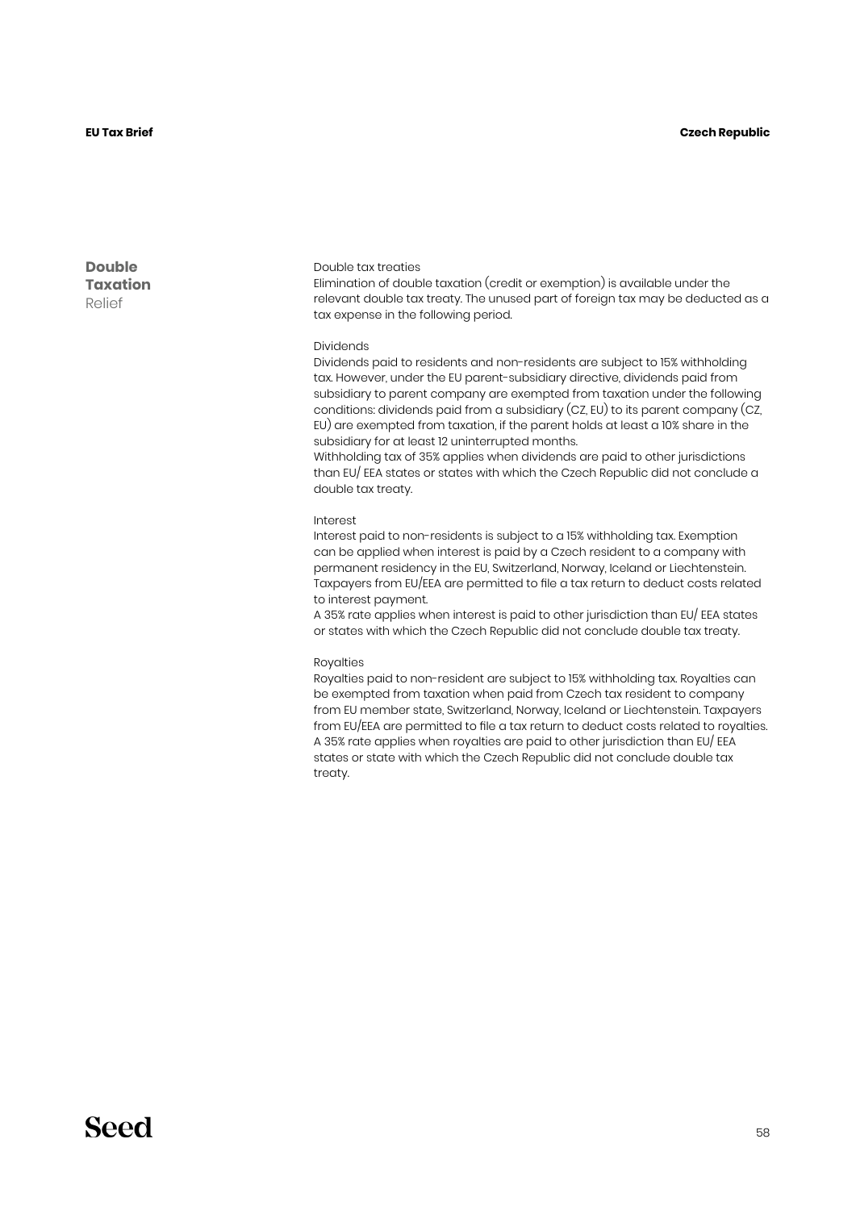## Double Taxation Relief

### Double tax treaties

Elimination of double taxation (credit or exemption) is available under the relevant double tax treaty. The unused part of foreign tax may be deducted as a tax expense in the following period.

### Dividends

Dividends paid to residents and non-residents are subject to 15% withholding tax. However, under the EU parent-subsidiary directive, dividends paid from subsidiary to parent company are exempted from taxation under the following conditions: dividends paid from a subsidiary (CZ, EU) to its parent company (CZ, EU) are exempted from taxation, if the parent holds at least a 10% share in the subsidiary for at least 12 uninterrupted months.
Withholding tax of 35% applies when dividends are paid to other jurisdictions than EU/ EEA states or states with which the Czech Republic did not conclude a double tax treaty.

### Interest

Interest paid to non-residents is subject to a 15% withholding tax. Exemption can be applied when interest is paid by a Czech resident to a company with permanent residency in the EU, Switzerland, Norway, Iceland or Liechtenstein. Taxpayers from EU/EEA are permitted to file a tax return to deduct costs related to interest payment.
A 35% rate applies when interest is paid to other jurisdiction than EU/ EEA states or states with which the Czech Republic did not conclude double tax treaty.

### Royalties

Royalties paid to non-resident are subject to 15% withholding tax. Royalties can be exempted from taxation when paid from Czech tax resident to company from EU member state, Switzerland, Norway, Iceland or Liechtenstein. Taxpayers from EU/EEA are permitted to file a tax return to deduct costs related to royalties.
A 35% rate applies when royalties are paid to other jurisdiction than EU/ EEA states or state with which the Czech Republic did not conclude double tax treaty.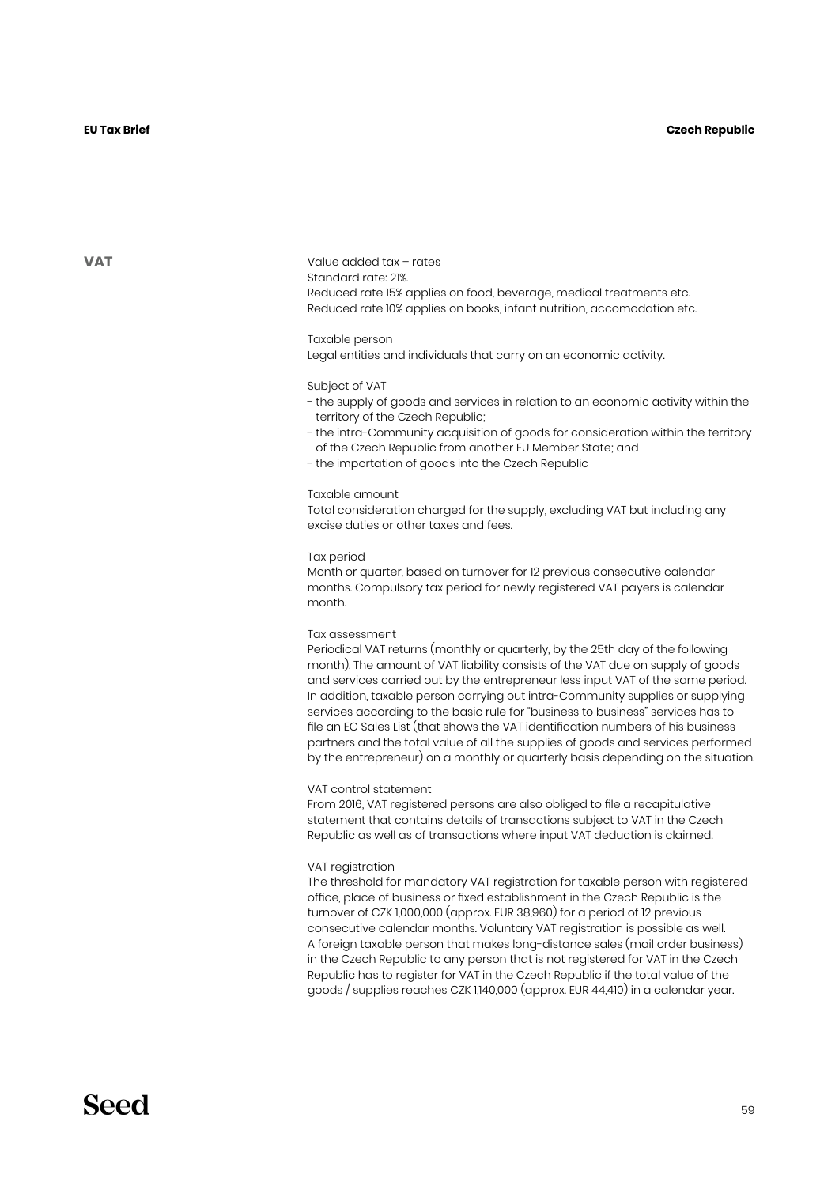## VAT

### Value added tax – rates

Standard rate: 21%.
Reduced rate 15% applies on food, beverage, medical treatments etc.
Reduced rate 10% applies on books, infant nutrition, accomodation etc.

### Taxable person

Legal entities and individuals that carry on an economic activity.

### Subject of VAT

- the supply of goods and services in relation to an economic activity within the territory of the Czech Republic;
- the intra-Community acquisition of goods for consideration within the territory of the Czech Republic from another EU Member State; and
- the importation of goods into the Czech Republic

### Taxable amount

Total consideration charged for the supply, excluding VAT but including any excise duties or other taxes and fees.

### Tax period

Month or quarter, based on turnover for 12 previous consecutive calendar months. Compulsory tax period for newly registered VAT payers is calendar month.

### Tax assessment

Periodical VAT returns (monthly or quarterly, by the 25th day of the following month). The amount of VAT liability consists of the VAT due on supply of goods and services carried out by the entrepreneur less input VAT of the same period. In addition, taxable person carrying out intra-Community supplies or supplying services according to the basic rule for "business to business" services has to file an EC Sales List (that shows the VAT identification numbers of his business partners and the total value of all the supplies of goods and services performed by the entrepreneur) on a monthly or quarterly basis depending on the situation.

### VAT control statement

From 2016, VAT registered persons are also obliged to file a recapitulative statement that contains details of transactions subject to VAT in the Czech Republic as well as of transactions where input VAT deduction is claimed.

### VAT registration

The threshold for mandatory VAT registration for taxable person with registered office, place of business or fixed establishment in the Czech Republic is the turnover of CZK 1,000,000 (approx. EUR 38,960) for a period of 12 previous consecutive calendar months. Voluntary VAT registration is possible as well.
A foreign taxable person that makes long-distance sales (mail order business) in the Czech Republic to any person that is not registered for VAT in the Czech Republic has to register for VAT in the Czech Republic if the total value of the goods / supplies reaches CZK 1,140,000 (approx. EUR 44,410) in a calendar year.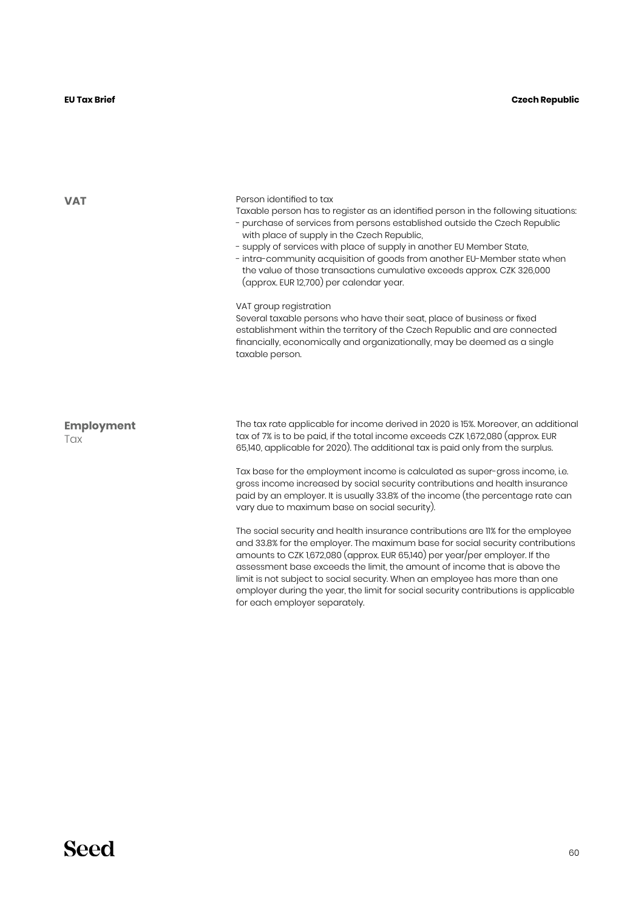## VAT

Person identified to tax

Taxable person has to register as an identified person in the following situations:

- purchase of services from persons established outside the Czech Republic with place of supply in the Czech Republic,
- supply of services with place of supply in another EU Member State,
- intra-community acquisition of goods from another EU-Member state when the value of those transactions cumulative exceeds approx. CZK 326,000 (approx. EUR 12,700) per calendar year.

VAT group registration

Several taxable persons who have their seat, place of business or fixed establishment within the territory of the Czech Republic and are connected financially, economically and organizationally, may be deemed as a single taxable person.

## Employment Tax

The tax rate applicable for income derived in 2020 is 15%. Moreover, an additional tax of 7% is to be paid, if the total income exceeds CZK 1,672,080 (approx. EUR 65,140, applicable for 2020). The additional tax is paid only from the surplus.

Tax base for the employment income is calculated as super-gross income, i.e. gross income increased by social security contributions and health insurance paid by an employer. It is usually 33.8% of the income (the percentage rate can vary due to maximum base on social security).

The social security and health insurance contributions are 11% for the employee and 33.8% for the employer. The maximum base for social security contributions amounts to CZK 1,672,080 (approx. EUR 65,140) per year/per employer. If the assessment base exceeds the limit, the amount of income that is above the limit is not subject to social security. When an employee has more than one employer during the year, the limit for social security contributions is applicable for each employer separately.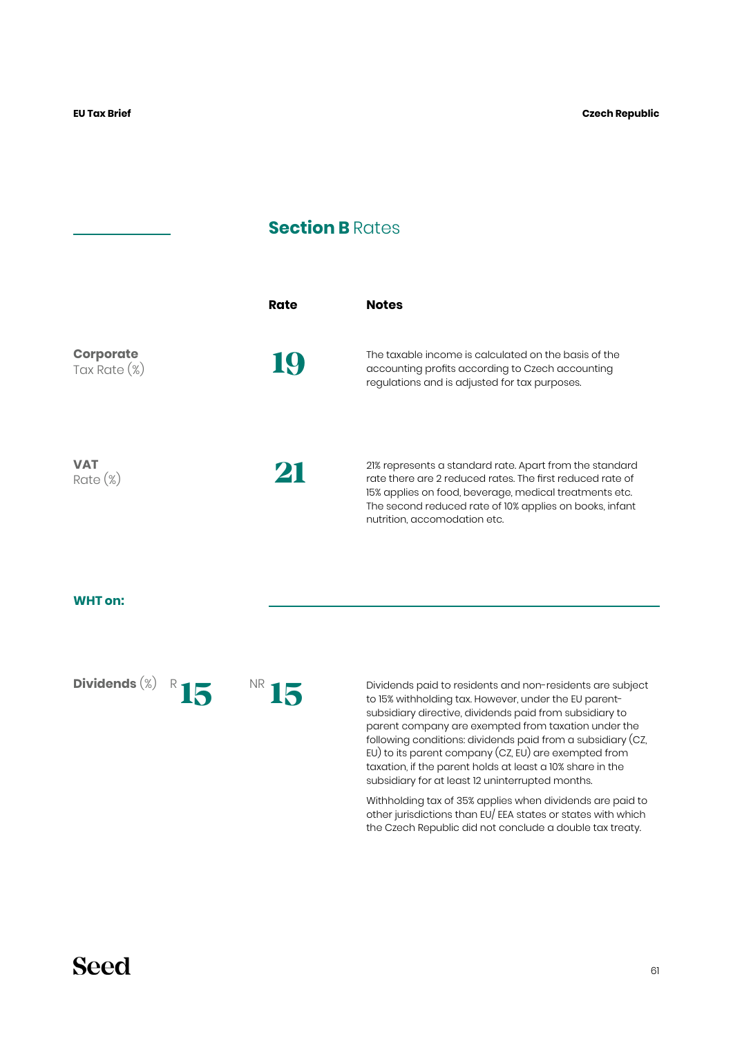## Section B Rates

| | Rate | Notes |
|---|---|---|
| **Corporate** Tax Rate (%) | 19 | The taxable income is calculated on the basis of the accounting profits according to Czech accounting regulations and is adjusted for tax purposes. |
| **VAT** Rate (%) | 21 | 21% represents a standard rate. Apart from the standard rate there are 2 reduced rates. The first reduced rate of 15% applies on food, beverage, medical treatments etc. The second reduced rate of 10% applies on books, infant nutrition, accomodation etc. |

**WHT on:**

| | R | NR | Notes |
|---|---|---|---|
| **Dividends** (%) | 15 | 15 | Dividends paid to residents and non-residents are subject to 15% withholding tax. However, under the EU parent-subsidiary directive, dividends paid from subsidiary to parent company are exempted from taxation under the following conditions: dividends paid from a subsidiary (CZ, EU) to its parent company (CZ, EU) are exempted from taxation, if the parent holds at least a 10% share in the subsidiary for at least 12 uninterrupted months.<br><br>Withholding tax of 35% applies when dividends are paid to other jurisdictions than EU/ EEA states or states with which the Czech Republic did not conclude a double tax treaty. |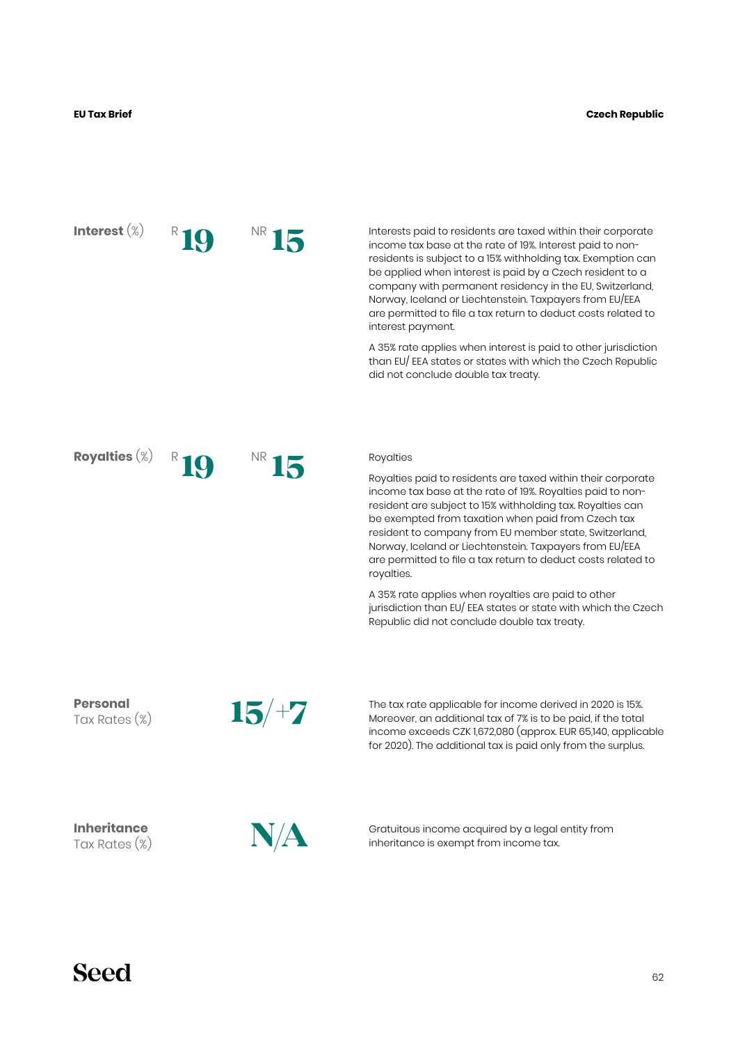**Interest** (%) R **19** NR **15**

Interests paid to residents are taxed within their corporate income tax base at the rate of 19%. Interest paid to non-residents is subject to a 15% withholding tax. Exemption can be applied when interest is paid by a Czech resident to a company with permanent residency in the EU, Switzerland, Norway, Iceland or Liechtenstein. Taxpayers from EU/EEA are permitted to file a tax return to deduct costs related to interest payment.

A 35% rate applies when interest is paid to other jurisdiction than EU/ EEA states or states with which the Czech Republic did not conclude double tax treaty.

**Royalties** (%) R **19** NR **15**

Royalties

Royalties paid to residents are taxed within their corporate income tax base at the rate of 19%. Royalties paid to non-resident are subject to 15% withholding tax. Royalties can be exempted from taxation when paid from Czech tax resident to company from EU member state, Switzerland, Norway, Iceland or Liechtenstein. Taxpayers from EU/EEA are permitted to file a tax return to deduct costs related to royalties.

A 35% rate applies when royalties are paid to other jurisdiction than EU/ EEA states or state with which the Czech Republic did not conclude double tax treaty.

**Personal** Tax Rates (%) **15/+7**

The tax rate applicable for income derived in 2020 is 15%. Moreover, an additional tax of 7% is to be paid, if the total income exceeds CZK 1,672,080 (approx. EUR 65,140, applicable for 2020). The additional tax is paid only from the surplus.

**Inheritance** Tax Rates (%) **N/A**

Gratuitous income acquired by a legal entity from inheritance is exempt from income tax.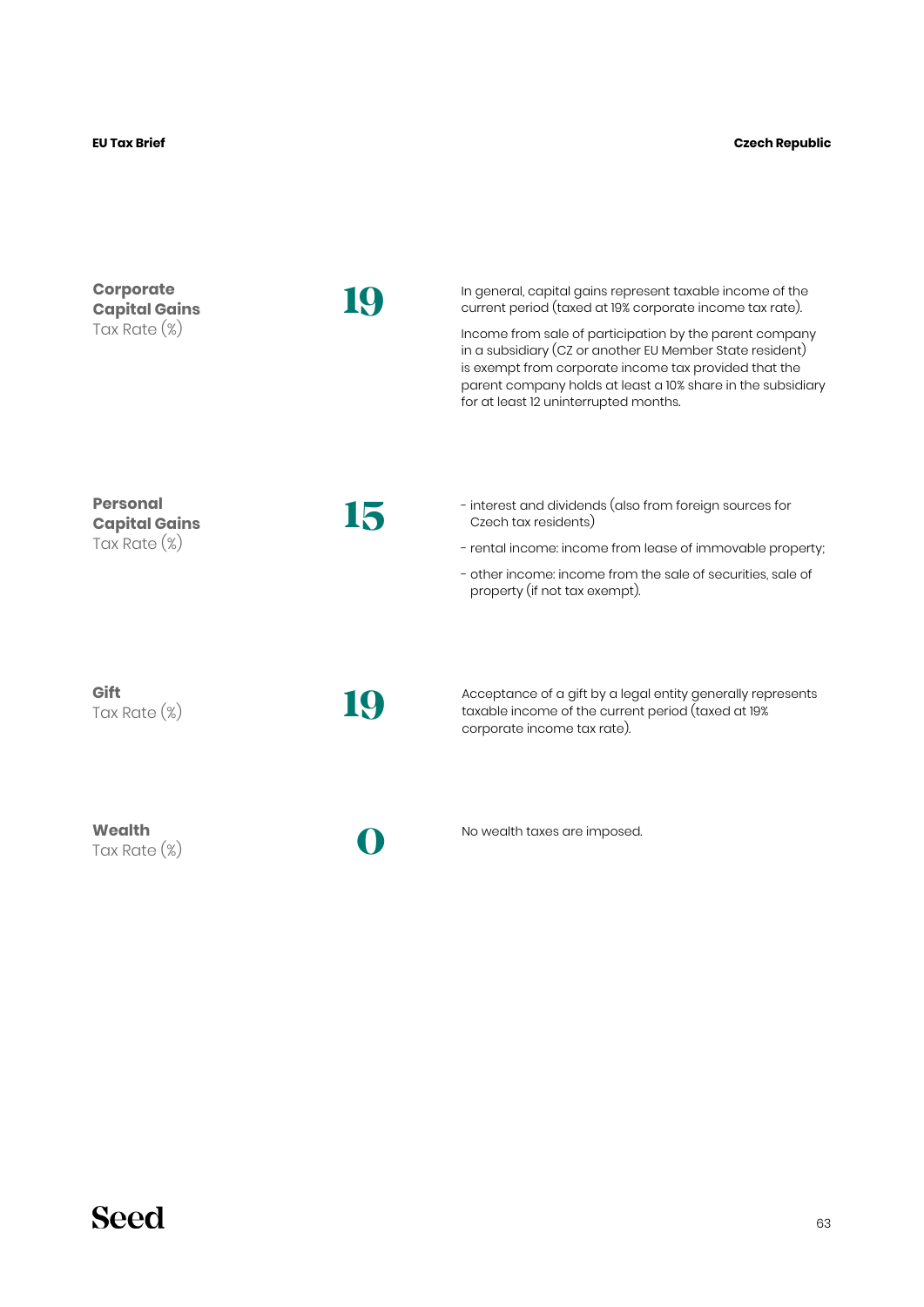**Corporate Capital Gains** Tax Rate (%)

**19**

In general, capital gains represent taxable income of the current period (taxed at 19% corporate income tax rate).

Income from sale of participation by the parent company in a subsidiary (CZ or another EU Member State resident) is exempt from corporate income tax provided that the parent company holds at least a 10% share in the subsidiary for at least 12 uninterrupted months.

**Personal Capital Gains** Tax Rate (%)

**15**

- interest and dividends (also from foreign sources for Czech tax residents)
- rental income: income from lease of immovable property;
- other income: income from the sale of securities, sale of property (if not tax exempt).

**Gift** Tax Rate (%)

**19**

Acceptance of a gift by a legal entity generally represents taxable income of the current period (taxed at 19% corporate income tax rate).

**Wealth** Tax Rate (%)

**0**

No wealth taxes are imposed.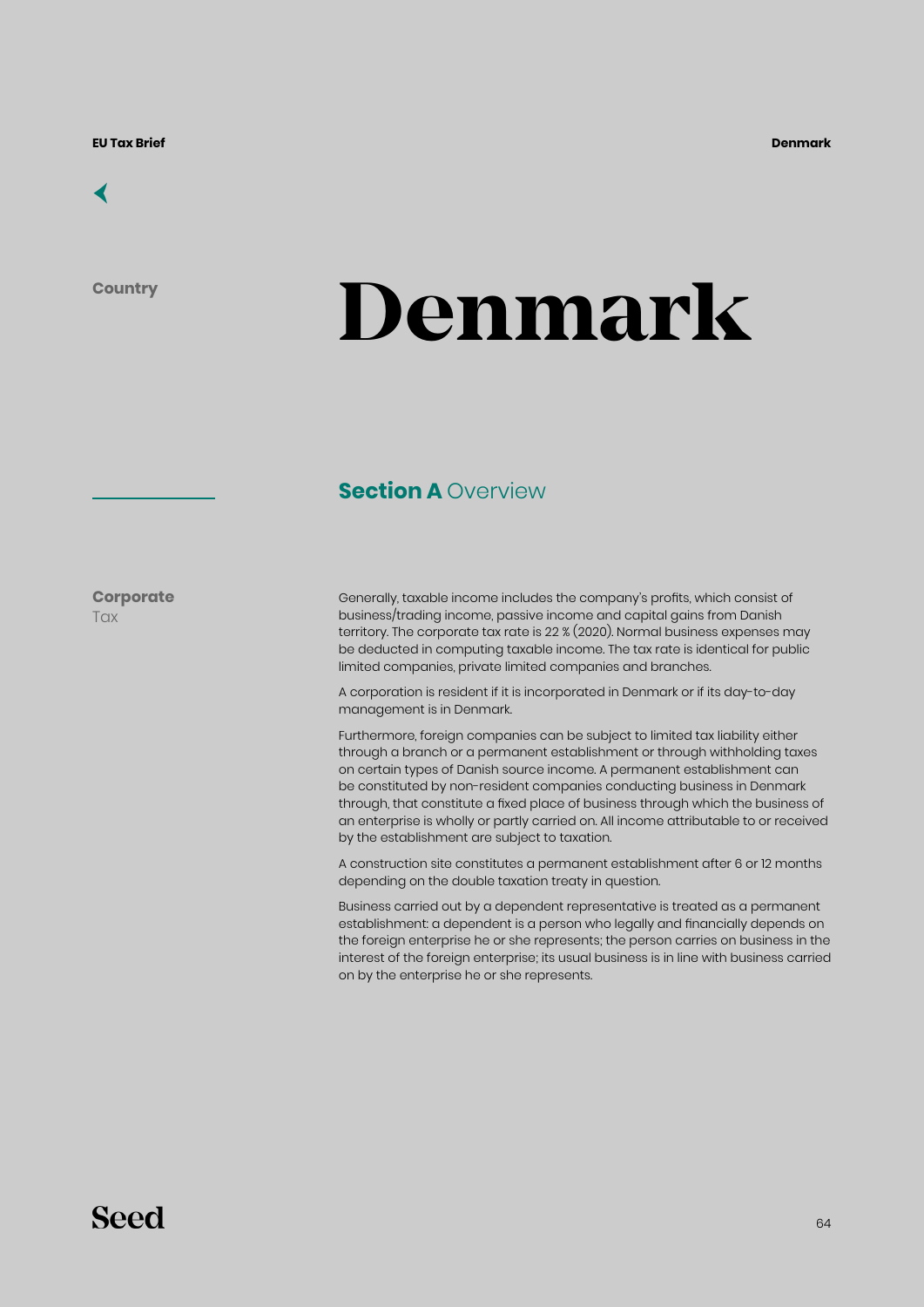# Denmark

## Section A Overview

### Corporate Tax

Generally, taxable income includes the company's profits, which consist of business/trading income, passive income and capital gains from Danish territory. The corporate tax rate is 22 % (2020). Normal business expenses may be deducted in computing taxable income. The tax rate is identical for public limited companies, private limited companies and branches.

A corporation is resident if it is incorporated in Denmark or if its day-to-day management is in Denmark.

Furthermore, foreign companies can be subject to limited tax liability either through a branch or a permanent establishment or through withholding taxes on certain types of Danish source income. A permanent establishment can be constituted by non-resident companies conducting business in Denmark through, that constitute a fixed place of business through which the business of an enterprise is wholly or partly carried on. All income attributable to or received by the establishment are subject to taxation.

A construction site constitutes a permanent establishment after 6 or 12 months depending on the double taxation treaty in question.

Business carried out by a dependent representative is treated as a permanent establishment: a dependent is a person who legally and financially depends on the foreign enterprise he or she represents; the person carries on business in the interest of the foreign enterprise; its usual business is in line with business carried on by the enterprise he or she represents.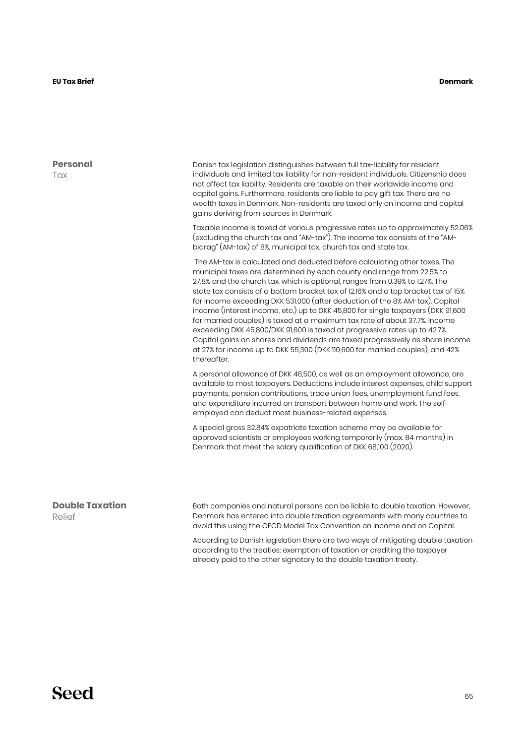## Personal Tax

Danish tax legislation distinguishes between full tax-liability for resident individuals and limited tax liability for non-resident individuals. Citizenship does not affect tax liability. Residents are taxable on their worldwide income and capital gains. Furthermore, residents are liable to pay gift tax. There are no wealth taxes in Denmark. Non-residents are taxed only on income and capital gains deriving from sources in Denmark.

Taxable income is taxed at various progressive rates up to approximately 52.06% (excluding the church tax and "AM-tax"). The income tax consists of the "AM-bidrag" (AM-tax) of 8%, municipal tax, church tax and state tax.

The AM-tax is calculated and deducted before calculating other taxes. The municipal taxes are determined by each county and range from 22.5% to 27.8% and the church tax, which is optional, ranges from 0.39% to 1.27%. The state tax consists of a bottom bracket tax of 12.16% and a top bracket tax of 15% for income exceeding DKK 531.000 (after deduction of the 8% AM-tax). Capital income (interest income, etc.) up to DKK 45,800 for single taxpayers (DKK 91,600 for married couples) is taxed at a maximum tax rate of about 37.7%. Income exceeding DKK 45,800/DKK 91,600 is taxed at progressive rates up to 42.7%. Capital gains on shares and dividends are taxed progressively as share income at 27% for income up to DKK 55,300 (DKK 110,600 for married couples), and 42% thereafter.

A personal allowance of DKK 46,500, as well as an employment allowance, are available to most taxpayers. Deductions include interest expenses, child support payments, pension contributions, trade union fees, unemployment fund fees, and expenditure incurred on transport between home and work. The self-employed can deduct most business-related expenses.

A special gross 32.84% expatriate taxation scheme may be available for approved scientists or employees working temporarily (max. 84 months) in Denmark that meet the salary qualification of DKK 68,100 (2020).

## Double Taxation Relief

Both companies and natural persons can be liable to double taxation. However, Denmark has entered into double taxation agreements with many countries to avoid this using the OECD Model Tax Convention on Income and on Capital.

According to Danish legislation there are two ways of mitigating double taxation according to the treaties: exemption of taxation or crediting the taxpayer already paid to the other signatory to the double taxation treaty.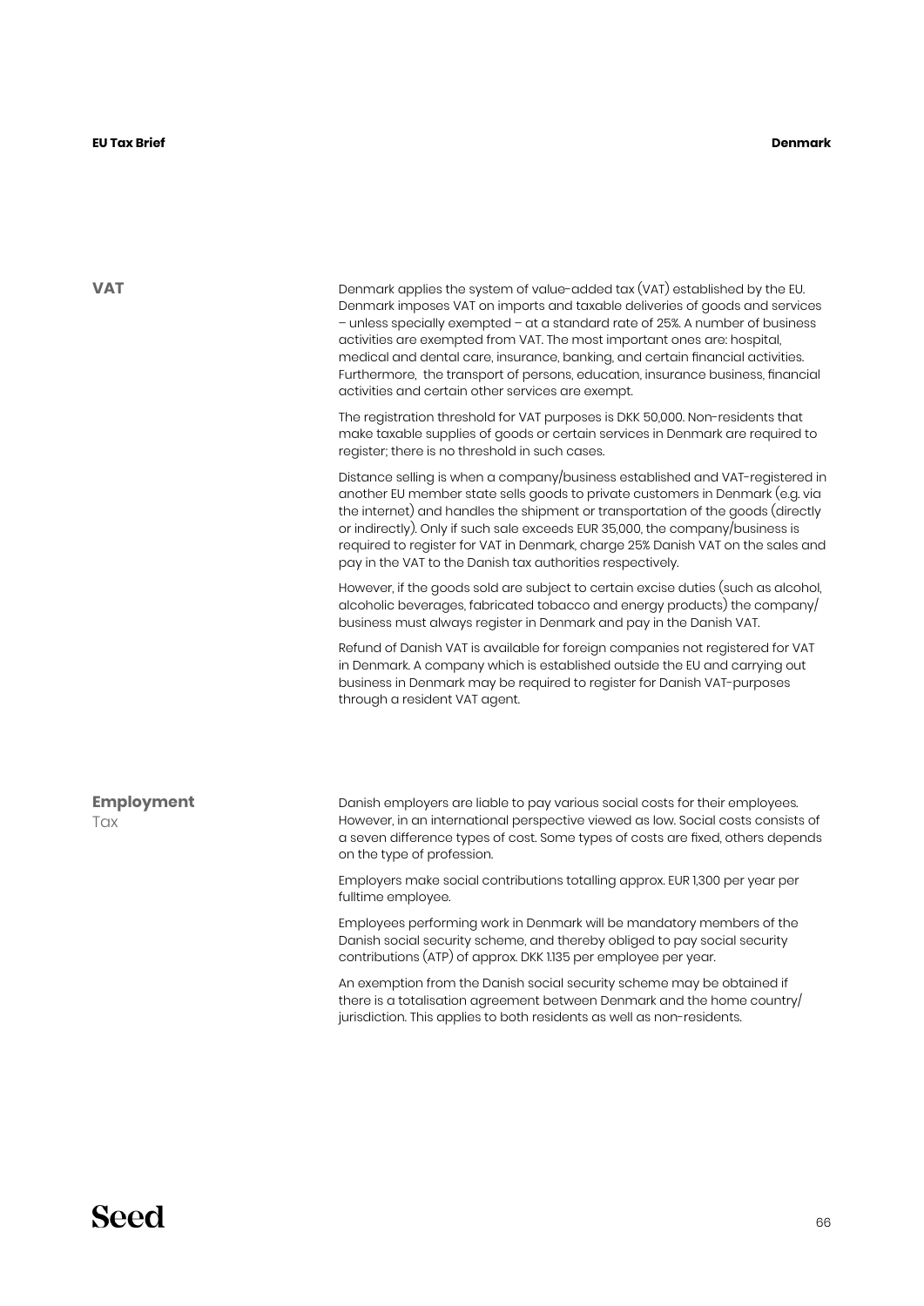## VAT

Denmark applies the system of value-added tax (VAT) established by the EU. Denmark imposes VAT on imports and taxable deliveries of goods and services – unless specially exempted – at a standard rate of 25%. A number of business activities are exempted from VAT. The most important ones are: hospital, medical and dental care, insurance, banking, and certain financial activities. Furthermore, the transport of persons, education, insurance business, financial activities and certain other services are exempt.

The registration threshold for VAT purposes is DKK 50,000. Non-residents that make taxable supplies of goods or certain services in Denmark are required to register; there is no threshold in such cases.

Distance selling is when a company/business established and VAT-registered in another EU member state sells goods to private customers in Denmark (e.g. via the internet) and handles the shipment or transportation of the goods (directly or indirectly). Only if such sale exceeds EUR 35,000, the company/business is required to register for VAT in Denmark, charge 25% Danish VAT on the sales and pay in the VAT to the Danish tax authorities respectively.

However, if the goods sold are subject to certain excise duties (such as alcohol, alcoholic beverages, fabricated tobacco and energy products) the company/business must always register in Denmark and pay in the Danish VAT.

Refund of Danish VAT is available for foreign companies not registered for VAT in Denmark. A company which is established outside the EU and carrying out business in Denmark may be required to register for Danish VAT-purposes through a resident VAT agent.

## Employment Tax

Danish employers are liable to pay various social costs for their employees. However, in an international perspective viewed as low. Social costs consists of a seven difference types of cost. Some types of costs are fixed, others depends on the type of profession.

Employers make social contributions totalling approx. EUR 1,300 per year per fulltime employee.

Employees performing work in Denmark will be mandatory members of the Danish social security scheme, and thereby obliged to pay social security contributions (ATP) of approx. DKK 1.135 per employee per year.

An exemption from the Danish social security scheme may be obtained if there is a totalisation agreement between Denmark and the home country/jurisdiction. This applies to both residents as well as non-residents.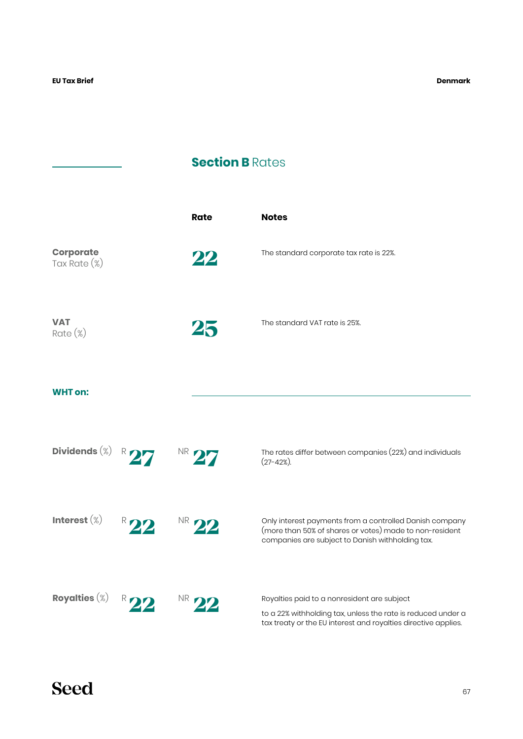## **Section B** Rates

| | Rate | Notes |
|---|---|---|
| **Corporate** Tax Rate (%) | 22 | The standard corporate tax rate is 22%. |
| **VAT** Rate (%) | 25 | The standard VAT rate is 25%. |

**WHT on:**

| | R | NR | Notes |
|---|---|---|---|
| **Dividends** (%) | 27 | 27 | The rates differ between companies (22%) and individuals (27-42%). |
| **Interest** (%) | 22 | 22 | Only interest payments from a controlled Danish company (more than 50% of shares or votes) made to non-resident companies are subject to Danish withholding tax. |
| **Royalties** (%) | 22 | 22 | Royalties paid to a nonresident are subject to a 22% withholding tax, unless the rate is reduced under a tax treaty or the EU interest and royalties directive applies. |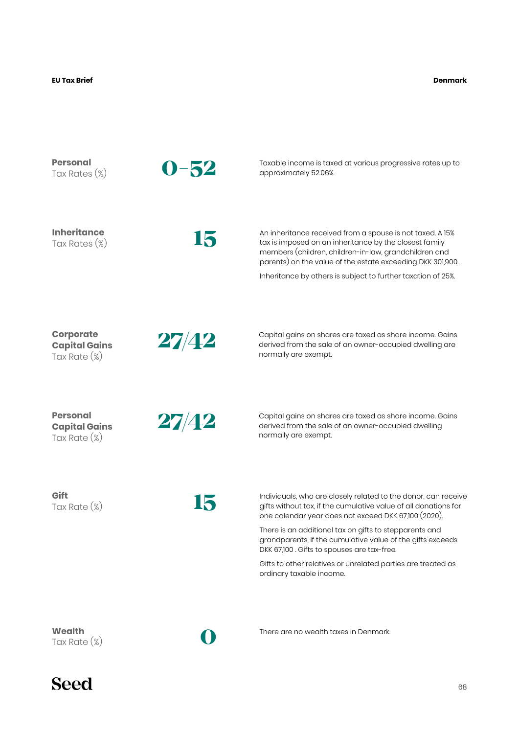**Personal** Tax Rates (%)

**0–52**

Taxable income is taxed at various progressive rates up to approximately 52.06%.

**Inheritance** Tax Rates (%)

**15**

An inheritance received from a spouse is not taxed. A 15% tax is imposed on an inheritance by the closest family members (children, children-in-law, grandchildren and parents) on the value of the estate exceeding DKK 301,900.

Inheritance by others is subject to further taxation of 25%.

**Corporate Capital Gains** Tax Rate (%)

**27/42**

Capital gains on shares are taxed as share income. Gains derived from the sale of an owner-occupied dwelling are normally are exempt.

**Personal Capital Gains** Tax Rate (%)

**27/42**

Capital gains on shares are taxed as share income. Gains derived from the sale of an owner-occupied dwelling normally are exempt.

**Gift** Tax Rate (%)

**15**

Individuals, who are closely related to the donor, can receive gifts without tax, if the cumulative value of all donations for one calendar year does not exceed DKK 67,100 (2020).

There is an additional tax on gifts to stepparents and grandparents, if the cumulative value of the gifts exceeds DKK 67,100 . Gifts to spouses are tax-free.

Gifts to other relatives or unrelated parties are treated as ordinary taxable income.

**Wealth** Tax Rate (%)

**0**

There are no wealth taxes in Denmark.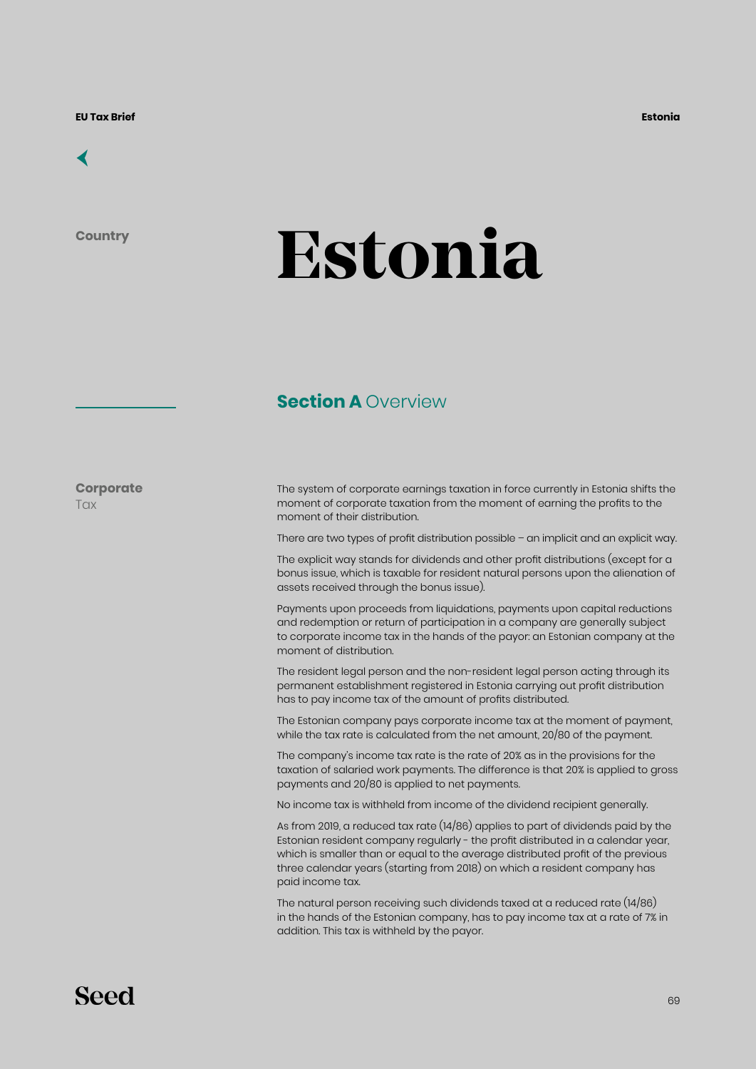Country

# Estonia

## Section A Overview

**Corporate** Tax

The system of corporate earnings taxation in force currently in Estonia shifts the moment of corporate taxation from the moment of earning the profits to the moment of their distribution.

There are two types of profit distribution possible – an implicit and an explicit way.

The explicit way stands for dividends and other profit distributions (except for a bonus issue, which is taxable for resident natural persons upon the alienation of assets received through the bonus issue).

Payments upon proceeds from liquidations, payments upon capital reductions and redemption or return of participation in a company are generally subject to corporate income tax in the hands of the payor: an Estonian company at the moment of distribution.

The resident legal person and the non-resident legal person acting through its permanent establishment registered in Estonia carrying out profit distribution has to pay income tax of the amount of profits distributed.

The Estonian company pays corporate income tax at the moment of payment, while the tax rate is calculated from the net amount, 20/80 of the payment.

The company's income tax rate is the rate of 20% as in the provisions for the taxation of salaried work payments. The difference is that 20% is applied to gross payments and 20/80 is applied to net payments.

No income tax is withheld from income of the dividend recipient generally.

As from 2019, a reduced tax rate (14/86) applies to part of dividends paid by the Estonian resident company regularly - the profit distributed in a calendar year, which is smaller than or equal to the average distributed profit of the previous three calendar years (starting from 2018) on which a resident company has paid income tax.

The natural person receiving such dividends taxed at a reduced rate (14/86) in the hands of the Estonian company, has to pay income tax at a rate of 7% in addition. This tax is withheld by the payor.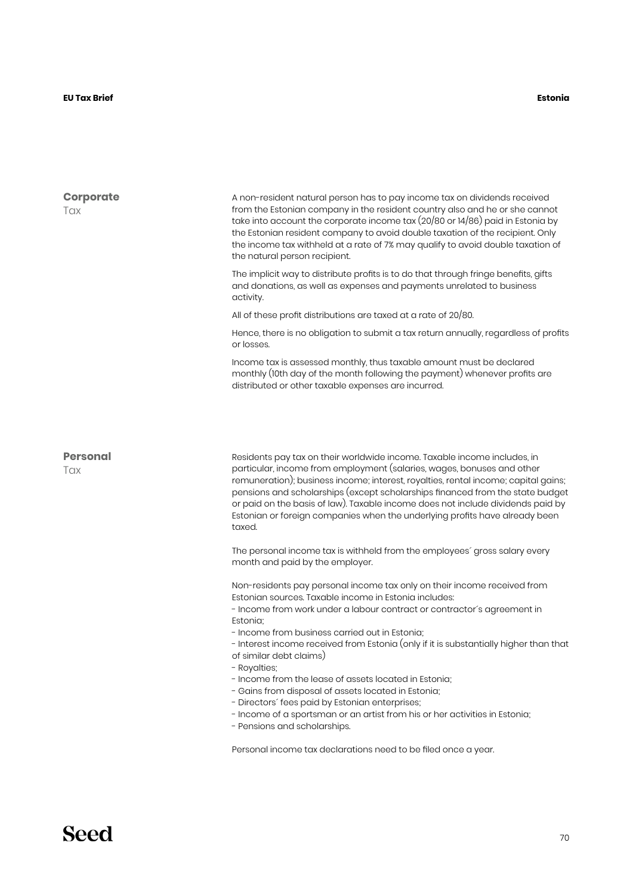## Corporate Tax

A non-resident natural person has to pay income tax on dividends received from the Estonian company in the resident country also and he or she cannot take into account the corporate income tax (20/80 or 14/86) paid in Estonia by the Estonian resident company to avoid double taxation of the recipient. Only the income tax withheld at a rate of 7% may qualify to avoid double taxation of the natural person recipient.

The implicit way to distribute profits is to do that through fringe benefits, gifts and donations, as well as expenses and payments unrelated to business activity.

All of these profit distributions are taxed at a rate of 20/80.

Hence, there is no obligation to submit a tax return annually, regardless of profits or losses.

Income tax is assessed monthly, thus taxable amount must be declared monthly (10th day of the month following the payment) whenever profits are distributed or other taxable expenses are incurred.

## Personal Tax

Residents pay tax on their worldwide income. Taxable income includes, in particular, income from employment (salaries, wages, bonuses and other remuneration); business income; interest, royalties, rental income; capital gains; pensions and scholarships (except scholarships financed from the state budget or paid on the basis of law). Taxable income does not include dividends paid by Estonian or foreign companies when the underlying profits have already been taxed.

The personal income tax is withheld from the employees´ gross salary every month and paid by the employer.

Non-residents pay personal income tax only on their income received from Estonian sources. Taxable income in Estonia includes:

- Income from work under a labour contract or contractor´s agreement in Estonia;
- Income from business carried out in Estonia;
- Interest income received from Estonia (only if it is substantially higher than that of similar debt claims)
- Royalties;
- Income from the lease of assets located in Estonia;
- Gains from disposal of assets located in Estonia;
- Directors´ fees paid by Estonian enterprises;
- Income of a sportsman or an artist from his or her activities in Estonia;
- Pensions and scholarships.

Personal income tax declarations need to be filed once a year.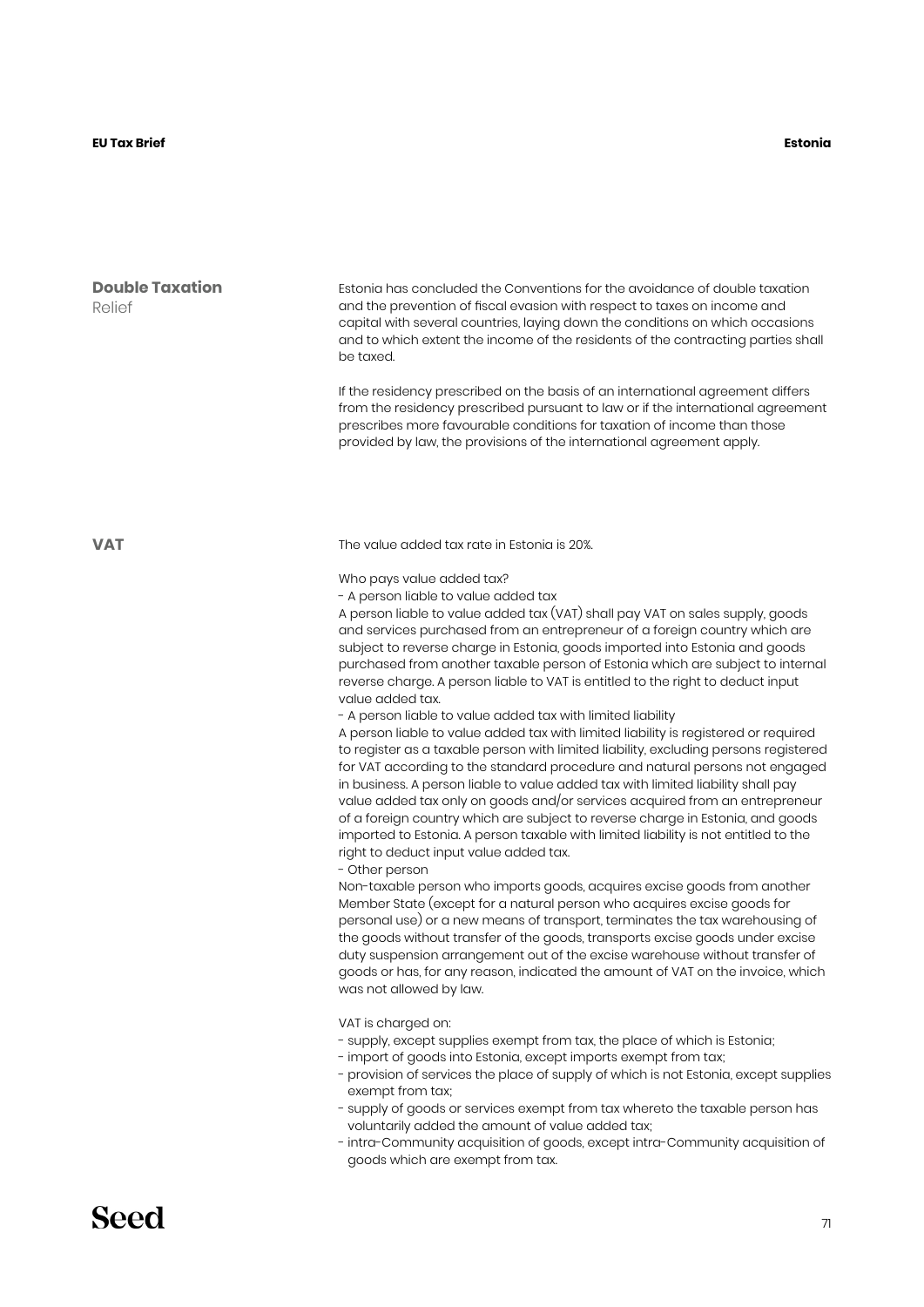## Double Taxation Relief

Estonia has concluded the Conventions for the avoidance of double taxation and the prevention of fiscal evasion with respect to taxes on income and capital with several countries, laying down the conditions on which occasions and to which extent the income of the residents of the contracting parties shall be taxed.

If the residency prescribed on the basis of an international agreement differs from the residency prescribed pursuant to law or if the international agreement prescribes more favourable conditions for taxation of income than those provided by law, the provisions of the international agreement apply.

## VAT

The value added tax rate in Estonia is 20%.

Who pays value added tax?

- A person liable to value added tax

A person liable to value added tax (VAT) shall pay VAT on sales supply, goods and services purchased from an entrepreneur of a foreign country which are subject to reverse charge in Estonia, goods imported into Estonia and goods purchased from another taxable person of Estonia which are subject to internal reverse charge. A person liable to VAT is entitled to the right to deduct input value added tax.

- A person liable to value added tax with limited liability

A person liable to value added tax with limited liability is registered or required to register as a taxable person with limited liability, excluding persons registered for VAT according to the standard procedure and natural persons not engaged in business. A person liable to value added tax with limited liability shall pay value added tax only on goods and/or services acquired from an entrepreneur of a foreign country which are subject to reverse charge in Estonia, and goods imported to Estonia. A person taxable with limited liability is not entitled to the right to deduct input value added tax.

- Other person

Non-taxable person who imports goods, acquires excise goods from another Member State (except for a natural person who acquires excise goods for personal use) or a new means of transport, terminates the tax warehousing of the goods without transfer of the goods, transports excise goods under excise duty suspension arrangement out of the excise warehouse without transfer of goods or has, for any reason, indicated the amount of VAT on the invoice, which was not allowed by law.

VAT is charged on:

- supply, except supplies exempt from tax, the place of which is Estonia;
- import of goods into Estonia, except imports exempt from tax;
- provision of services the place of supply of which is not Estonia, except supplies exempt from tax;
- supply of goods or services exempt from tax whereto the taxable person has voluntarily added the amount of value added tax;
- intra-Community acquisition of goods, except intra-Community acquisition of goods which are exempt from tax.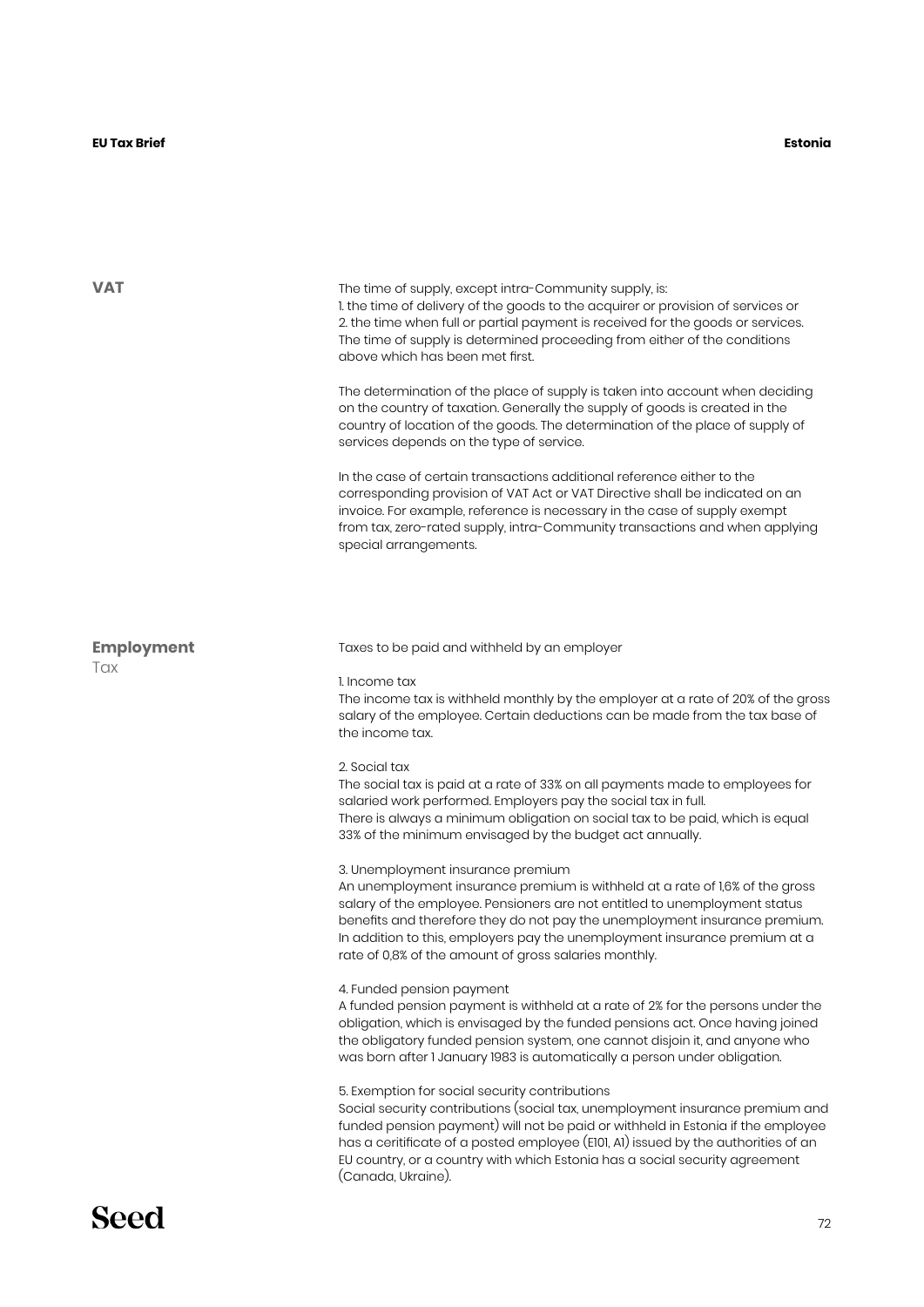## VAT

The time of supply, except intra-Community supply, is:
1. the time of delivery of the goods to the acquirer or provision of services or
2. the time when full or partial payment is received for the goods or services.
The time of supply is determined proceeding from either of the conditions above which has been met first.

The determination of the place of supply is taken into account when deciding on the country of taxation. Generally the supply of goods is created in the country of location of the goods. The determination of the place of supply of services depends on the type of service.

In the case of certain transactions additional reference either to the corresponding provision of VAT Act or VAT Directive shall be indicated on an invoice. For example, reference is necessary in the case of supply exempt from tax, zero-rated supply, intra-Community transactions and when applying special arrangements.

## **Employment** Tax

Taxes to be paid and withheld by an employer

1. Income tax
The income tax is withheld monthly by the employer at a rate of 20% of the gross salary of the employee. Certain deductions can be made from the tax base of the income tax.

2. Social tax
The social tax is paid at a rate of 33% on all payments made to employees for salaried work performed. Employers pay the social tax in full.
There is always a minimum obligation on social tax to be paid, which is equal 33% of the minimum envisaged by the budget act annually.

3. Unemployment insurance premium
An unemployment insurance premium is withheld at a rate of 1,6% of the gross salary of the employee. Pensioners are not entitled to unemployment status benefits and therefore they do not pay the unemployment insurance premium. In addition to this, employers pay the unemployment insurance premium at a rate of 0,8% of the amount of gross salaries monthly.

4. Funded pension payment
A funded pension payment is withheld at a rate of 2% for the persons under the obligation, which is envisaged by the funded pensions act. Once having joined the obligatory funded pension system, one cannot disjoin it, and anyone who was born after 1 January 1983 is automatically a person under obligation.

5. Exemption for social security contributions
Social security contributions (social tax, unemployment insurance premium and funded pension payment) will not be paid or withheld in Estonia if the employee has a ceritificate of a posted employee (E101, A1) issued by the authorities of an EU country, or a country with which Estonia has a social security agreement (Canada, Ukraine).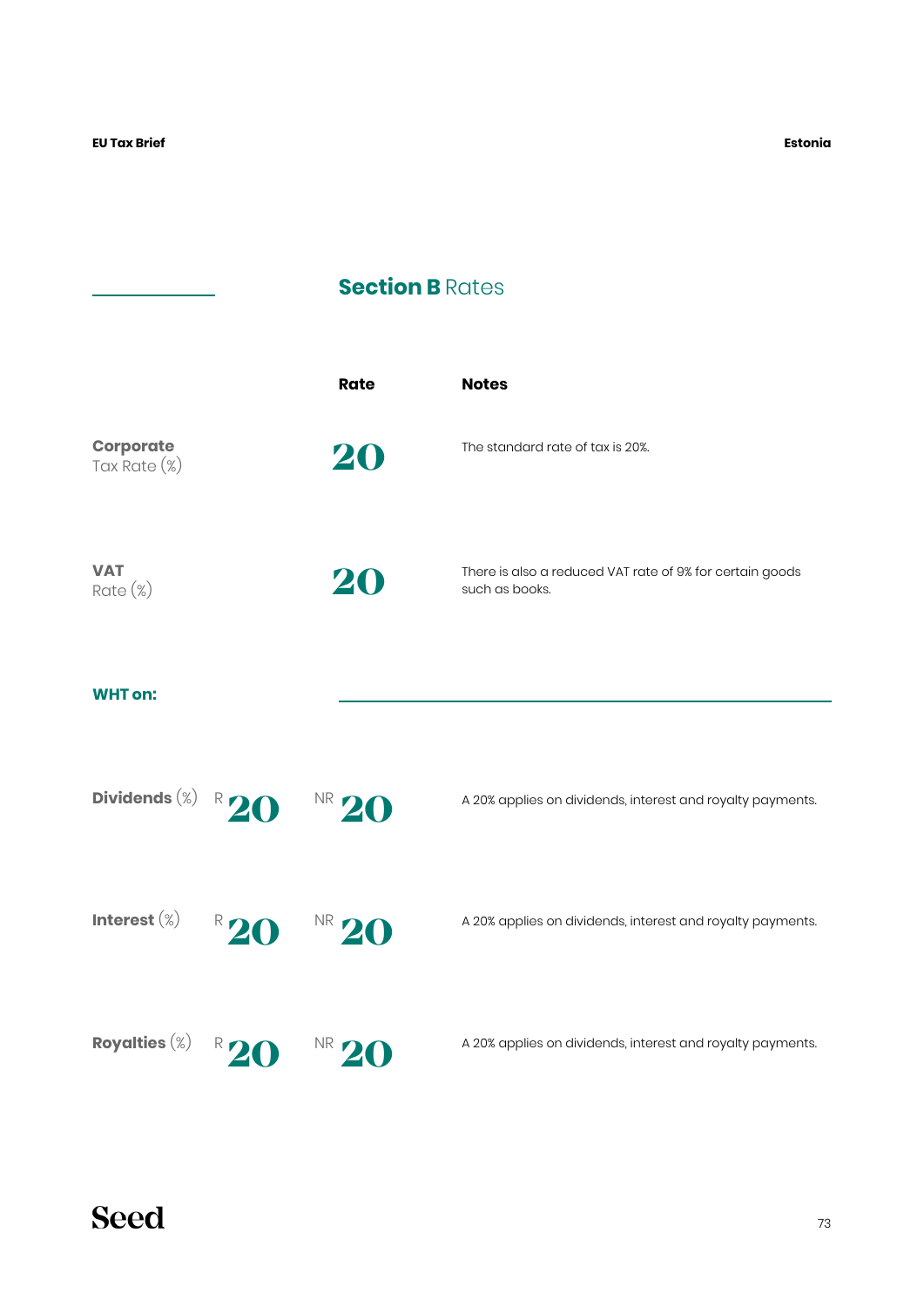## Section B Rates

| | Rate | Notes |
|---|---|---|
| **Corporate** Tax Rate (%) | 20 | The standard rate of tax is 20%. |
| **VAT** Rate (%) | 20 | There is also a reduced VAT rate of 9% for certain goods such as books. |

**WHT on:**

| | R | NR | Notes |
|---|---|---|---|
| **Dividends** (%) | 20 | 20 | A 20% applies on dividends, interest and royalty payments. |
| **Interest** (%) | 20 | 20 | A 20% applies on dividends, interest and royalty payments. |
| **Royalties** (%) | 20 | 20 | A 20% applies on dividends, interest and royalty payments. |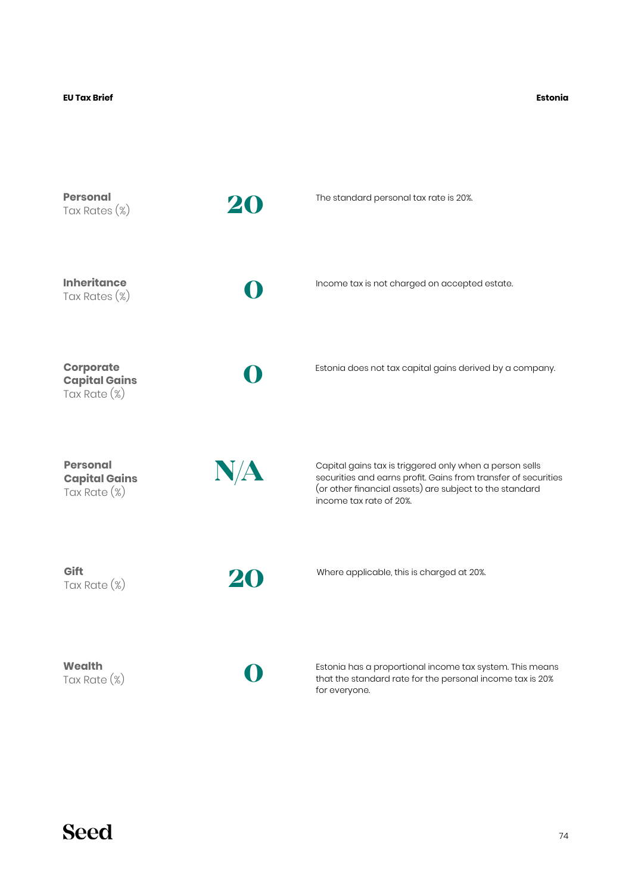| Tax | Rate | Notes |
|---|---|---|
| **Personal** Tax Rates (%) | 20 | The standard personal tax rate is 20%. |
| **Inheritance** Tax Rates (%) | 0 | Income tax is not charged on accepted estate. |
| **Corporate Capital Gains** Tax Rate (%) | 0 | Estonia does not tax capital gains derived by a company. |
| **Personal Capital Gains** Tax Rate (%) | N/A | Capital gains tax is triggered only when a person sells securities and earns profit. Gains from transfer of securities (or other financial assets) are subject to the standard income tax rate of 20%. |
| **Gift** Tax Rate (%) | 20 | Where applicable, this is charged at 20%. |
| **Wealth** Tax Rate (%) | 0 | Estonia has a proportional income tax system. This means that the standard rate for the personal income tax is 20% for everyone. |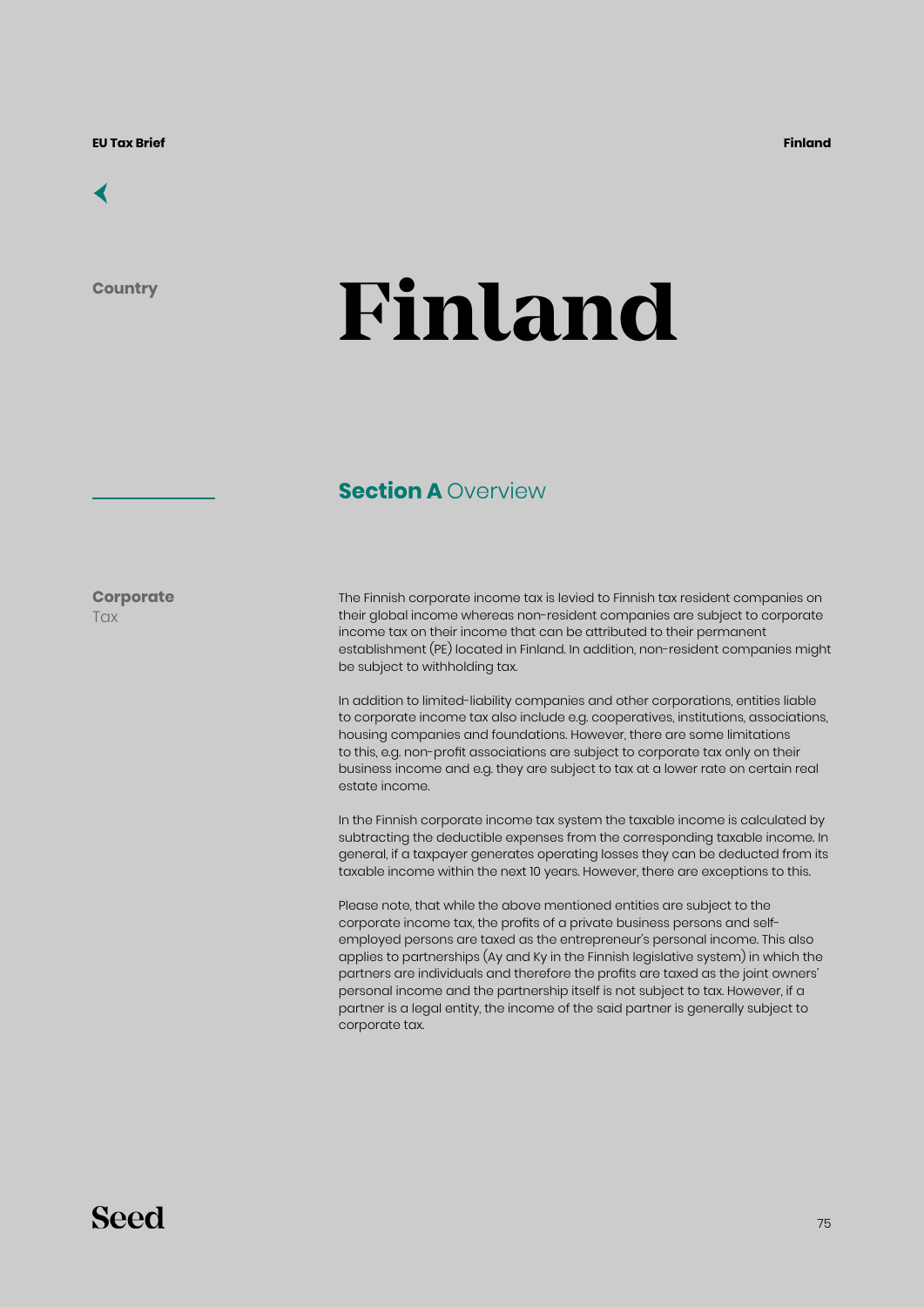Country

# Finland

## Section A Overview

### Corporate Tax

The Finnish corporate income tax is levied to Finnish tax resident companies on their global income whereas non-resident companies are subject to corporate income tax on their income that can be attributed to their permanent establishment (PE) located in Finland. In addition, non-resident companies might be subject to withholding tax.

In addition to limited-liability companies and other corporations, entities liable to corporate income tax also include e.g. cooperatives, institutions, associations, housing companies and foundations. However, there are some limitations to this, e.g. non-profit associations are subject to corporate tax only on their business income and e.g. they are subject to tax at a lower rate on certain real estate income.

In the Finnish corporate income tax system the taxable income is calculated by subtracting the deductible expenses from the corresponding taxable income. In general, if a taxpayer generates operating losses they can be deducted from its taxable income within the next 10 years. However, there are exceptions to this.

Please note, that while the above mentioned entities are subject to the corporate income tax, the profits of a private business persons and self-employed persons are taxed as the entrepreneur's personal income. This also applies to partnerships (Ay and Ky in the Finnish legislative system) in which the partners are individuals and therefore the profits are taxed as the joint owners' personal income and the partnership itself is not subject to tax. However, if a partner is a legal entity, the income of the said partner is generally subject to corporate tax.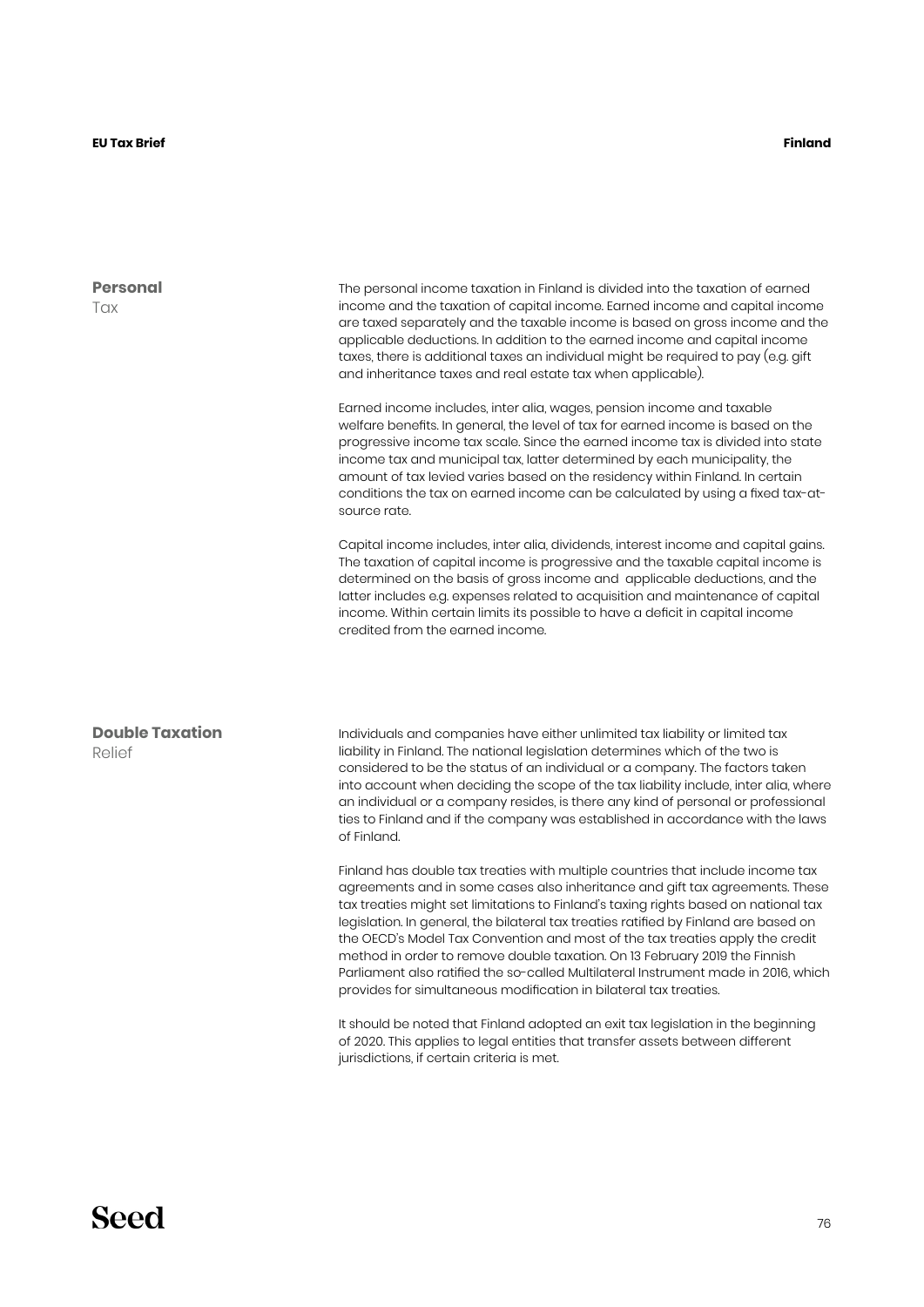## Personal Tax

The personal income taxation in Finland is divided into the taxation of earned income and the taxation of capital income. Earned income and capital income are taxed separately and the taxable income is based on gross income and the applicable deductions. In addition to the earned income and capital income taxes, there is additional taxes an individual might be required to pay (e.g. gift and inheritance taxes and real estate tax when applicable).

Earned income includes, inter alia, wages, pension income and taxable welfare benefits. In general, the level of tax for earned income is based on the progressive income tax scale. Since the earned income tax is divided into state income tax and municipal tax, latter determined by each municipality, the amount of tax levied varies based on the residency within Finland. In certain conditions the tax on earned income can be calculated by using a fixed tax-at-source rate.

Capital income includes, inter alia, dividends, interest income and capital gains. The taxation of capital income is progressive and the taxable capital income is determined on the basis of gross income and applicable deductions, and the latter includes e.g. expenses related to acquisition and maintenance of capital income. Within certain limits its possible to have a deficit in capital income credited from the earned income.

## Double Taxation Relief

Individuals and companies have either unlimited tax liability or limited tax liability in Finland. The national legislation determines which of the two is considered to be the status of an individual or a company. The factors taken into account when deciding the scope of the tax liability include, inter alia, where an individual or a company resides, is there any kind of personal or professional ties to Finland and if the company was established in accordance with the laws of Finland.

Finland has double tax treaties with multiple countries that include income tax agreements and in some cases also inheritance and gift tax agreements. These tax treaties might set limitations to Finland's taxing rights based on national tax legislation. In general, the bilateral tax treaties ratified by Finland are based on the OECD's Model Tax Convention and most of the tax treaties apply the credit method in order to remove double taxation. On 13 February 2019 the Finnish Parliament also ratified the so-called Multilateral Instrument made in 2016, which provides for simultaneous modification in bilateral tax treaties.

It should be noted that Finland adopted an exit tax legislation in the beginning of 2020. This applies to legal entities that transfer assets between different jurisdictions, if certain criteria is met.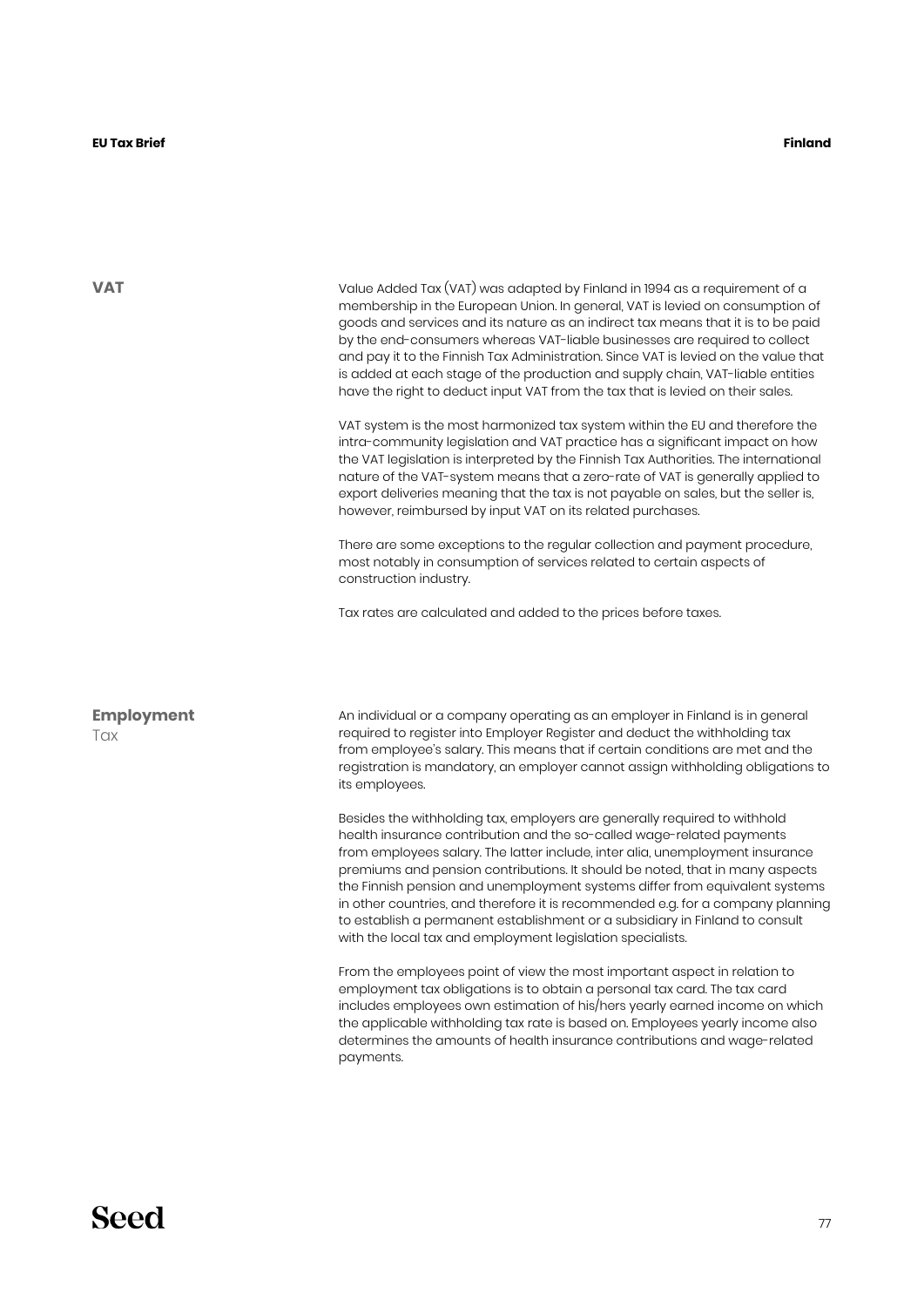## VAT

Value Added Tax (VAT) was adapted by Finland in 1994 as a requirement of a membership in the European Union. In general, VAT is levied on consumption of goods and services and its nature as an indirect tax means that it is to be paid by the end-consumers whereas VAT-liable businesses are required to collect and pay it to the Finnish Tax Administration. Since VAT is levied on the value that is added at each stage of the production and supply chain, VAT-liable entities have the right to deduct input VAT from the tax that is levied on their sales.

VAT system is the most harmonized tax system within the EU and therefore the intra-community legislation and VAT practice has a significant impact on how the VAT legislation is interpreted by the Finnish Tax Authorities. The international nature of the VAT-system means that a zero-rate of VAT is generally applied to export deliveries meaning that the tax is not payable on sales, but the seller is, however, reimbursed by input VAT on its related purchases.

There are some exceptions to the regular collection and payment procedure, most notably in consumption of services related to certain aspects of construction industry.

Tax rates are calculated and added to the prices before taxes.

## Employment Tax

An individual or a company operating as an employer in Finland is in general required to register into Employer Register and deduct the withholding tax from employee's salary. This means that if certain conditions are met and the registration is mandatory, an employer cannot assign withholding obligations to its employees.

Besides the withholding tax, employers are generally required to withhold health insurance contribution and the so-called wage-related payments from employees salary. The latter include, inter alia, unemployment insurance premiums and pension contributions. It should be noted, that in many aspects the Finnish pension and unemployment systems differ from equivalent systems in other countries, and therefore it is recommended e.g. for a company planning to establish a permanent establishment or a subsidiary in Finland to consult with the local tax and employment legislation specialists.

From the employees point of view the most important aspect in relation to employment tax obligations is to obtain a personal tax card. The tax card includes employees own estimation of his/hers yearly earned income on which the applicable withholding tax rate is based on. Employees yearly income also determines the amounts of health insurance contributions and wage-related payments.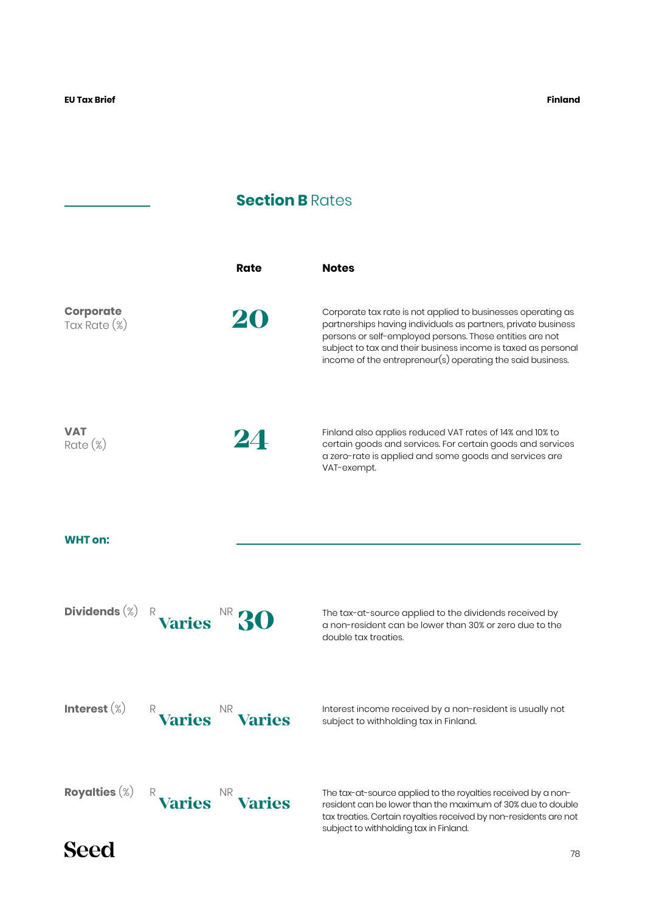## Section B Rates

| | Rate | Notes |
|---|---|---|
| **Corporate** Tax Rate (%) | 20 | Corporate tax rate is not applied to businesses operating as partnerships having individuals as partners, private business persons or self-employed persons. These entities are not subject to tax and their business income is taxed as personal income of the entrepreneur(s) operating the said business. |
| **VAT** Rate (%) | 24 | Finland also applies reduced VAT rates of 14% and 10% to certain goods and services. For certain goods and services a zero-rate is applied and some goods and services are VAT-exempt. |

**WHT on:**

| | R | NR | Notes |
|---|---|---|---|
| **Dividends** (%) | Varies | 30 | The tax-at-source applied to the dividends received by a non-resident can be lower than 30% or zero due to the double tax treaties. |
| **Interest** (%) | Varies | Varies | Interest income received by a non-resident is usually not subject to withholding tax in Finland. |
| **Royalties** (%) | Varies | Varies | The tax-at-source applied to the royalties received by a non-resident can be lower than the maximum of 30% due to double tax treaties. Certain royalties received by non-residents are not subject to withholding tax in Finland. |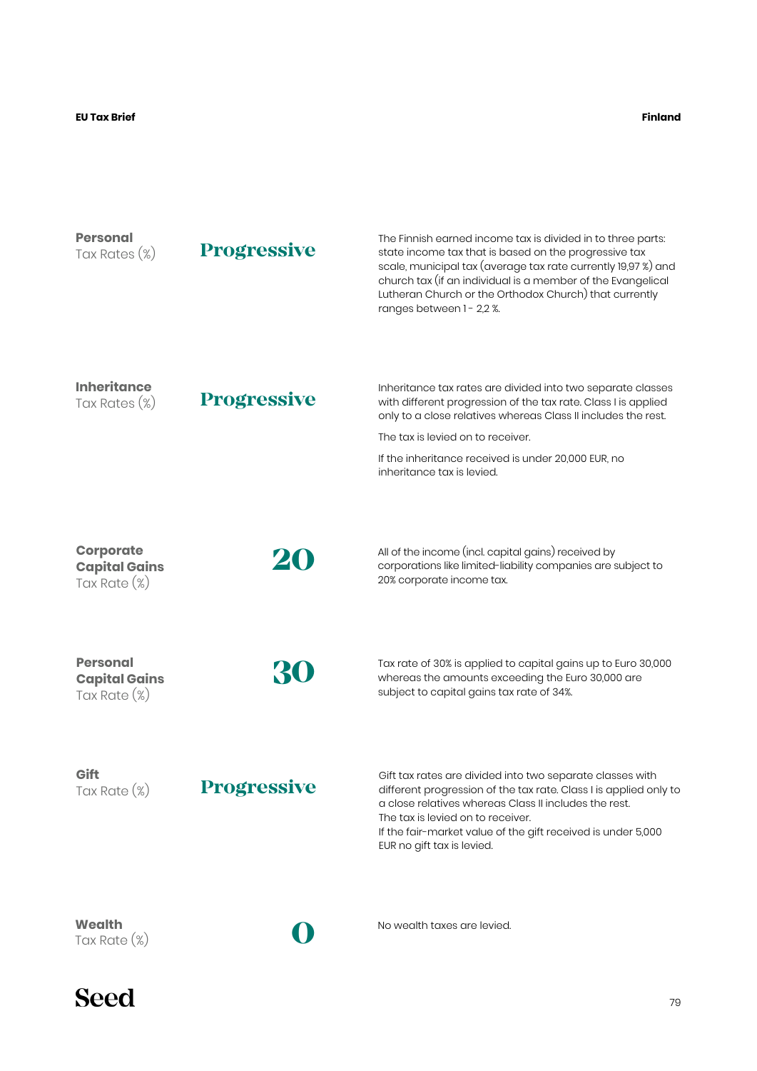| Category | Rate | Details |
|---|---|---|
| **Personal** Tax Rates (%) | **Progressive** | The Finnish earned income tax is divided in to three parts: state income tax that is based on the progressive tax scale, municipal tax (average tax rate currently 19,97 %) and church tax (if an individual is a member of the Evangelical Lutheran Church or the Orthodox Church) that currently ranges between 1 - 2,2 %. |
| **Inheritance** Tax Rates (%) | **Progressive** | Inheritance tax rates are divided into two separate classes with different progression of the tax rate. Class I is applied only to a close relatives whereas Class II includes the rest. The tax is levied on to receiver. If the inheritance received is under 20,000 EUR, no inheritance tax is levied. |
| **Corporate Capital Gains** Tax Rate (%) | **20** | All of the income (incl. capital gains) received by corporations like limited-liability companies are subject to 20% corporate income tax. |
| **Personal Capital Gains** Tax Rate (%) | **30** | Tax rate of 30% is applied to capital gains up to Euro 30,000 whereas the amounts exceeding the Euro 30,000 are subject to capital gains tax rate of 34%. |
| **Gift** Tax Rate (%) | **Progressive** | Gift tax rates are divided into two separate classes with different progression of the tax rate. Class I is applied only to a close relatives whereas Class II includes the rest. The tax is levied on to receiver. If the fair-market value of the gift received is under 5,000 EUR no gift tax is levied. |
| **Wealth** Tax Rate (%) | **0** | No wealth taxes are levied. |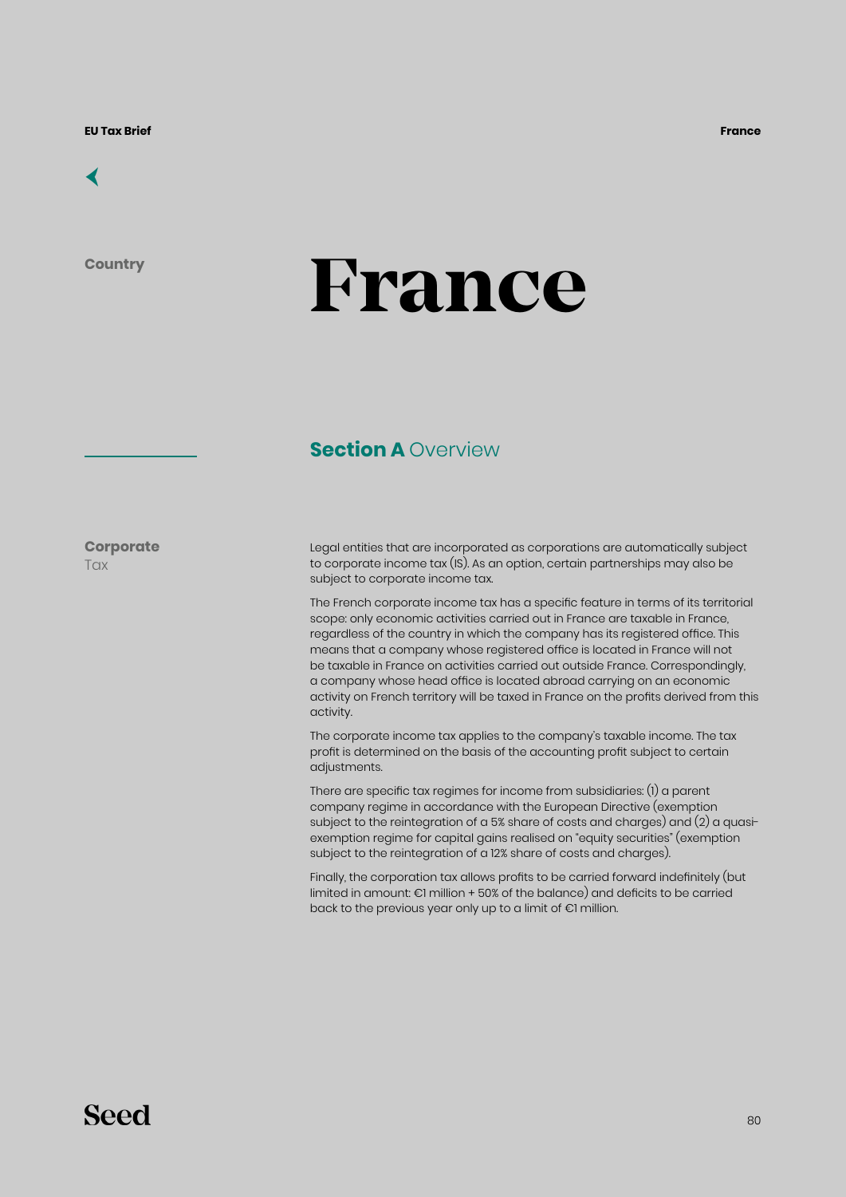Country

# France

## Section A Overview

**Corporate** Tax

Legal entities that are incorporated as corporations are automatically subject to corporate income tax (IS). As an option, certain partnerships may also be subject to corporate income tax.

The French corporate income tax has a specific feature in terms of its territorial scope: only economic activities carried out in France are taxable in France, regardless of the country in which the company has its registered office. This means that a company whose registered office is located in France will not be taxable in France on activities carried out outside France. Correspondingly, a company whose head office is located abroad carrying on an economic activity on French territory will be taxed in France on the profits derived from this activity.

The corporate income tax applies to the company's taxable income. The tax profit is determined on the basis of the accounting profit subject to certain adjustments.

There are specific tax regimes for income from subsidiaries: (1) a parent company regime in accordance with the European Directive (exemption subject to the reintegration of a 5% share of costs and charges) and (2) a quasi-exemption regime for capital gains realised on "equity securities" (exemption subject to the reintegration of a 12% share of costs and charges).

Finally, the corporation tax allows profits to be carried forward indefinitely (but limited in amount: €1 million + 50% of the balance) and deficits to be carried back to the previous year only up to a limit of €1 million.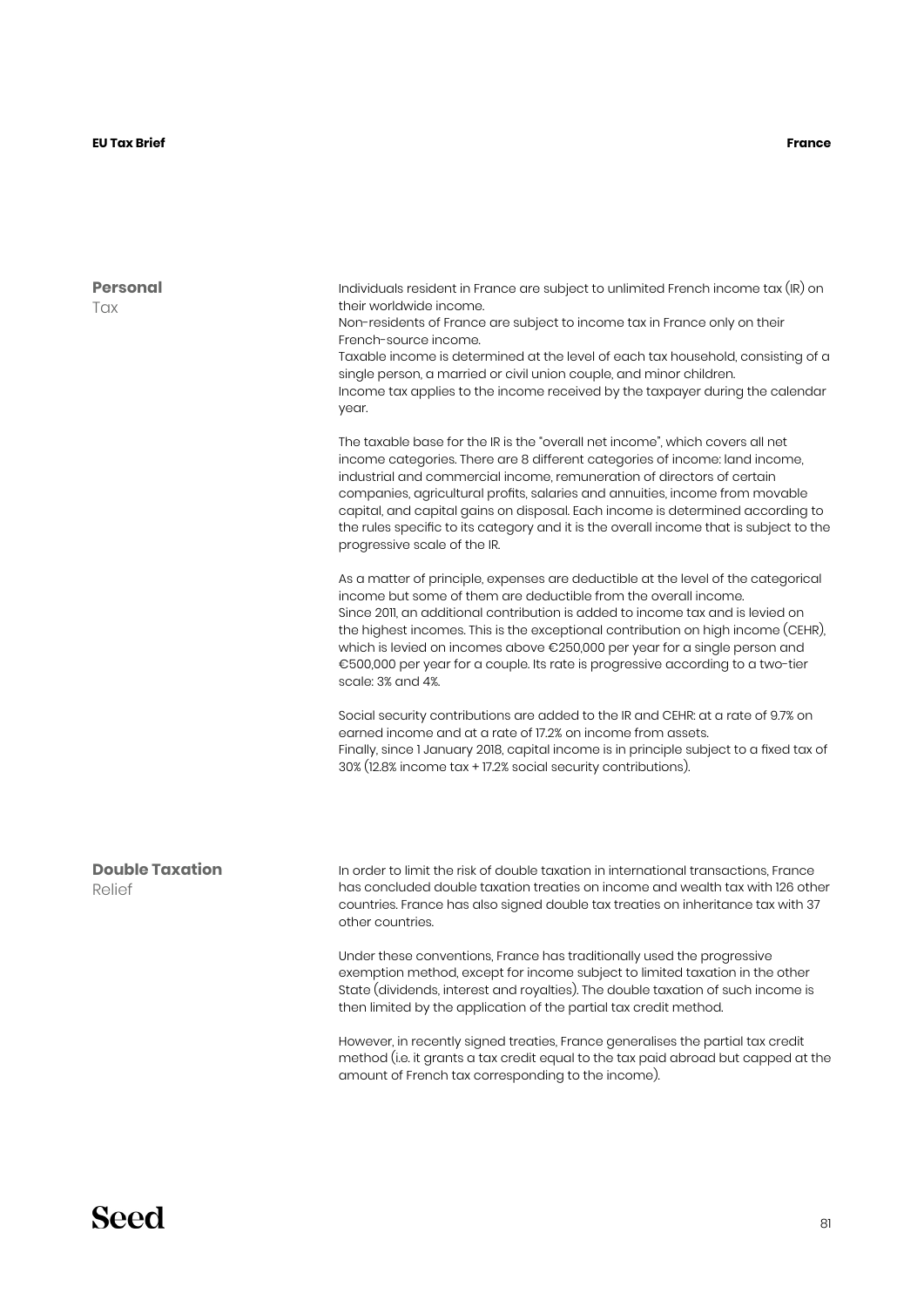## Personal Tax

Individuals resident in France are subject to unlimited French income tax (IR) on their worldwide income.
Non-residents of France are subject to income tax in France only on their French-source income.
Taxable income is determined at the level of each tax household, consisting of a single person, a married or civil union couple, and minor children.
Income tax applies to the income received by the taxpayer during the calendar year.

The taxable base for the IR is the "overall net income", which covers all net income categories. There are 8 different categories of income: land income, industrial and commercial income, remuneration of directors of certain companies, agricultural profits, salaries and annuities, income from movable capital, and capital gains on disposal. Each income is determined according to the rules specific to its category and it is the overall income that is subject to the progressive scale of the IR.

As a matter of principle, expenses are deductible at the level of the categorical income but some of them are deductible from the overall income.
Since 2011, an additional contribution is added to income tax and is levied on the highest incomes. This is the exceptional contribution on high income (CEHR), which is levied on incomes above €250,000 per year for a single person and €500,000 per year for a couple. Its rate is progressive according to a two-tier scale: 3% and 4%.

Social security contributions are added to the IR and CEHR: at a rate of 9.7% on earned income and at a rate of 17.2% on income from assets.
Finally, since 1 January 2018, capital income is in principle subject to a fixed tax of 30% (12.8% income tax + 17.2% social security contributions).

## Double Taxation Relief

In order to limit the risk of double taxation in international transactions, France has concluded double taxation treaties on income and wealth tax with 126 other countries. France has also signed double tax treaties on inheritance tax with 37 other countries.

Under these conventions, France has traditionally used the progressive exemption method, except for income subject to limited taxation in the other State (dividends, interest and royalties). The double taxation of such income is then limited by the application of the partial tax credit method.

However, in recently signed treaties, France generalises the partial tax credit method (i.e. it grants a tax credit equal to the tax paid abroad but capped at the amount of French tax corresponding to the income).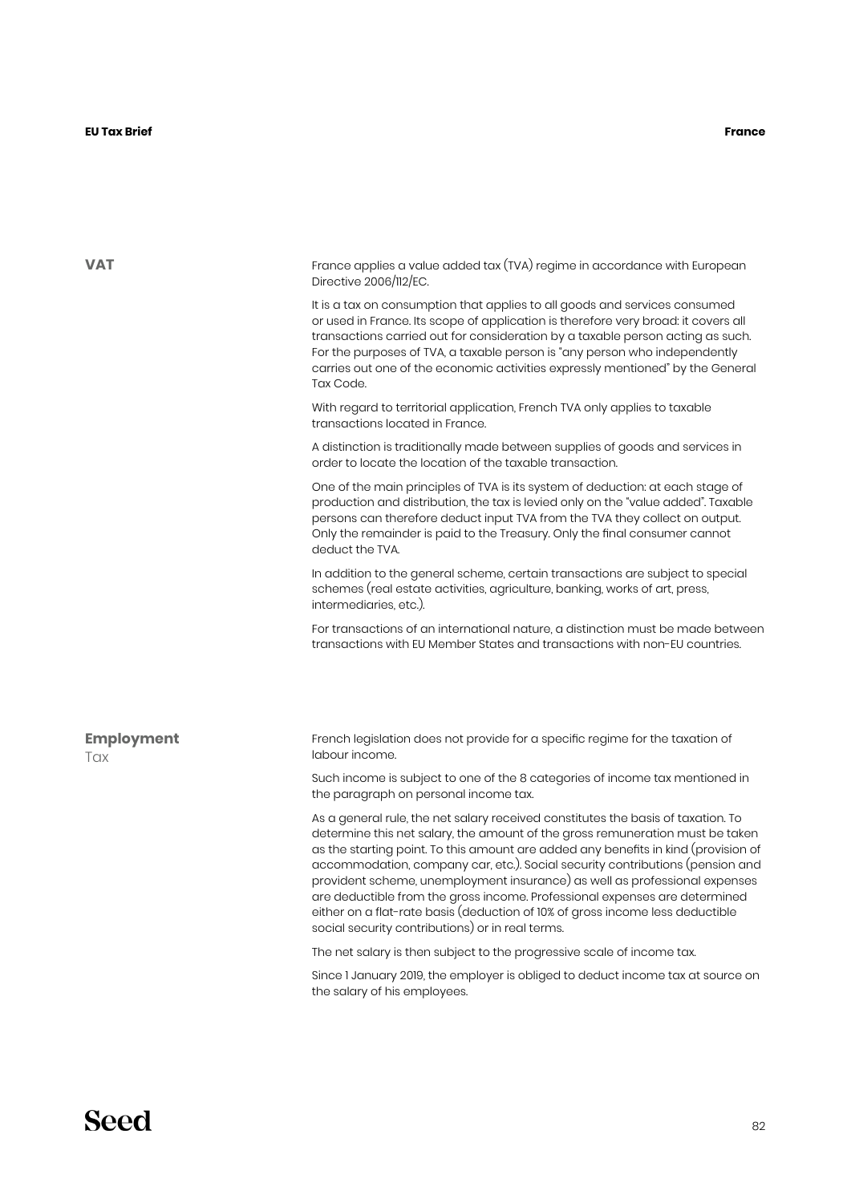## VAT

France applies a value added tax (TVA) regime in accordance with European Directive 2006/112/EC.

It is a tax on consumption that applies to all goods and services consumed or used in France. Its scope of application is therefore very broad: it covers all transactions carried out for consideration by a taxable person acting as such. For the purposes of TVA, a taxable person is "any person who independently carries out one of the economic activities expressly mentioned" by the General Tax Code.

With regard to territorial application, French TVA only applies to taxable transactions located in France.

A distinction is traditionally made between supplies of goods and services in order to locate the location of the taxable transaction.

One of the main principles of TVA is its system of deduction: at each stage of production and distribution, the tax is levied only on the "value added". Taxable persons can therefore deduct input TVA from the TVA they collect on output. Only the remainder is paid to the Treasury. Only the final consumer cannot deduct the TVA.

In addition to the general scheme, certain transactions are subject to special schemes (real estate activities, agriculture, banking, works of art, press, intermediaries, etc.).

For transactions of an international nature, a distinction must be made between transactions with EU Member States and transactions with non-EU countries.

## Employment Tax

French legislation does not provide for a specific regime for the taxation of labour income.

Such income is subject to one of the 8 categories of income tax mentioned in the paragraph on personal income tax.

As a general rule, the net salary received constitutes the basis of taxation. To determine this net salary, the amount of the gross remuneration must be taken as the starting point. To this amount are added any benefits in kind (provision of accommodation, company car, etc.). Social security contributions (pension and provident scheme, unemployment insurance) as well as professional expenses are deductible from the gross income. Professional expenses are determined either on a flat-rate basis (deduction of 10% of gross income less deductible social security contributions) or in real terms.

The net salary is then subject to the progressive scale of income tax.

Since 1 January 2019, the employer is obliged to deduct income tax at source on the salary of his employees.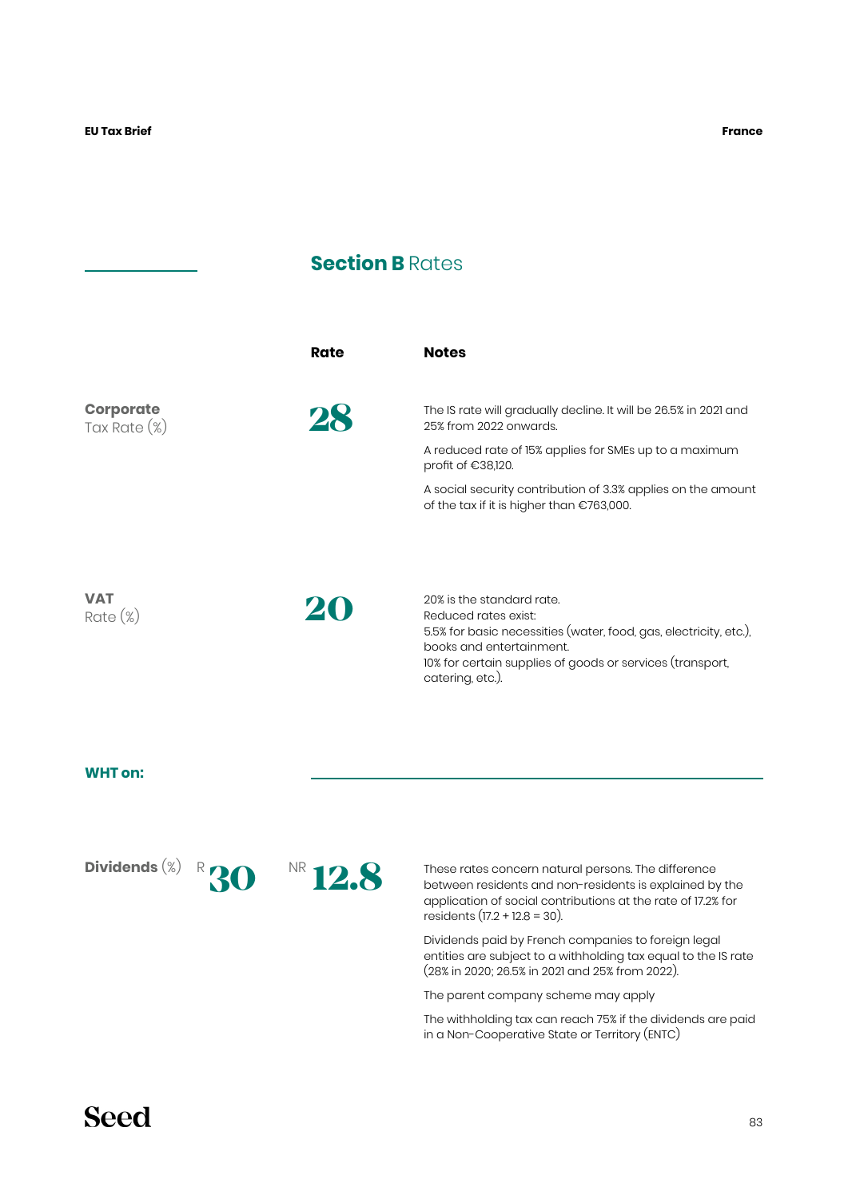## **Section B** Rates

| | Rate | Notes |
|---|---|---|
| **Corporate** Tax Rate (%) | 28 | The IS rate will gradually decline. It will be 26.5% in 2021 and 25% from 2022 onwards.<br><br>A reduced rate of 15% applies for SMEs up to a maximum profit of €38,120.<br><br>A social security contribution of 3.3% applies on the amount of the tax if it is higher than €763,000. |
| **VAT** Rate (%) | 20 | 20% is the standard rate.<br>Reduced rates exist:<br>5.5% for basic necessities (water, food, gas, electricity, etc.), books and entertainment.<br>10% for certain supplies of goods or services (transport, catering, etc.). |

### WHT on:

| | Rate | Notes |
|---|---|---|
| **Dividends** (%) | R 30 / NR 12.8 | These rates concern natural persons. The difference between residents and non-residents is explained by the application of social contributions at the rate of 17.2% for residents (17.2 + 12.8 = 30).<br><br>Dividends paid by French companies to foreign legal entities are subject to a withholding tax equal to the IS rate (28% in 2020; 26.5% in 2021 and 25% from 2022).<br><br>The parent company scheme may apply<br><br>The withholding tax can reach 75% if the dividends are paid in a Non-Cooperative State or Territory (ENTC) |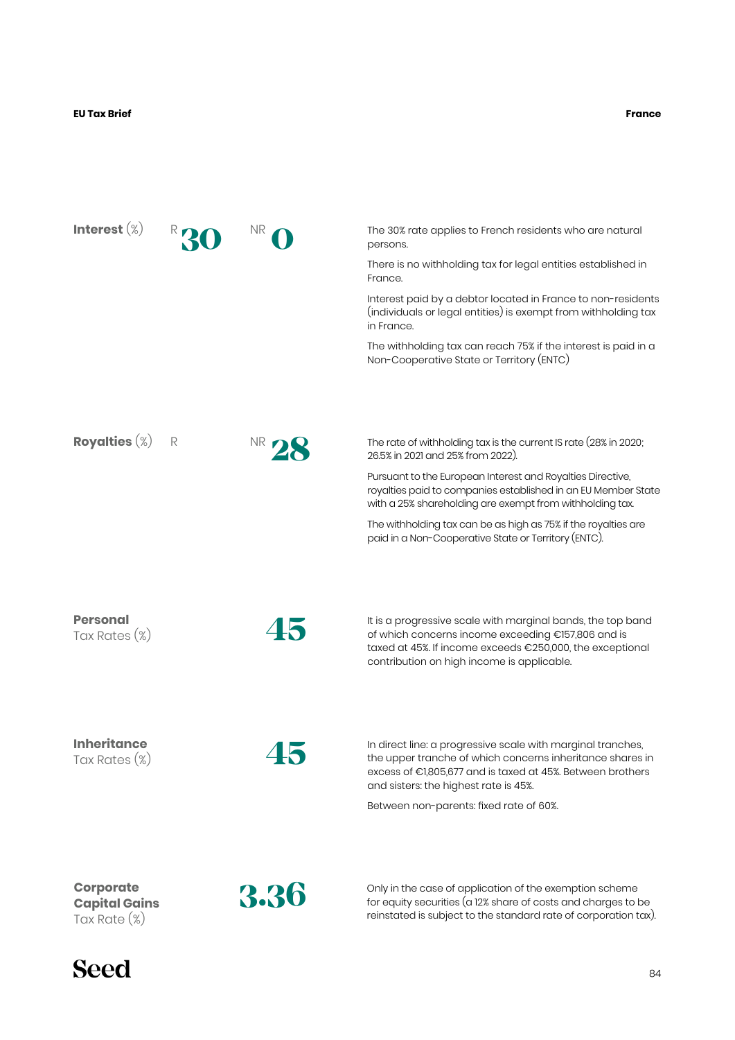## Interest (%)

R **30** NR **0**

The 30% rate applies to French residents who are natural persons.

There is no withholding tax for legal entities established in France.

Interest paid by a debtor located in France to non-residents (individuals or legal entities) is exempt from withholding tax in France.

The withholding tax can reach 75% if the interest is paid in a Non-Cooperative State or Territory (ENTC)

## Royalties (%)

R NR **28**

The rate of withholding tax is the current IS rate (28% in 2020; 26.5% in 2021 and 25% from 2022).

Pursuant to the European Interest and Royalties Directive, royalties paid to companies established in an EU Member State with a 25% shareholding are exempt from withholding tax.

The withholding tax can be as high as 75% if the royalties are paid in a Non-Cooperative State or Territory (ENTC).

## Personal Tax Rates (%)

**45**

It is a progressive scale with marginal bands, the top band of which concerns income exceeding €157,806 and is taxed at 45%. If income exceeds €250,000, the exceptional contribution on high income is applicable.

## Inheritance Tax Rates (%)

**45**

In direct line: a progressive scale with marginal tranches, the upper tranche of which concerns inheritance shares in excess of €1,805,677 and is taxed at 45%. Between brothers and sisters: the highest rate is 45%.

Between non-parents: fixed rate of 60%.

## Corporate Capital Gains Tax Rate (%)

**3.36**

Only in the case of application of the exemption scheme for equity securities (a 12% share of costs and charges to be reinstated is subject to the standard rate of corporation tax).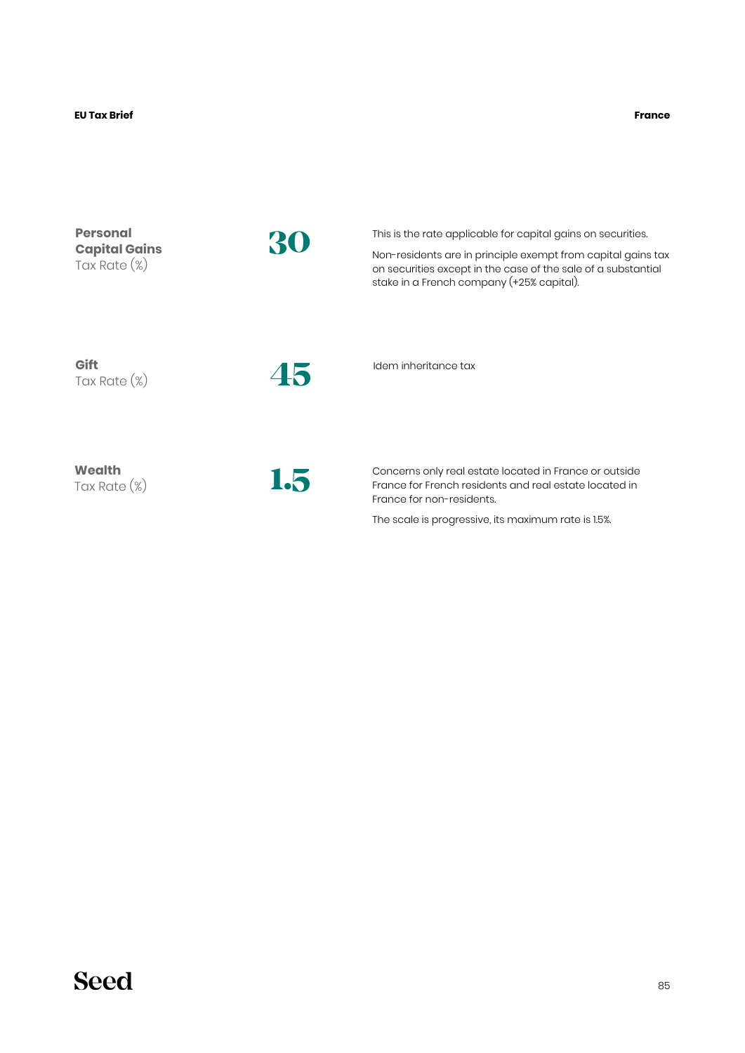**Personal Capital Gains**
Tax Rate (%)

**30**

This is the rate applicable for capital gains on securities.

Non-residents are in principle exempt from capital gains tax on securities except in the case of the sale of a substantial stake in a French company (+25% capital).

**Gift**
Tax Rate (%)

**45**

Idem inheritance tax

**Wealth**
Tax Rate (%)

**1.5**

Concerns only real estate located in France or outside France for French residents and real estate located in France for non-residents.

The scale is progressive, its maximum rate is 1.5%.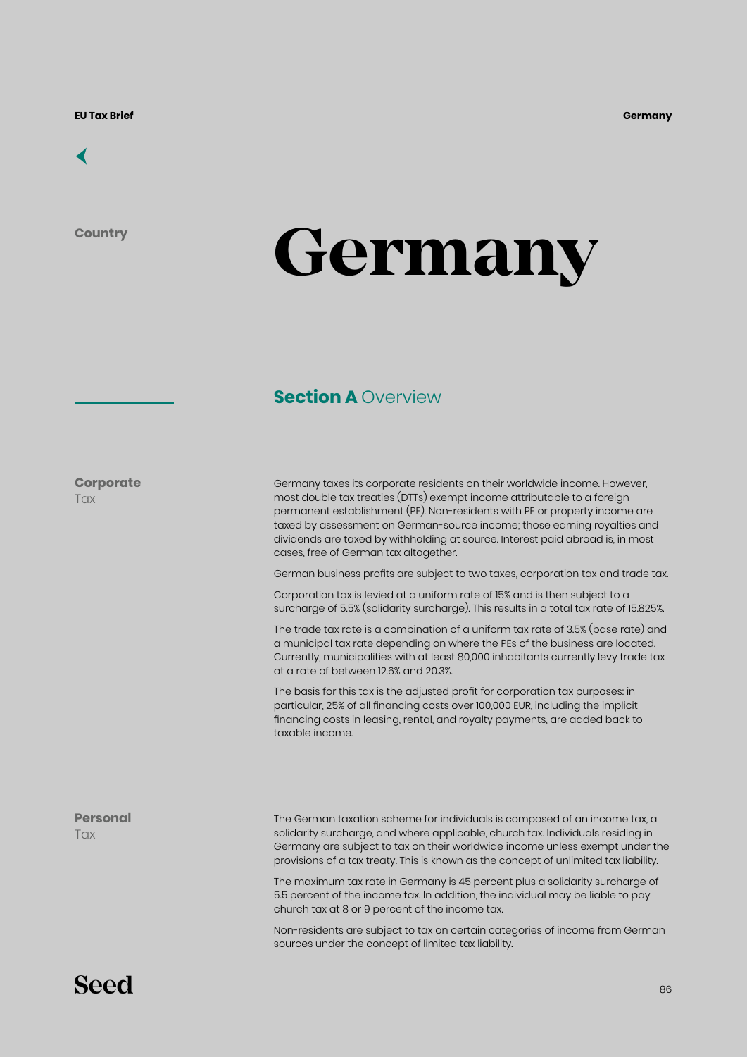Country

# Germany

## Section A Overview

**Corporate** Tax

Germany taxes its corporate residents on their worldwide income. However, most double tax treaties (DTTs) exempt income attributable to a foreign permanent establishment (PE). Non-residents with PE or property income are taxed by assessment on German-source income; those earning royalties and dividends are taxed by withholding at source. Interest paid abroad is, in most cases, free of German tax altogether.

German business profits are subject to two taxes, corporation tax and trade tax.

Corporation tax is levied at a uniform rate of 15% and is then subject to a surcharge of 5.5% (solidarity surcharge). This results in a total tax rate of 15.825%.

The trade tax rate is a combination of a uniform tax rate of 3.5% (base rate) and a municipal tax rate depending on where the PEs of the business are located. Currently, municipalities with at least 80,000 inhabitants currently levy trade tax at a rate of between 12.6% and 20.3%.

The basis for this tax is the adjusted profit for corporation tax purposes: in particular, 25% of all financing costs over 100,000 EUR, including the implicit financing costs in leasing, rental, and royalty payments, are added back to taxable income.

**Personal** Tax

The German taxation scheme for individuals is composed of an income tax, a solidarity surcharge, and where applicable, church tax. Individuals residing in Germany are subject to tax on their worldwide income unless exempt under the provisions of a tax treaty. This is known as the concept of unlimited tax liability.

The maximum tax rate in Germany is 45 percent plus a solidarity surcharge of 5.5 percent of the income tax. In addition, the individual may be liable to pay church tax at 8 or 9 percent of the income tax.

Non-residents are subject to tax on certain categories of income from German sources under the concept of limited tax liability.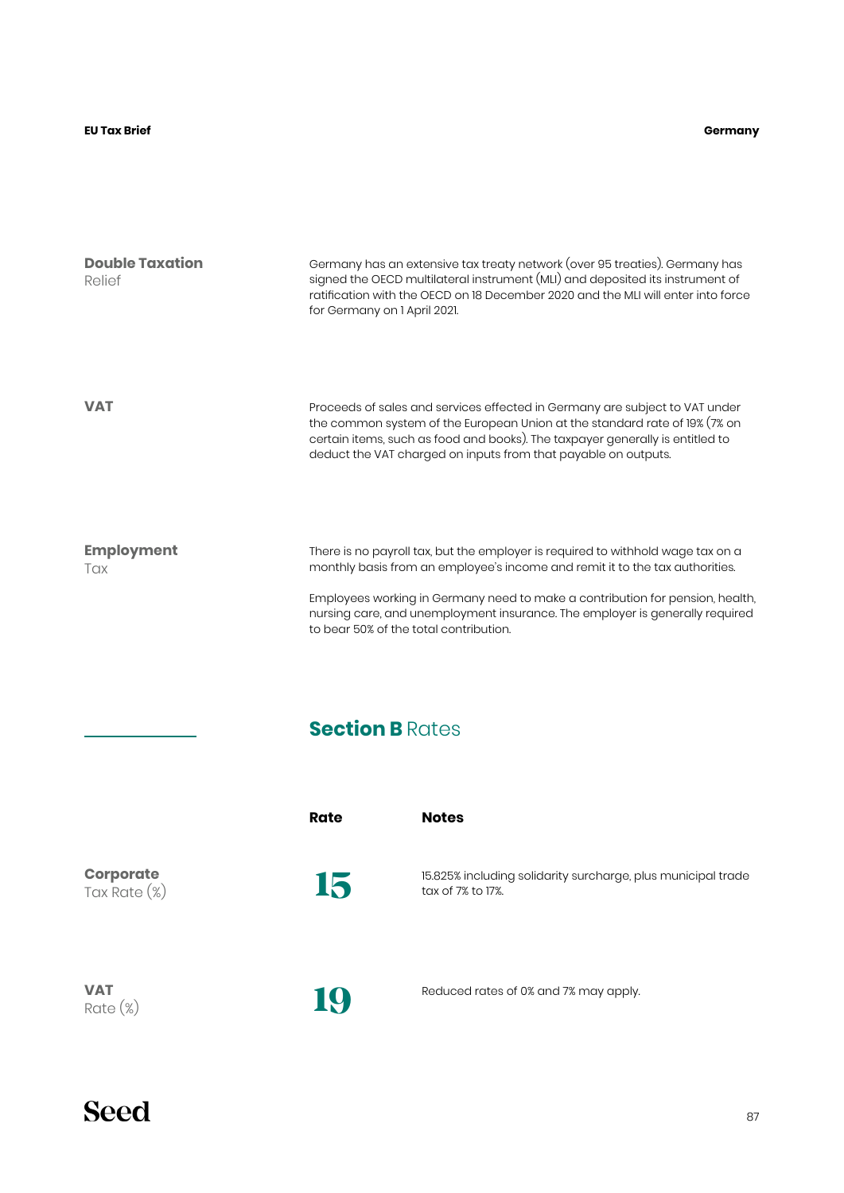**Double Taxation** Relief

Germany has an extensive tax treaty network (over 95 treaties). Germany has signed the OECD multilateral instrument (MLI) and deposited its instrument of ratification with the OECD on 18 December 2020 and the MLI will enter into force for Germany on 1 April 2021.

**VAT**

Proceeds of sales and services effected in Germany are subject to VAT under the common system of the European Union at the standard rate of 19% (7% on certain items, such as food and books). The taxpayer generally is entitled to deduct the VAT charged on inputs from that payable on outputs.

**Employment** Tax

There is no payroll tax, but the employer is required to withhold wage tax on a monthly basis from an employee's income and remit it to the tax authorities.

Employees working in Germany need to make a contribution for pension, health, nursing care, and unemployment insurance. The employer is generally required to bear 50% of the total contribution.

## **Section B** Rates

| | Rate | Notes |
|---|---|---|
| **Corporate** Tax Rate (%) | 15 | 15.825% including solidarity surcharge, plus municipal trade tax of 7% to 17%. |
| **VAT** Rate (%) | 19 | Reduced rates of 0% and 7% may apply. |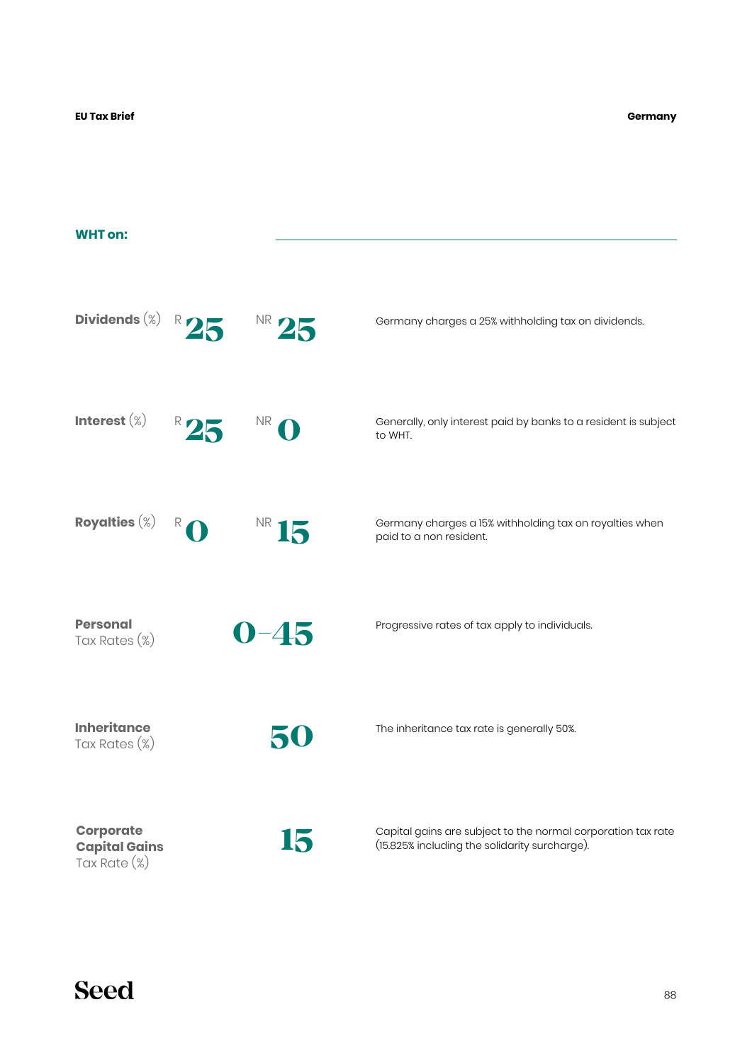## WHT on:

| | R | NR | |
|---|---|---|---|
| **Dividends** (%) | 25 | 25 | Germany charges a 25% withholding tax on dividends. |
| **Interest** (%) | 25 | 0 | Generally, only interest paid by banks to a resident is subject to WHT. |
| **Royalties** (%) | 0 | 15 | Germany charges a 15% withholding tax on royalties when paid to a non resident. |

| | | |
|---|---|---|
| **Personal** Tax Rates (%) | 0–45 | Progressive rates of tax apply to individuals. |
| **Inheritance** Tax Rates (%) | 50 | The inheritance tax rate is generally 50%. |
| **Corporate Capital Gains** Tax Rate (%) | 15 | Capital gains are subject to the normal corporation tax rate (15.825% including the solidarity surcharge). |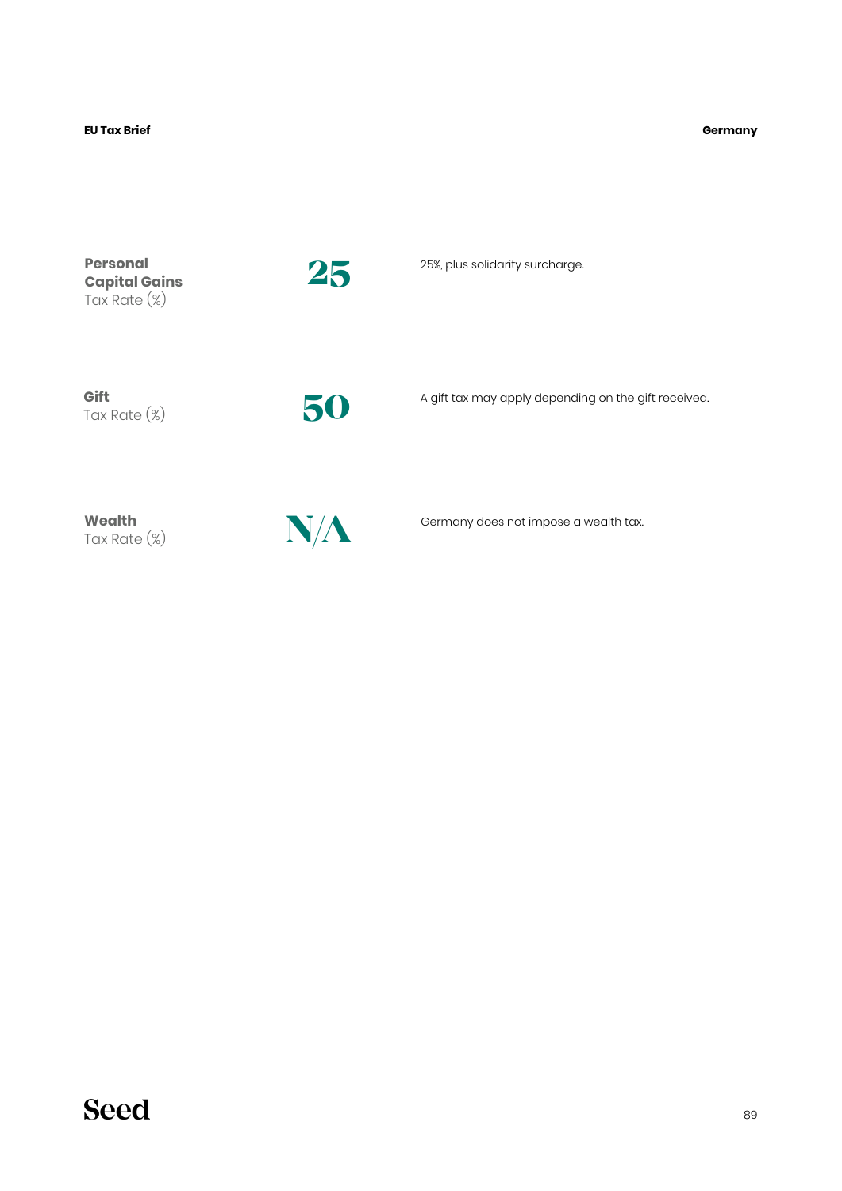**Personal Capital Gains** Tax Rate (%)

**25**

25%, plus solidarity surcharge.

**Gift** Tax Rate (%)

**50**

A gift tax may apply depending on the gift received.

**Wealth** Tax Rate (%)

**N/A**

Germany does not impose a wealth tax.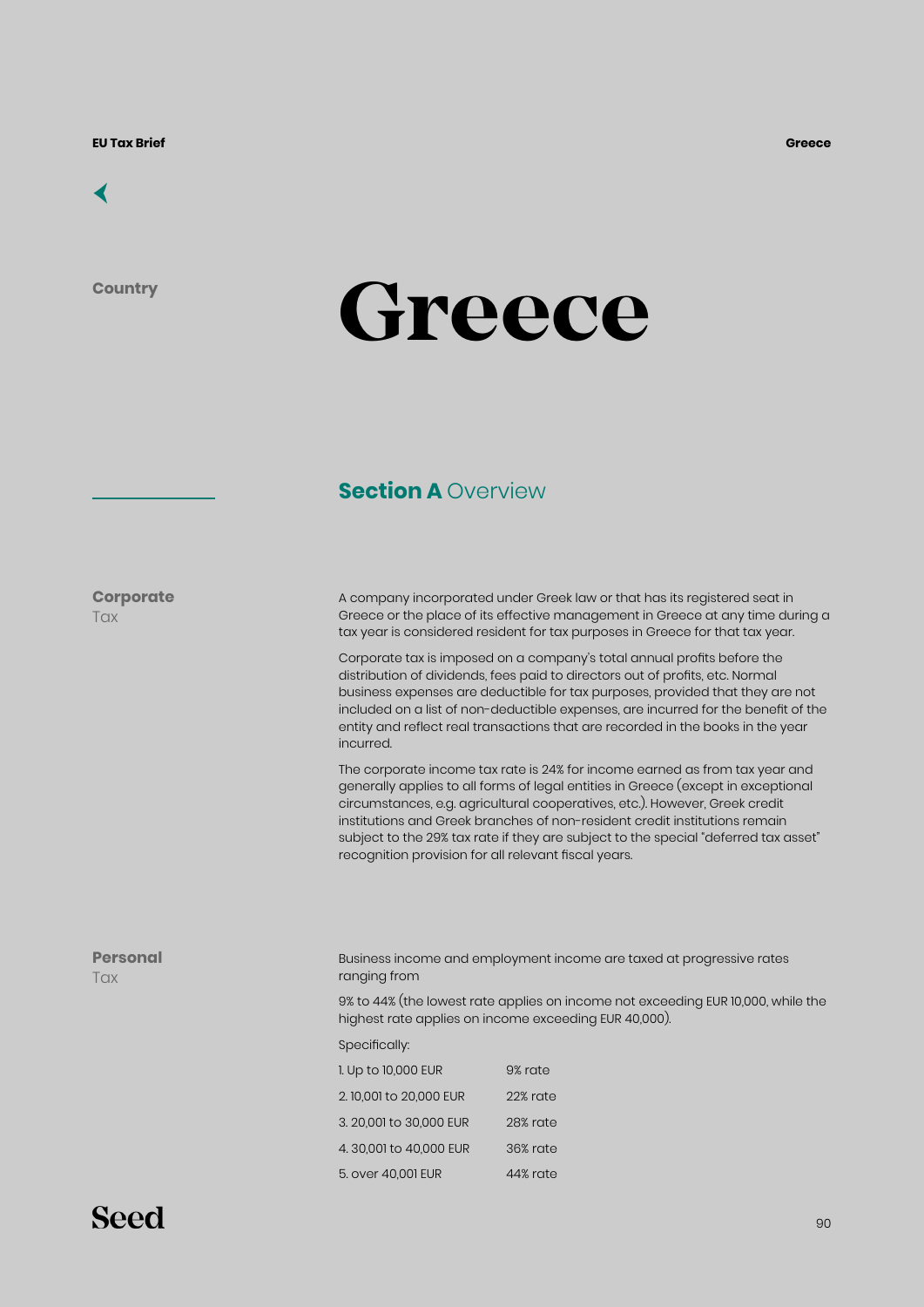Country

# Greece

## Section A Overview

**Corporate** Tax

A company incorporated under Greek law or that has its registered seat in Greece or the place of its effective management in Greece at any time during a tax year is considered resident for tax purposes in Greece for that tax year.

Corporate tax is imposed on a company's total annual profits before the distribution of dividends, fees paid to directors out of profits, etc. Normal business expenses are deductible for tax purposes, provided that they are not included on a list of non-deductible expenses, are incurred for the benefit of the entity and reflect real transactions that are recorded in the books in the year incurred.

The corporate income tax rate is 24% for income earned as from tax year and generally applies to all forms of legal entities in Greece (except in exceptional circumstances, e.g. agricultural cooperatives, etc.). However, Greek credit institutions and Greek branches of non-resident credit institutions remain subject to the 29% tax rate if they are subject to the special "deferred tax asset" recognition provision for all relevant fiscal years.

**Personal** Tax

Business income and employment income are taxed at progressive rates ranging from

9% to 44% (the lowest rate applies on income not exceeding EUR 10,000, while the highest rate applies on income exceeding EUR 40,000).

Specifically:

| | |
|---|---|
| 1. Up to 10,000 EUR | 9% rate |
| 2. 10,001 to 20,000 EUR | 22% rate |
| 3. 20,001 to 30,000 EUR | 28% rate |
| 4. 30,001 to 40,000 EUR | 36% rate |
| 5. over 40,001 EUR | 44% rate |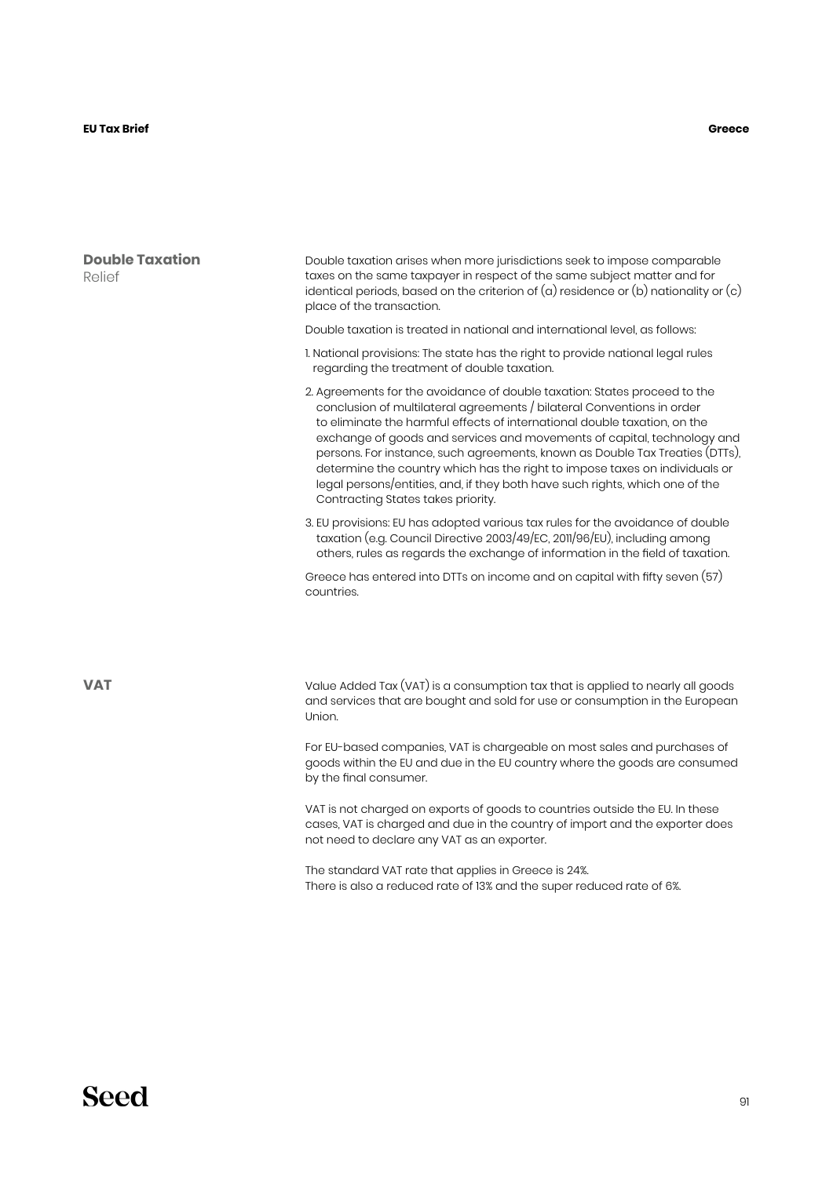## Double Taxation Relief

Double taxation arises when more jurisdictions seek to impose comparable taxes on the same taxpayer in respect of the same subject matter and for identical periods, based on the criterion of (a) residence or (b) nationality or (c) place of the transaction.

Double taxation is treated in national and international level, as follows:

1. National provisions: The state has the right to provide national legal rules regarding the treatment of double taxation.
2. Agreements for the avoidance of double taxation: States proceed to the conclusion of multilateral agreements / bilateral Conventions in order to eliminate the harmful effects of international double taxation, on the exchange of goods and services and movements of capital, technology and persons. For instance, such agreements, known as Double Tax Treaties (DTTs), determine the country which has the right to impose taxes on individuals or legal persons/entities, and, if they both have such rights, which one of the Contracting States takes priority.
3. EU provisions: EU has adopted various tax rules for the avoidance of double taxation (e.g. Council Directive 2003/49/EC, 2011/96/EU), including among others, rules as regards the exchange of information in the field of taxation.

Greece has entered into DTTs on income and on capital with fifty seven (57) countries.

## VAT

Value Added Tax (VAT) is a consumption tax that is applied to nearly all goods and services that are bought and sold for use or consumption in the European Union.

For EU-based companies, VAT is chargeable on most sales and purchases of goods within the EU and due in the EU country where the goods are consumed by the final consumer.

VAT is not charged on exports of goods to countries outside the EU. In these cases, VAT is charged and due in the country of import and the exporter does not need to declare any VAT as an exporter.

The standard VAT rate that applies in Greece is 24%.
There is also a reduced rate of 13% and the super reduced rate of 6%.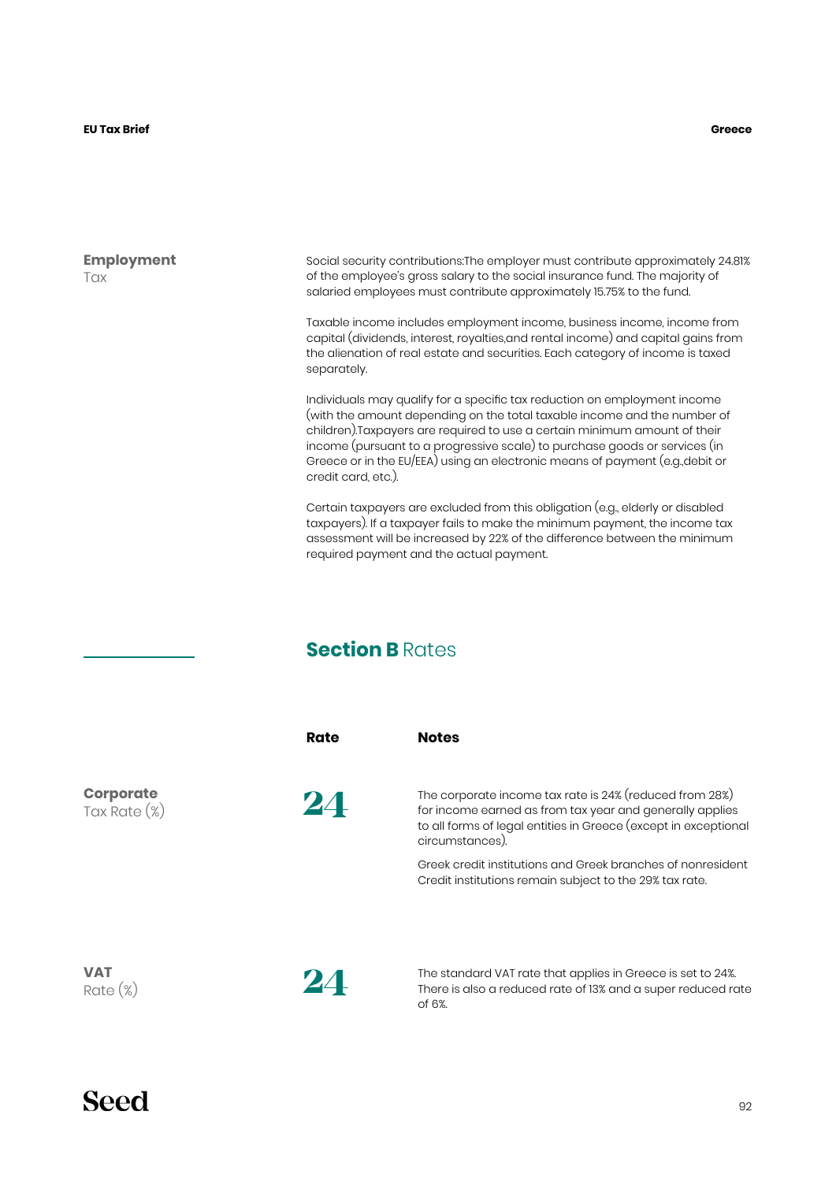## Employment Tax

Social security contributions:The employer must contribute approximately 24.81% of the employee's gross salary to the social insurance fund. The majority of salaried employees must contribute approximately 15.75% to the fund.

Taxable income includes employment income, business income, income from capital (dividends, interest, royalties,and rental income) and capital gains from the alienation of real estate and securities. Each category of income is taxed separately.

Individuals may qualify for a specific tax reduction on employment income (with the amount depending on the total taxable income and the number of children).Taxpayers are required to use a certain minimum amount of their income (pursuant to a progressive scale) to purchase goods or services (in Greece or in the EU/EEA) using an electronic means of payment (e.g.,debit or credit card, etc.).

Certain taxpayers are excluded from this obligation (e.g., elderly or disabled taxpayers). If a taxpayer fails to make the minimum payment, the income tax assessment will be increased by 22% of the difference between the minimum required payment and the actual payment.

# Section B Rates

| | Rate | Notes |
|---|---|---|
| **Corporate** Tax Rate (%) | 24 | The corporate income tax rate is 24% (reduced from 28%) for income earned as from tax year and generally applies to all forms of legal entities in Greece (except in exceptional circumstances).<br><br>Greek credit institutions and Greek branches of nonresident Credit institutions remain subject to the 29% tax rate. |
| **VAT** Rate (%) | 24 | The standard VAT rate that applies in Greece is set to 24%. There is also a reduced rate of 13% and a super reduced rate of 6%. |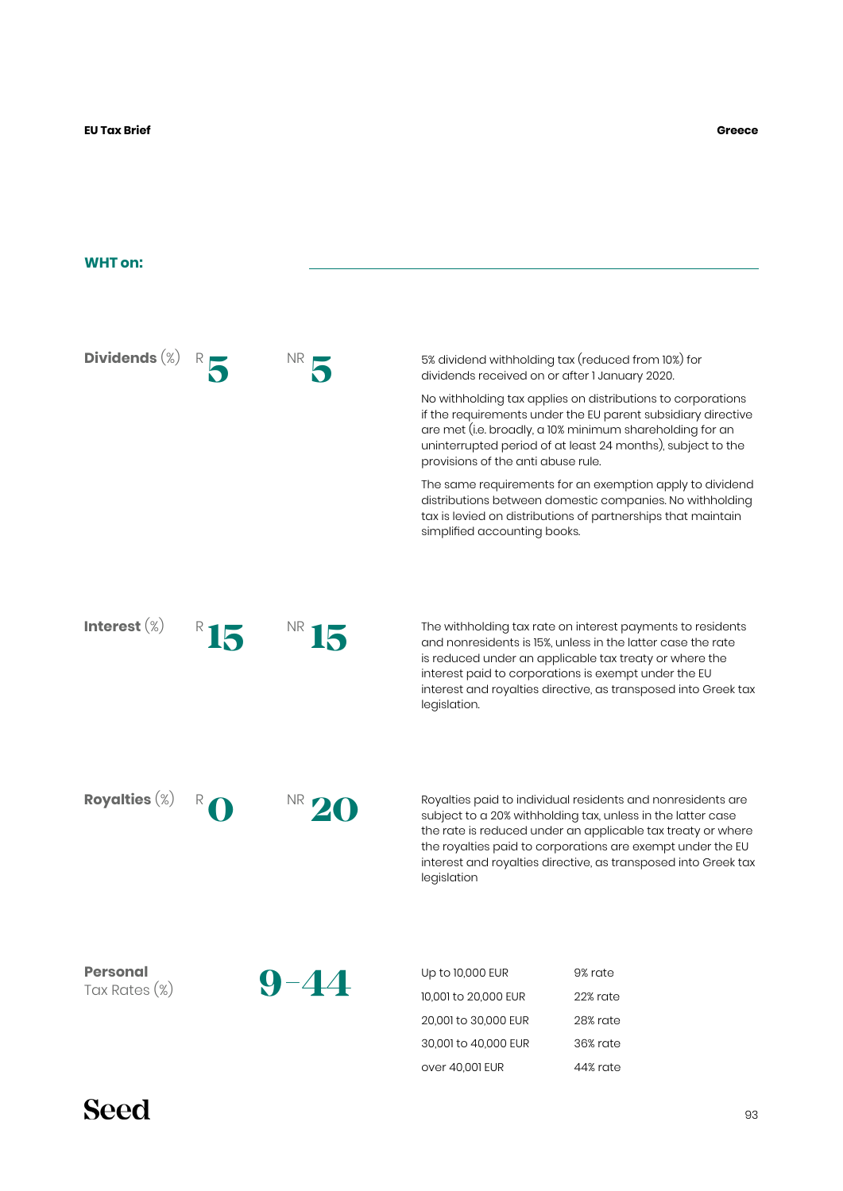## WHT on:

**Dividends** (%) R **5** NR **5**

5% dividend withholding tax (reduced from 10%) for dividends received on or after 1 January 2020.

No withholding tax applies on distributions to corporations if the requirements under the EU parent subsidiary directive are met (i.e. broadly, a 10% minimum shareholding for an uninterrupted period of at least 24 months), subject to the provisions of the anti abuse rule.

The same requirements for an exemption apply to dividend distributions between domestic companies. No withholding tax is levied on distributions of partnerships that maintain simplified accounting books.

**Interest** (%) R **15** NR **15**

The withholding tax rate on interest payments to residents and nonresidents is 15%, unless in the latter case the rate is reduced under an applicable tax treaty or where the interest paid to corporations is exempt under the EU interest and royalties directive, as transposed into Greek tax legislation.

**Royalties** (%) R **0** NR **20**

Royalties paid to individual residents and nonresidents are subject to a 20% withholding tax, unless in the latter case the rate is reduced under an applicable tax treaty or where the royalties paid to corporations are exempt under the EU interest and royalties directive, as transposed into Greek tax legislation

**Personal** Tax Rates (%) **9–44**

| | |
|---|---|
| Up to 10,000 EUR | 9% rate |
| 10,001 to 20,000 EUR | 22% rate |
| 20,001 to 30,000 EUR | 28% rate |
| 30,001 to 40,000 EUR | 36% rate |
| over 40,001 EUR | 44% rate |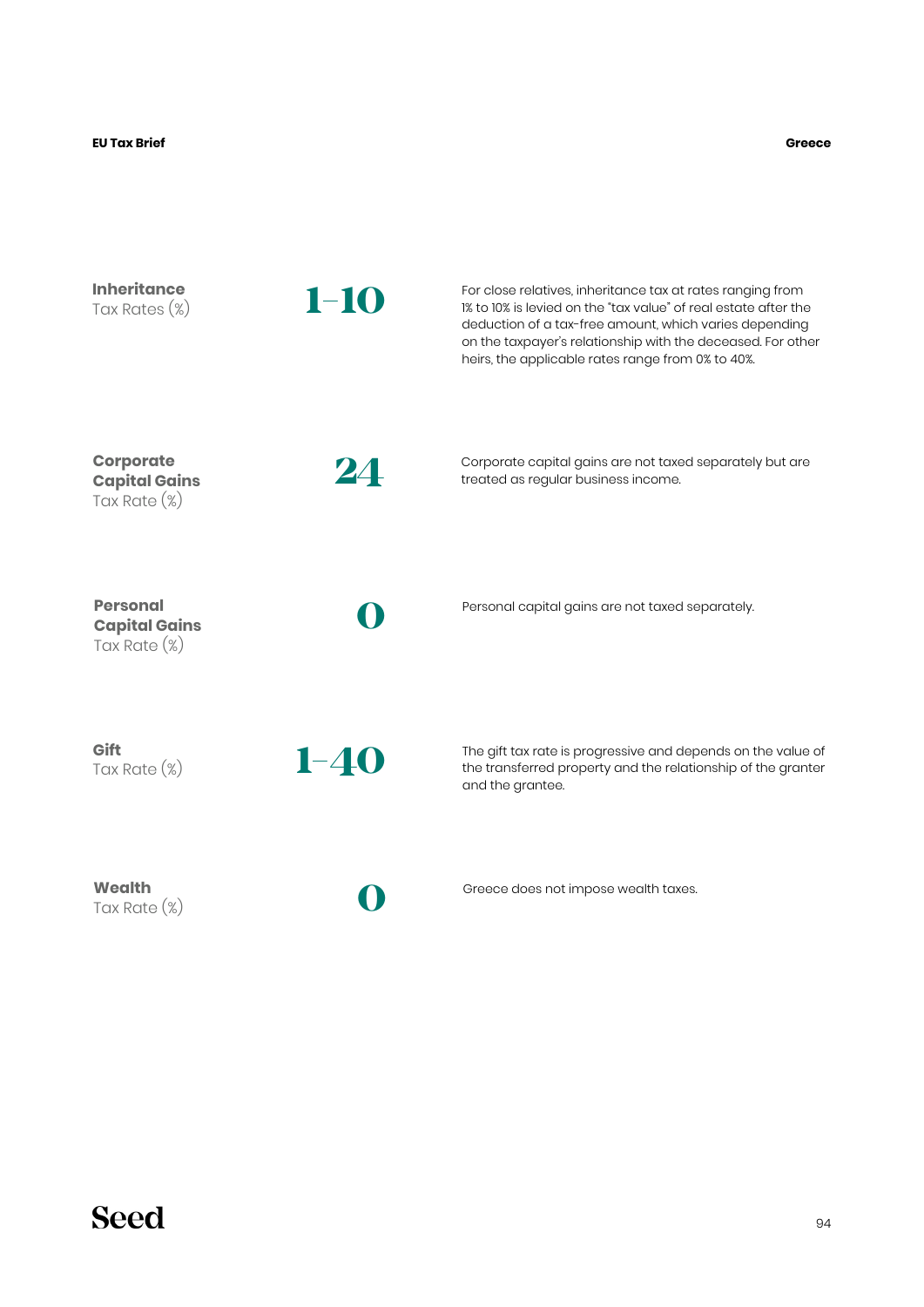**Inheritance**
Tax Rates (%)

**1–10**

For close relatives, inheritance tax at rates ranging from 1% to 10% is levied on the "tax value" of real estate after the deduction of a tax-free amount, which varies depending on the taxpayer's relationship with the deceased. For other heirs, the applicable rates range from 0% to 40%.

**Corporate Capital Gains**
Tax Rate (%)

**24**

Corporate capital gains are not taxed separately but are treated as regular business income.

**Personal Capital Gains**
Tax Rate (%)

**0**

Personal capital gains are not taxed separately.

**Gift**
Tax Rate (%)

**1–40**

The gift tax rate is progressive and depends on the value of the transferred property and the relationship of the granter and the grantee.

**Wealth**
Tax Rate (%)

**0**

Greece does not impose wealth taxes.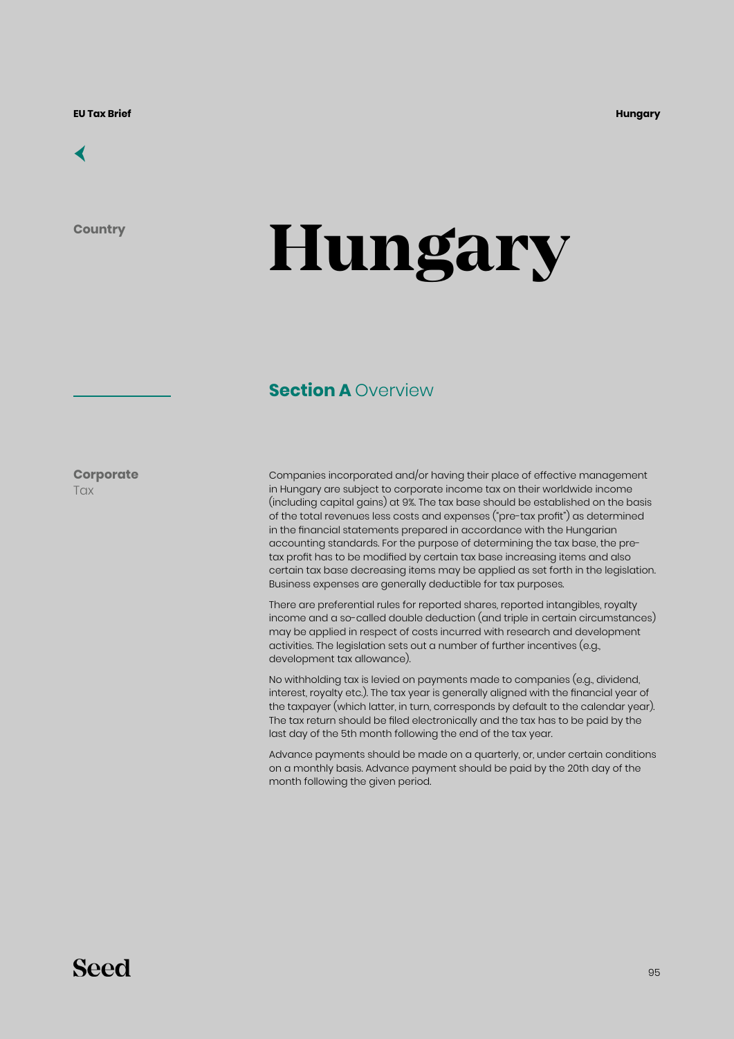Country

# Hungary

## Section A Overview

**Corporate** Tax

Companies incorporated and/or having their place of effective management in Hungary are subject to corporate income tax on their worldwide income (including capital gains) at 9%. The tax base should be established on the basis of the total revenues less costs and expenses ("pre-tax profit") as determined in the financial statements prepared in accordance with the Hungarian accounting standards. For the purpose of determining the tax base, the pre-tax profit has to be modified by certain tax base increasing items and also certain tax base decreasing items may be applied as set forth in the legislation. Business expenses are generally deductible for tax purposes.

There are preferential rules for reported shares, reported intangibles, royalty income and a so-called double deduction (and triple in certain circumstances) may be applied in respect of costs incurred with research and development activities. The legislation sets out a number of further incentives (e.g., development tax allowance).

No withholding tax is levied on payments made to companies (e.g., dividend, interest, royalty etc.). The tax year is generally aligned with the financial year of the taxpayer (which latter, in turn, corresponds by default to the calendar year). The tax return should be filed electronically and the tax has to be paid by the last day of the 5th month following the end of the tax year.

Advance payments should be made on a quarterly, or, under certain conditions on a monthly basis. Advance payment should be paid by the 20th day of the month following the given period.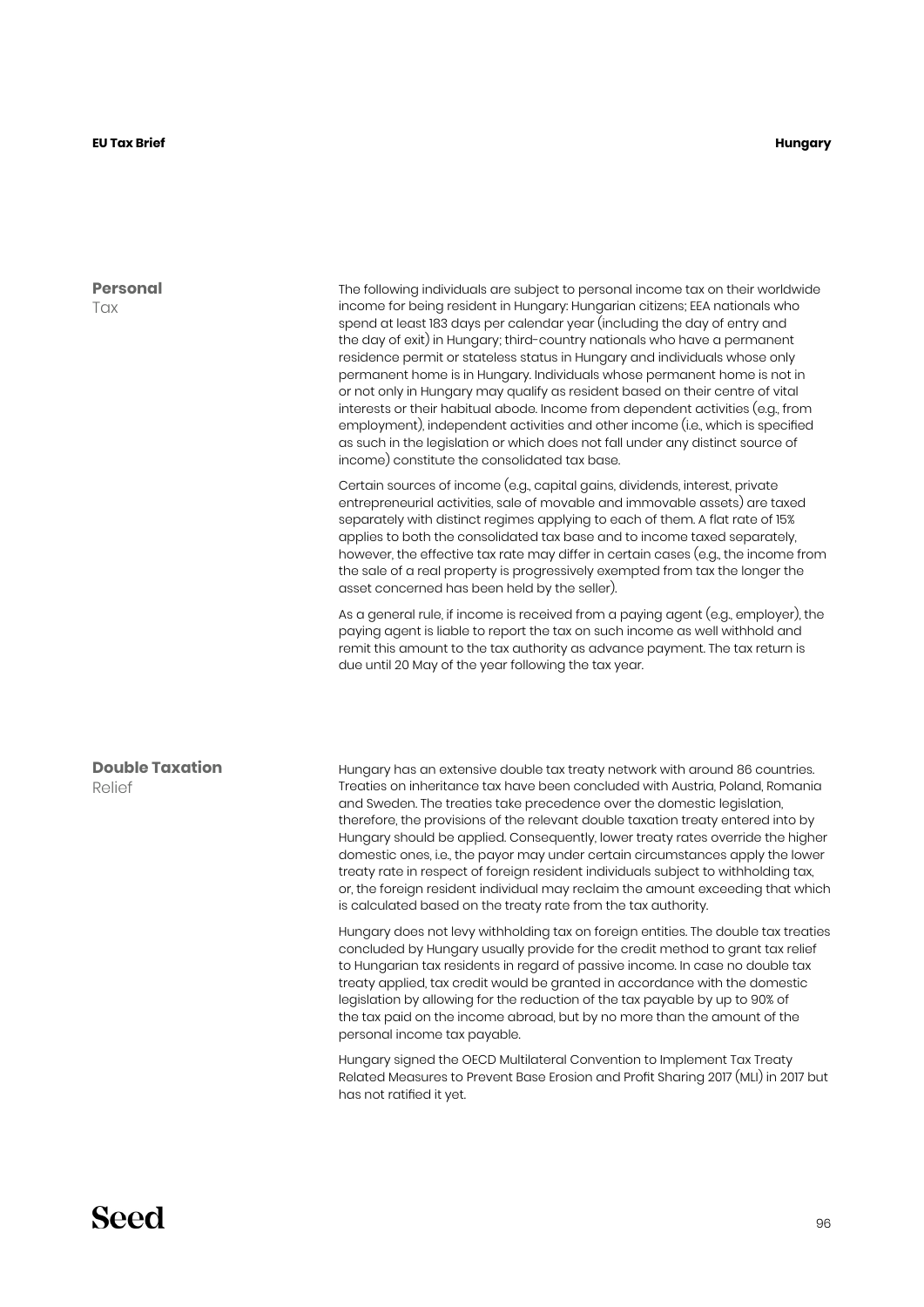## Personal Tax

The following individuals are subject to personal income tax on their worldwide income for being resident in Hungary: Hungarian citizens; EEA nationals who spend at least 183 days per calendar year (including the day of entry and the day of exit) in Hungary; third-country nationals who have a permanent residence permit or stateless status in Hungary and individuals whose only permanent home is in Hungary. Individuals whose permanent home is not in or not only in Hungary may qualify as resident based on their centre of vital interests or their habitual abode. Income from dependent activities (e.g., from employment), independent activities and other income (i.e., which is specified as such in the legislation or which does not fall under any distinct source of income) constitute the consolidated tax base.

Certain sources of income (e.g., capital gains, dividends, interest, private entrepreneurial activities, sale of movable and immovable assets) are taxed separately with distinct regimes applying to each of them. A flat rate of 15% applies to both the consolidated tax base and to income taxed separately, however, the effective tax rate may differ in certain cases (e.g., the income from the sale of a real property is progressively exempted from tax the longer the asset concerned has been held by the seller).

As a general rule, if income is received from a paying agent (e.g., employer), the paying agent is liable to report the tax on such income as well withhold and remit this amount to the tax authority as advance payment. The tax return is due until 20 May of the year following the tax year.

## Double Taxation Relief

Hungary has an extensive double tax treaty network with around 86 countries. Treaties on inheritance tax have been concluded with Austria, Poland, Romania and Sweden. The treaties take precedence over the domestic legislation, therefore, the provisions of the relevant double taxation treaty entered into by Hungary should be applied. Consequently, lower treaty rates override the higher domestic ones, i.e., the payor may under certain circumstances apply the lower treaty rate in respect of foreign resident individuals subject to withholding tax, or, the foreign resident individual may reclaim the amount exceeding that which is calculated based on the treaty rate from the tax authority.

Hungary does not levy withholding tax on foreign entities. The double tax treaties concluded by Hungary usually provide for the credit method to grant tax relief to Hungarian tax residents in regard of passive income. In case no double tax treaty applied, tax credit would be granted in accordance with the domestic legislation by allowing for the reduction of the tax payable by up to 90% of the tax paid on the income abroad, but by no more than the amount of the personal income tax payable.

Hungary signed the OECD Multilateral Convention to Implement Tax Treaty Related Measures to Prevent Base Erosion and Profit Sharing 2017 (MLI) in 2017 but has not ratified it yet.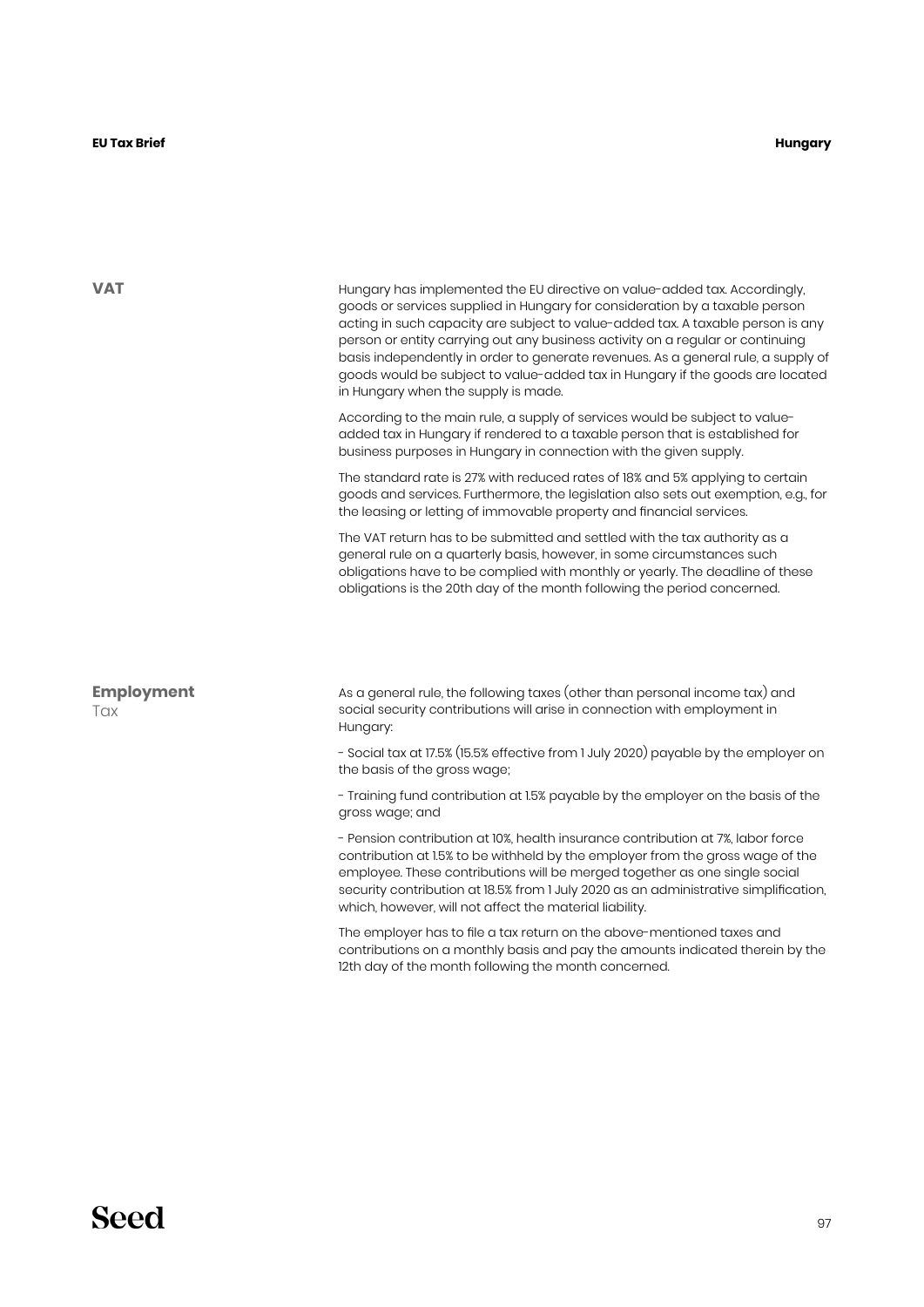## VAT

Hungary has implemented the EU directive on value-added tax. Accordingly, goods or services supplied in Hungary for consideration by a taxable person acting in such capacity are subject to value-added tax. A taxable person is any person or entity carrying out any business activity on a regular or continuing basis independently in order to generate revenues. As a general rule, a supply of goods would be subject to value-added tax in Hungary if the goods are located in Hungary when the supply is made.

According to the main rule, a supply of services would be subject to value-added tax in Hungary if rendered to a taxable person that is established for business purposes in Hungary in connection with the given supply.

The standard rate is 27% with reduced rates of 18% and 5% applying to certain goods and services. Furthermore, the legislation also sets out exemption, e.g., for the leasing or letting of immovable property and financial services.

The VAT return has to be submitted and settled with the tax authority as a general rule on a quarterly basis, however, in some circumstances such obligations have to be complied with monthly or yearly. The deadline of these obligations is the 20th day of the month following the period concerned.

## Employment Tax

As a general rule, the following taxes (other than personal income tax) and social security contributions will arise in connection with employment in Hungary:

- Social tax at 17.5% (15.5% effective from 1 July 2020) payable by the employer on the basis of the gross wage;

- Training fund contribution at 1.5% payable by the employer on the basis of the gross wage; and

- Pension contribution at 10%, health insurance contribution at 7%, labor force contribution at 1.5% to be withheld by the employer from the gross wage of the employee. These contributions will be merged together as one single social security contribution at 18.5% from 1 July 2020 as an administrative simplification, which, however, will not affect the material liability.

The employer has to file a tax return on the above-mentioned taxes and contributions on a monthly basis and pay the amounts indicated therein by the 12th day of the month following the month concerned.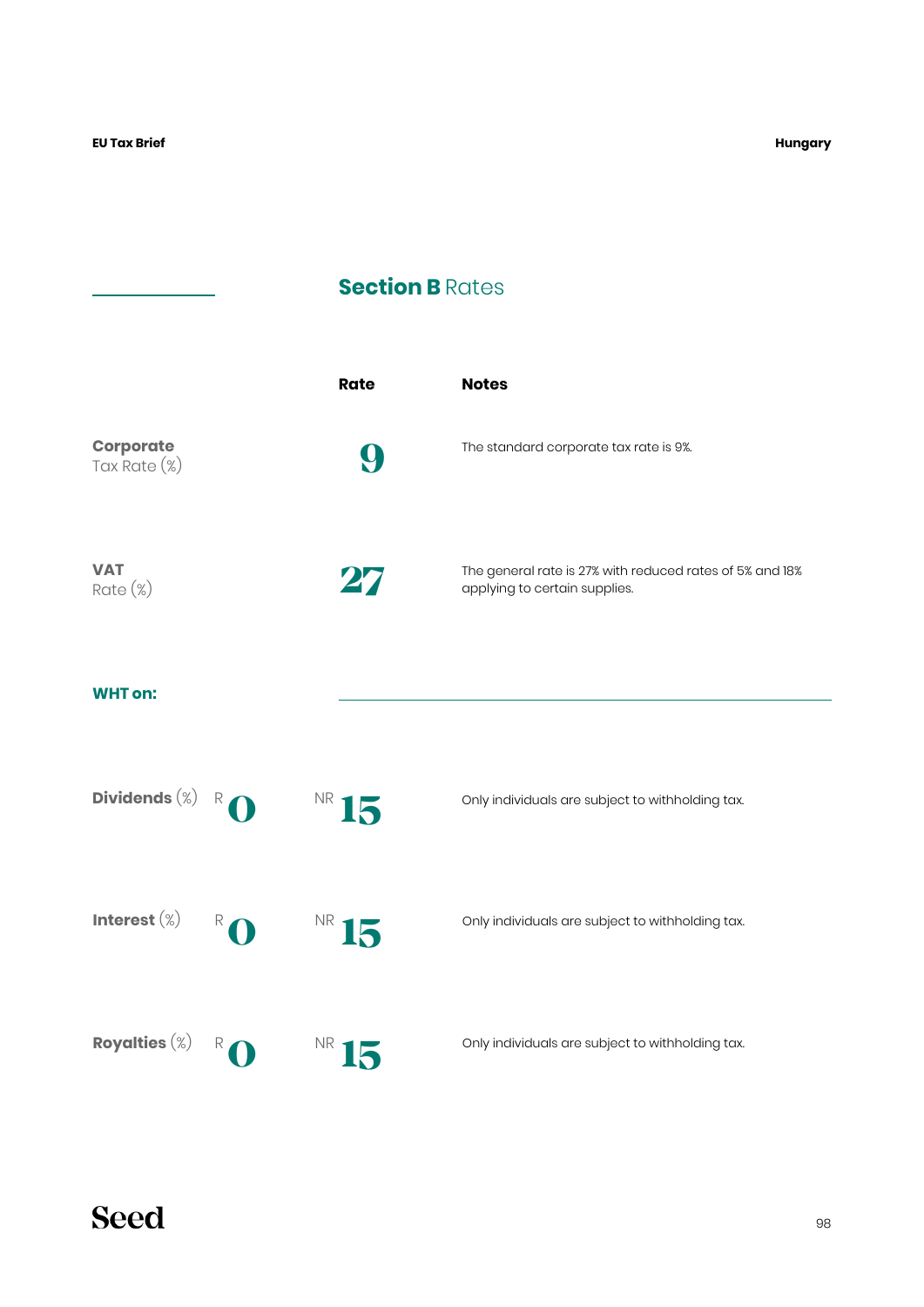## **Section B** Rates

| | Rate | Notes |
|---|---|---|
| **Corporate** Tax Rate (%) | 9 | The standard corporate tax rate is 9%. |
| **VAT** Rate (%) | 27 | The general rate is 27% with reduced rates of 5% and 18% applying to certain supplies. |

**WHT on:**

| | R | NR | Notes |
|---|---|---|---|
| **Dividends** (%) | 0 | 15 | Only individuals are subject to withholding tax. |
| **Interest** (%) | 0 | 15 | Only individuals are subject to withholding tax. |
| **Royalties** (%) | 0 | 15 | Only individuals are subject to withholding tax. |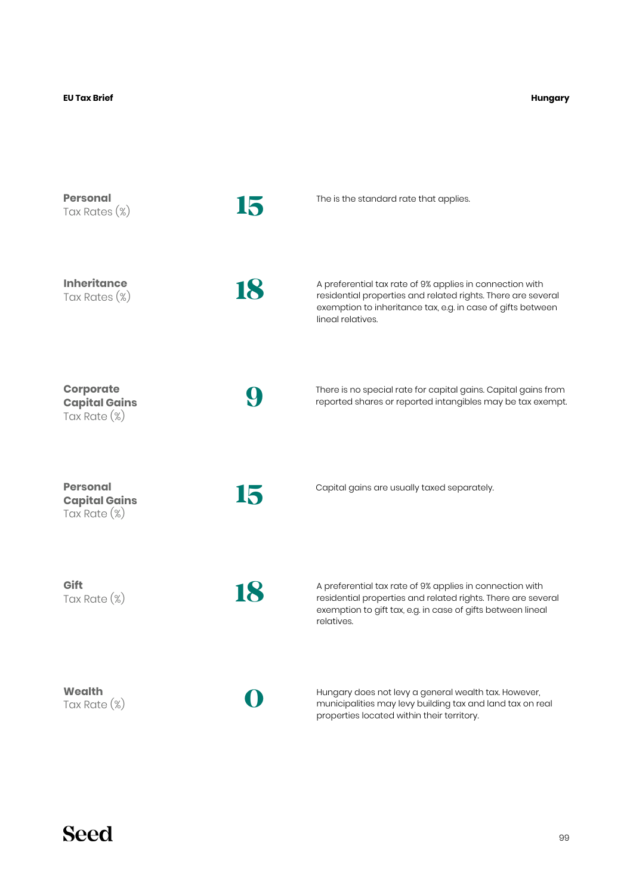| | | |
|---|---|---|
| **Personal** Tax Rates (%) | **15** | The is the standard rate that applies. |
| **Inheritance** Tax Rates (%) | **18** | A preferential tax rate of 9% applies in connection with residential properties and related rights. There are several exemption to inheritance tax, e.g. in case of gifts between lineal relatives. |
| **Corporate Capital Gains** Tax Rate (%) | **9** | There is no special rate for capital gains. Capital gains from reported shares or reported intangibles may be tax exempt. |
| **Personal Capital Gains** Tax Rate (%) | **15** | Capital gains are usually taxed separately. |
| **Gift** Tax Rate (%) | **18** | A preferential tax rate of 9% applies in connection with residential properties and related rights. There are several exemption to gift tax, e.g. in case of gifts between lineal relatives. |
| **Wealth** Tax Rate (%) | **0** | Hungary does not levy a general wealth tax. However, municipalities may levy building tax and land tax on real properties located within their territory. |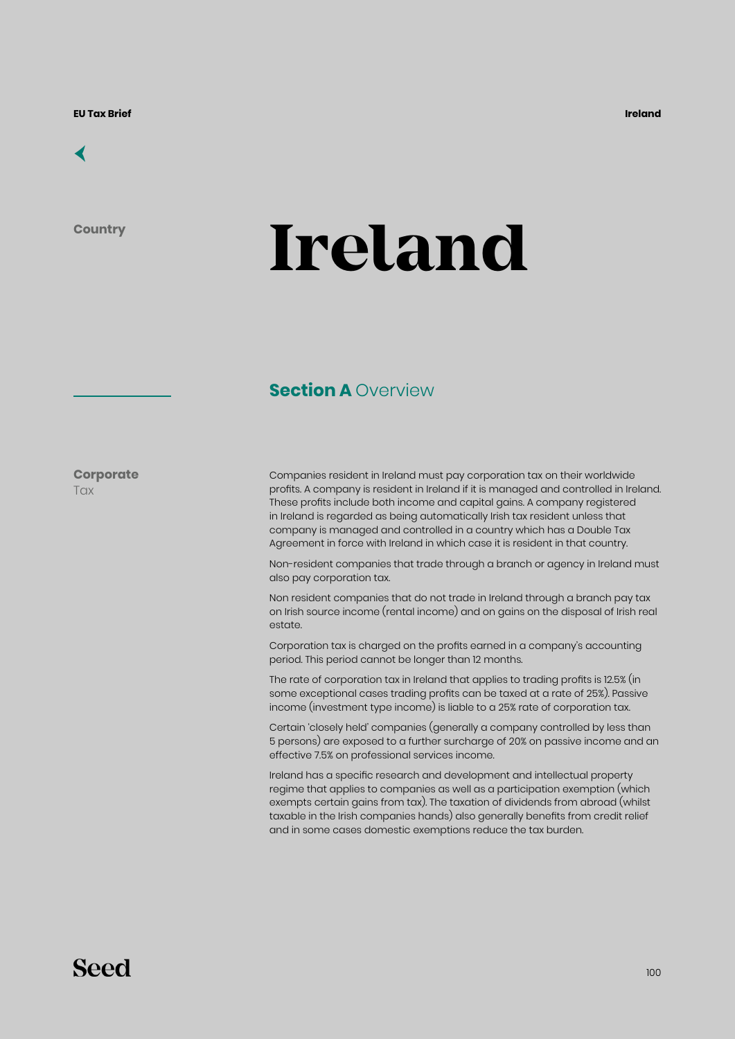Country

# Ireland

## Section A Overview

### Corporate Tax

Companies resident in Ireland must pay corporation tax on their worldwide profits. A company is resident in Ireland if it is managed and controlled in Ireland. These profits include both income and capital gains. A company registered in Ireland is regarded as being automatically Irish tax resident unless that company is managed and controlled in a country which has a Double Tax Agreement in force with Ireland in which case it is resident in that country.

Non-resident companies that trade through a branch or agency in Ireland must also pay corporation tax.

Non resident companies that do not trade in Ireland through a branch pay tax on Irish source income (rental income) and on gains on the disposal of Irish real estate.

Corporation tax is charged on the profits earned in a company's accounting period. This period cannot be longer than 12 months.

The rate of corporation tax in Ireland that applies to trading profits is 12.5% (in some exceptional cases trading profits can be taxed at a rate of 25%). Passive income (investment type income) is liable to a 25% rate of corporation tax.

Certain 'closely held' companies (generally a company controlled by less than 5 persons) are exposed to a further surcharge of 20% on passive income and an effective 7.5% on professional services income.

Ireland has a specific research and development and intellectual property regime that applies to companies as well as a participation exemption (which exempts certain gains from tax). The taxation of dividends from abroad (whilst taxable in the Irish companies hands) also generally benefits from credit relief and in some cases domestic exemptions reduce the tax burden.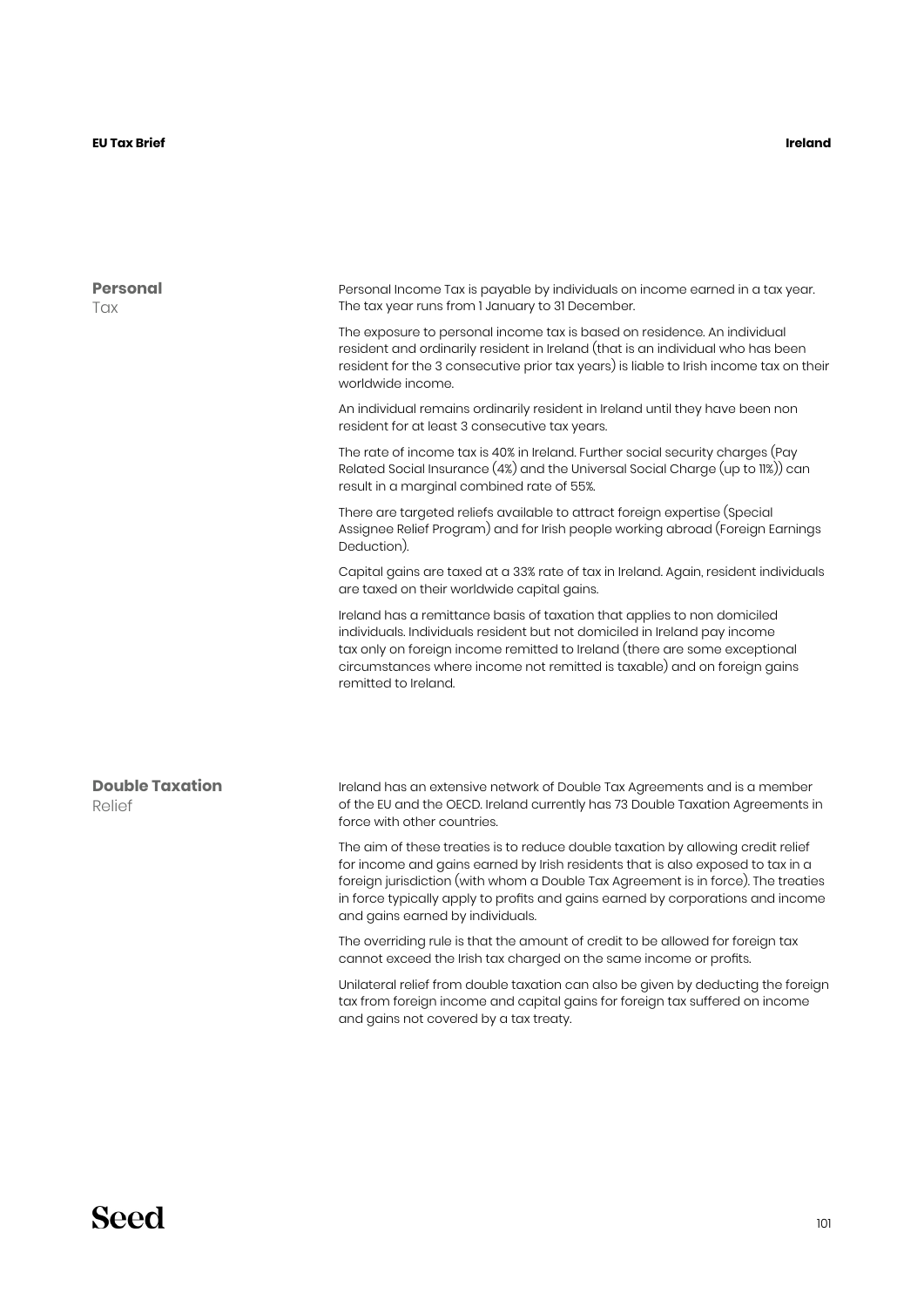## Personal Tax

Personal Income Tax is payable by individuals on income earned in a tax year. The tax year runs from 1 January to 31 December.

The exposure to personal income tax is based on residence. An individual resident and ordinarily resident in Ireland (that is an individual who has been resident for the 3 consecutive prior tax years) is liable to Irish income tax on their worldwide income.

An individual remains ordinarily resident in Ireland until they have been non resident for at least 3 consecutive tax years.

The rate of income tax is 40% in Ireland. Further social security charges (Pay Related Social Insurance (4%) and the Universal Social Charge (up to 11%)) can result in a marginal combined rate of 55%.

There are targeted reliefs available to attract foreign expertise (Special Assignee Relief Program) and for Irish people working abroad (Foreign Earnings Deduction).

Capital gains are taxed at a 33% rate of tax in Ireland. Again, resident individuals are taxed on their worldwide capital gains.

Ireland has a remittance basis of taxation that applies to non domiciled individuals. Individuals resident but not domiciled in Ireland pay income tax only on foreign income remitted to Ireland (there are some exceptional circumstances where income not remitted is taxable) and on foreign gains remitted to Ireland.

## Double Taxation Relief

Ireland has an extensive network of Double Tax Agreements and is a member of the EU and the OECD. Ireland currently has 73 Double Taxation Agreements in force with other countries.

The aim of these treaties is to reduce double taxation by allowing credit relief for income and gains earned by Irish residents that is also exposed to tax in a foreign jurisdiction (with whom a Double Tax Agreement is in force). The treaties in force typically apply to profits and gains earned by corporations and income and gains earned by individuals.

The overriding rule is that the amount of credit to be allowed for foreign tax cannot exceed the Irish tax charged on the same income or profits.

Unilateral relief from double taxation can also be given by deducting the foreign tax from foreign income and capital gains for foreign tax suffered on income and gains not covered by a tax treaty.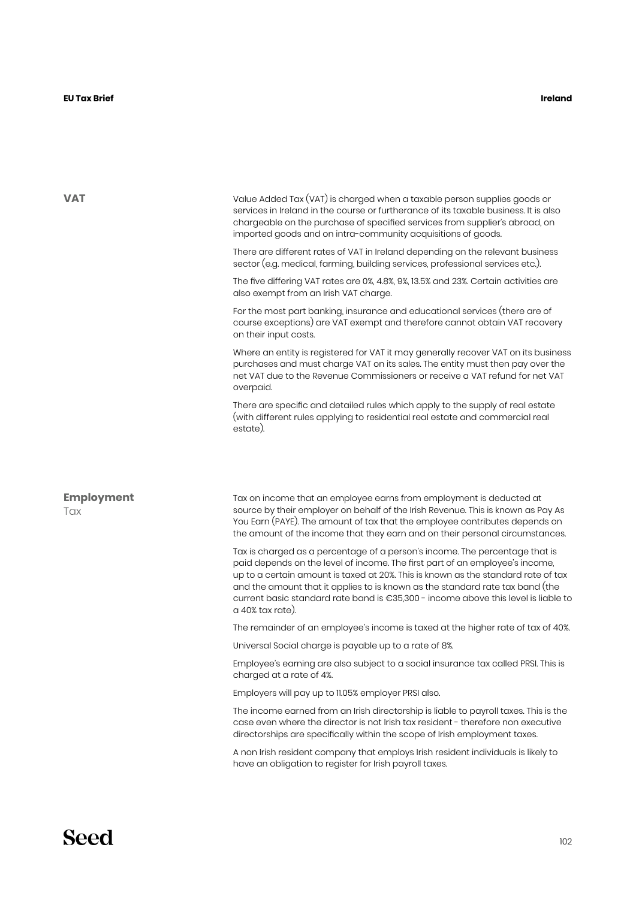## VAT

Value Added Tax (VAT) is charged when a taxable person supplies goods or services in Ireland in the course or furtherance of its taxable business. It is also chargeable on the purchase of specified services from supplier's abroad, on imported goods and on intra-community acquisitions of goods.

There are different rates of VAT in Ireland depending on the relevant business sector (e.g. medical, farming, building services, professional services etc.).

The five differing VAT rates are 0%, 4.8%, 9%, 13.5% and 23%. Certain activities are also exempt from an Irish VAT charge.

For the most part banking, insurance and educational services (there are of course exceptions) are VAT exempt and therefore cannot obtain VAT recovery on their input costs.

Where an entity is registered for VAT it may generally recover VAT on its business purchases and must charge VAT on its sales. The entity must then pay over the net VAT due to the Revenue Commissioners or receive a VAT refund for net VAT overpaid.

There are specific and detailed rules which apply to the supply of real estate (with different rules applying to residential real estate and commercial real estate).

## Employment Tax

Tax on income that an employee earns from employment is deducted at source by their employer on behalf of the Irish Revenue. This is known as Pay As You Earn (PAYE). The amount of tax that the employee contributes depends on the amount of the income that they earn and on their personal circumstances.

Tax is charged as a percentage of a person's income. The percentage that is paid depends on the level of income. The first part of an employee's income, up to a certain amount is taxed at 20%. This is known as the standard rate of tax and the amount that it applies to is known as the standard rate tax band (the current basic standard rate band is €35,300 - income above this level is liable to a 40% tax rate).

The remainder of an employee's income is taxed at the higher rate of tax of 40%.

Universal Social charge is payable up to a rate of 8%.

Employee's earning are also subject to a social insurance tax called PRSI. This is charged at a rate of 4%.

Employers will pay up to 11.05% employer PRSI also.

The income earned from an Irish directorship is liable to payroll taxes. This is the case even where the director is not Irish tax resident - therefore non executive directorships are specifically within the scope of Irish employment taxes.

A non Irish resident company that employs Irish resident individuals is likely to have an obligation to register for Irish payroll taxes.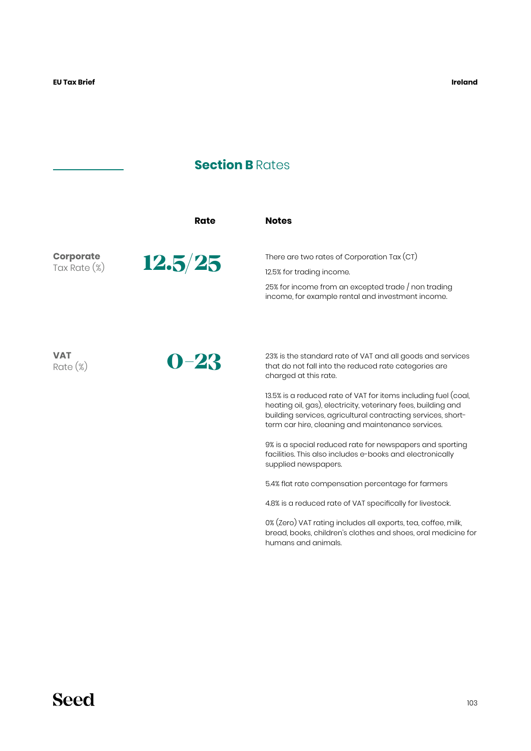## Section B Rates

| | Rate | Notes |
|---|---|---|
| **Corporate** Tax Rate (%) | 12.5/25 | There are two rates of Corporation Tax (CT)<br>12.5% for trading income.<br>25% for income from an excepted trade / non trading income, for example rental and investment income. |
| **VAT** Rate (%) | 0–23 | 23% is the standard rate of VAT and all goods and services that do not fall into the reduced rate categories are charged at this rate.<br>13.5% is a reduced rate of VAT for items including fuel (coal, heating oil, gas), electricity, veterinary fees, building and building services, agricultural contracting services, short-term car hire, cleaning and maintenance services.<br>9% is a special reduced rate for newspapers and sporting facilities. This also includes e-books and electronically supplied newspapers.<br>5.4% flat rate compensation percentage for farmers<br>4.8% is a reduced rate of VAT specifically for livestock.<br>0% (Zero) VAT rating includes all exports, tea, coffee, milk, bread, books, children's clothes and shoes, oral medicine for humans and animals. |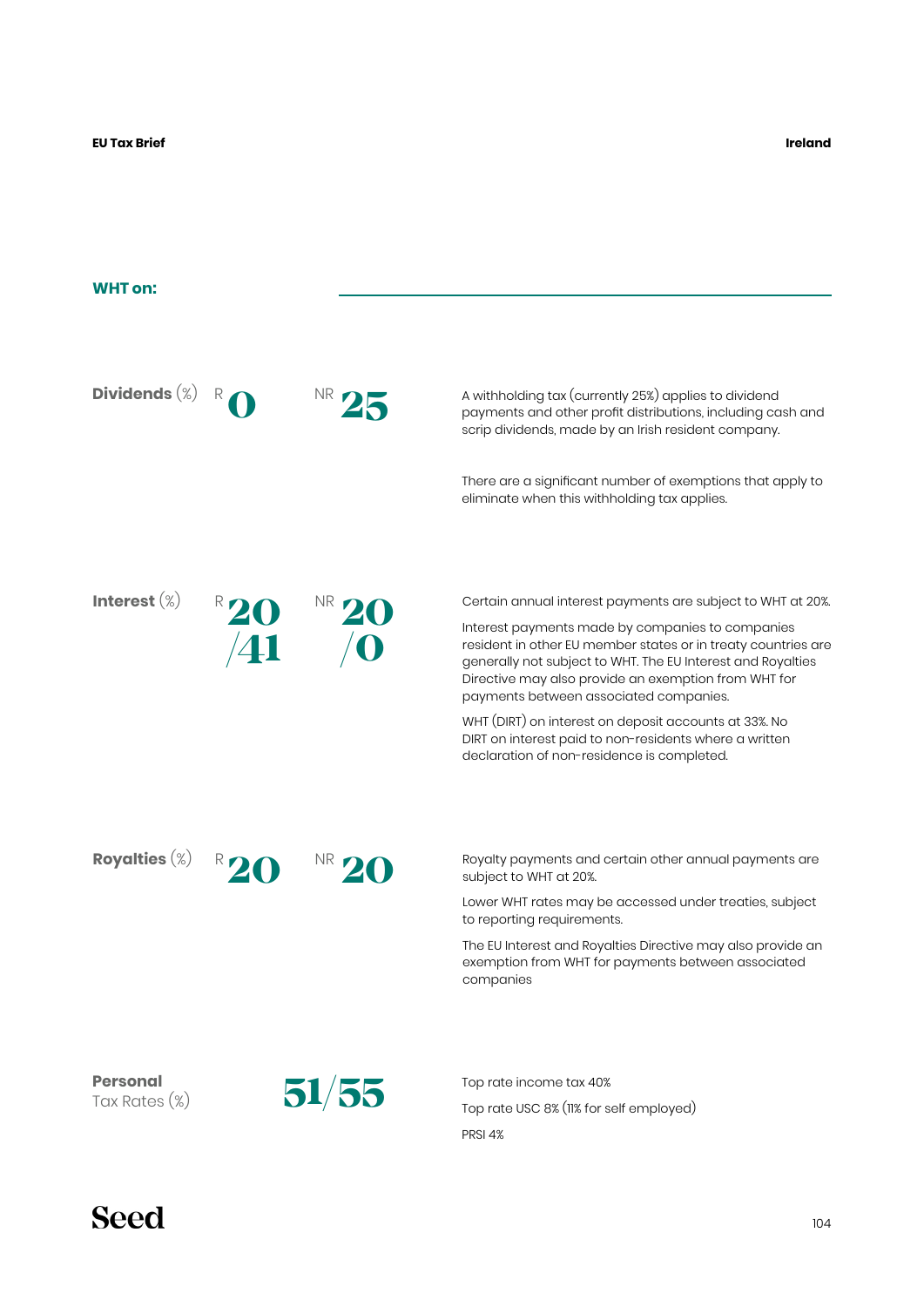## WHT on:

**Dividends** (%) R **0** NR **25**

A withholding tax (currently 25%) applies to dividend payments and other profit distributions, including cash and scrip dividends, made by an Irish resident company.

There are a significant number of exemptions that apply to eliminate when this withholding tax applies.

**Interest** (%) R **20/41** NR **20/0**

Certain annual interest payments are subject to WHT at 20%.

Interest payments made by companies to companies resident in other EU member states or in treaty countries are generally not subject to WHT. The EU Interest and Royalties Directive may also provide an exemption from WHT for payments between associated companies.

WHT (DIRT) on interest on deposit accounts at 33%. No DIRT on interest paid to non-residents where a written declaration of non-residence is completed.

**Royalties** (%) R **20** NR **20**

Royalty payments and certain other annual payments are subject to WHT at 20%.

Lower WHT rates may be accessed under treaties, subject to reporting requirements.

The EU Interest and Royalties Directive may also provide an exemption from WHT for payments between associated companies

**Personal** Tax Rates (%) **51/55**

Top rate income tax 40%

Top rate USC 8% (11% for self employed)

PRSI 4%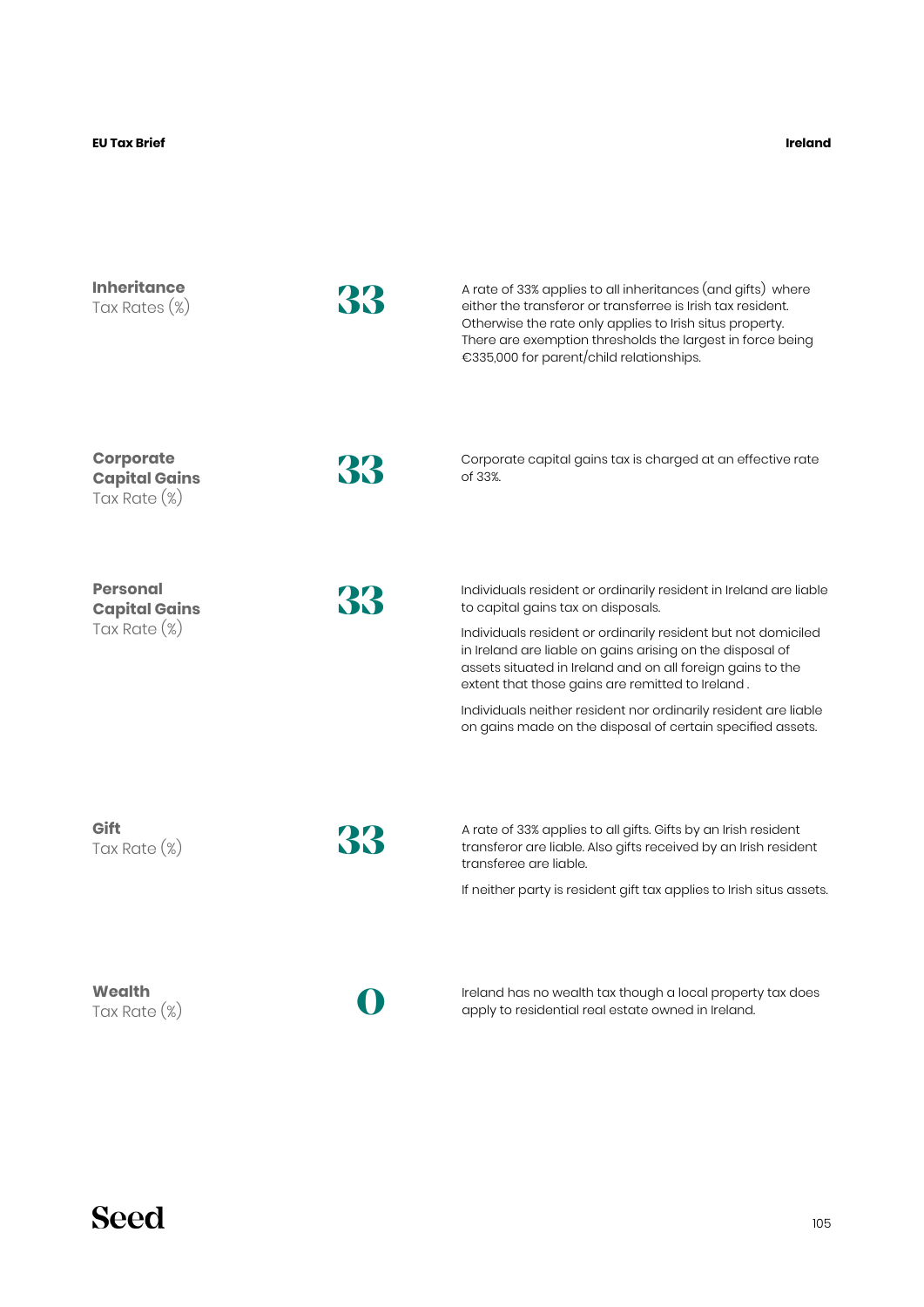## Inheritance Tax Rates (%)

**33**

A rate of 33% applies to all inheritances (and gifts) where either the transferor or transferee is Irish tax resident. Otherwise the rate only applies to Irish situs property. There are exemption thresholds the largest in force being €335,000 for parent/child relationships.

## Corporate Capital Gains Tax Rate (%)

**33**

Corporate capital gains tax is charged at an effective rate of 33%.

## Personal Capital Gains Tax Rate (%)

**33**

Individuals resident or ordinarily resident in Ireland are liable to capital gains tax on disposals.

Individuals resident or ordinarily resident but not domiciled in Ireland are liable on gains arising on the disposal of assets situated in Ireland and on all foreign gains to the extent that those gains are remitted to Ireland .

Individuals neither resident nor ordinarily resident are liable on gains made on the disposal of certain specified assets.

## Gift Tax Rate (%)

**33**

A rate of 33% applies to all gifts. Gifts by an Irish resident transferor are liable. Also gifts received by an Irish resident transferee are liable.

If neither party is resident gift tax applies to Irish situs assets.

## Wealth Tax Rate (%)

**0**

Ireland has no wealth tax though a local property tax does apply to residential real estate owned in Ireland.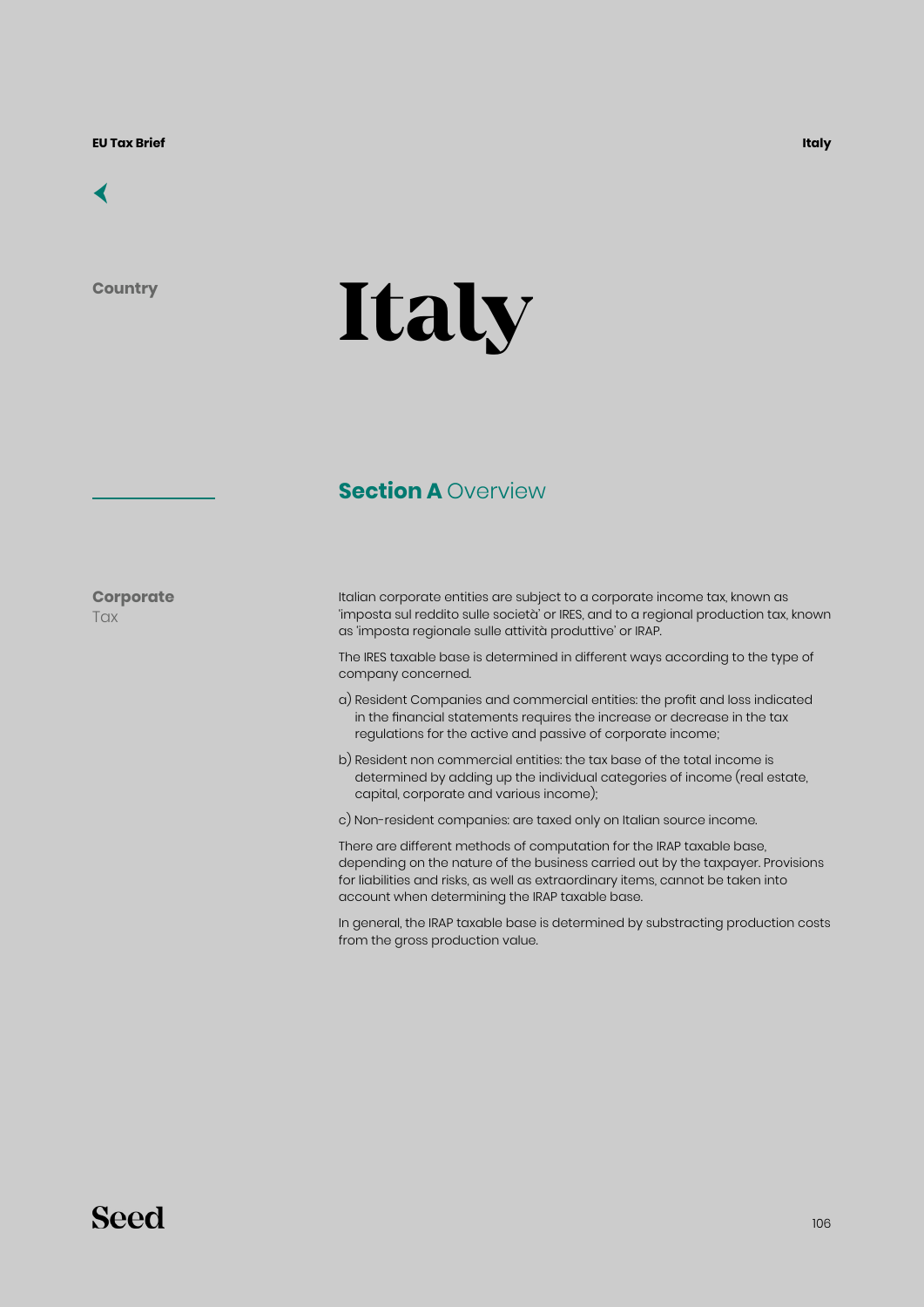Country

# Italy

## Section A Overview

**Corporate** Tax

Italian corporate entities are subject to a corporate income tax, known as 'imposta sul reddito sulle società' or IRES, and to a regional production tax, known as 'imposta regionale sulle attività produttive' or IRAP.

The IRES taxable base is determined in different ways according to the type of company concerned.

a) Resident Companies and commercial entities: the profit and loss indicated in the financial statements requires the increase or decrease in the tax regulations for the active and passive of corporate income;

b) Resident non commercial entities: the tax base of the total income is determined by adding up the individual categories of income (real estate, capital, corporate and various income);

c) Non-resident companies: are taxed only on Italian source income.

There are different methods of computation for the IRAP taxable base, depending on the nature of the business carried out by the taxpayer. Provisions for liabilities and risks, as well as extraordinary items, cannot be taken into account when determining the IRAP taxable base.

In general, the IRAP taxable base is determined by substracting production costs from the gross production value.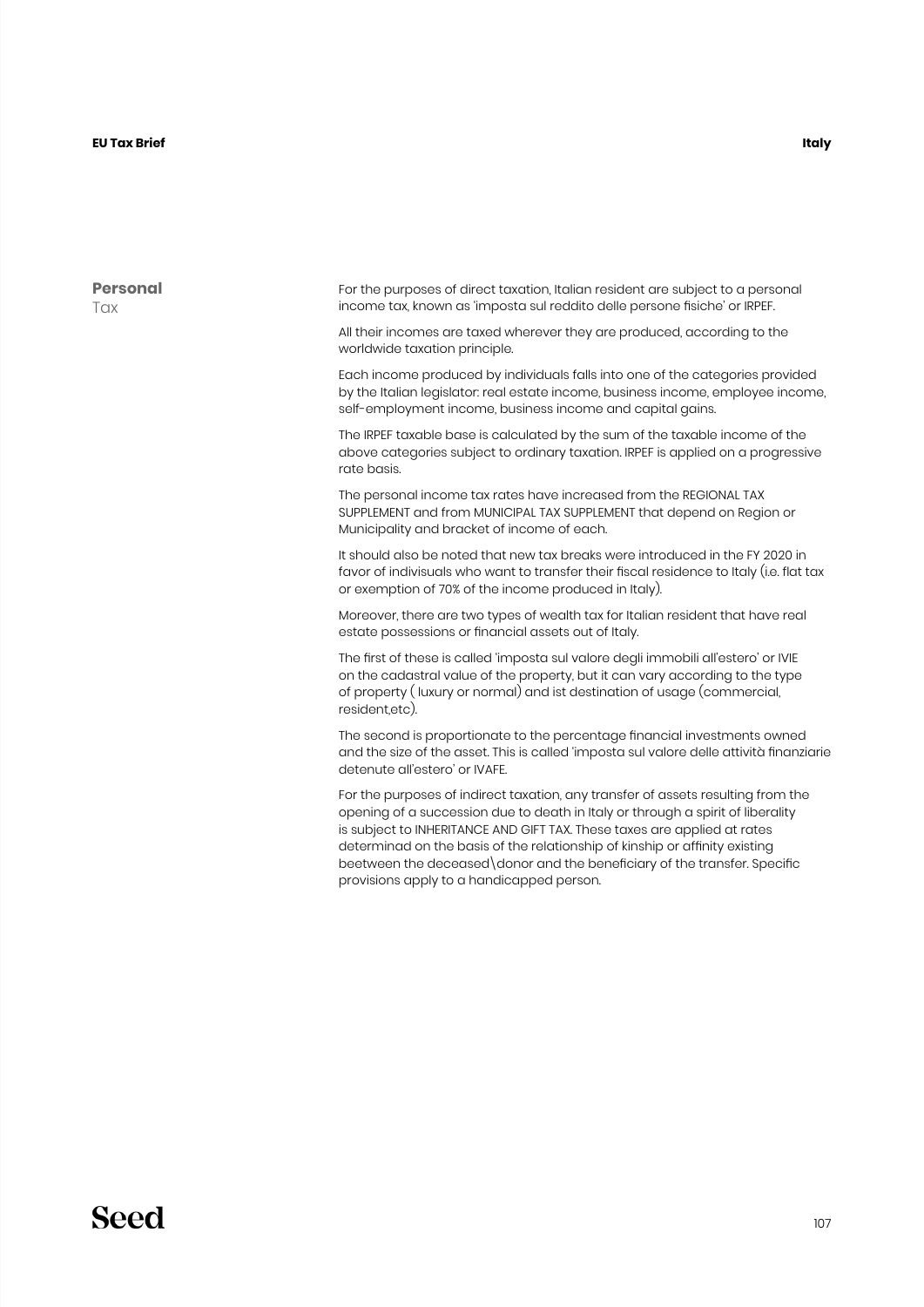## Personal Tax

For the purposes of direct taxation, Italian resident are subject to a personal income tax, known as 'imposta sul reddito delle persone fisiche' or IRPEF.

All their incomes are taxed wherever they are produced, according to the worldwide taxation principle.

Each income produced by individuals falls into one of the categories provided by the Italian legislator: real estate income, business income, employee income, self-employment income, business income and capital gains.

The IRPEF taxable base is calculated by the sum of the taxable income of the above categories subject to ordinary taxation. IRPEF is applied on a progressive rate basis.

The personal income tax rates have increased from the REGIONAL TAX SUPPLEMENT and from MUNICIPAL TAX SUPPLEMENT that depend on Region or Municipality and bracket of income of each.

It should also be noted that new tax breaks were introduced in the FY 2020 in favor of indivisuals who want to transfer their fiscal residence to Italy (i.e. flat tax or exemption of 70% of the income produced in Italy).

Moreover, there are two types of wealth tax for Italian resident that have real estate possessions or financial assets out of Italy.

The first of these is called 'imposta sul valore degli immobili all'estero' or IVIE on the cadastral value of the property, but it can vary according to the type of property ( luxury or normal) and ist destination of usage (commercial, resident,etc).

The second is proportionate to the percentage financial investments owned and the size of the asset. This is called 'imposta sul valore delle attività finanziarie detenute all'estero' or IVAFE.

For the purposes of indirect taxation, any transfer of assets resulting from the opening of a succession due to death in Italy or through a spirit of liberality is subject to INHERITANCE AND GIFT TAX. These taxes are applied at rates determinad on the basis of the relationship of kinship or affinity existing beetween the deceased\donor and the beneficiary of the transfer. Specific provisions apply to a handicapped person.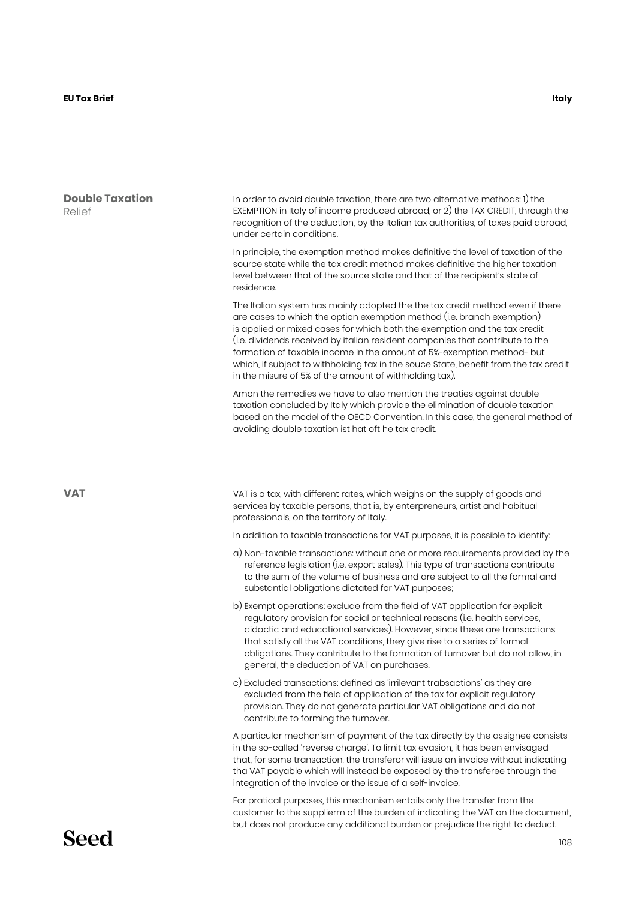## Double Taxation Relief

In order to avoid double taxation, there are two alternative methods: 1) the EXEMPTION in Italy of income produced abroad, or 2) the TAX CREDIT, through the recognition of the deduction, by the Italian tax authorities, of taxes paid abroad, under certain conditions.

In principle, the exemption method makes definitive the level of taxation of the source state while the tax credit method makes definitive the higher taxation level between that of the source state and that of the recipient's state of residence.

The Italian system has mainly adopted the the tax credit method even if there are cases to which the option exemption method (i.e. branch exemption) is applied or mixed cases for which both the exemption and the tax credit (i.e. dividends received by italian resident companies that contribute to the formation of taxable income in the amount of 5%-exemption method- but which, if subject to withholding tax in the souce State, benefit from the tax credit in the misure of 5% of the amount of withholding tax).

Amon the remedies we have to also mention the treaties against double taxation concluded by Italy which provide the elimination of double taxation based on the model of the OECD Convention. In this case, the general method of avoiding double taxation ist hat oft he tax credit.

## VAT

VAT is a tax, with different rates, which weighs on the supply of goods and services by taxable persons, that is, by enterpreneurs, artist and habitual professionals, on the territory of Italy.

In addition to taxable transactions for VAT purposes, it is possible to identify:

a) Non-taxable transactions: without one or more requirements provided by the reference legislation (i.e. export sales). This type of transactions contribute to the sum of the volume of business and are subject to all the formal and substantial obligations dictated for VAT purposes;

b) Exempt operations: exclude from the field of VAT application for explicit regulatory provision for social or technical reasons (i.e. health services, didactic and educational services). However, since these are transactions that satisfy all the VAT conditions, they give rise to a series of formal obligations. They contribute to the formation of turnover but do not allow, in general, the deduction of VAT on purchases.

c) Excluded transactions: defined as 'irrilevant trabsactions' as they are excluded from the field of application of the tax for explicit regulatory provision. They do not generate particular VAT obligations and do not contribute to forming the turnover.

A particular mechanism of payment of the tax directly by the assignee consists in the so-called 'reverse charge'. To limit tax evasion, it has been envisaged that, for some transaction, the transferor will issue an invoice without indicating tha VAT payable which will instead be exposed by the transferee through the integration of the invoice or the issue of a self-invoice.

For pratical purposes, this mechanism entails only the transfer from the customer to the supplierm of the burden of indicating the VAT on the document, but does not produce any additional burden or prejudice the right to deduct.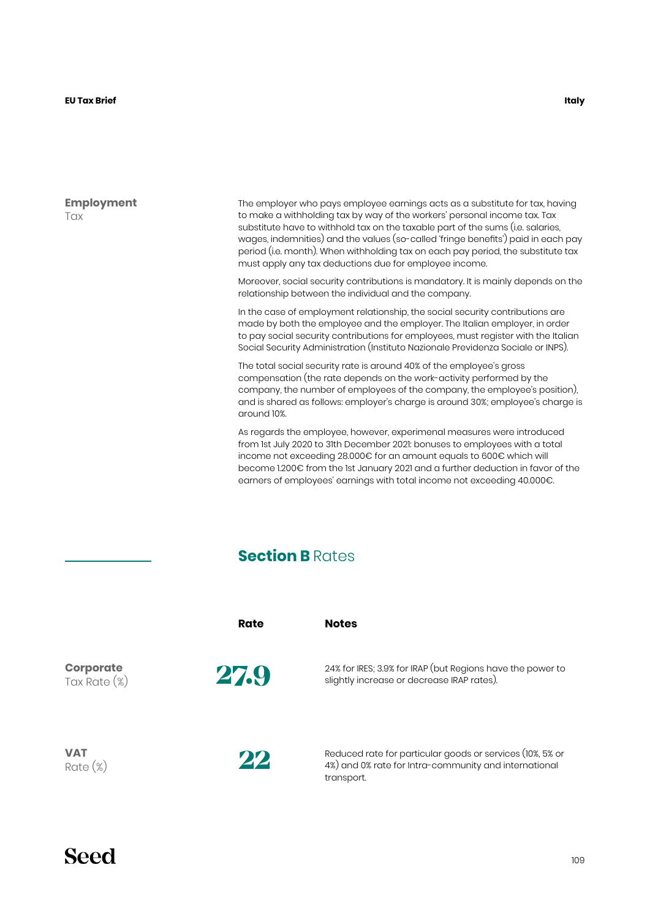## Employment Tax

The employer who pays employee earnings acts as a substitute for tax, having to make a withholding tax by way of the workers' personal income tax. Tax substitute have to withhold tax on the taxable part of the sums (i.e. salaries, wages, indemnities) and the values (so-called 'fringe benefits') paid in each pay period (i.e. month). When withholding tax on each pay period, the substitute tax must apply any tax deductions due for employee income.

Moreover, social security contributions is mandatory. It is mainly depends on the relationship between the individual and the company.

In the case of employment relationship, the social security contributions are made by both the employee and the employer. The Italian employer, in order to pay social security contributions for employees, must register with the Italian Social Security Administration (Instituto Nazionale Previdenza Sociale or INPS).

The total social security rate is around 40% of the employee's gross compensation (the rate depends on the work-activity performed by the company, the number of employees of the company, the employee's position), and is shared as follows: employer's charge is around 30%; employee's charge is around 10%.

As regards the employee, however, experimenal measures were introduced from 1st July 2020 to 31th December 2021: bonuses to employees with a total income not exceeding 28.000€ for an amount equals to 600€ which will become 1.200€ from the 1st January 2021 and a further deduction in favor of the earners of employees' earnings with total income not exceeding 40.000€.

# Section B Rates

| | Rate | Notes |
|---|---|---|
| **Corporate** Tax Rate (%) | **27.9** | 24% for IRES; 3.9% for IRAP (but Regions have the power to slightly increase or decrease IRAP rates). |
| **VAT** Rate (%) | **22** | Reduced rate for particular goods or services (10%, 5% or 4%) and 0% rate for Intra-community and international transport. |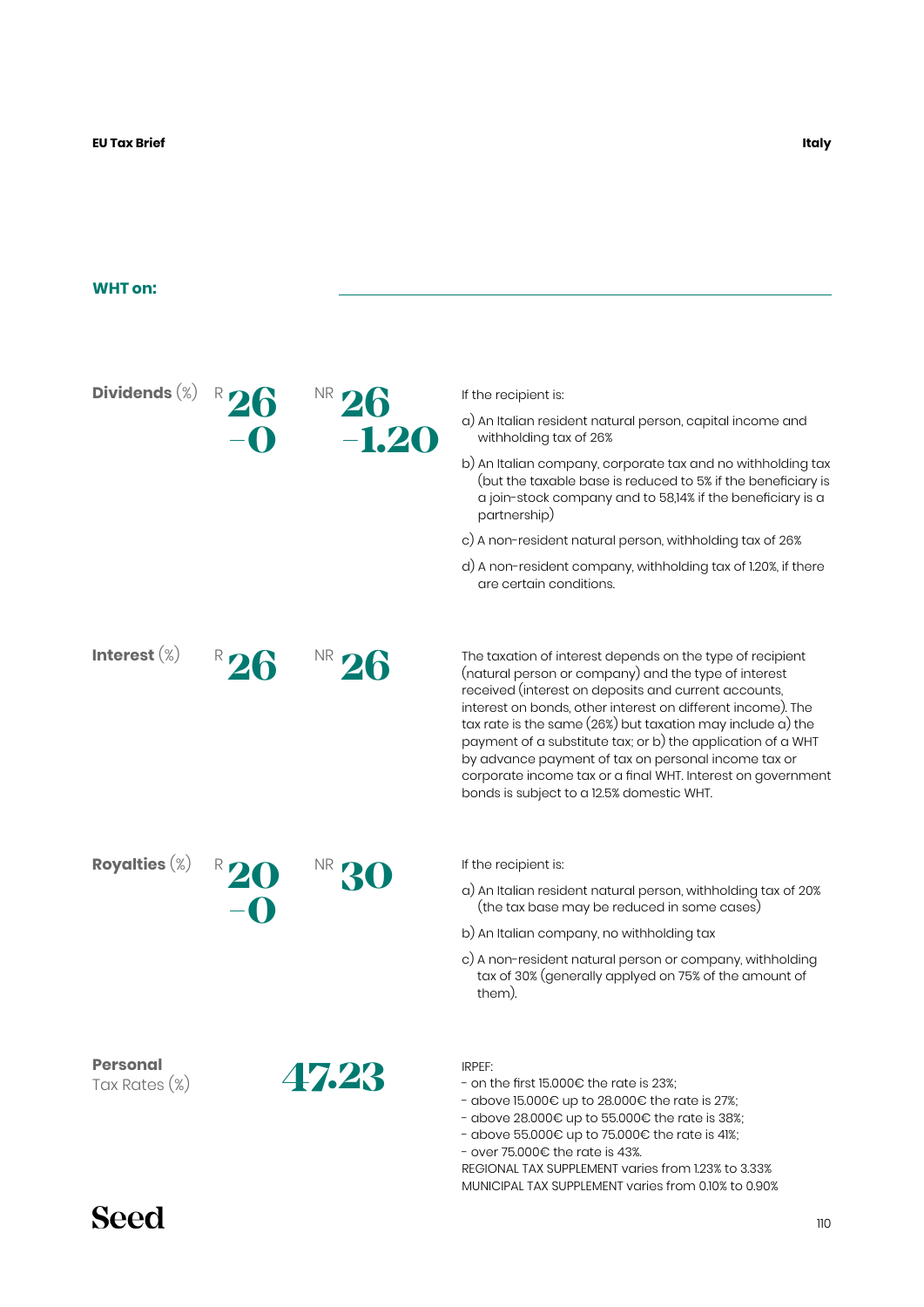## WHT on:

**Dividends** (%) R **26–0** NR **26–1.20**

If the recipient is:

a) An Italian resident natural person, capital income and withholding tax of 26%

b) An Italian company, corporate tax and no withholding tax (but the taxable base is reduced to 5% if the beneficiary is a join-stock company and to 58,14% if the beneficiary is a partnership)

c) A non-resident natural person, withholding tax of 26%

d) A non-resident company, withholding tax of 1.20%, if there are certain conditions.

**Interest** (%) R **26** NR **26**

The taxation of interest depends on the type of recipient (natural person or company) and the type of interest received (interest on deposits and current accounts, interest on bonds, other interest on different income). The tax rate is the same (26%) but taxation may include a) the payment of a substitute tax; or b) the application of a WHT by advance payment of tax on personal income tax or corporate income tax or a final WHT. Interest on government bonds is subject to a 12.5% domestic WHT.

**Royalties** (%) R **20–0** NR **30**

If the recipient is:

a) An Italian resident natural person, withholding tax of 20% (the tax base may be reduced in some cases)

b) An Italian company, no withholding tax

c) A non-resident natural person or company, withholding tax of 30% (generally applyed on 75% of the amount of them).

**Personal** Tax Rates (%) **47.23**

IRPEF:
- on the first 15.000€ the rate is 23%;
- above 15.000€ up to 28.000€ the rate is 27%;
- above 28.000€ up to 55.000€ the rate is 38%;
- above 55.000€ up to 75.000€ the rate is 41%;
- over 75.000€ the rate is 43%.

REGIONAL TAX SUPPLEMENT varies from 1.23% to 3.33%
MUNICIPAL TAX SUPPLEMENT varies from 0.10% to 0.90%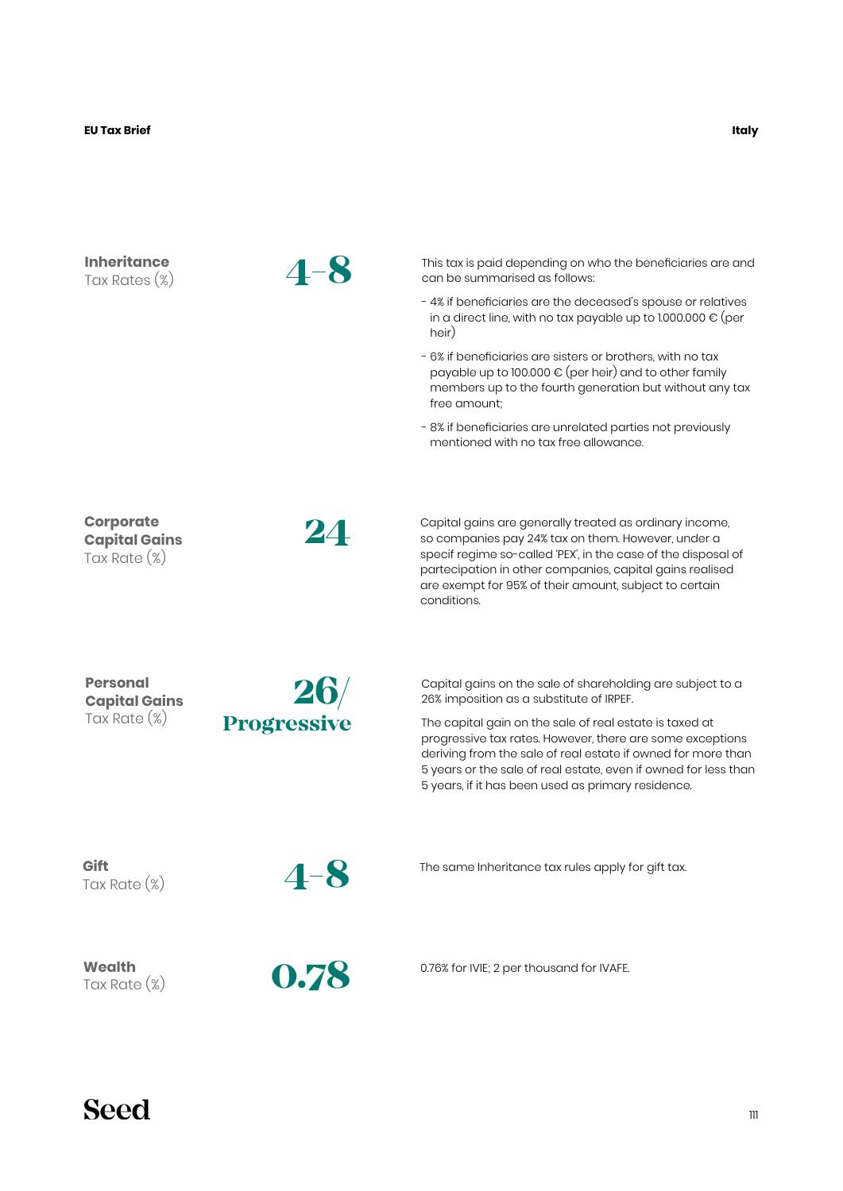## Inheritance Tax Rates (%)

**4-8**

This tax is paid depending on who the beneficiaries are and can be summarised as follows:

- 4% if beneficiaries are the deceased's spouse or relatives in a direct line, with no tax payable up to 1.000.000 € (per heir)
- 6% if beneficiaries are sisters or brothers, with no tax payable up to 100.000 € (per heir) and to other family members up to the fourth generation but without any tax free amount;
- 8% if beneficiaries are unrelated parties not previously mentioned with no tax free allowance.

## Corporate Capital Gains Tax Rate (%)

**24**

Capital gains are generally treated as ordinary income, so companies pay 24% tax on them. However, under a specif regime so-called 'PEX', in the case of the disposal of partecipation in other companies, capital gains realised are exempt for 95% of their amount, subject to certain conditions.

## Personal Capital Gains Tax Rate (%)

**26/ Progressive**

Capital gains on the sale of shareholding are subject to a 26% imposition as a substitute of IRPEF.

The capital gain on the sale of real estate is taxed at progressive tax rates. However, there are some exceptions deriving from the sale of real estate if owned for more than 5 years or the sale of real estate, even if owned for less than 5 years, if it has been used as primary residence.

## Gift Tax Rate (%)

**4-8**

The same Inheritance tax rules apply for gift tax.

## Wealth Tax Rate (%)

**0.78**

0.76% for IVIE; 2 per thousand for IVAFE.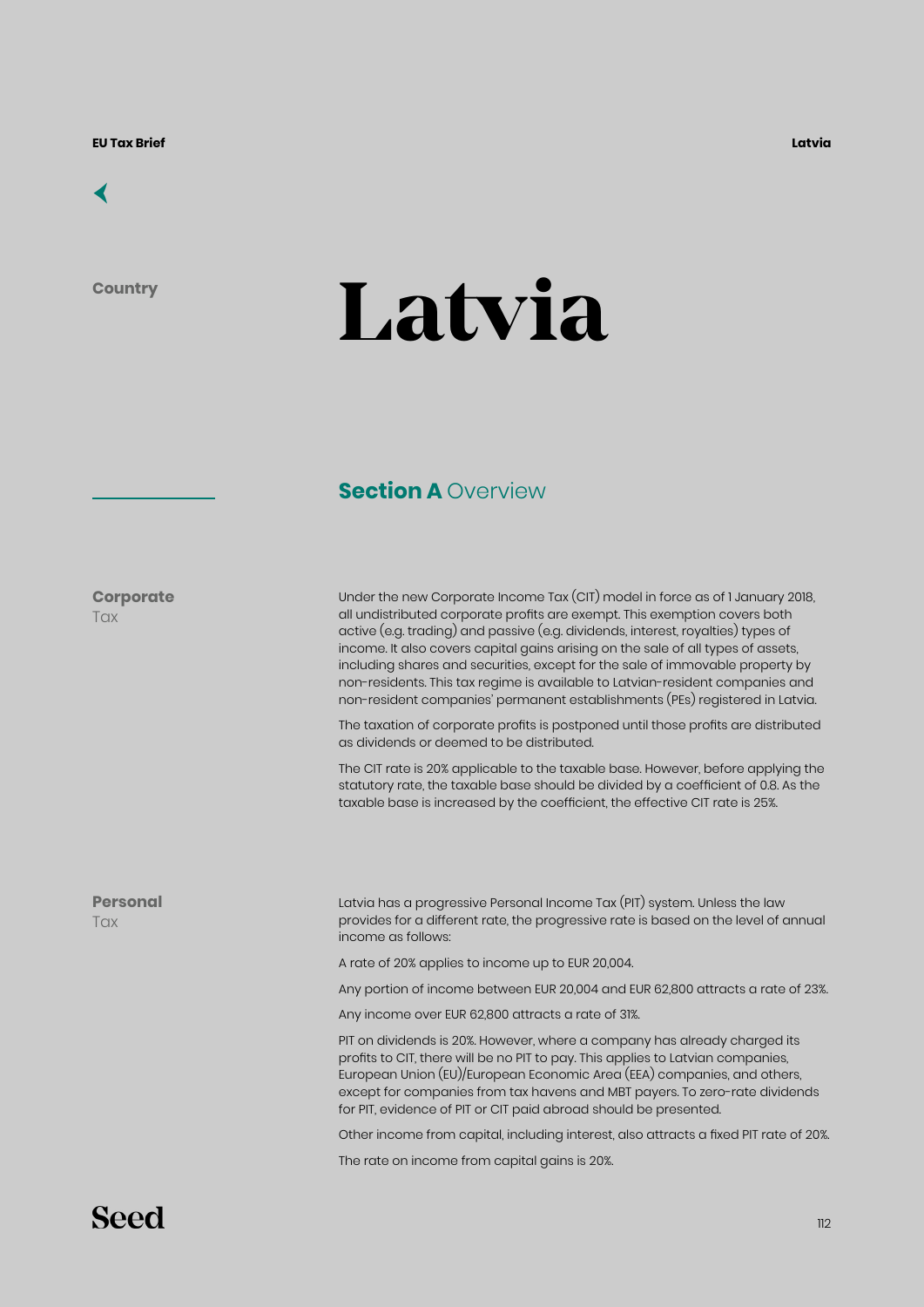Country

# Latvia

## Section A Overview

### Corporate Tax

Under the new Corporate Income Tax (CIT) model in force as of 1 January 2018, all undistributed corporate profits are exempt. This exemption covers both active (e.g. trading) and passive (e.g. dividends, interest, royalties) types of income. It also covers capital gains arising on the sale of all types of assets, including shares and securities, except for the sale of immovable property by non-residents. This tax regime is available to Latvian-resident companies and non-resident companies' permanent establishments (PEs) registered in Latvia.

The taxation of corporate profits is postponed until those profits are distributed as dividends or deemed to be distributed.

The CIT rate is 20% applicable to the taxable base. However, before applying the statutory rate, the taxable base should be divided by a coefficient of 0.8. As the taxable base is increased by the coefficient, the effective CIT rate is 25%.

### Personal Tax

Latvia has a progressive Personal Income Tax (PIT) system. Unless the law provides for a different rate, the progressive rate is based on the level of annual income as follows:

A rate of 20% applies to income up to EUR 20,004.

Any portion of income between EUR 20,004 and EUR 62,800 attracts a rate of 23%.

Any income over EUR 62,800 attracts a rate of 31%.

PIT on dividends is 20%. However, where a company has already charged its profits to CIT, there will be no PIT to pay. This applies to Latvian companies, European Union (EU)/European Economic Area (EEA) companies, and others, except for companies from tax havens and MBT payers. To zero-rate dividends for PIT, evidence of PIT or CIT paid abroad should be presented.

Other income from capital, including interest, also attracts a fixed PIT rate of 20%.

The rate on income from capital gains is 20%.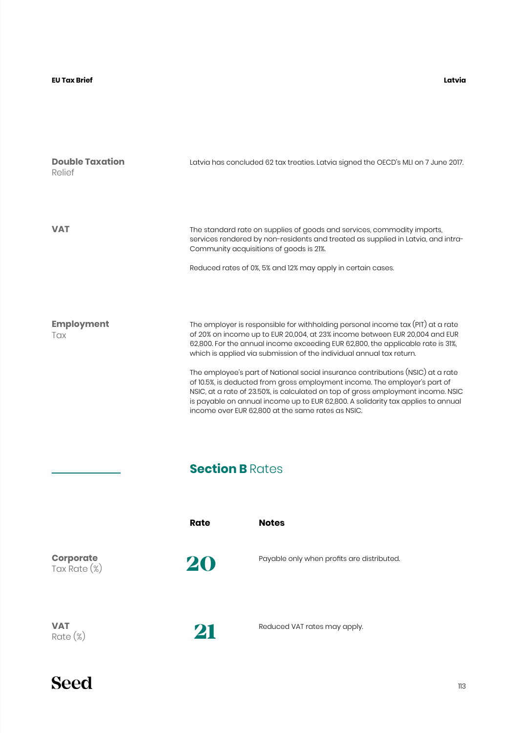## Double Taxation Relief

Latvia has concluded 62 tax treaties. Latvia signed the OECD's MLI on 7 June 2017.

## VAT

The standard rate on supplies of goods and services, commodity imports, services rendered by non-residents and treated as supplied in Latvia, and intra-Community acquisitions of goods is 21%.

Reduced rates of 0%, 5% and 12% may apply in certain cases.

## Employment Tax

The employer is responsible for withholding personal income tax (PIT) at a rate of 20% on income up to EUR 20,004, at 23% income between EUR 20,004 and EUR 62,800. For the annual income exceeding EUR 62,800, the applicable rate is 31%, which is applied via submission of the individual annual tax return.

The employee's part of National social insurance contributions (NSIC) at a rate of 10.5%, is deducted from gross employment income. The employer's part of NSIC, at a rate of 23.50%, is calculated on top of gross employment income. NSIC is payable on annual income up to EUR 62,800. A solidarity tax applies to annual income over EUR 62,800 at the same rates as NSIC.

# Section B Rates

| | Rate | Notes |
|---|---|---|
| Corporate Tax Rate (%) | 20 | Payable only when profits are distributed. |
| VAT Rate (%) | 21 | Reduced VAT rates may apply. |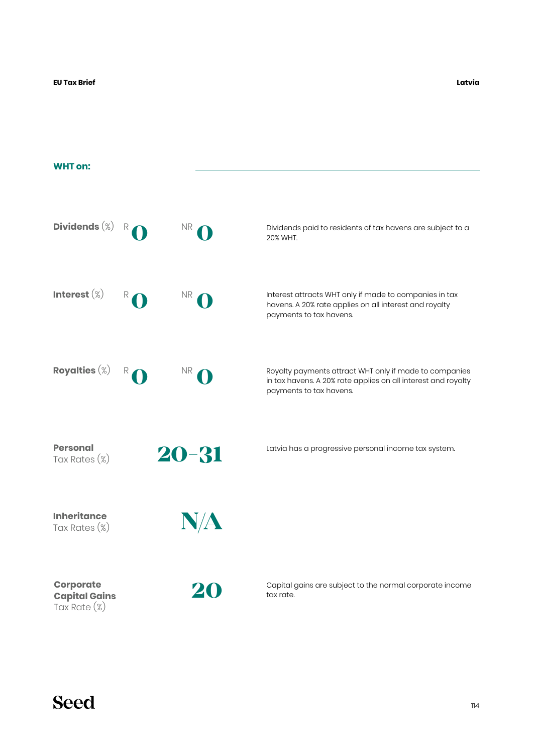## WHT on:

| | R | NR | |
|---|---|---|---|
| **Dividends** (%) | 0 | 0 | Dividends paid to residents of tax havens are subject to a 20% WHT. |
| **Interest** (%) | 0 | 0 | Interest attracts WHT only if made to companies in tax havens. A 20% rate applies on all interest and royalty payments to tax havens. |
| **Royalties** (%) | 0 | 0 | Royalty payments attract WHT only if made to companies in tax havens. A 20% rate applies on all interest and royalty payments to tax havens. |

**Personal** Tax Rates (%)

**20–31**

Latvia has a progressive personal income tax system.

**Inheritance** Tax Rates (%)

**N/A**

**Corporate Capital Gains** Tax Rate (%)

**20**

Capital gains are subject to the normal corporate income tax rate.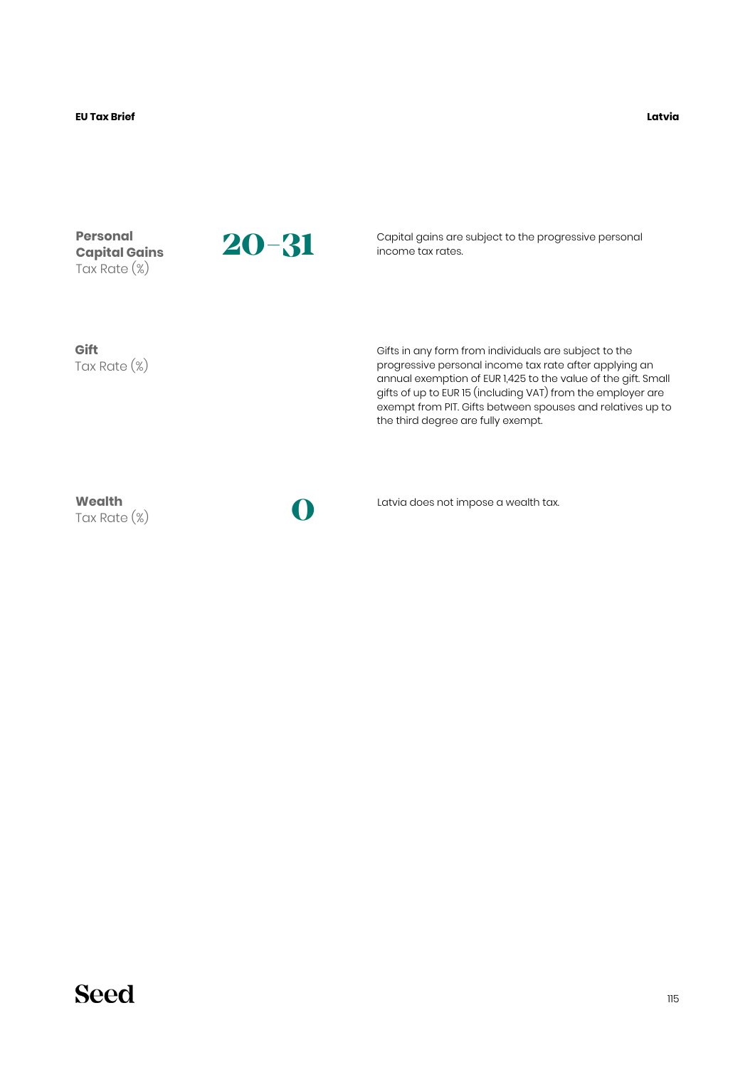**Personal Capital Gains** Tax Rate (%)

**20–31**

Capital gains are subject to the progressive personal income tax rates.

**Gift** Tax Rate (%)

Gifts in any form from individuals are subject to the progressive personal income tax rate after applying an annual exemption of EUR 1,425 to the value of the gift. Small gifts of up to EUR 15 (including VAT) from the employer are exempt from PIT. Gifts between spouses and relatives up to the third degree are fully exempt.

**Wealth** Tax Rate (%)

**0**

Latvia does not impose a wealth tax.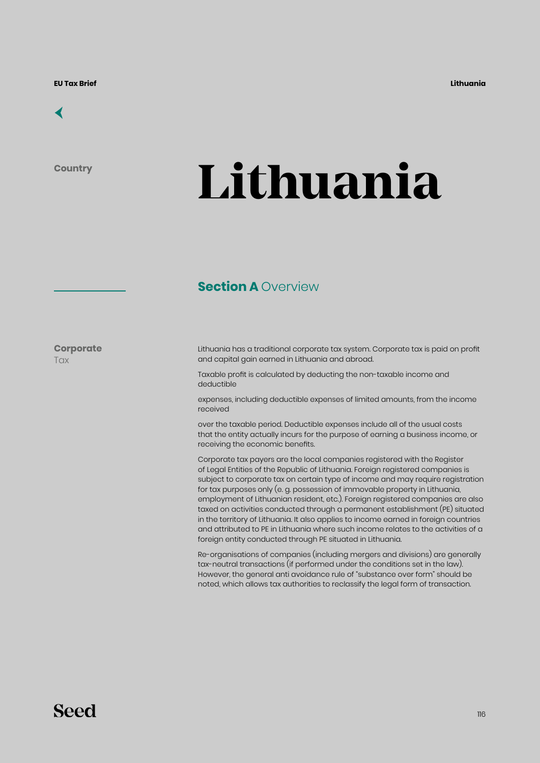Country

# Lithuania

## Section A Overview

**Corporate** Tax

Lithuania has a traditional corporate tax system. Corporate tax is paid on profit and capital gain earned in Lithuania and abroad.

Taxable profit is calculated by deducting the non-taxable income and deductible

expenses, including deductible expenses of limited amounts, from the income received

over the taxable period. Deductible expenses include all of the usual costs that the entity actually incurs for the purpose of earning a business income, or receiving the economic benefits.

Corporate tax payers are the local companies registered with the Register of Legal Entities of the Republic of Lithuania. Foreign registered companies is subject to corporate tax on certain type of income and may require registration for tax purposes only (e. g. possession of immovable property in Lithuania, employment of Lithuanian resident, etc.). Foreign registered companies are also taxed on activities conducted through a permanent establishment (PE) situated in the territory of Lithuania. It also applies to income earned in foreign countries and attributed to PE in Lithuania where such income relates to the activities of a foreign entity conducted through PE situated in Lithuania.

Re-organisations of companies (including mergers and divisions) are generally tax-neutral transactions (if performed under the conditions set in the law). However, the general anti avoidance rule of "substance over form" should be noted, which allows tax authorities to reclassify the legal form of transaction.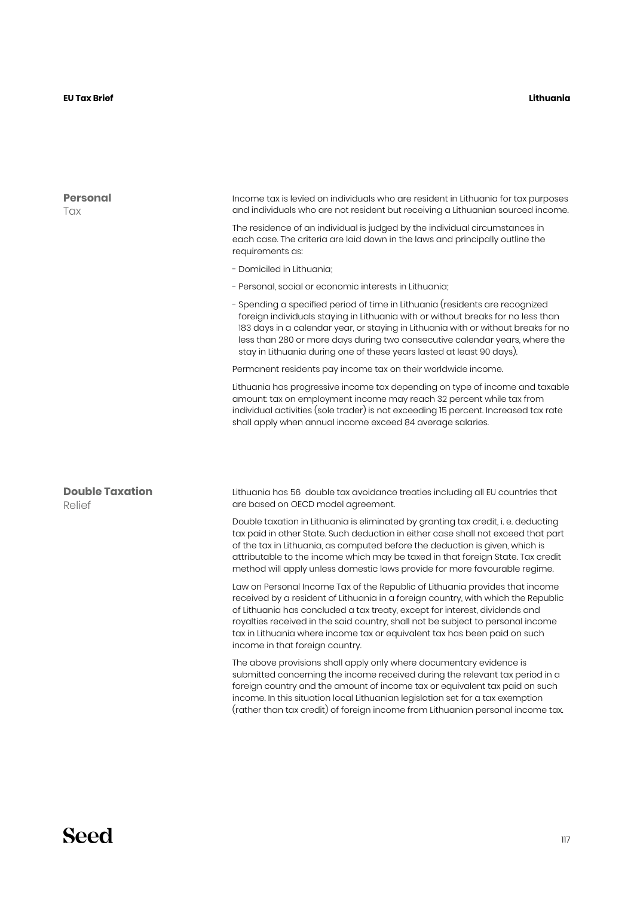## Personal Tax

Income tax is levied on individuals who are resident in Lithuania for tax purposes and individuals who are not resident but receiving a Lithuanian sourced income.

The residence of an individual is judged by the individual circumstances in each case. The criteria are laid down in the laws and principally outline the requirements as:

- Domiciled in Lithuania;
- Personal, social or economic interests in Lithuania;
- Spending a specified period of time in Lithuania (residents are recognized foreign individuals staying in Lithuania with or without breaks for no less than 183 days in a calendar year, or staying in Lithuania with or without breaks for no less than 280 or more days during two consecutive calendar years, where the stay in Lithuania during one of these years lasted at least 90 days).

Permanent residents pay income tax on their worldwide income.

Lithuania has progressive income tax depending on type of income and taxable amount: tax on employment income may reach 32 percent while tax from individual activities (sole trader) is not exceeding 15 percent. Increased tax rate shall apply when annual income exceed 84 average salaries.

## Double Taxation Relief

Lithuania has 56 double tax avoidance treaties including all EU countries that are based on OECD model agreement.

Double taxation in Lithuania is eliminated by granting tax credit, i. e. deducting tax paid in other State. Such deduction in either case shall not exceed that part of the tax in Lithuania, as computed before the deduction is given, which is attributable to the income which may be taxed in that foreign State. Tax credit method will apply unless domestic laws provide for more favourable regime.

Law on Personal Income Tax of the Republic of Lithuania provides that income received by a resident of Lithuania in a foreign country, with which the Republic of Lithuania has concluded a tax treaty, except for interest, dividends and royalties received in the said country, shall not be subject to personal income tax in Lithuania where income tax or equivalent tax has been paid on such income in that foreign country.

The above provisions shall apply only where documentary evidence is submitted concerning the income received during the relevant tax period in a foreign country and the amount of income tax or equivalent tax paid on such income. In this situation local Lithuanian legislation set for a tax exemption (rather than tax credit) of foreign income from Lithuanian personal income tax.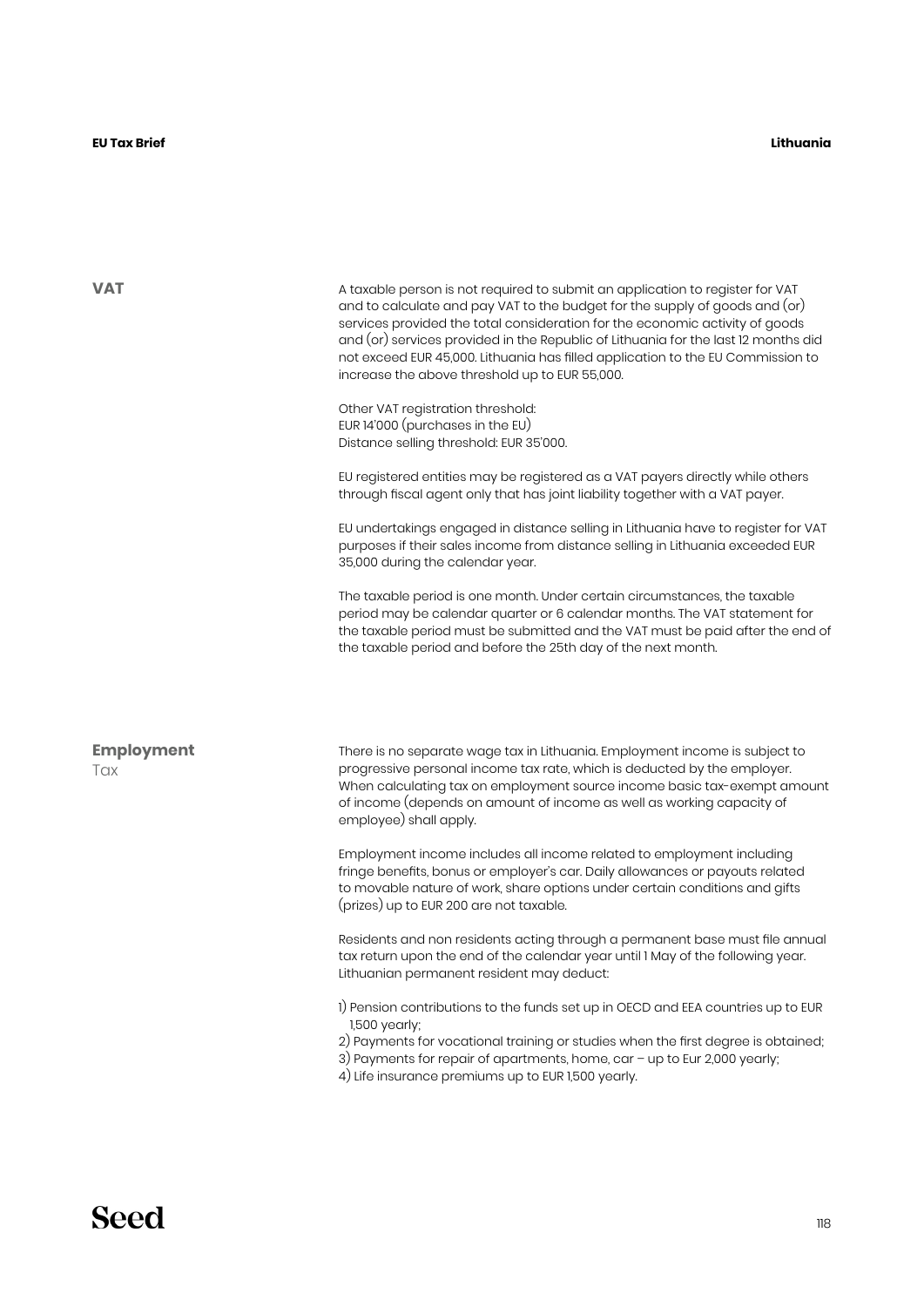## VAT

A taxable person is not required to submit an application to register for VAT and to calculate and pay VAT to the budget for the supply of goods and (or) services provided the total consideration for the economic activity of goods and (or) services provided in the Republic of Lithuania for the last 12 months did not exceed EUR 45,000. Lithuania has filled application to the EU Commission to increase the above threshold up to EUR 55,000.

Other VAT registration threshold:
EUR 14'000 (purchases in the EU)
Distance selling threshold: EUR 35'000.

EU registered entities may be registered as a VAT payers directly while others through fiscal agent only that has joint liability together with a VAT payer.

EU undertakings engaged in distance selling in Lithuania have to register for VAT purposes if their sales income from distance selling in Lithuania exceeded EUR 35,000 during the calendar year.

The taxable period is one month. Under certain circumstances, the taxable period may be calendar quarter or 6 calendar months. The VAT statement for the taxable period must be submitted and the VAT must be paid after the end of the taxable period and before the 25th day of the next month.

## Employment Tax

There is no separate wage tax in Lithuania. Employment income is subject to progressive personal income tax rate, which is deducted by the employer. When calculating tax on employment source income basic tax-exempt amount of income (depends on amount of income as well as working capacity of employee) shall apply.

Employment income includes all income related to employment including fringe benefits, bonus or employer's car. Daily allowances or payouts related to movable nature of work, share options under certain conditions and gifts (prizes) up to EUR 200 are not taxable.

Residents and non residents acting through a permanent base must file annual tax return upon the end of the calendar year until 1 May of the following year. Lithuanian permanent resident may deduct:

1) Pension contributions to the funds set up in OECD and EEA countries up to EUR 1,500 yearly;
2) Payments for vocational training or studies when the first degree is obtained;
3) Payments for repair of apartments, home, car – up to Eur 2,000 yearly;
4) Life insurance premiums up to EUR 1,500 yearly.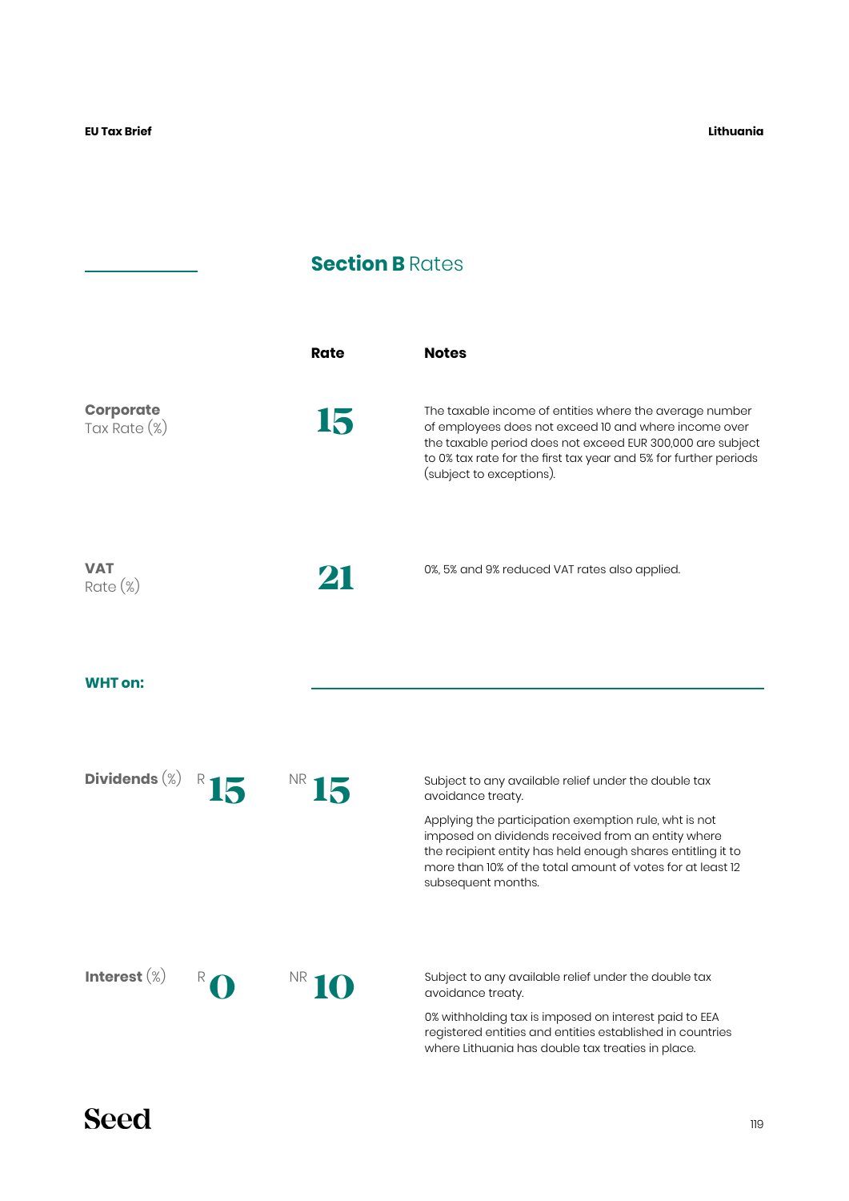## **Section B** Rates

| | Rate | Notes |
|---|---|---|
| **Corporate** Tax Rate (%) | 15 | The taxable income of entities where the average number of employees does not exceed 10 and where income over the taxable period does not exceed EUR 300,000 are subject to 0% tax rate for the first tax year and 5% for further periods (subject to exceptions). |
| **VAT** Rate (%) | 21 | 0%, 5% and 9% reduced VAT rates also applied. |

### WHT on:

| | R | NR | Notes |
|---|---|---|---|
| **Dividends** (%) | 15 | 15 | Subject to any available relief under the double tax avoidance treaty.<br><br>Applying the participation exemption rule, wht is not imposed on dividends received from an entity where the recipient entity has held enough shares entitling it to more than 10% of the total amount of votes for at least 12 subsequent months. |
| **Interest** (%) | 0 | 10 | Subject to any available relief under the double tax avoidance treaty.<br><br>0% withholding tax is imposed on interest paid to EEA registered entities and entities established in countries where Lithuania has double tax treaties in place. |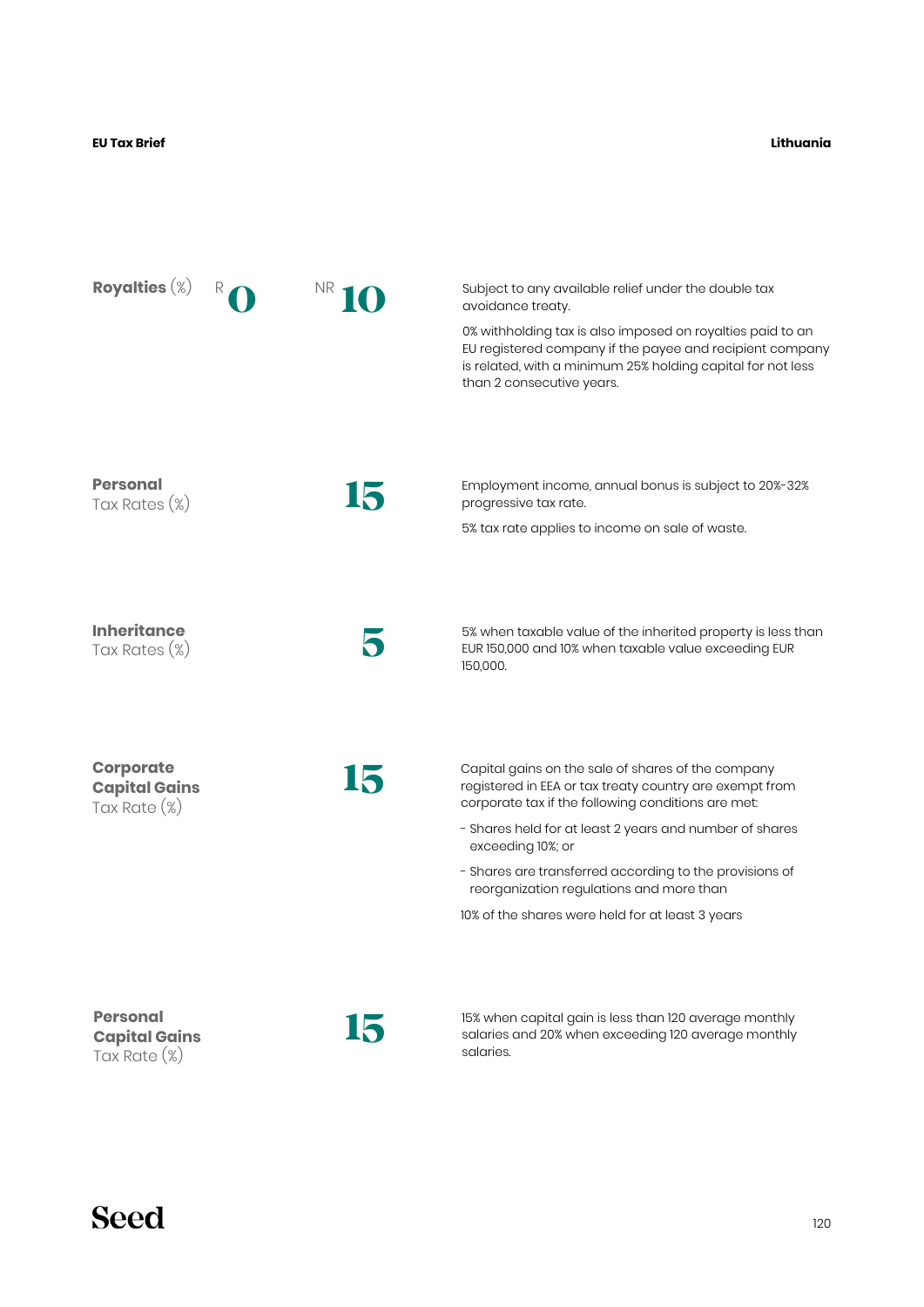## Royalties (%)

R **0** NR **10**

Subject to any available relief under the double tax avoidance treaty.

0% withholding tax is also imposed on royalties paid to an EU registered company if the payee and recipient company is related, with a minimum 25% holding capital for not less than 2 consecutive years.

## Personal Tax Rates (%)

**15**

Employment income, annual bonus is subject to 20%-32% progressive tax rate.

5% tax rate applies to income on sale of waste.

## Inheritance Tax Rates (%)

**5**

5% when taxable value of the inherited property is less than EUR 150,000 and 10% when taxable value exceeding EUR 150,000.

## Corporate Capital Gains Tax Rate (%)

**15**

Capital gains on the sale of shares of the company registered in EEA or tax treaty country are exempt from corporate tax if the following conditions are met:

- Shares held for at least 2 years and number of shares exceeding 10%; or
- Shares are transferred according to the provisions of reorganization regulations and more than

10% of the shares were held for at least 3 years

## Personal Capital Gains Tax Rate (%)

**15**

15% when capital gain is less than 120 average monthly salaries and 20% when exceeding 120 average monthly salaries.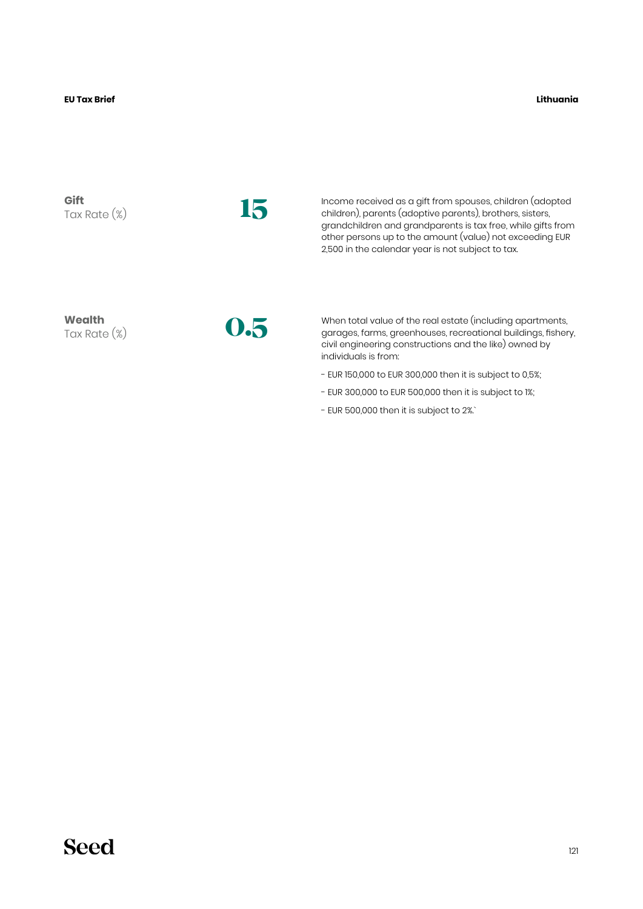**Gift**
Tax Rate (%)

**15**

Income received as a gift from spouses, children (adopted children), parents (adoptive parents), brothers, sisters, grandchildren and grandparents is tax free, while gifts from other persons up to the amount (value) not exceeding EUR 2,500 in the calendar year is not subject to tax.

**Wealth**
Tax Rate (%)

**0.5**

When total value of the real estate (including apartments, garages, farms, greenhouses, recreational buildings, fishery, civil engineering constructions and the like) owned by individuals is from:

- EUR 150,000 to EUR 300,000 then it is subject to 0,5%;
- EUR 300,000 to EUR 500,000 then it is subject to 1%;
- EUR 500,000 then it is subject to 2%.`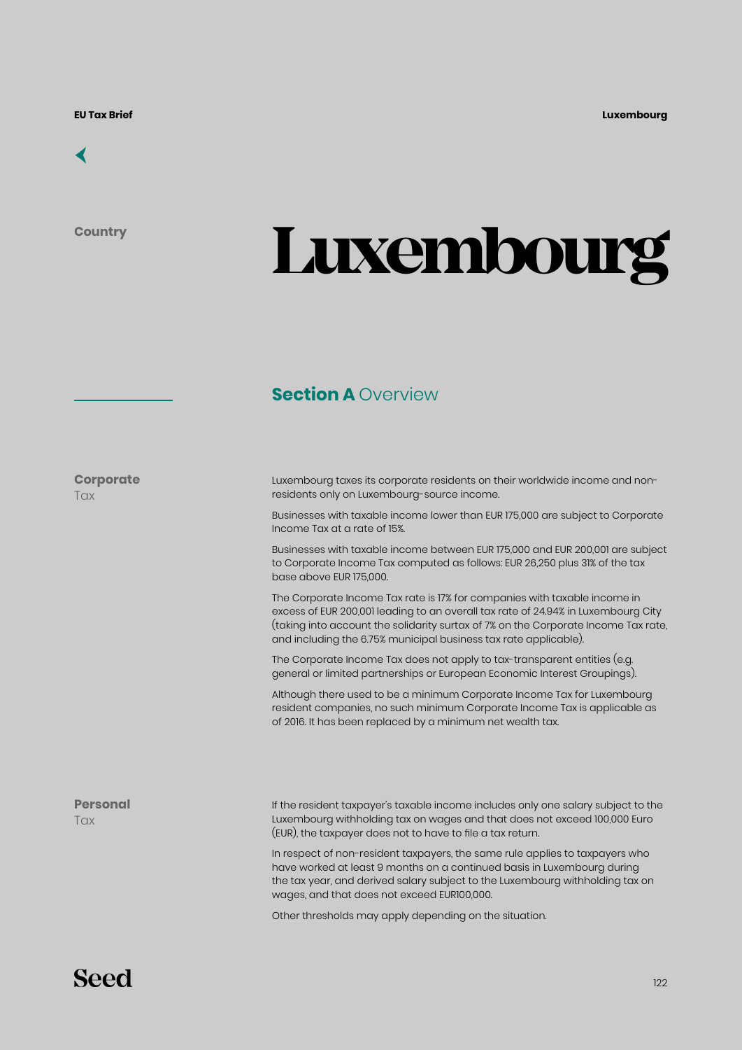# Luxembourg

## Section A Overview

### Corporate Tax

Luxembourg taxes its corporate residents on their worldwide income and non-residents only on Luxembourg-source income.

Businesses with taxable income lower than EUR 175,000 are subject to Corporate Income Tax at a rate of 15%.

Businesses with taxable income between EUR 175,000 and EUR 200,001 are subject to Corporate Income Tax computed as follows: EUR 26,250 plus 31% of the tax base above EUR 175,000.

The Corporate Income Tax rate is 17% for companies with taxable income in excess of EUR 200,001 leading to an overall tax rate of 24.94% in Luxembourg City (taking into account the solidarity surtax of 7% on the Corporate Income Tax rate, and including the 6.75% municipal business tax rate applicable).

The Corporate Income Tax does not apply to tax-transparent entities (e.g. general or limited partnerships or European Economic Interest Groupings).

Although there used to be a minimum Corporate Income Tax for Luxembourg resident companies, no such minimum Corporate Income Tax is applicable as of 2016. It has been replaced by a minimum net wealth tax.

### Personal Tax

If the resident taxpayer's taxable income includes only one salary subject to the Luxembourg withholding tax on wages and that does not exceed 100,000 Euro (EUR), the taxpayer does not to have to file a tax return.

In respect of non-resident taxpayers, the same rule applies to taxpayers who have worked at least 9 months on a continued basis in Luxembourg during the tax year, and derived salary subject to the Luxembourg withholding tax on wages, and that does not exceed EUR100,000.

Other thresholds may apply depending on the situation.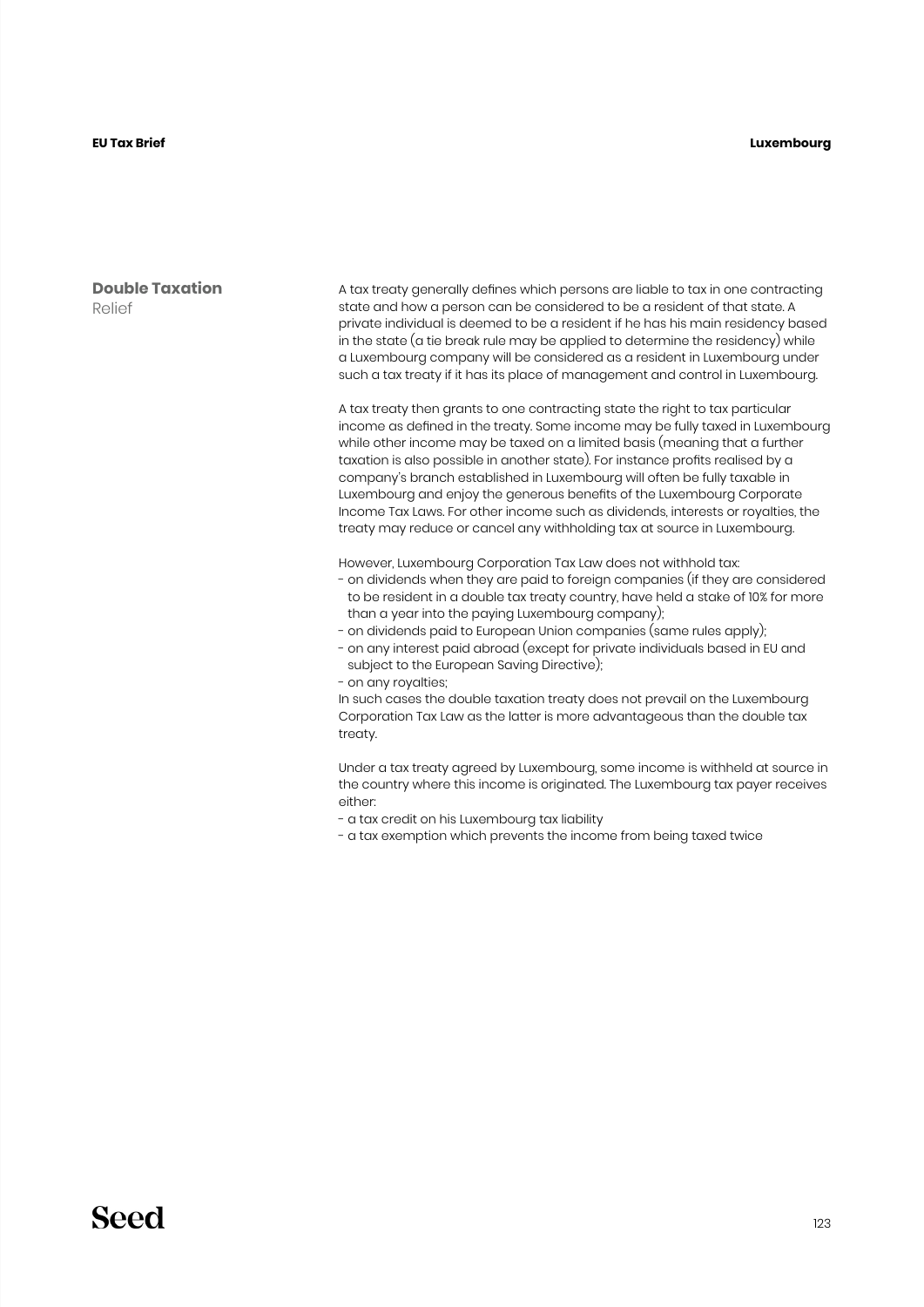## Double Taxation Relief

A tax treaty generally defines which persons are liable to tax in one contracting state and how a person can be considered to be a resident of that state. A private individual is deemed to be a resident if he has his main residency based in the state (a tie break rule may be applied to determine the residency) while a Luxembourg company will be considered as a resident in Luxembourg under such a tax treaty if it has its place of management and control in Luxembourg.

A tax treaty then grants to one contracting state the right to tax particular income as defined in the treaty. Some income may be fully taxed in Luxembourg while other income may be taxed on a limited basis (meaning that a further taxation is also possible in another state). For instance profits realised by a company's branch established in Luxembourg will often be fully taxable in Luxembourg and enjoy the generous benefits of the Luxembourg Corporate Income Tax Laws. For other income such as dividends, interests or royalties, the treaty may reduce or cancel any withholding tax at source in Luxembourg.

However, Luxembourg Corporation Tax Law does not withhold tax:

- on dividends when they are paid to foreign companies (if they are considered to be resident in a double tax treaty country, have held a stake of 10% for more than a year into the paying Luxembourg company);
- on dividends paid to European Union companies (same rules apply);
- on any interest paid abroad (except for private individuals based in EU and subject to the European Saving Directive);
- on any royalties;

In such cases the double taxation treaty does not prevail on the Luxembourg Corporation Tax Law as the latter is more advantageous than the double tax treaty.

Under a tax treaty agreed by Luxembourg, some income is withheld at source in the country where this income is originated. The Luxembourg tax payer receives either:

- a tax credit on his Luxembourg tax liability
- a tax exemption which prevents the income from being taxed twice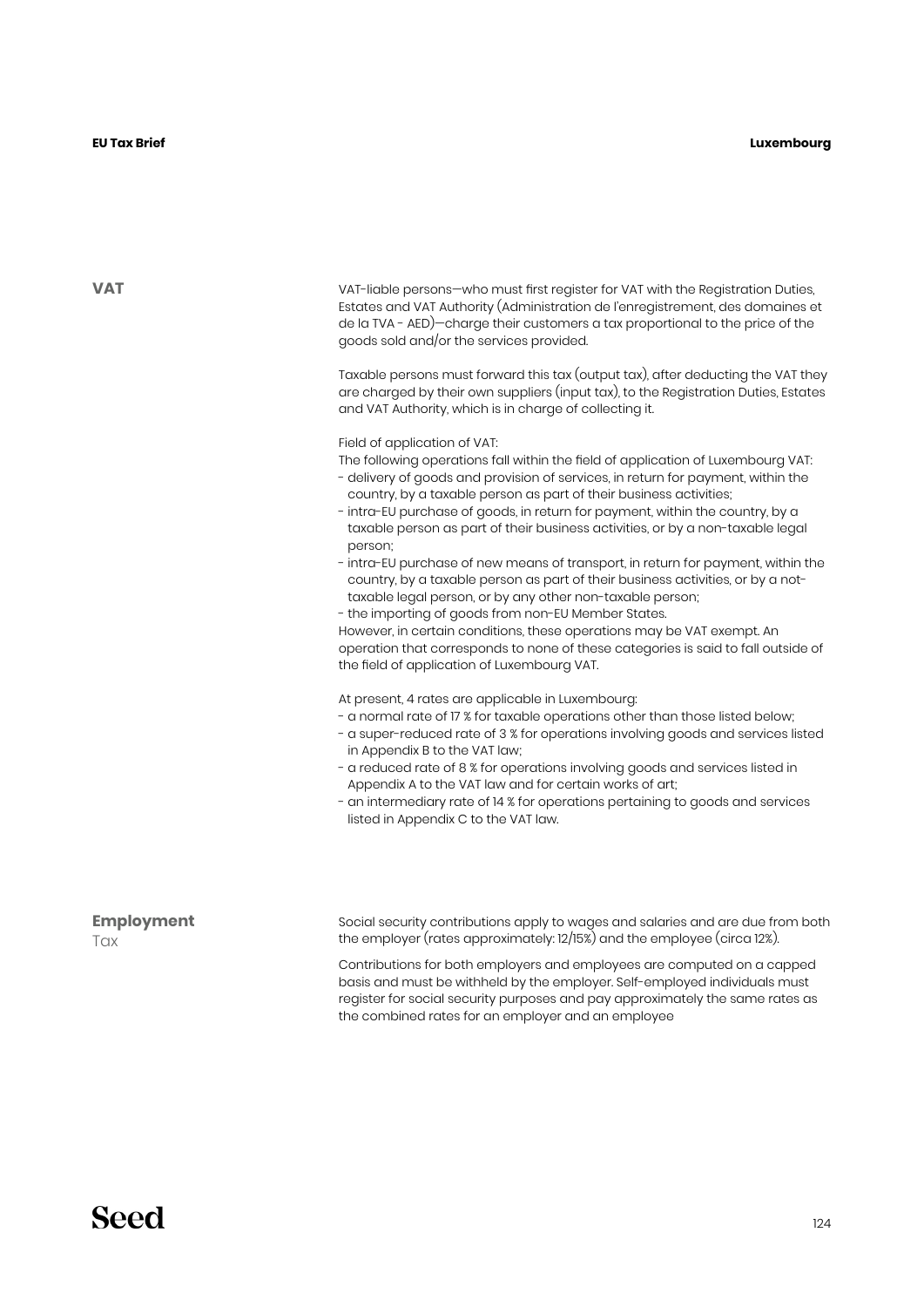## VAT

VAT-liable persons—who must first register for VAT with the Registration Duties, Estates and VAT Authority (Administration de l'enregistrement, des domaines et de la TVA - AED)—charge their customers a tax proportional to the price of the goods sold and/or the services provided.

Taxable persons must forward this tax (output tax), after deducting the VAT they are charged by their own suppliers (input tax), to the Registration Duties, Estates and VAT Authority, which is in charge of collecting it.

Field of application of VAT:
The following operations fall within the field of application of Luxembourg VAT:

- delivery of goods and provision of services, in return for payment, within the country, by a taxable person as part of their business activities;
- intra-EU purchase of goods, in return for payment, within the country, by a taxable person as part of their business activities, or by a non-taxable legal person;
- intra-EU purchase of new means of transport, in return for payment, within the country, by a taxable person as part of their business activities, or by a not-taxable legal person, or by any other non-taxable person;
- the importing of goods from non-EU Member States.

However, in certain conditions, these operations may be VAT exempt. An operation that corresponds to none of these categories is said to fall outside of the field of application of Luxembourg VAT.

At present, 4 rates are applicable in Luxembourg:

- a normal rate of 17 % for taxable operations other than those listed below;
- a super-reduced rate of 3 % for operations involving goods and services listed in Appendix B to the VAT law;
- a reduced rate of 8 % for operations involving goods and services listed in Appendix A to the VAT law and for certain works of art;
- an intermediary rate of 14 % for operations pertaining to goods and services listed in Appendix C to the VAT law.

## Employment Tax

Social security contributions apply to wages and salaries and are due from both the employer (rates approximately: 12/15%) and the employee (circa 12%).

Contributions for both employers and employees are computed on a capped basis and must be withheld by the employer. Self-employed individuals must register for social security purposes and pay approximately the same rates as the combined rates for an employer and an employee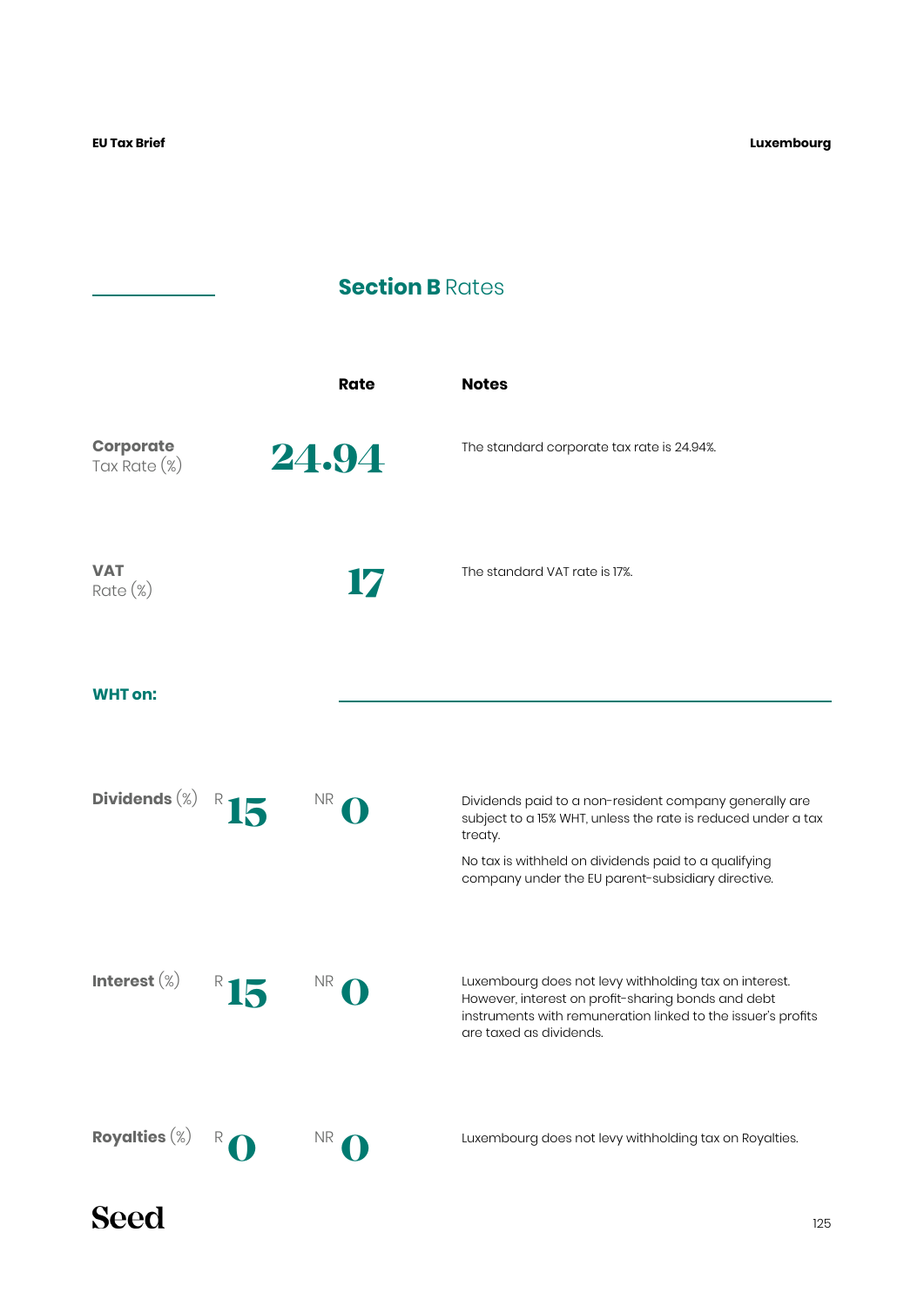## Section B Rates

| | Rate | | Notes |
|---|---|---|---|
| **Corporate** Tax Rate (%) | 24.94 | | The standard corporate tax rate is 24.94%. |
| **VAT** Rate (%) | 17 | | The standard VAT rate is 17%. |

**WHT on:**

| | R | NR | Notes |
|---|---|---|---|
| **Dividends** (%) | 15 | 0 | Dividends paid to a non-resident company generally are subject to a 15% WHT, unless the rate is reduced under a tax treaty.<br><br>No tax is withheld on dividends paid to a qualifying company under the EU parent-subsidiary directive. |
| **Interest** (%) | 15 | 0 | Luxembourg does not levy withholding tax on interest. However, interest on profit-sharing bonds and debt instruments with remuneration linked to the issuer's profits are taxed as dividends. |
| **Royalties** (%) | 0 | 0 | Luxembourg does not levy withholding tax on Royalties. |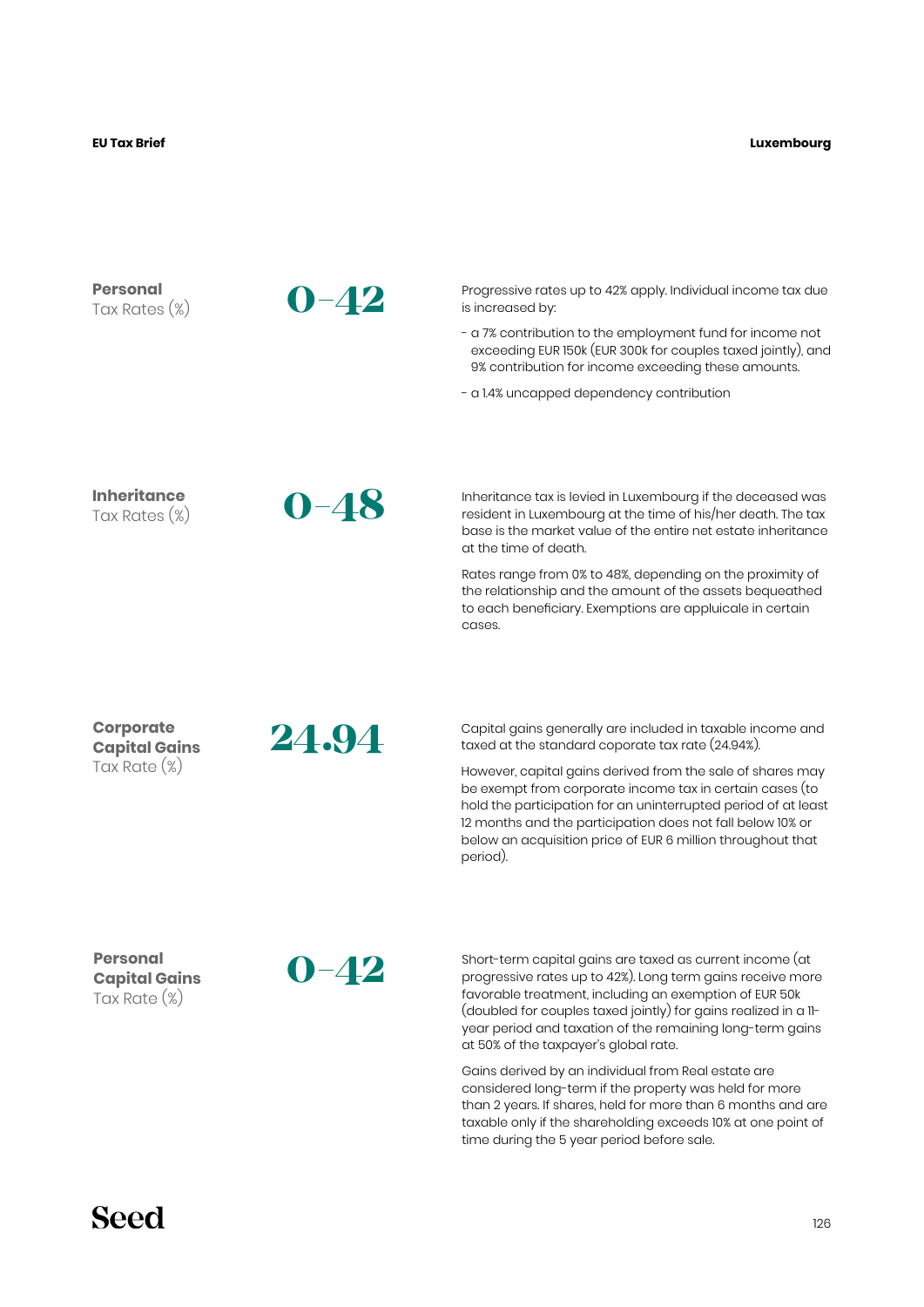## Personal Tax Rates (%)

**0–42**

Progressive rates up to 42% apply. Individual income tax due is increased by:

- a 7% contribution to the employment fund for income not exceeding EUR 150k (EUR 300k for couples taxed jointly), and 9% contribution for income exceeding these amounts.
- a 1.4% uncapped dependency contribution

## Inheritance Tax Rates (%)

**0–48**

Inheritance tax is levied in Luxembourg if the deceased was resident in Luxembourg at the time of his/her death. The tax base is the market value of the entire net estate inheritance at the time of death.

Rates range from 0% to 48%, depending on the proximity of the relationship and the amount of the assets bequeathed to each beneficiary. Exemptions are appluicale in certain cases.

## Corporate Capital Gains Tax Rate (%)

**24.94**

Capital gains generally are included in taxable income and taxed at the standard coporate tax rate (24.94%).

However, capital gains derived from the sale of shares may be exempt from corporate income tax in certain cases (to hold the participation for an uninterrupted period of at least 12 months and the participation does not fall below 10% or below an acquisition price of EUR 6 million throughout that period).

## Personal Capital Gains Tax Rate (%)

**0–42**

Short-term capital gains are taxed as current income (at progressive rates up to 42%). Long term gains receive more favorable treatment, including an exemption of EUR 50k (doubled for couples taxed jointly) for gains realized in a 11-year period and taxation of the remaining long-term gains at 50% of the taxpayer's global rate.

Gains derived by an individual from Real estate are considered long-term if the property was held for more than 2 years. If shares, held for more than 6 months and are taxable only if the shareholding exceeds 10% at one point of time during the 5 year period before sale.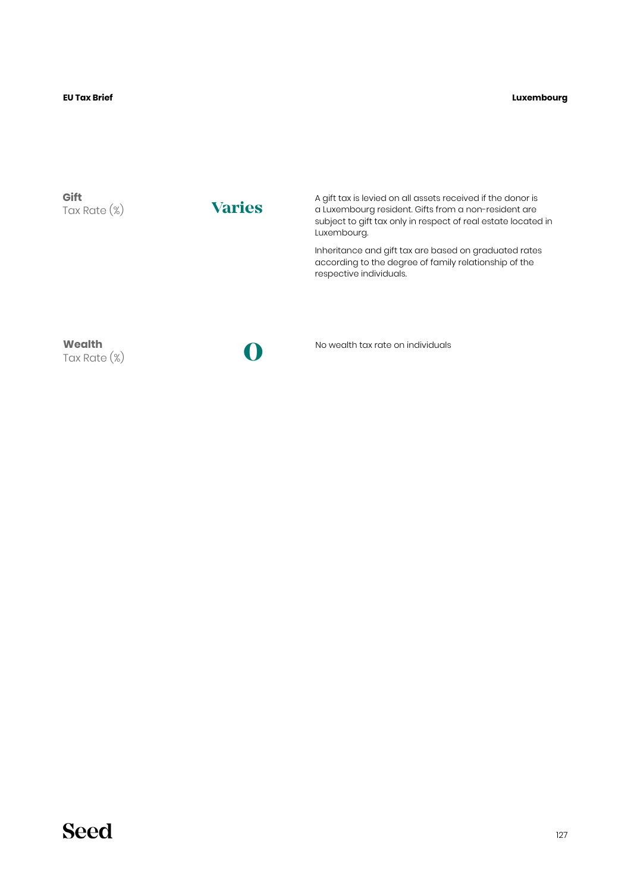**Gift**
Tax Rate (%)

**Varies**

A gift tax is levied on all assets received if the donor is a Luxembourg resident. Gifts from a non-resident are subject to gift tax only in respect of real estate located in Luxembourg.

Inheritance and gift tax are based on graduated rates according to the degree of family relationship of the respective individuals.

**Wealth**
Tax Rate (%)

**0**

No wealth tax rate on individuals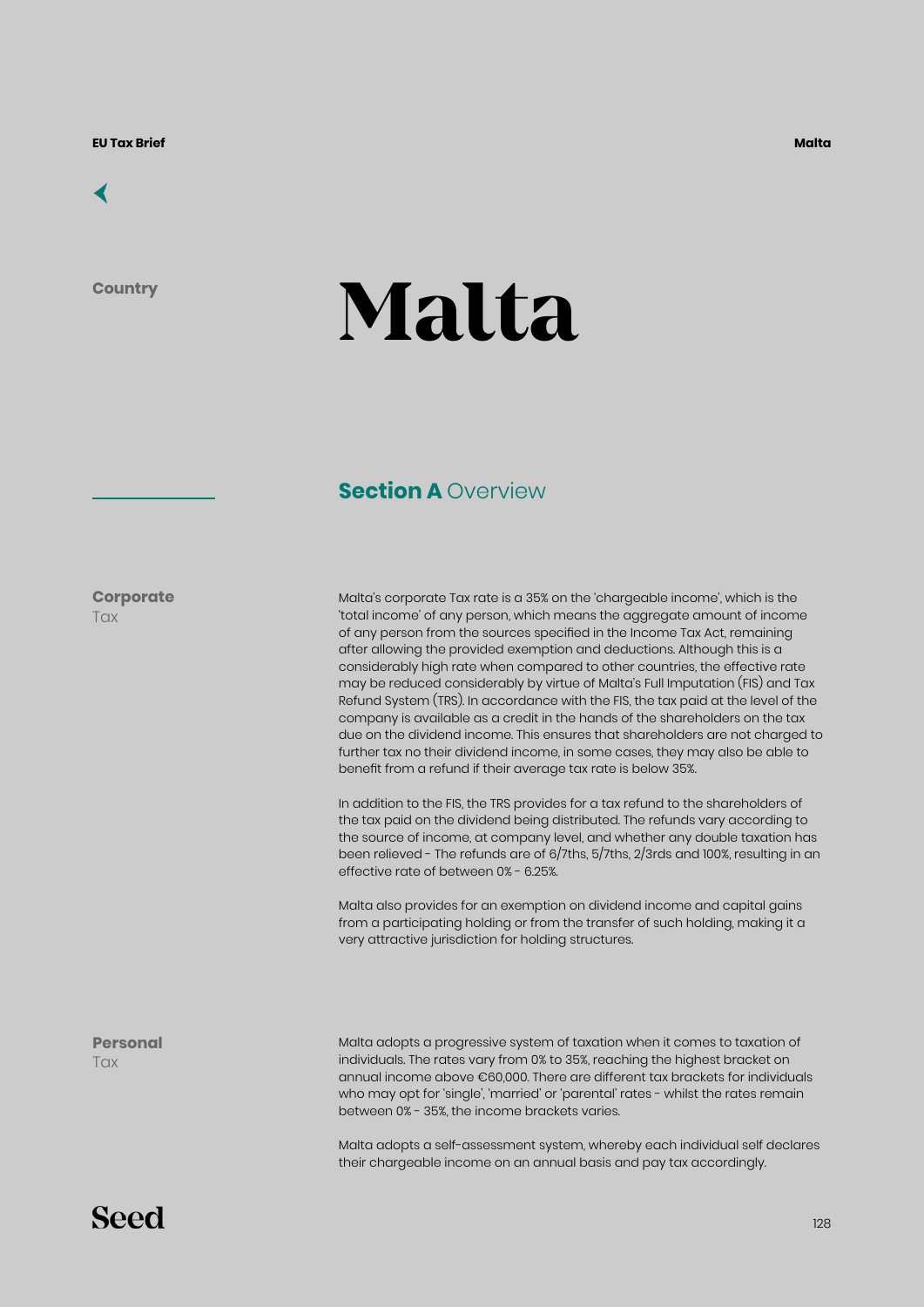Country

# Malta

## Section A Overview

**Corporate** Tax

Malta's corporate Tax rate is a 35% on the 'chargeable income', which is the 'total income' of any person, which means the aggregate amount of income of any person from the sources specified in the Income Tax Act, remaining after allowing the provided exemption and deductions. Although this is a considerably high rate when compared to other countries, the effective rate may be reduced considerably by virtue of Malta's Full Imputation (FIS) and Tax Refund System (TRS). In accordance with the FIS, the tax paid at the level of the company is available as a credit in the hands of the shareholders on the tax due on the dividend income. This ensures that shareholders are not charged to further tax no their dividend income, in some cases, they may also be able to benefit from a refund if their average tax rate is below 35%.

In addition to the FIS, the TRS provides for a tax refund to the shareholders of the tax paid on the dividend being distributed. The refunds vary according to the source of income, at company level, and whether any double taxation has been relieved - The refunds are of 6/7ths, 5/7ths, 2/3rds and 100%, resulting in an effective rate of between 0% - 6.25%.

Malta also provides for an exemption on dividend income and capital gains from a participating holding or from the transfer of such holding, making it a very attractive jurisdiction for holding structures.

**Personal** Tax

Malta adopts a progressive system of taxation when it comes to taxation of individuals. The rates vary from 0% to 35%, reaching the highest bracket on annual income above €60,000. There are different tax brackets for individuals who may opt for 'single', 'married' or 'parental' rates - whilst the rates remain between 0% - 35%, the income brackets varies.

Malta adopts a self-assessment system, whereby each individual self declares their chargeable income on an annual basis and pay tax accordingly.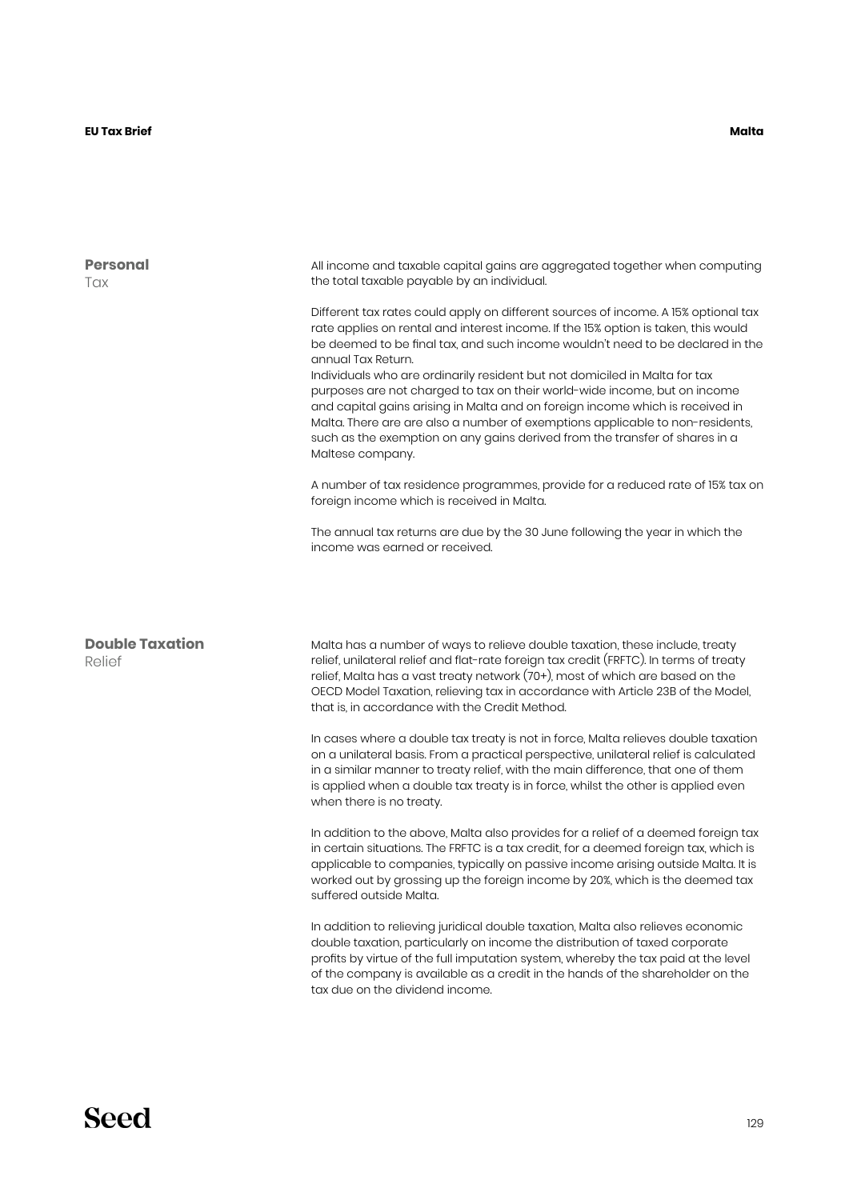## Personal Tax

All income and taxable capital gains are aggregated together when computing the total taxable payable by an individual.

Different tax rates could apply on different sources of income. A 15% optional tax rate applies on rental and interest income. If the 15% option is taken, this would be deemed to be final tax, and such income wouldn't need to be declared in the annual Tax Return.
Individuals who are ordinarily resident but not domiciled in Malta for tax purposes are not charged to tax on their world-wide income, but on income and capital gains arising in Malta and on foreign income which is received in Malta. There are are also a number of exemptions applicable to non-residents, such as the exemption on any gains derived from the transfer of shares in a Maltese company.

A number of tax residence programmes, provide for a reduced rate of 15% tax on foreign income which is received in Malta.

The annual tax returns are due by the 30 June following the year in which the income was earned or received.

## Double Taxation Relief

Malta has a number of ways to relieve double taxation, these include, treaty relief, unilateral relief and flat-rate foreign tax credit (FRFTC). In terms of treaty relief, Malta has a vast treaty network (70+), most of which are based on the OECD Model Taxation, relieving tax in accordance with Article 23B of the Model, that is, in accordance with the Credit Method.

In cases where a double tax treaty is not in force, Malta relieves double taxation on a unilateral basis. From a practical perspective, unilateral relief is calculated in a similar manner to treaty relief, with the main difference, that one of them is applied when a double tax treaty is in force, whilst the other is applied even when there is no treaty.

In addition to the above, Malta also provides for a relief of a deemed foreign tax in certain situations. The FRFTC is a tax credit, for a deemed foreign tax, which is applicable to companies, typically on passive income arising outside Malta. It is worked out by grossing up the foreign income by 20%, which is the deemed tax suffered outside Malta.

In addition to relieving juridical double taxation, Malta also relieves economic double taxation, particularly on income the distribution of taxed corporate profits by virtue of the full imputation system, whereby the tax paid at the level of the company is available as a credit in the hands of the shareholder on the tax due on the dividend income.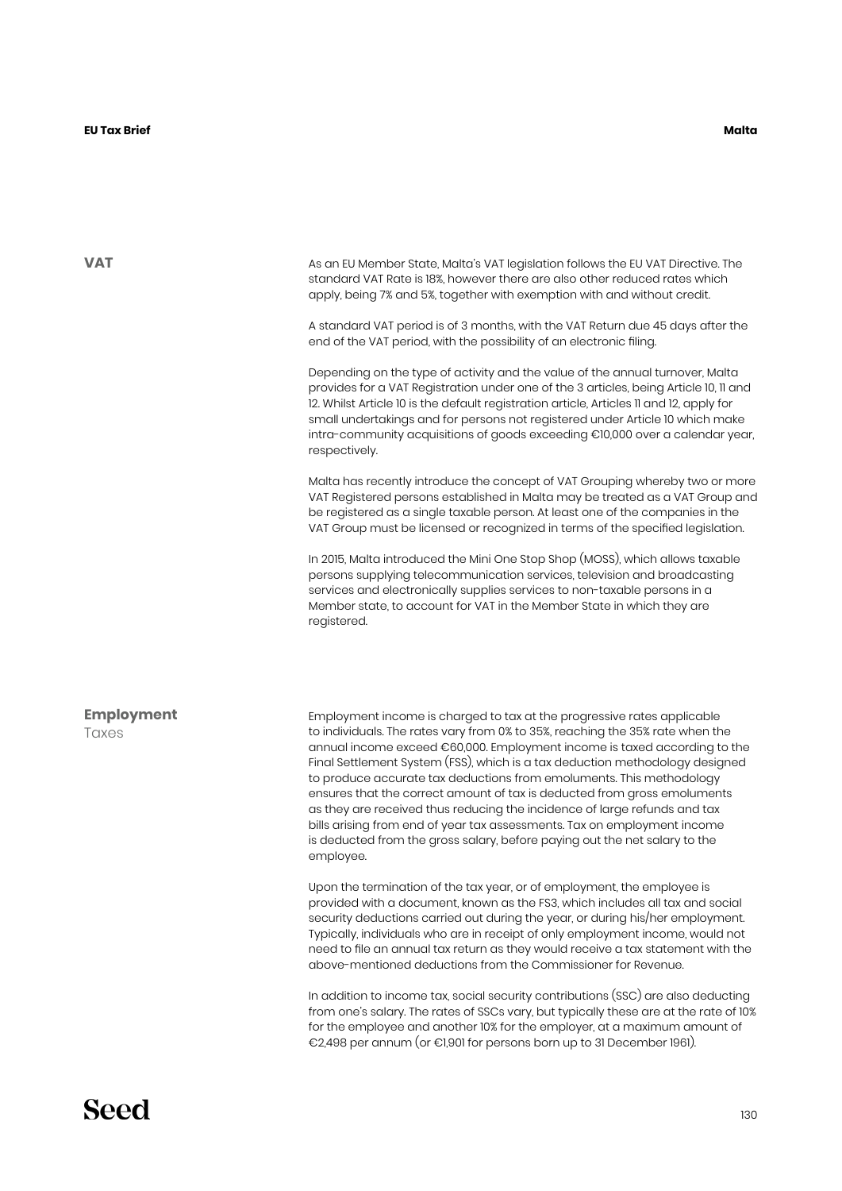## VAT

As an EU Member State, Malta's VAT legislation follows the EU VAT Directive. The standard VAT Rate is 18%, however there are also other reduced rates which apply, being 7% and 5%, together with exemption with and without credit.

A standard VAT period is of 3 months, with the VAT Return due 45 days after the end of the VAT period, with the possibility of an electronic filing.

Depending on the type of activity and the value of the annual turnover, Malta provides for a VAT Registration under one of the 3 articles, being Article 10, 11 and 12. Whilst Article 10 is the default registration article, Articles 11 and 12, apply for small undertakings and for persons not registered under Article 10 which make intra-community acquisitions of goods exceeding €10,000 over a calendar year, respectively.

Malta has recently introduce the concept of VAT Grouping whereby two or more VAT Registered persons established in Malta may be treated as a VAT Group and be registered as a single taxable person. At least one of the companies in the VAT Group must be licensed or recognized in terms of the specified legislation.

In 2015, Malta introduced the Mini One Stop Shop (MOSS), which allows taxable persons supplying telecommunication services, television and broadcasting services and electronically supplies services to non-taxable persons in a Member state, to account for VAT in the Member State in which they are registered.

## Employment Taxes

Employment income is charged to tax at the progressive rates applicable to individuals. The rates vary from 0% to 35%, reaching the 35% rate when the annual income exceed €60,000. Employment income is taxed according to the Final Settlement System (FSS), which is a tax deduction methodology designed to produce accurate tax deductions from emoluments. This methodology ensures that the correct amount of tax is deducted from gross emoluments as they are received thus reducing the incidence of large refunds and tax bills arising from end of year tax assessments. Tax on employment income is deducted from the gross salary, before paying out the net salary to the employee.

Upon the termination of the tax year, or of employment, the employee is provided with a document, known as the FS3, which includes all tax and social security deductions carried out during the year, or during his/her employment. Typically, individuals who are in receipt of only employment income, would not need to file an annual tax return as they would receive a tax statement with the above-mentioned deductions from the Commissioner for Revenue.

In addition to income tax, social security contributions (SSC) are also deducting from one's salary. The rates of SSCs vary, but typically these are at the rate of 10% for the employee and another 10% for the employer, at a maximum amount of €2,498 per annum (or €1,901 for persons born up to 31 December 1961).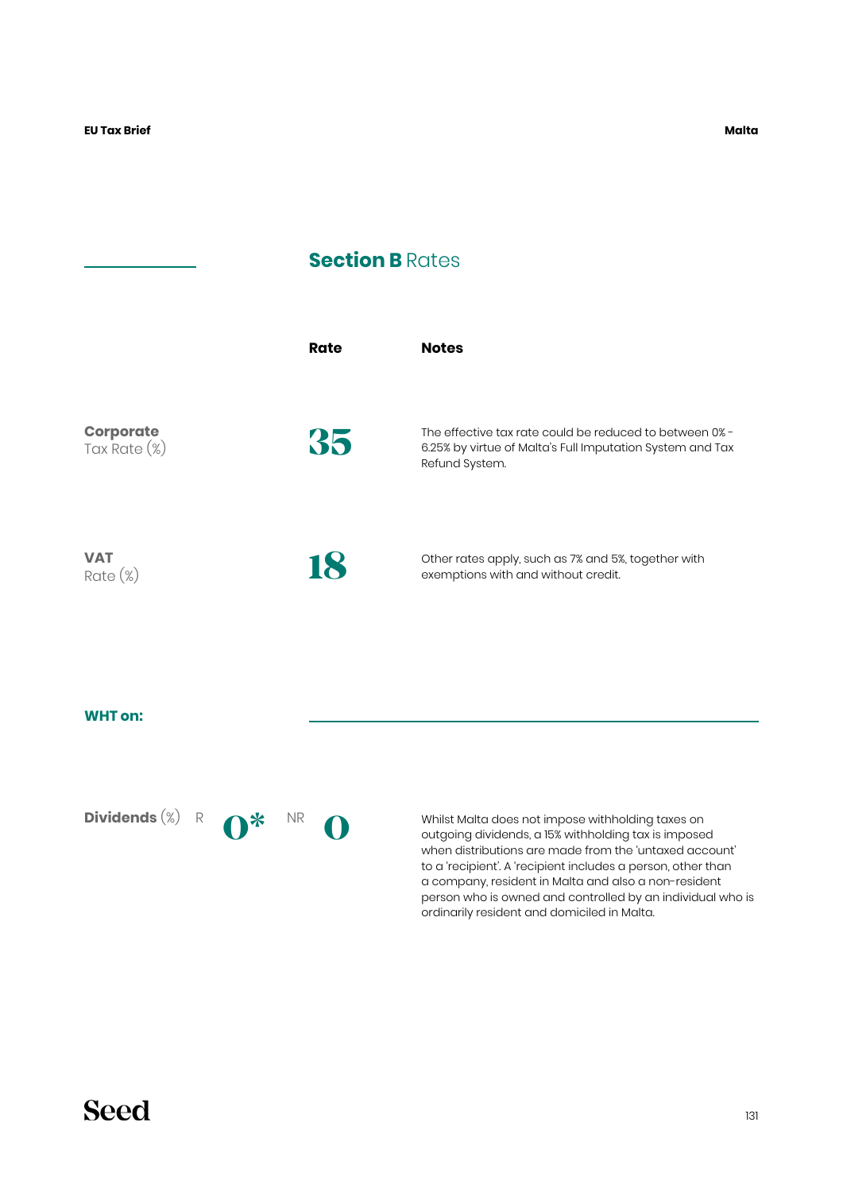## **Section B** Rates

| | Rate | Notes |
|---|---|---|
| **Corporate** Tax Rate (%) | 35 | The effective tax rate could be reduced to between 0% - 6.25% by virtue of Malta's Full Imputation System and Tax Refund System. |
| **VAT** Rate (%) | 18 | Other rates apply, such as 7% and 5%, together with exemptions with and without credit. |

**WHT on:**

| | R | NR | Notes |
|---|---|---|---|
| **Dividends** (%) | 0* | 0 | Whilst Malta does not impose withholding taxes on outgoing dividends, a 15% withholding tax is imposed when distributions are made from the 'untaxed account' to a 'recipient'. A 'recipient includes a person, other than a company, resident in Malta and also a non-resident person who is owned and controlled by an individual who is ordinarily resident and domiciled in Malta. |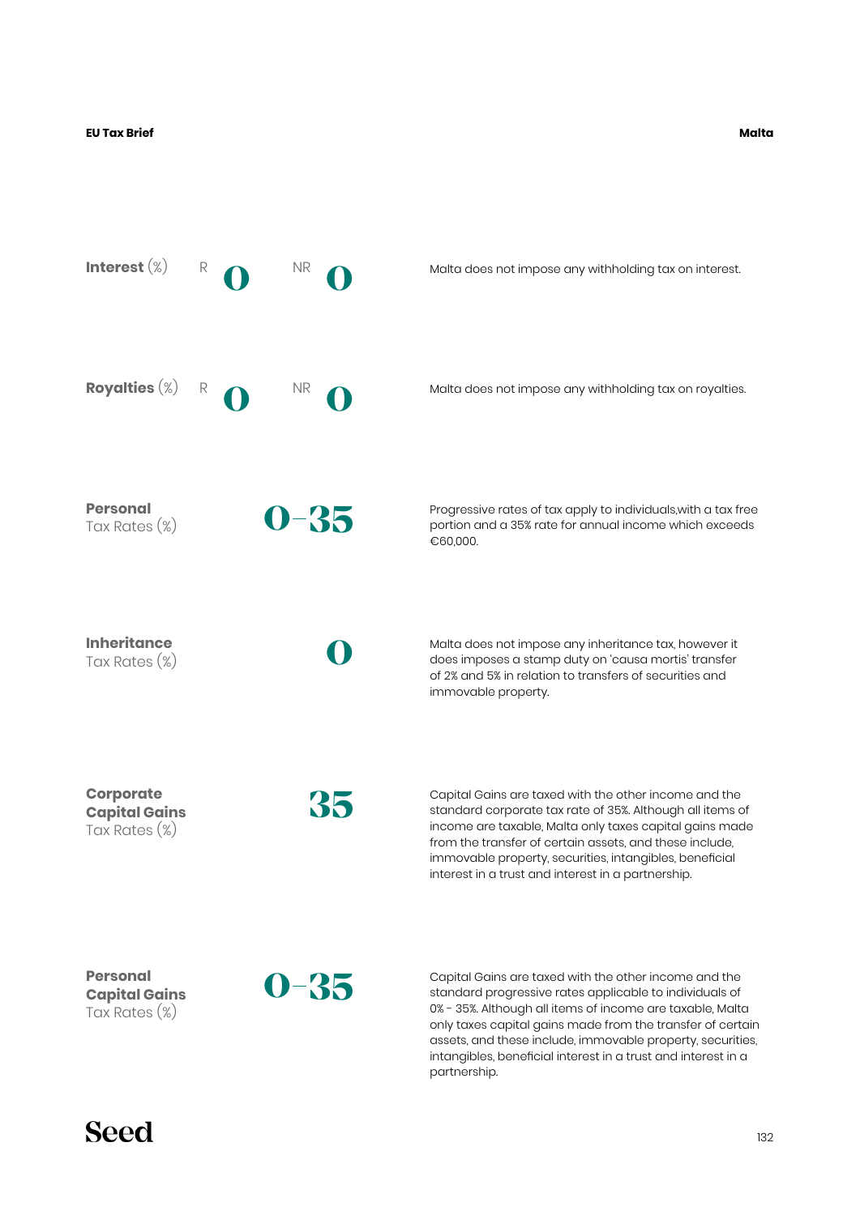**Interest** (%) R **0** NR **0**

Malta does not impose any withholding tax on interest.

**Royalties** (%) R **0** NR **0**

Malta does not impose any withholding tax on royalties.

**Personal** Tax Rates (%) **0–35**

Progressive rates of tax apply to individuals,with a tax free portion and a 35% rate for annual income which exceeds €60,000.

**Inheritance** Tax Rates (%) **0**

Malta does not impose any inheritance tax, however it does imposes a stamp duty on 'causa mortis' transfer of 2% and 5% in relation to transfers of securities and immovable property.

**Corporate Capital Gains** Tax Rates (%) **35**

Capital Gains are taxed with the other income and the standard corporate tax rate of 35%. Although all items of income are taxable, Malta only taxes capital gains made from the transfer of certain assets, and these include, immovable property, securities, intangibles, beneficial interest in a trust and interest in a partnership.

**Personal Capital Gains** Tax Rates (%) **0–35**

Capital Gains are taxed with the other income and the standard progressive rates applicable to individuals of 0% - 35%. Although all items of income are taxable, Malta only taxes capital gains made from the transfer of certain assets, and these include, immovable property, securities, intangibles, beneficial interest in a trust and interest in a partnership.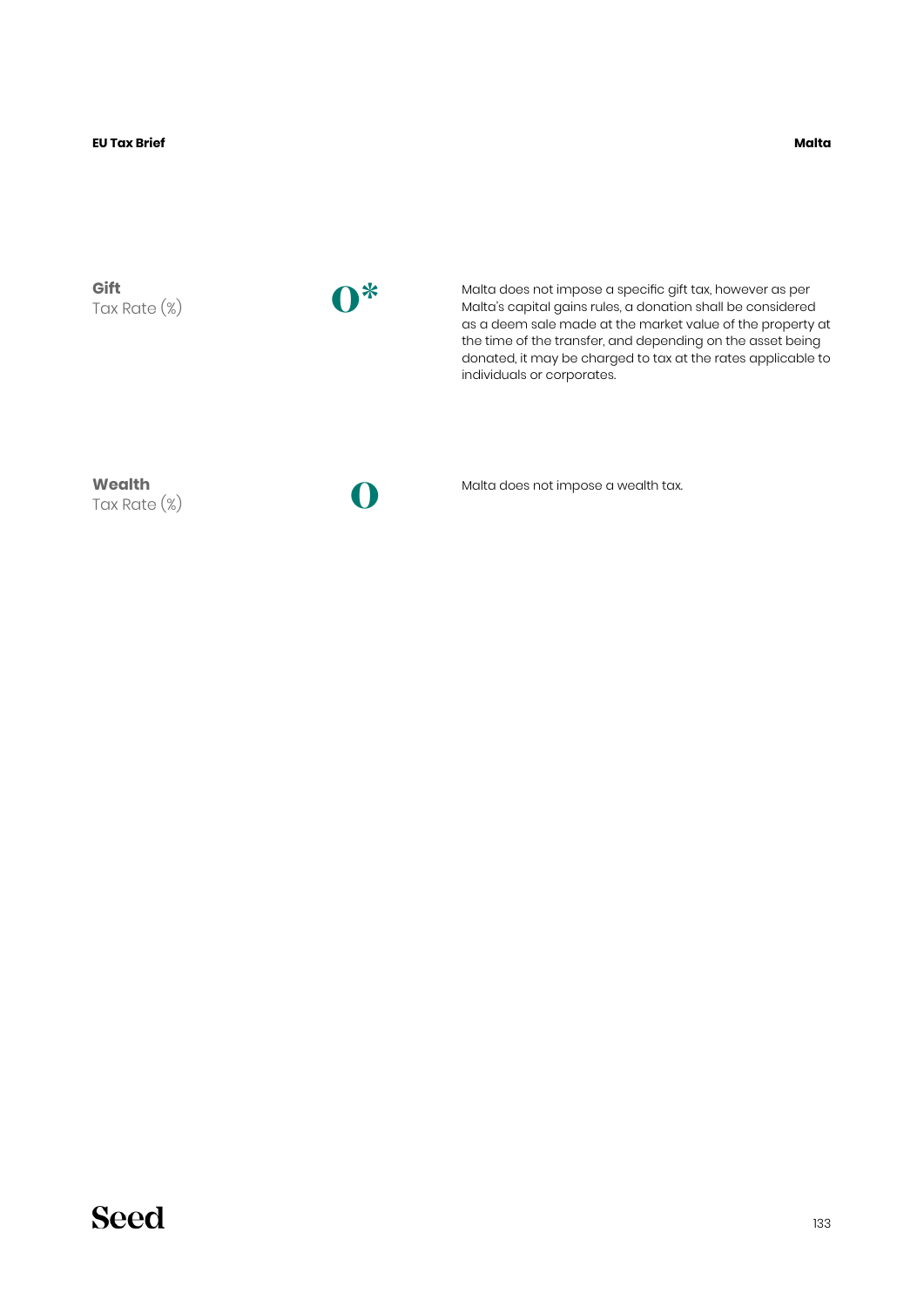**Gift**
Tax Rate (%)

**0***

Malta does not impose a specific gift tax, however as per Malta's capital gains rules, a donation shall be considered as a deem sale made at the market value of the property at the time of the transfer, and depending on the asset being donated, it may be charged to tax at the rates applicable to individuals or corporates.

**Wealth**
Tax Rate (%)

**0**

Malta does not impose a wealth tax.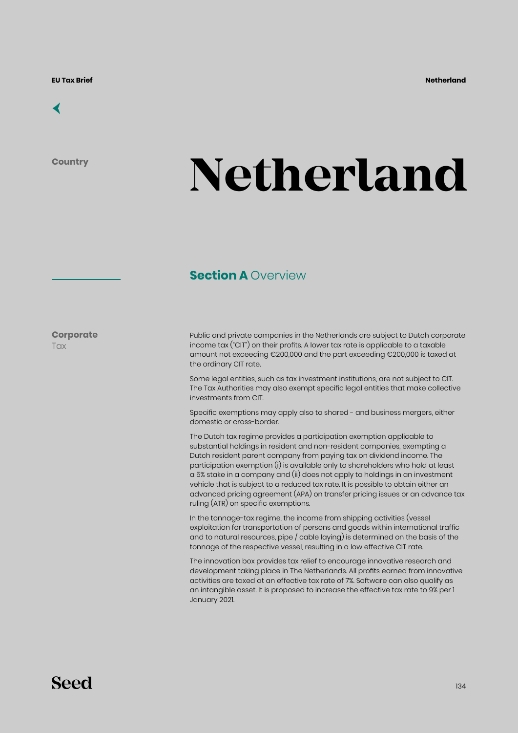Country

# Netherland

## Section A Overview

**Corporate** Tax

Public and private companies in the Netherlands are subject to Dutch corporate income tax ("CIT") on their profits. A lower tax rate is applicable to a taxable amount not exceeding €200,000 and the part exceeding €200,000 is taxed at the ordinary CIT rate.

Some legal entities, such as tax investment institutions, are not subject to CIT. The Tax Authorities may also exempt specific legal entities that make collective investments from CIT.

Specific exemptions may apply also to shared - and business mergers, either domestic or cross-border.

The Dutch tax regime provides a participation exemption applicable to substantial holdings in resident and non-resident companies, exempting a Dutch resident parent company from paying tax on dividend income. The participation exemption (i) is available only to shareholders who hold at least a 5% stake in a company and (ii) does not apply to holdings in an investment vehicle that is subject to a reduced tax rate. It is possible to obtain either an advanced pricing agreement (APA) on transfer pricing issues or an advance tax ruling (ATR) on specific exemptions.

In the tonnage-tax regime, the income from shipping activities (vessel exploitation for transportation of persons and goods within international traffic and to natural resources, pipe / cable laying) is determined on the basis of the tonnage of the respective vessel, resulting in a low effective CIT rate.

The innovation box provides tax relief to encourage innovative research and development taking place in The Netherlands. All profits earned from innovative activities are taxed at an effective tax rate of 7%. Software can also qualify as an intangible asset. It is proposed to increase the effective tax rate to 9% per 1 January 2021.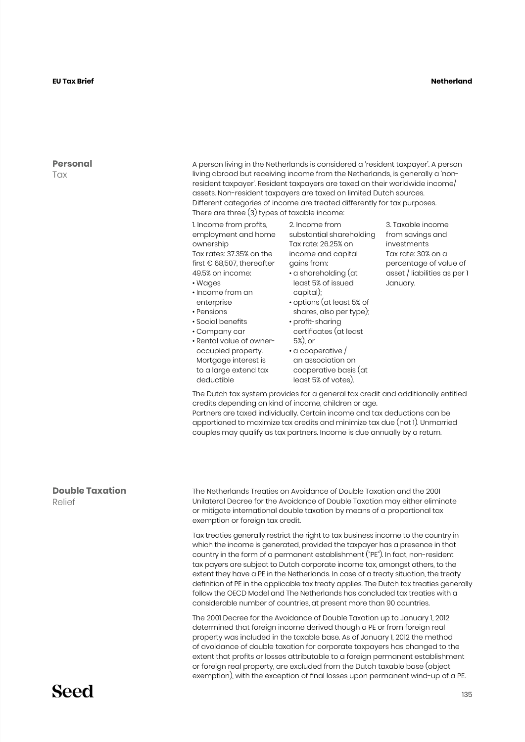## Personal Tax

A person living in the Netherlands is considered a 'resident taxpayer'. A person living abroad but receiving income from the Netherlands, is generally a 'non-resident taxpayer'. Resident taxpayers are taxed on their worldwide income/ assets. Non-resident taxpayers are taxed on limited Dutch sources.
Different categories of income are treated differently for tax purposes.
There are three (3) types of taxable income:

1. Income from profits, employment and home ownership
Tax rates: 37.35% on the first € 68,507, thereafter 49.5% on income:
   - Wages
   - Income from an enterprise
   - Pensions
   - Social benefits
   - Company car
   - Rental value of owner-occupied property. Mortgage interest is to a large extend tax deductible

2. Income from substantial shareholding
Tax rate: 26.25% on income and capital gains from:
   - a shareholding (at least 5% of issued capital);
   - options (at least 5% of shares, also per type);
   - profit-sharing certificates (at least 5%), or
   - a cooperative / an association on cooperative basis (at least 5% of votes).

3. Taxable income from savings and investments
Tax rate: 30% on a percentage of value of asset / liabilities as per 1 January.

The Dutch tax system provides for a general tax credit and additionally entitled credits depending on kind of income, children or age.
Partners are taxed individually. Certain income and tax deductions can be apportioned to maximize tax credits and minimize tax due (not 1). Unmarried couples may qualify as tax partners. Income is due annually by a return.

## Double Taxation Relief

The Netherlands Treaties on Avoidance of Double Taxation and the 2001 Unilateral Decree for the Avoidance of Double Taxation may either eliminate or mitigate international double taxation by means of a proportional tax exemption or foreign tax credit.

Tax treaties generally restrict the right to tax business income to the country in which the income is generated, provided the taxpayer has a presence in that country in the form of a permanent establishment ("PE"). In fact, non-resident tax payers are subject to Dutch corporate income tax, amongst others, to the extent they have a PE in the Netherlands. In case of a treaty situation, the treaty definition of PE in the applicable tax treaty applies. The Dutch tax treaties generally follow the OECD Model and The Netherlands has concluded tax treaties with a considerable number of countries, at present more than 90 countries.

The 2001 Decree for the Avoidance of Double Taxation up to January 1, 2012 determined that foreign income derived though a PE or from foreign real property was included in the taxable base. As of January 1, 2012 the method of avoidance of double taxation for corporate taxpayers has changed to the extent that profits or losses attributable to a foreign permanent establishment or foreign real property, are excluded from the Dutch taxable base (object exemption), with the exception of final losses upon permanent wind-up of a PE.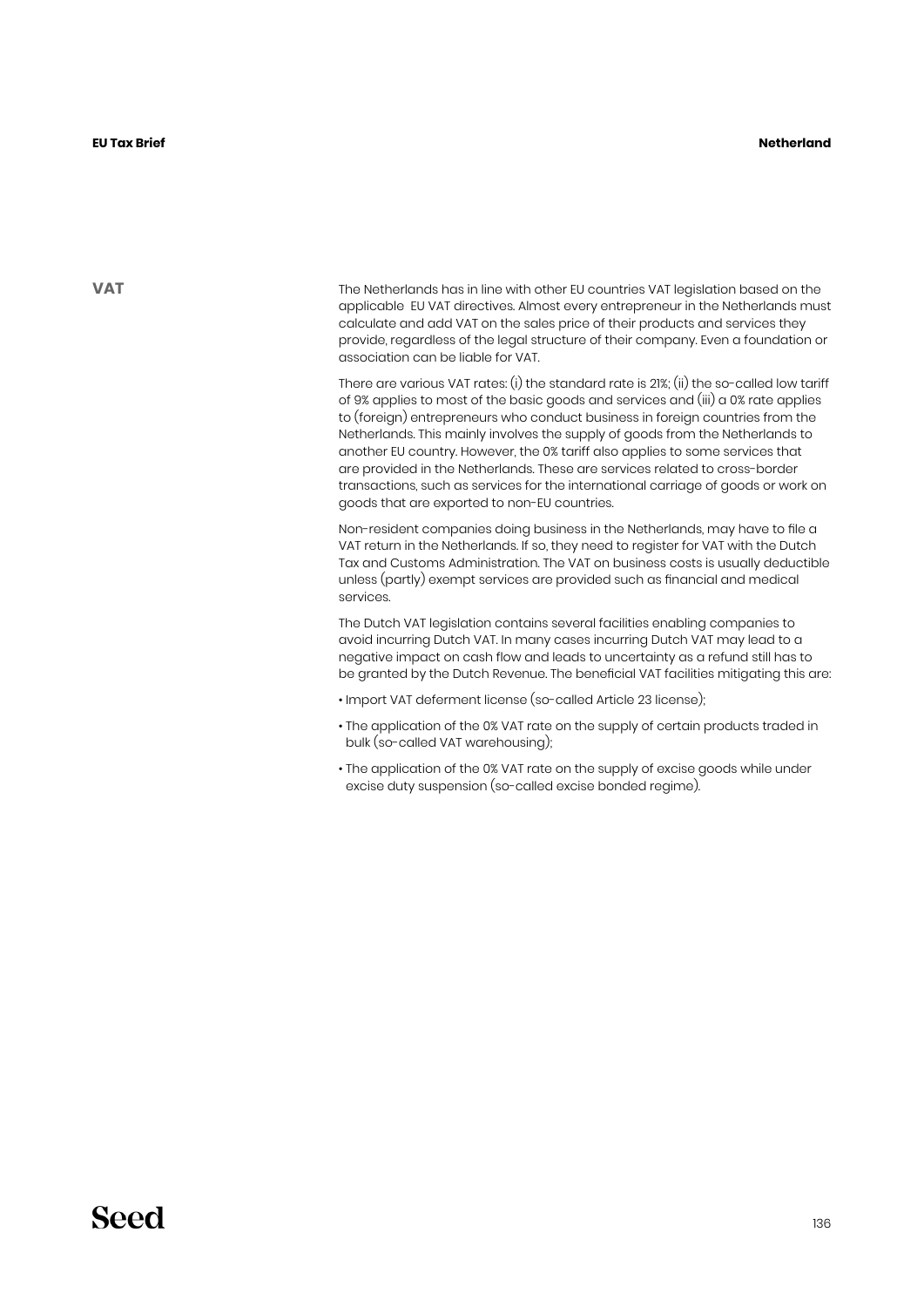## VAT

The Netherlands has in line with other EU countries VAT legislation based on the applicable EU VAT directives. Almost every entrepreneur in the Netherlands must calculate and add VAT on the sales price of their products and services they provide, regardless of the legal structure of their company. Even a foundation or association can be liable for VAT.

There are various VAT rates: (i) the standard rate is 21%; (ii) the so-called low tariff of 9% applies to most of the basic goods and services and (iii) a 0% rate applies to (foreign) entrepreneurs who conduct business in foreign countries from the Netherlands. This mainly involves the supply of goods from the Netherlands to another EU country. However, the 0% tariff also applies to some services that are provided in the Netherlands. These are services related to cross-border transactions, such as services for the international carriage of goods or work on goods that are exported to non-EU countries.

Non-resident companies doing business in the Netherlands, may have to file a VAT return in the Netherlands. If so, they need to register for VAT with the Dutch Tax and Customs Administration. The VAT on business costs is usually deductible unless (partly) exempt services are provided such as financial and medical services.

The Dutch VAT legislation contains several facilities enabling companies to avoid incurring Dutch VAT. In many cases incurring Dutch VAT may lead to a negative impact on cash flow and leads to uncertainty as a refund still has to be granted by the Dutch Revenue. The beneficial VAT facilities mitigating this are:

- Import VAT deferment license (so-called Article 23 license);
- The application of the 0% VAT rate on the supply of certain products traded in bulk (so-called VAT warehousing);
- The application of the 0% VAT rate on the supply of excise goods while under excise duty suspension (so-called excise bonded regime).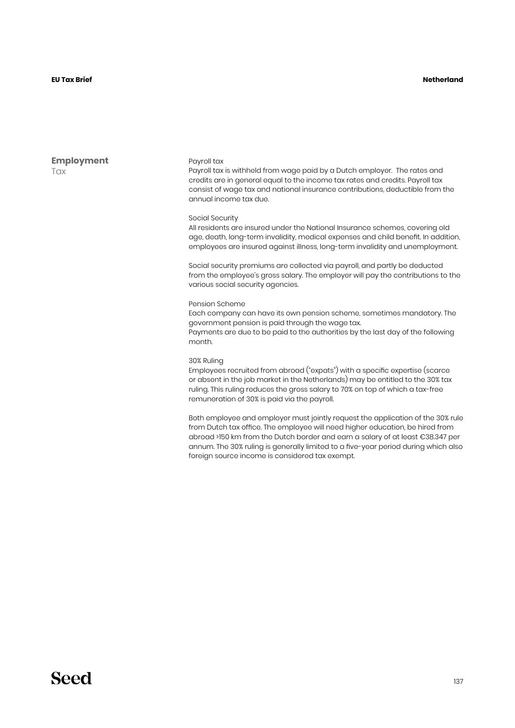## Employment

Tax

Payroll tax

Payroll tax is withheld from wage paid by a Dutch employer. The rates and credits are in general equal to the income tax rates and credits. Payroll tax consist of wage tax and national insurance contributions, deductible from the annual income tax due.

Social Security

All residents are insured under the National Insurance schemes, covering old age, death, long-term invalidity, medical expenses and child benefit. In addition, employees are insured against illness, long-term invalidity and unemployment.

Social security premiums are collected via payroll, and partly be deducted from the employee's gross salary. The employer will pay the contributions to the various social security agencies.

Pension Scheme

Each company can have its own pension scheme, sometimes mandatory. The government pension is paid through the wage tax.

Payments are due to be paid to the authorities by the last day of the following month.

30% Ruling

Employees recruited from abroad ("expats") with a specific expertise (scarce or absent in the job market in the Netherlands) may be entitled to the 30% tax ruling. This ruling reduces the gross salary to 70% on top of which a tax-free remuneration of 30% is paid via the payroll.

Both employee and employer must jointly request the application of the 30% rule from Dutch tax office. The employee will need higher education, be hired from abroad >150 km from the Dutch border and earn a salary of at least €38.347 per annum. The 30% ruling is generally limited to a five-year period during which also foreign source income is considered tax exempt.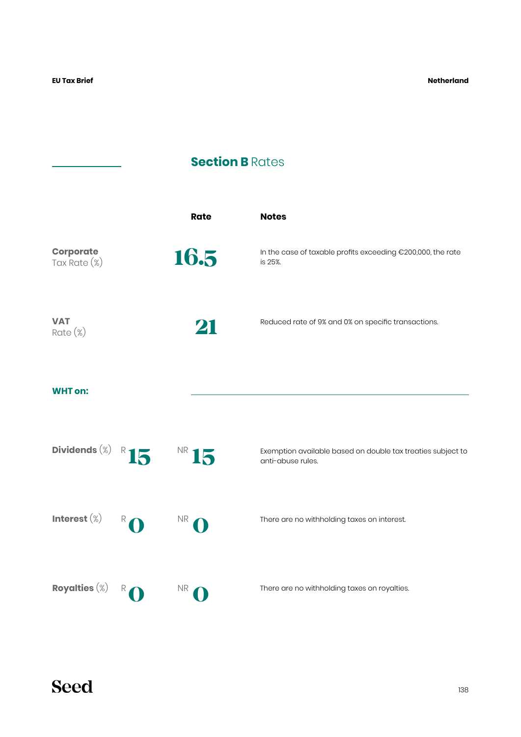## **Section B** Rates

| | Rate | Notes |
|---|---|---|
| **Corporate** Tax Rate (%) | 16.5 | In the case of taxable profits exceeding €200,000, the rate is 25%. |
| **VAT** Rate (%) | 21 | Reduced rate of 9% and 0% on specific transactions. |

**WHT on:**

| | R | NR | Notes |
|---|---|---|---|
| **Dividends** (%) | 15 | 15 | Exemption available based on double tax treaties subject to anti-abuse rules. |
| **Interest** (%) | 0 | 0 | There are no withholding taxes on interest. |
| **Royalties** (%) | 0 | 0 | There are no withholding taxes on royalties. |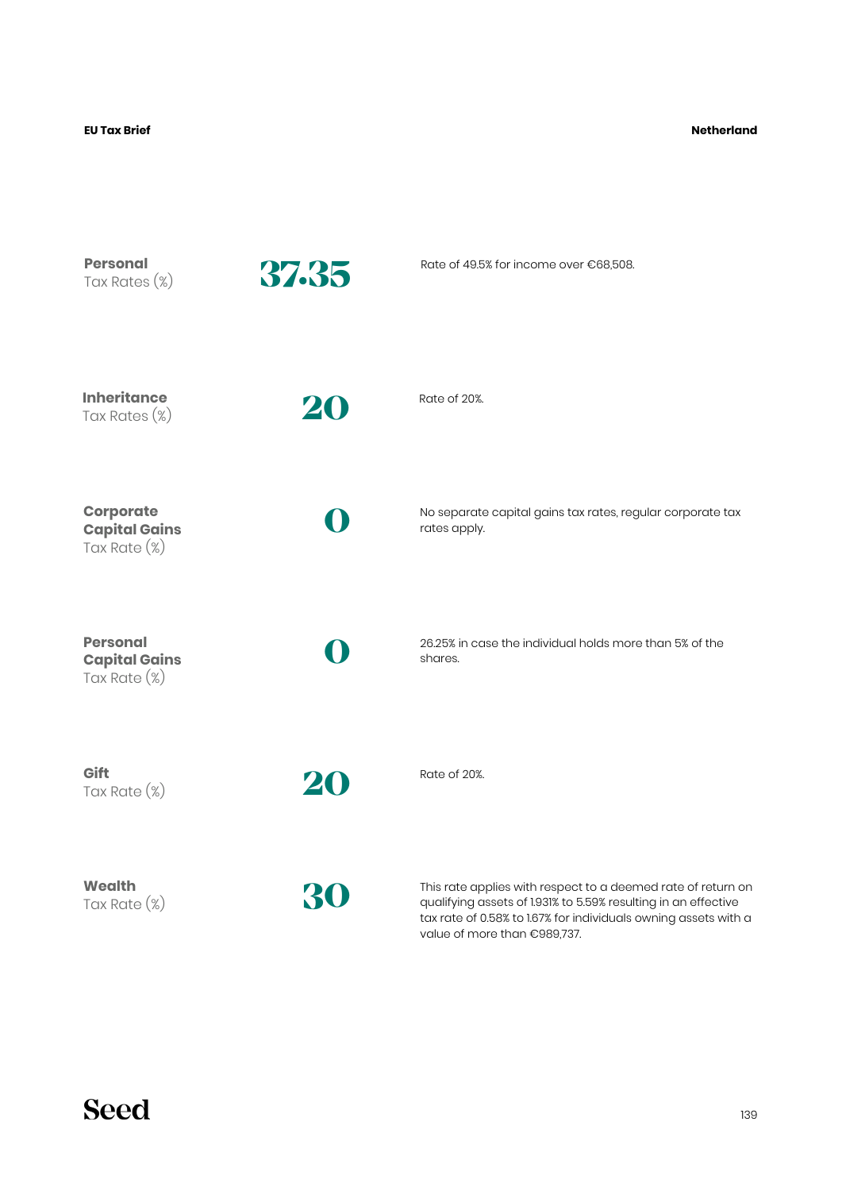| Tax | Rate | Notes |
| --- | --- | --- |
| **Personal** Tax Rates (%) | 37.35 | Rate of 49.5% for income over €68,508. |
| **Inheritance** Tax Rates (%) | 20 | Rate of 20%. |
| **Corporate Capital Gains** Tax Rate (%) | 0 | No separate capital gains tax rates, regular corporate tax rates apply. |
| **Personal Capital Gains** Tax Rate (%) | 0 | 26.25% in case the individual holds more than 5% of the shares. |
| **Gift** Tax Rate (%) | 20 | Rate of 20%. |
| **Wealth** Tax Rate (%) | 30 | This rate applies with respect to a deemed rate of return on qualifying assets of 1.931% to 5.59% resulting in an effective tax rate of 0.58% to 1.67% for individuals owning assets with a value of more than €989,737. |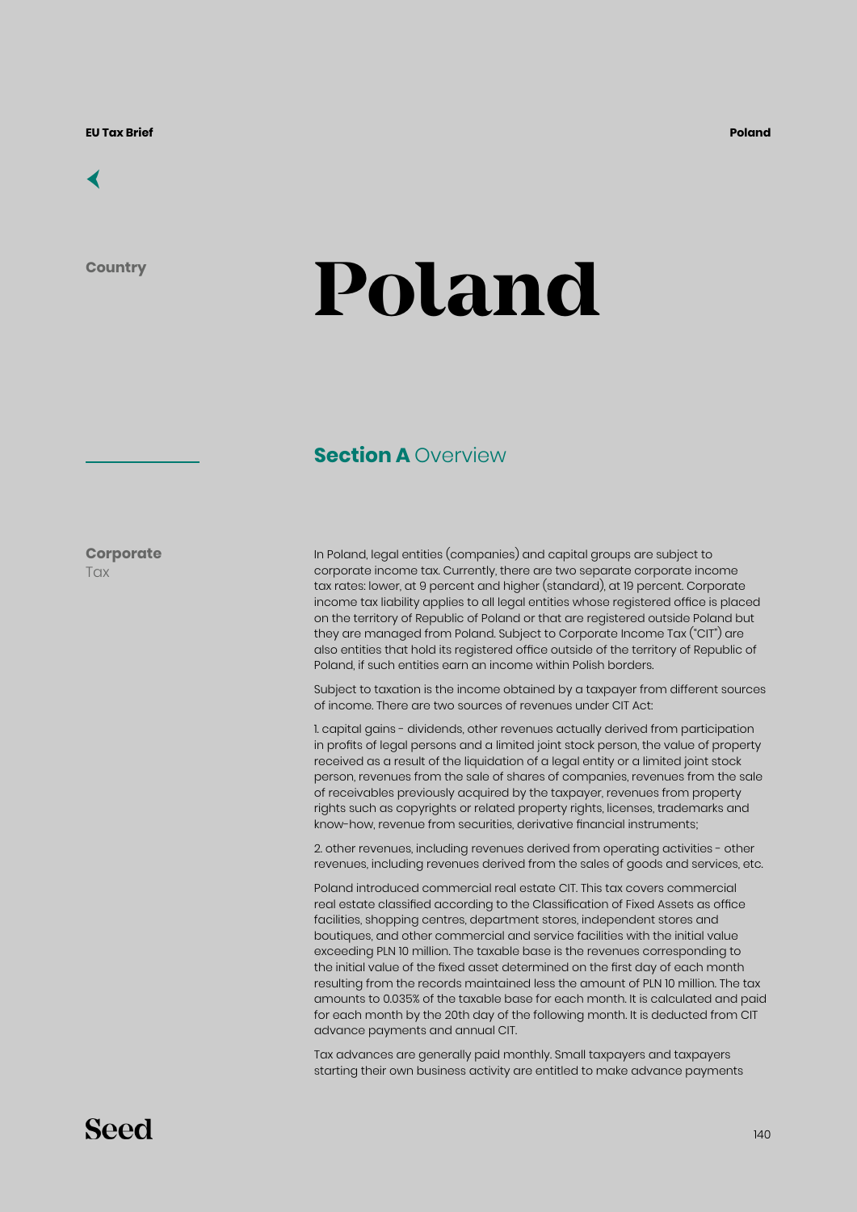# Poland

Country

## Section A Overview

**Corporate** Tax

In Poland, legal entities (companies) and capital groups are subject to corporate income tax. Currently, there are two separate corporate income tax rates: lower, at 9 percent and higher (standard), at 19 percent. Corporate income tax liability applies to all legal entities whose registered office is placed on the territory of Republic of Poland or that are registered outside Poland but they are managed from Poland. Subject to Corporate Income Tax ("CIT") are also entities that hold its registered office outside of the territory of Republic of Poland, if such entities earn an income within Polish borders.

Subject to taxation is the income obtained by a taxpayer from different sources of income. There are two sources of revenues under CIT Act:

1. capital gains - dividends, other revenues actually derived from participation in profits of legal persons and a limited joint stock person, the value of property received as a result of the liquidation of a legal entity or a limited joint stock person, revenues from the sale of shares of companies, revenues from the sale of receivables previously acquired by the taxpayer, revenues from property rights such as copyrights or related property rights, licenses, trademarks and know-how, revenue from securities, derivative financial instruments;

2. other revenues, including revenues derived from operating activities - other revenues, including revenues derived from the sales of goods and services, etc.

Poland introduced commercial real estate CIT. This tax covers commercial real estate classified according to the Classification of Fixed Assets as office facilities, shopping centres, department stores, independent stores and boutiques, and other commercial and service facilities with the initial value exceeding PLN 10 million. The taxable base is the revenues corresponding to the initial value of the fixed asset determined on the first day of each month resulting from the records maintained less the amount of PLN 10 million. The tax amounts to 0.035% of the taxable base for each month. It is calculated and paid for each month by the 20th day of the following month. It is deducted from CIT advance payments and annual CIT.

Tax advances are generally paid monthly. Small taxpayers and taxpayers starting their own business activity are entitled to make advance payments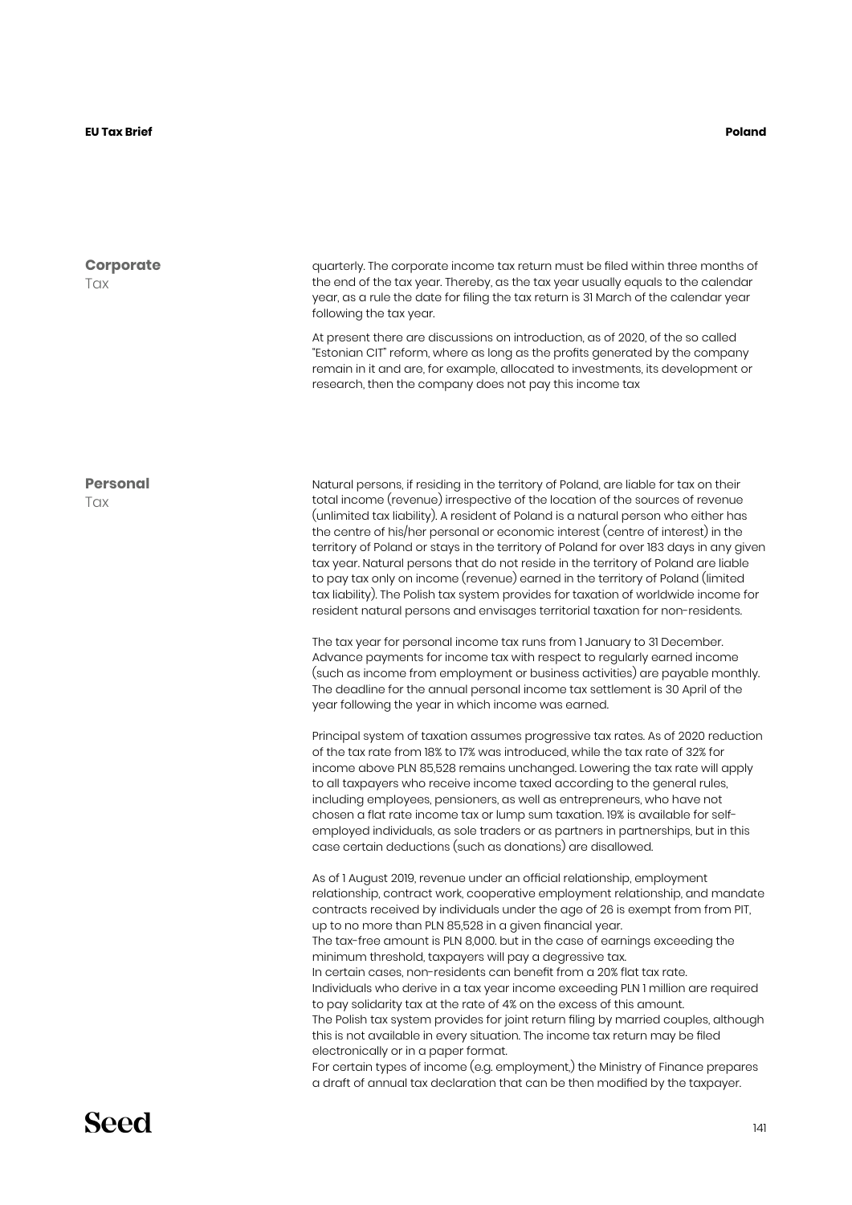## Corporate Tax

quarterly. The corporate income tax return must be filed within three months of the end of the tax year. Thereby, as the tax year usually equals to the calendar year, as a rule the date for filing the tax return is 31 March of the calendar year following the tax year.

At present there are discussions on introduction, as of 2020, of the so called "Estonian CIT" reform, where as long as the profits generated by the company remain in it and are, for example, allocated to investments, its development or research, then the company does not pay this income tax

## Personal Tax

Natural persons, if residing in the territory of Poland, are liable for tax on their total income (revenue) irrespective of the location of the sources of revenue (unlimited tax liability). A resident of Poland is a natural person who either has the centre of his/her personal or economic interest (centre of interest) in the territory of Poland or stays in the territory of Poland for over 183 days in any given tax year. Natural persons that do not reside in the territory of Poland are liable to pay tax only on income (revenue) earned in the territory of Poland (limited tax liability). The Polish tax system provides for taxation of worldwide income for resident natural persons and envisages territorial taxation for non-residents.

The tax year for personal income tax runs from 1 January to 31 December. Advance payments for income tax with respect to regularly earned income (such as income from employment or business activities) are payable monthly. The deadline for the annual personal income tax settlement is 30 April of the year following the year in which income was earned.

Principal system of taxation assumes progressive tax rates. As of 2020 reduction of the tax rate from 18% to 17% was introduced, while the tax rate of 32% for income above PLN 85,528 remains unchanged. Lowering the tax rate will apply to all taxpayers who receive income taxed according to the general rules, including employees, pensioners, as well as entrepreneurs, who have not chosen a flat rate income tax or lump sum taxation. 19% is available for self-employed individuals, as sole traders or as partners in partnerships, but in this case certain deductions (such as donations) are disallowed.

As of 1 August 2019, revenue under an official relationship, employment relationship, contract work, cooperative employment relationship, and mandate contracts received by individuals under the age of 26 is exempt from from PIT, up to no more than PLN 85,528 in a given financial year.
The tax-free amount is PLN 8,000. but in the case of earnings exceeding the minimum threshold, taxpayers will pay a degressive tax.
In certain cases, non-residents can benefit from a 20% flat tax rate.
Individuals who derive in a tax year income exceeding PLN 1 million are required to pay solidarity tax at the rate of 4% on the excess of this amount.
The Polish tax system provides for joint return filing by married couples, although this is not available in every situation. The income tax return may be filed electronically or in a paper format.
For certain types of income (e.g. employment,) the Ministry of Finance prepares a draft of annual tax declaration that can be then modified by the taxpayer.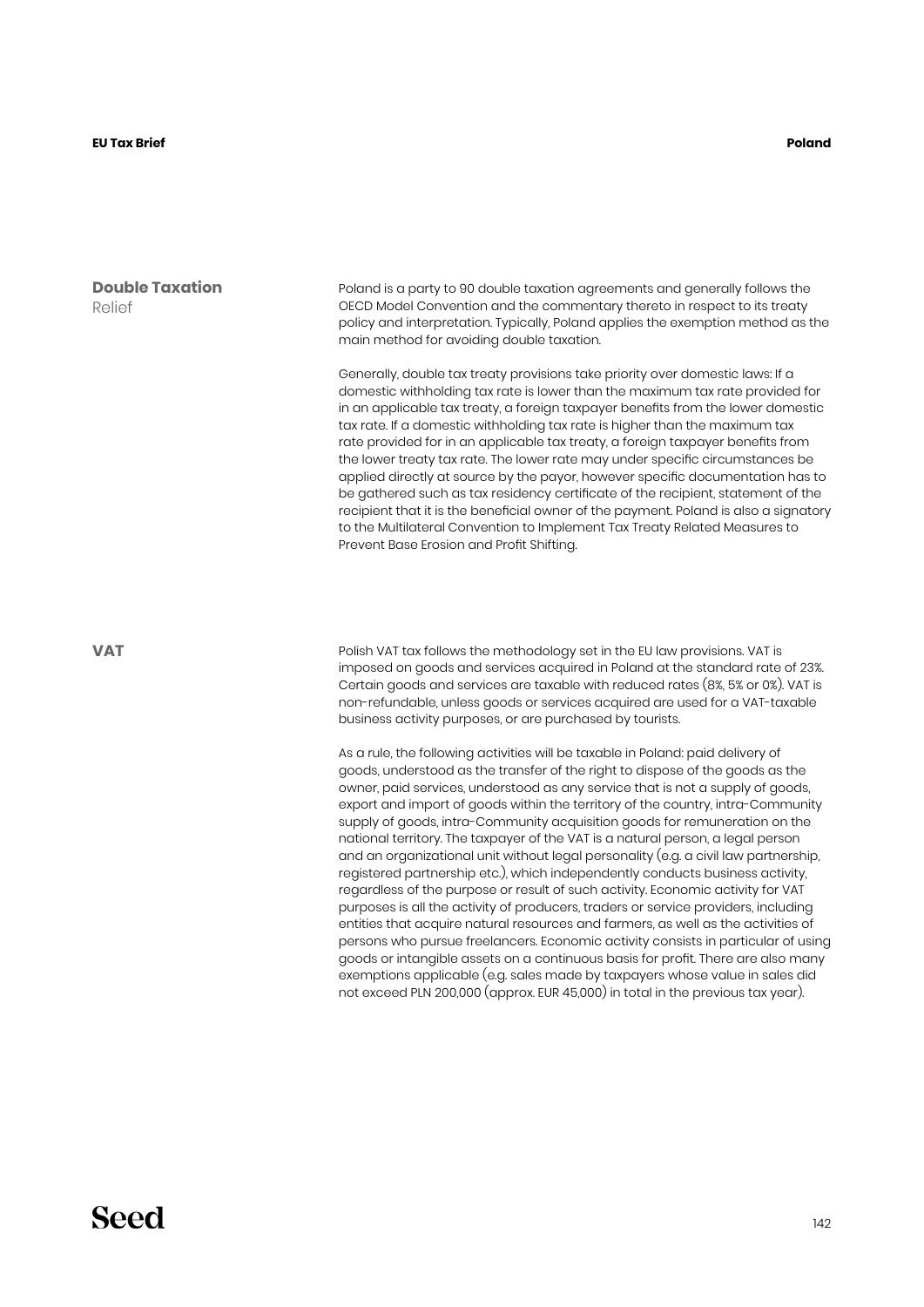## Double Taxation Relief

Poland is a party to 90 double taxation agreements and generally follows the OECD Model Convention and the commentary thereto in respect to its treaty policy and interpretation. Typically, Poland applies the exemption method as the main method for avoiding double taxation.

Generally, double tax treaty provisions take priority over domestic laws: If a domestic withholding tax rate is lower than the maximum tax rate provided for in an applicable tax treaty, a foreign taxpayer benefits from the lower domestic tax rate. If a domestic withholding tax rate is higher than the maximum tax rate provided for in an applicable tax treaty, a foreign taxpayer benefits from the lower treaty tax rate. The lower rate may under specific circumstances be applied directly at source by the payor, however specific documentation has to be gathered such as tax residency certificate of the recipient, statement of the recipient that it is the beneficial owner of the payment. Poland is also a signatory to the Multilateral Convention to Implement Tax Treaty Related Measures to Prevent Base Erosion and Profit Shifting.

## VAT

Polish VAT tax follows the methodology set in the EU law provisions. VAT is imposed on goods and services acquired in Poland at the standard rate of 23%. Certain goods and services are taxable with reduced rates (8%, 5% or 0%). VAT is non-refundable, unless goods or services acquired are used for a VAT-taxable business activity purposes, or are purchased by tourists.

As a rule, the following activities will be taxable in Poland: paid delivery of goods, understood as the transfer of the right to dispose of the goods as the owner, paid services, understood as any service that is not a supply of goods, export and import of goods within the territory of the country, intra-Community supply of goods, intra-Community acquisition goods for remuneration on the national territory. The taxpayer of the VAT is a natural person, a legal person and an organizational unit without legal personality (e.g. a civil law partnership, registered partnership etc.), which independently conducts business activity, regardless of the purpose or result of such activity. Economic activity for VAT purposes is all the activity of producers, traders or service providers, including entities that acquire natural resources and farmers, as well as the activities of persons who pursue freelancers. Economic activity consists in particular of using goods or intangible assets on a continuous basis for profit. There are also many exemptions applicable (e.g. sales made by taxpayers whose value in sales did not exceed PLN 200,000 (approx. EUR 45,000) in total in the previous tax year).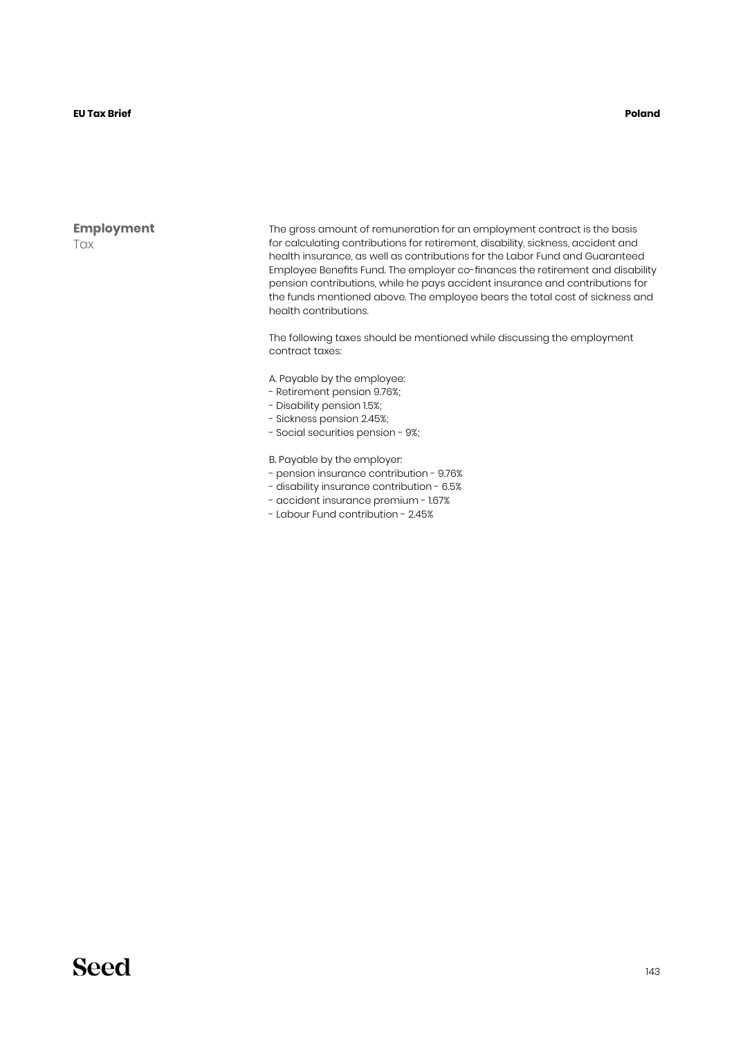## Employment

Tax

The gross amount of remuneration for an employment contract is the basis for calculating contributions for retirement, disability, sickness, accident and health insurance, as well as contributions for the Labor Fund and Guaranteed Employee Benefits Fund. The employer co-finances the retirement and disability pension contributions, while he pays accident insurance and contributions for the funds mentioned above. The employee bears the total cost of sickness and health contributions.

The following taxes should be mentioned while discussing the employment contract taxes:

A. Payable by the employee:
- Retirement pension 9.76%;
- Disability pension 1.5%;
- Sickness pension 2.45%;
- Social securities pension - 9%;

B. Payable by the employer:
- pension insurance contribution - 9.76%
- disability insurance contribution - 6.5%
- accident insurance premium - 1.67%
- Labour Fund contribution - 2.45%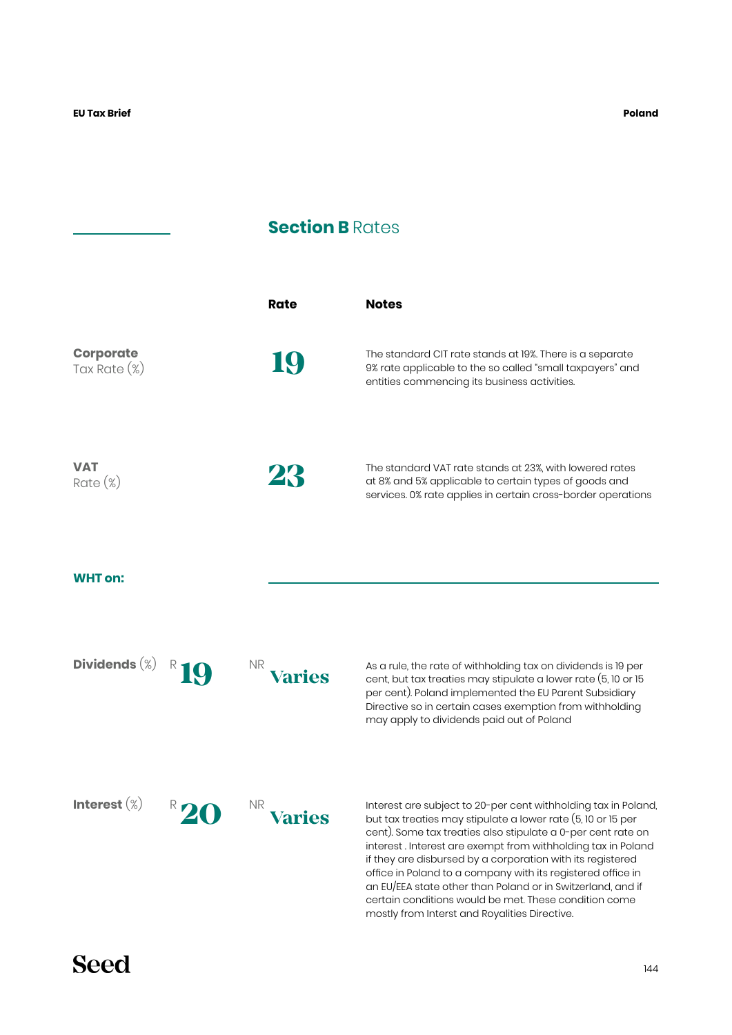## Section B Rates

| | Rate | Notes |
|---|---|---|
| **Corporate** Tax Rate (%) | 19 | The standard CIT rate stands at 19%. There is a separate 9% rate applicable to the so called "small taxpayers" and entities commencing its business activities. |
| **VAT** Rate (%) | 23 | The standard VAT rate stands at 23%, with lowered rates at 8% and 5% applicable to certain types of goods and services. 0% rate applies in certain cross-border operations |

**WHT on:**

| | R | NR | Notes |
|---|---|---|---|
| **Dividends** (%) | 19 | Varies | As a rule, the rate of withholding tax on dividends is 19 per cent, but tax treaties may stipulate a lower rate (5, 10 or 15 per cent). Poland implemented the EU Parent Subsidiary Directive so in certain cases exemption from withholding may apply to dividends paid out of Poland |
| **Interest** (%) | 20 | Varies | Interest are subject to 20-per cent withholding tax in Poland, but tax treaties may stipulate a lower rate (5, 10 or 15 per cent). Some tax treaties also stipulate a 0-per cent rate on interest . Interest are exempt from withholding tax in Poland if they are disbursed by a corporation with its registered office in Poland to a company with its registered office in an EU/EEA state other than Poland or in Switzerland, and if certain conditions would be met. These condition come mostly from Interst and Royalities Directive. |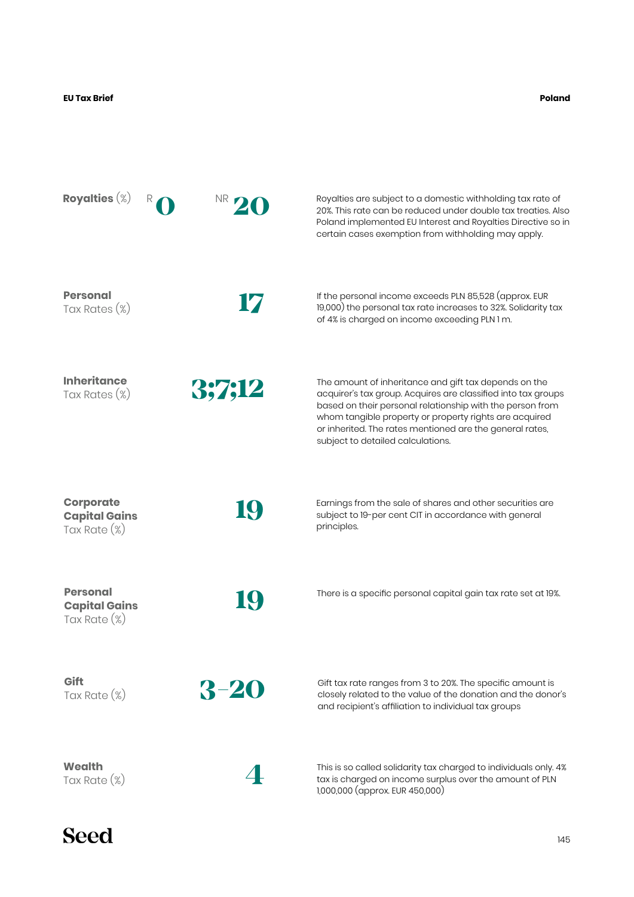**Royalties** (%) R **0** NR **20**

Royalties are subject to a domestic withholding tax rate of 20%. This rate can be reduced under double tax treaties. Also Poland implemented EU Interest and Royalties Directive so in certain cases exemption from withholding may apply.

**Personal** Tax Rates (%) **17**

If the personal income exceeds PLN 85,528 (approx. EUR 19,000) the personal tax rate increases to 32%. Solidarity tax of 4% is charged on income exceeding PLN 1 m.

**Inheritance** Tax Rates (%) **3;7;12**

The amount of inheritance and gift tax depends on the acquirer's tax group. Acquires are classified into tax groups based on their personal relationship with the person from whom tangible property or property rights are acquired or inherited. The rates mentioned are the general rates, subject to detailed calculations.

**Corporate Capital Gains** Tax Rate (%) **19**

Earnings from the sale of shares and other securities are subject to 19-per cent CIT in accordance with general principles.

**Personal Capital Gains** Tax Rate (%) **19**

There is a specific personal capital gain tax rate set at 19%.

**Gift** Tax Rate (%) **3–20**

Gift tax rate ranges from 3 to 20%. The specific amount is closely related to the value of the donation and the donor's and recipient's affiliation to individual tax groups

**Wealth** Tax Rate (%) **4**

This is so called solidarity tax charged to individuals only. 4% tax is charged on income surplus over the amount of PLN 1,000,000 (approx. EUR 450,000)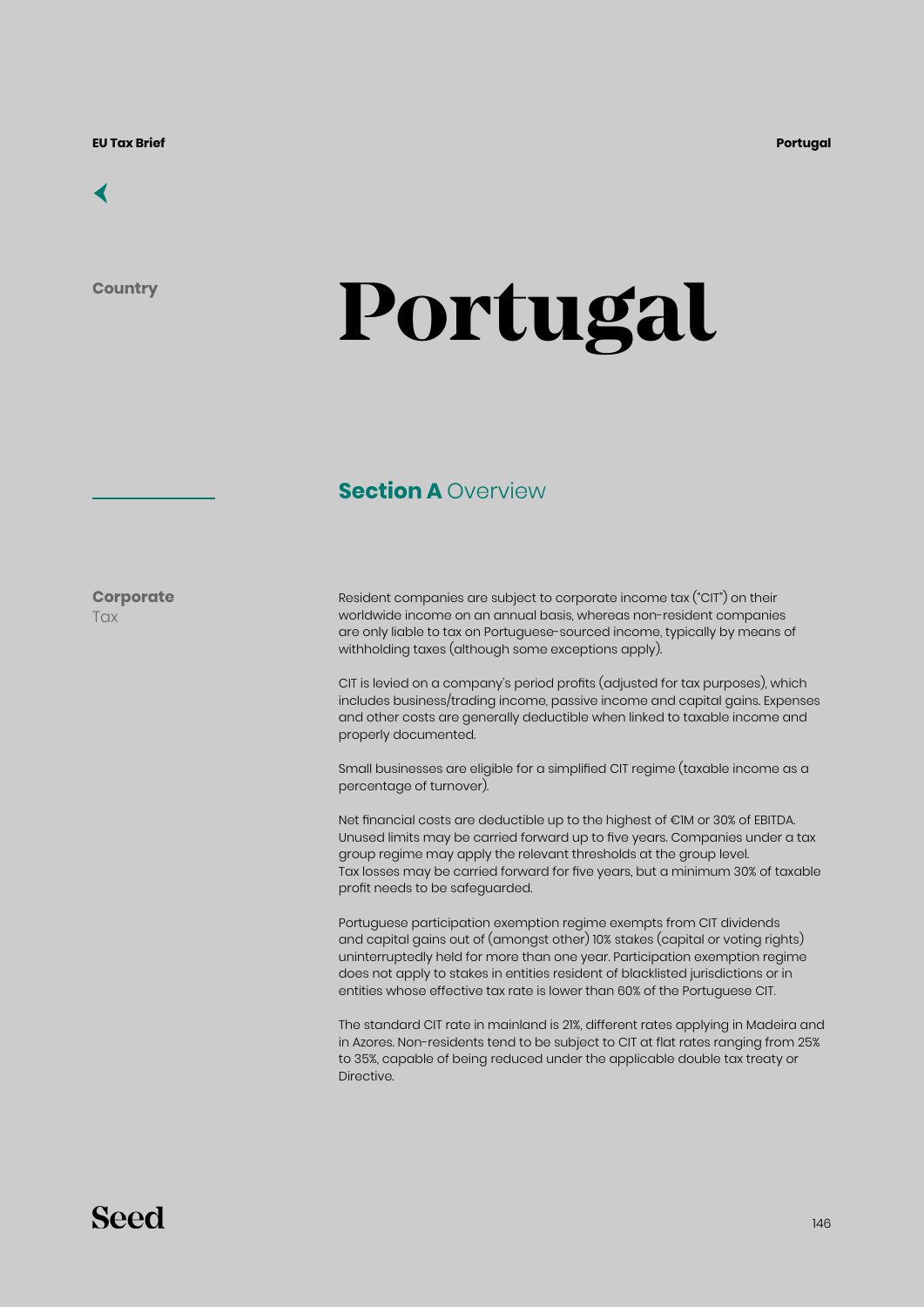Country

# Portugal

## Section A Overview

**Corporate** Tax

Resident companies are subject to corporate income tax ("CIT") on their worldwide income on an annual basis, whereas non-resident companies are only liable to tax on Portuguese-sourced income, typically by means of withholding taxes (although some exceptions apply).

CIT is levied on a company's period profits (adjusted for tax purposes), which includes business/trading income, passive income and capital gains. Expenses and other costs are generally deductible when linked to taxable income and properly documented.

Small businesses are eligible for a simplified CIT regime (taxable income as a percentage of turnover).

Net financial costs are deductible up to the highest of €1M or 30% of EBITDA. Unused limits may be carried forward up to five years. Companies under a tax group regime may apply the relevant thresholds at the group level. Tax losses may be carried forward for five years, but a minimum 30% of taxable profit needs to be safeguarded.

Portuguese participation exemption regime exempts from CIT dividends and capital gains out of (amongst other) 10% stakes (capital or voting rights) uninterruptedly held for more than one year. Participation exemption regime does not apply to stakes in entities resident of blacklisted jurisdictions or in entities whose effective tax rate is lower than 60% of the Portuguese CIT.

The standard CIT rate in mainland is 21%, different rates applying in Madeira and in Azores. Non-residents tend to be subject to CIT at flat rates ranging from 25% to 35%, capable of being reduced under the applicable double tax treaty or Directive.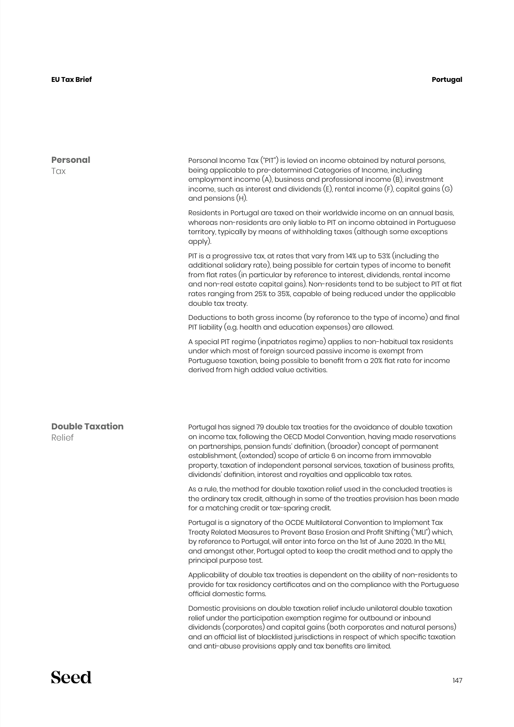## Personal Tax

Personal Income Tax ("PIT") is levied on income obtained by natural persons, being applicable to pre-determined Categories of Income, including employment income (A), business and professional income (B), investment income, such as interest and dividends (E), rental income (F), capital gains (G) and pensions (H).

Residents in Portugal are taxed on their worldwide income on an annual basis, whereas non-residents are only liable to PIT on income obtained in Portuguese territory, typically by means of withholding taxes (although some exceptions apply).

PIT is a progressive tax, at rates that vary from 14% up to 53% (including the additional solidary rate), being possible for certain types of income to benefit from flat rates (in particular by reference to interest, dividends, rental income and non-real estate capital gains). Non-residents tend to be subject to PIT at flat rates ranging from 25% to 35%, capable of being reduced under the applicable double tax treaty.

Deductions to both gross income (by reference to the type of income) and final PIT liability (e.g. health and education expenses) are allowed.

A special PIT regime (inpatriates regime) applies to non-habitual tax residents under which most of foreign sourced passive income is exempt from Portuguese taxation, being possible to benefit from a 20% flat rate for income derived from high added value activities.

## Double Taxation Relief

Portugal has signed 79 double tax treaties for the avoidance of double taxation on income tax, following the OECD Model Convention, having made reservations on partnerships, pension funds' definition, (broader) concept of permanent establishment, (extended) scope of article 6 on income from immovable property, taxation of independent personal services, taxation of business profits, dividends' definition, interest and royalties and applicable tax rates.

As a rule, the method for double taxation relief used in the concluded treaties is the ordinary tax credit, although in some of the treaties provision has been made for a matching credit or tax-sparing credit.

Portugal is a signatory of the OCDE Multilateral Convention to Implement Tax Treaty Related Measures to Prevent Base Erosion and Profit Shifting ("MLI") which, by reference to Portugal, will enter into force on the 1st of June 2020. In the MLI, and amongst other, Portugal opted to keep the credit method and to apply the principal purpose test.

Applicability of double tax treaties is dependent on the ability of non-residents to provide for tax residency certificates and on the compliance with the Portuguese official domestic forms.

Domestic provisions on double taxation relief include unilateral double taxation relief under the participation exemption regime for outbound or inbound dividends (corporates) and capital gains (both corporates and natural persons) and an official list of blacklisted jurisdictions in respect of which specific taxation and anti-abuse provisions apply and tax benefits are limited.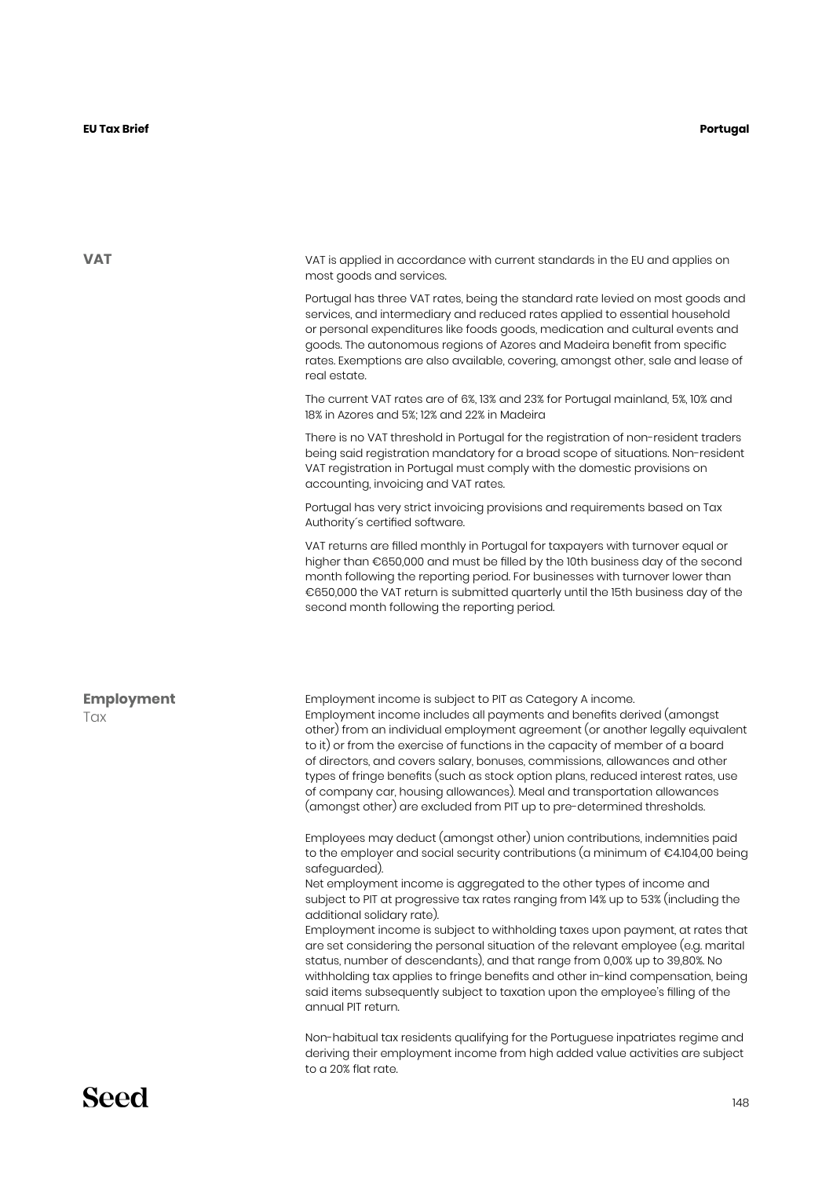## VAT

VAT is applied in accordance with current standards in the EU and applies on most goods and services.

Portugal has three VAT rates, being the standard rate levied on most goods and services, and intermediary and reduced rates applied to essential household or personal expenditures like foods goods, medication and cultural events and goods. The autonomous regions of Azores and Madeira benefit from specific rates. Exemptions are also available, covering, amongst other, sale and lease of real estate.

The current VAT rates are of 6%, 13% and 23% for Portugal mainland, 5%, 10% and 18% in Azores and 5%; 12% and 22% in Madeira

There is no VAT threshold in Portugal for the registration of non-resident traders being said registration mandatory for a broad scope of situations. Non-resident VAT registration in Portugal must comply with the domestic provisions on accounting, invoicing and VAT rates.

Portugal has very strict invoicing provisions and requirements based on Tax Authority´s certified software.

VAT returns are filled monthly in Portugal for taxpayers with turnover equal or higher than €650,000 and must be filled by the 10th business day of the second month following the reporting period. For businesses with turnover lower than €650,000 the VAT return is submitted quarterly until the 15th business day of the second month following the reporting period.

## Employment Tax

Employment income is subject to PIT as Category A income.
Employment income includes all payments and benefits derived (amongst other) from an individual employment agreement (or another legally equivalent to it) or from the exercise of functions in the capacity of member of a board of directors, and covers salary, bonuses, commissions, allowances and other types of fringe benefits (such as stock option plans, reduced interest rates, use of company car, housing allowances). Meal and transportation allowances (amongst other) are excluded from PIT up to pre-determined thresholds.

Employees may deduct (amongst other) union contributions, indemnities paid to the employer and social security contributions (a minimum of €4.104,00 being safeguarded).
Net employment income is aggregated to the other types of income and subject to PIT at progressive tax rates ranging from 14% up to 53% (including the additional solidary rate).
Employment income is subject to withholding taxes upon payment, at rates that are set considering the personal situation of the relevant employee (e.g. marital status, number of descendants), and that range from 0,00% up to 39,80%. No withholding tax applies to fringe benefits and other in-kind compensation, being said items subsequently subject to taxation upon the employee's filling of the annual PIT return.

Non-habitual tax residents qualifying for the Portuguese inpatriates regime and deriving their employment income from high added value activities are subject to a 20% flat rate.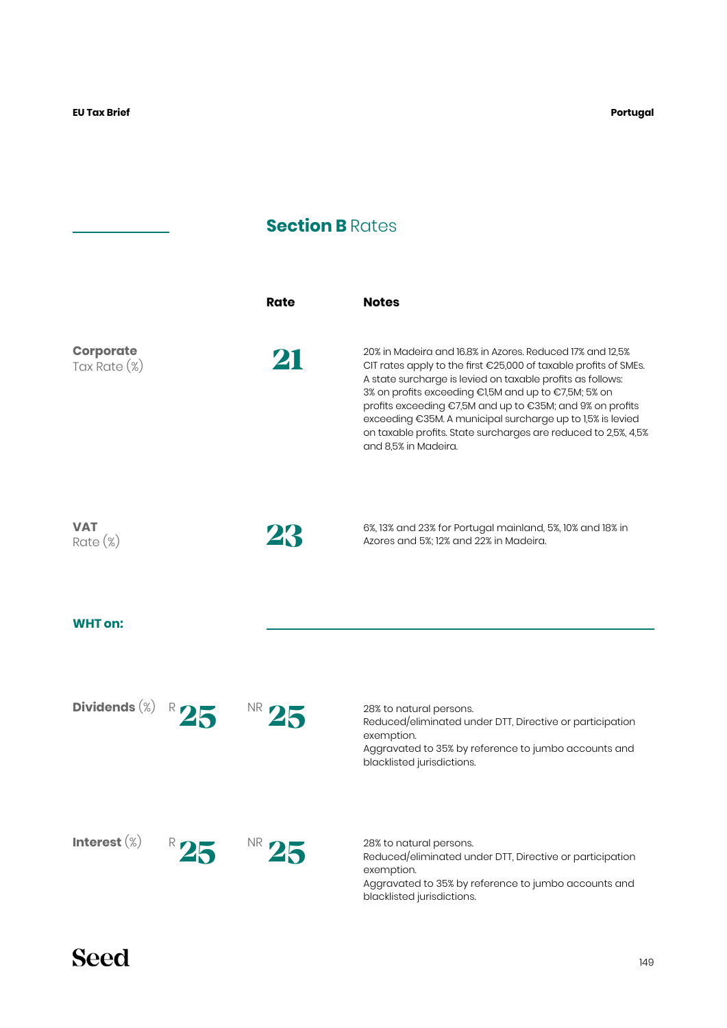## Section B Rates

| | Rate | Notes |
|---|---|---|
| **Corporate** Tax Rate (%) | 21 | 20% in Madeira and 16.8% in Azores. Reduced 17% and 12,5% CIT rates apply to the first €25,000 of taxable profits of SMEs. A state surcharge is levied on taxable profits as follows: 3% on profits exceeding €1,5M and up to €7,5M; 5% on profits exceeding €7,5M and up to €35M; and 9% on profits exceeding €35M. A municipal surcharge up to 1,5% is levied on taxable profits. State surcharges are reduced to 2,5%, 4,5% and 8,5% in Madeira. |
| **VAT** Rate (%) | 23 | 6%, 13% and 23% for Portugal mainland, 5%, 10% and 18% in Azores and 5%; 12% and 22% in Madeira. |

### WHT on:

| | R | NR | Notes |
|---|---|---|---|
| **Dividends** (%) | 25 | 25 | 28% to natural persons.<br>Reduced/eliminated under DTT, Directive or participation exemption.<br>Aggravated to 35% by reference to jumbo accounts and blacklisted jurisdictions. |
| **Interest** (%) | 25 | 25 | 28% to natural persons.<br>Reduced/eliminated under DTT, Directive or participation exemption.<br>Aggravated to 35% by reference to jumbo accounts and blacklisted jurisdictions. |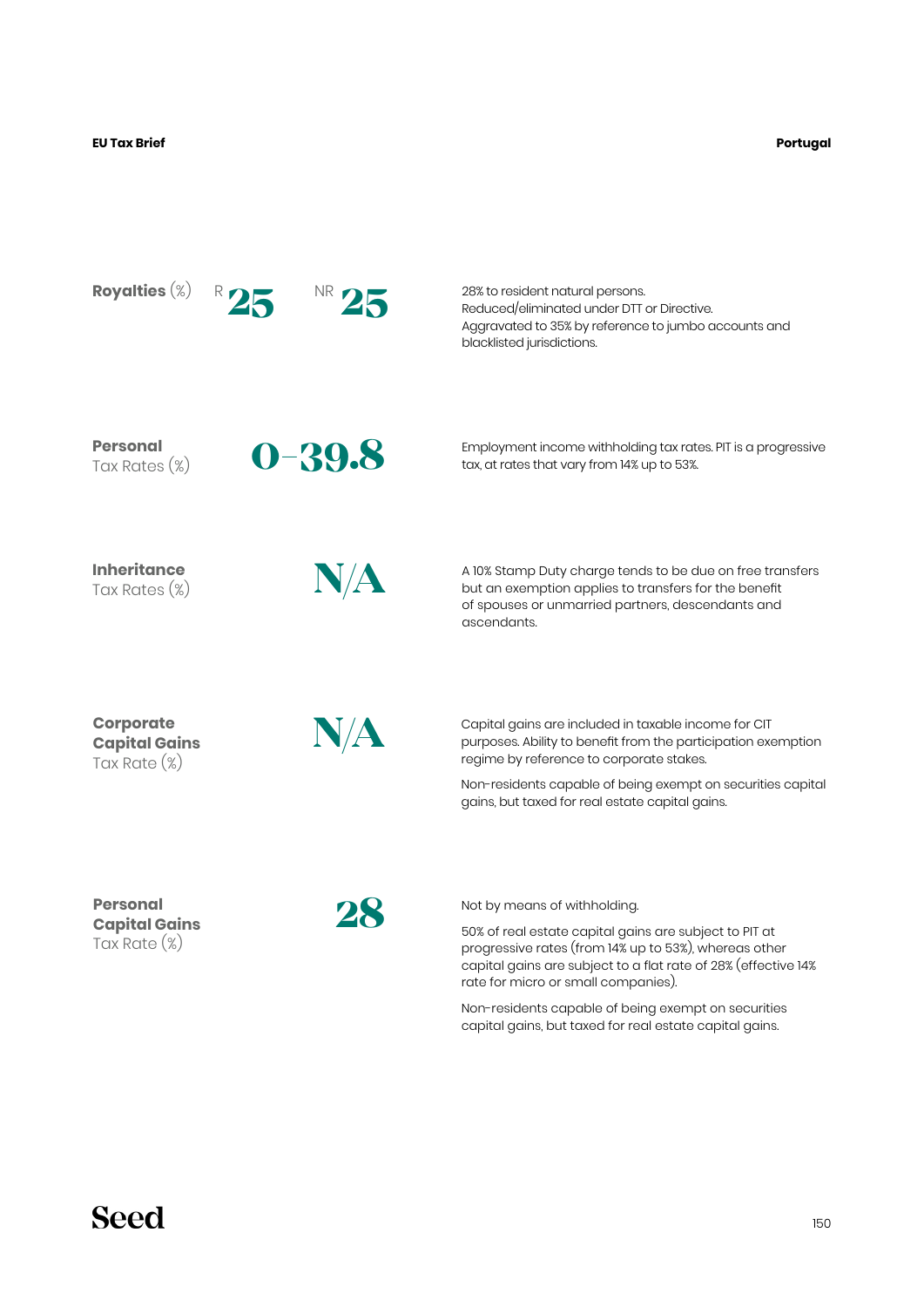## Royalties (%)

**R 25** | **NR 25**

28% to resident natural persons.
Reduced/eliminated under DTT or Directive.
Aggravated to 35% by reference to jumbo accounts and blacklisted jurisdictions.

## Personal Tax Rates (%)

**0–39.8**

Employment income withholding tax rates. PIT is a progressive tax, at rates that vary from 14% up to 53%.

## Inheritance Tax Rates (%)

**N/A**

A 10% Stamp Duty charge tends to be due on free transfers but an exemption applies to transfers for the benefit of spouses or unmarried partners, descendants and ascendants.

## Corporate Capital Gains Tax Rate (%)

**N/A**

Capital gains are included in taxable income for CIT purposes. Ability to benefit from the participation exemption regime by reference to corporate stakes.

Non-residents capable of being exempt on securities capital gains, but taxed for real estate capital gains.

## Personal Capital Gains Tax Rate (%)

**28**

Not by means of withholding.

50% of real estate capital gains are subject to PIT at progressive rates (from 14% up to 53%), whereas other capital gains are subject to a flat rate of 28% (effective 14% rate for micro or small companies).

Non-residents capable of being exempt on securities capital gains, but taxed for real estate capital gains.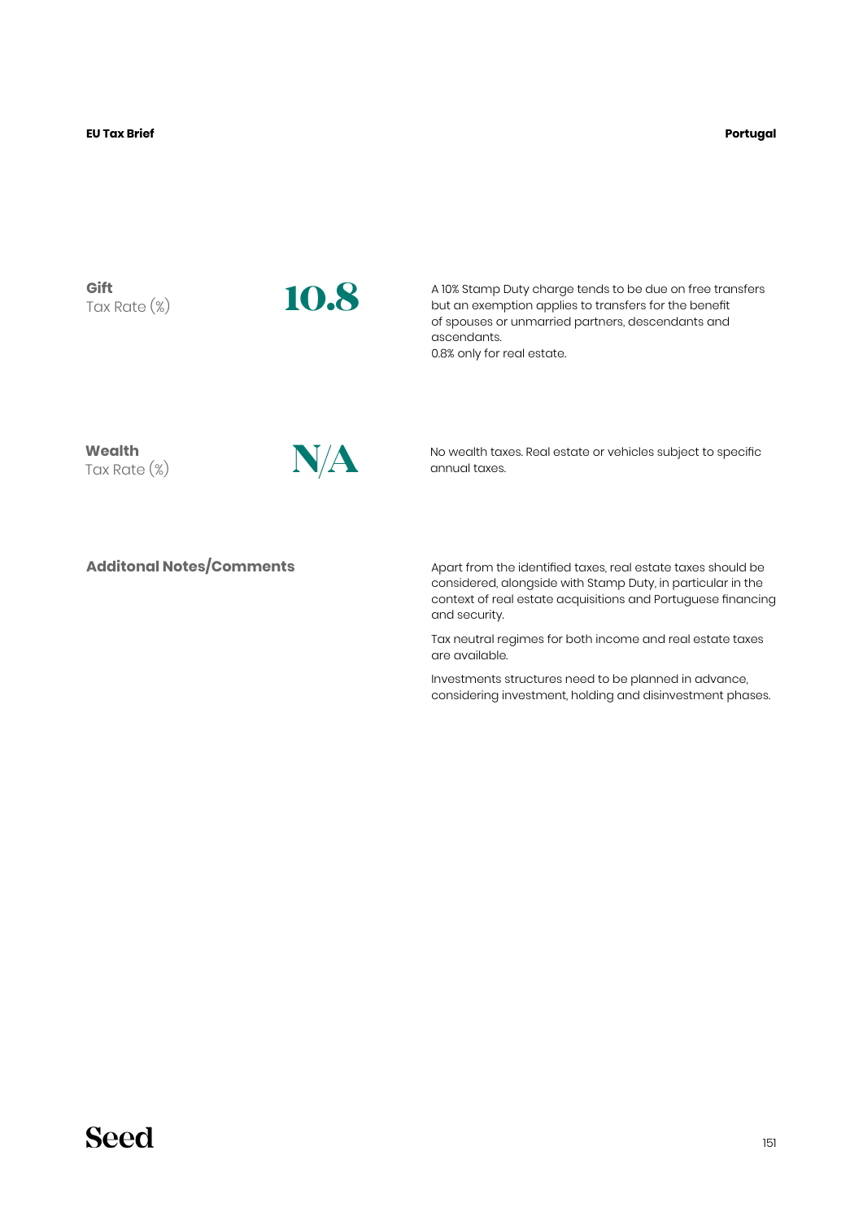**Gift**
Tax Rate (%)

**10.8**

A 10% Stamp Duty charge tends to be due on free transfers but an exemption applies to transfers for the benefit of spouses or unmarried partners, descendants and ascendants.
0.8% only for real estate.

**Wealth**
Tax Rate (%)

**N/A**

No wealth taxes. Real estate or vehicles subject to specific annual taxes.

**Additonal Notes/Comments**

Apart from the identified taxes, real estate taxes should be considered, alongside with Stamp Duty, in particular in the context of real estate acquisitions and Portuguese financing and security.

Tax neutral regimes for both income and real estate taxes are available.

Investments structures need to be planned in advance, considering investment, holding and disinvestment phases.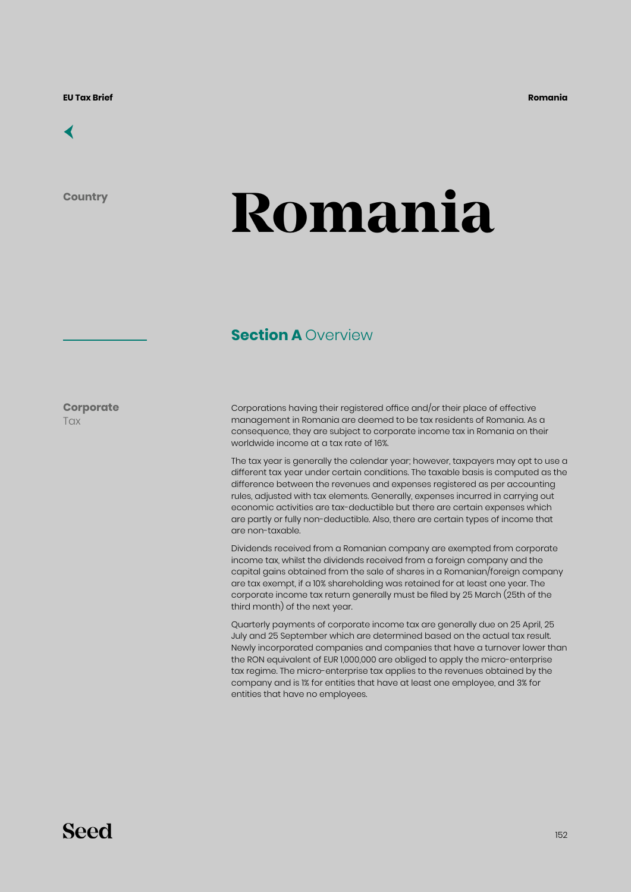Country

# Romania

## Section A Overview

**Corporate** Tax

Corporations having their registered office and/or their place of effective management in Romania are deemed to be tax residents of Romania. As a consequence, they are subject to corporate income tax in Romania on their worldwide income at a tax rate of 16%.

The tax year is generally the calendar year; however, taxpayers may opt to use a different tax year under certain conditions. The taxable basis is computed as the difference between the revenues and expenses registered as per accounting rules, adjusted with tax elements. Generally, expenses incurred in carrying out economic activities are tax-deductible but there are certain expenses which are partly or fully non-deductible. Also, there are certain types of income that are non-taxable.

Dividends received from a Romanian company are exempted from corporate income tax, whilst the dividends received from a foreign company and the capital gains obtained from the sale of shares in a Romanian/foreign company are tax exempt, if a 10% shareholding was retained for at least one year. The corporate income tax return generally must be filed by 25 March (25th of the third month) of the next year.

Quarterly payments of corporate income tax are generally due on 25 April, 25 July and 25 September which are determined based on the actual tax result. Newly incorporated companies and companies that have a turnover lower than the RON equivalent of EUR 1,000,000 are obliged to apply the micro-enterprise tax regime. The micro-enterprise tax applies to the revenues obtained by the company and is 1% for entities that have at least one employee, and 3% for entities that have no employees.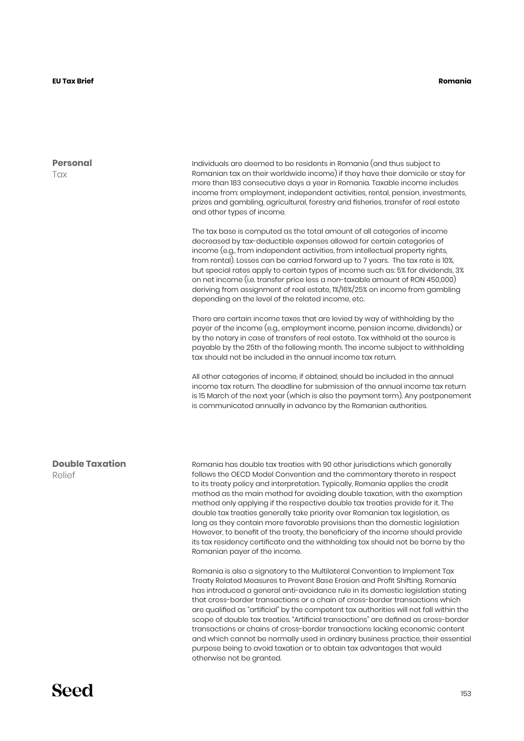## Personal Tax

Individuals are deemed to be residents in Romania (and thus subject to Romanian tax on their worldwide income) if they have their domicile or stay for more than 183 consecutive days a year in Romania. Taxable income includes income from: employment, independent activities, rental, pension, investments, prizes and gambling, agricultural, forestry and fisheries, transfer of real estate and other types of income.

The tax base is computed as the total amount of all categories of income decreased by tax-deductible expenses allowed for certain categories of income (e.g., from independent activities, from intellectual property rights, from rental). Losses can be carried forward up to 7 years. The tax rate is 10%, but special rates apply to certain types of income such as: 5% for dividends, 3% on net income (i.e. transfer price less a non-taxable amount of RON 450,000) deriving from assignment of real estate, 1%/16%/25% on income from gambling depending on the level of the related income, etc.

There are certain income taxes that are levied by way of withholding by the payer of the income (e.g., employment income, pension income, dividends) or by the notary in case of transfers of real estate. Tax withheld at the source is payable by the 25th of the following month. The income subject to withholding tax should not be included in the annual income tax return.

All other categories of income, if obtained, should be included in the annual income tax return. The deadline for submission of the annual income tax return is 15 March of the next year (which is also the payment term). Any postponement is communicated annually in advance by the Romanian authorities.

## Double Taxation Relief

Romania has double tax treaties with 90 other jurisdictions which generally follows the OECD Model Convention and the commentary thereto in respect to its treaty policy and interpretation. Typically, Romania applies the credit method as the main method for avoiding double taxation, with the exemption method only applying if the respective double tax treaties provide for it. The double tax treaties generally take priority over Romanian tax legislation, as long as they contain more favorable provisions than the domestic legislation However, to benefit of the treaty, the beneficiary of the income should provide its tax residency certificate and the withholding tax should not be borne by the Romanian payer of the income.

Romania is also a signatory to the Multilateral Convention to Implement Tax Treaty Related Measures to Prevent Base Erosion and Profit Shifting. Romania has introduced a general anti-avoidance rule in its domestic legislation stating that cross-border transactions or a chain of cross-border transactions which are qualified as "artificial" by the competent tax authorities will not fall within the scope of double tax treaties. "Artificial transactions" are defined as cross-border transactions or chains of cross-border transactions lacking economic content and which cannot be normally used in ordinary business practice, their essential purpose being to avoid taxation or to obtain tax advantages that would otherwise not be granted.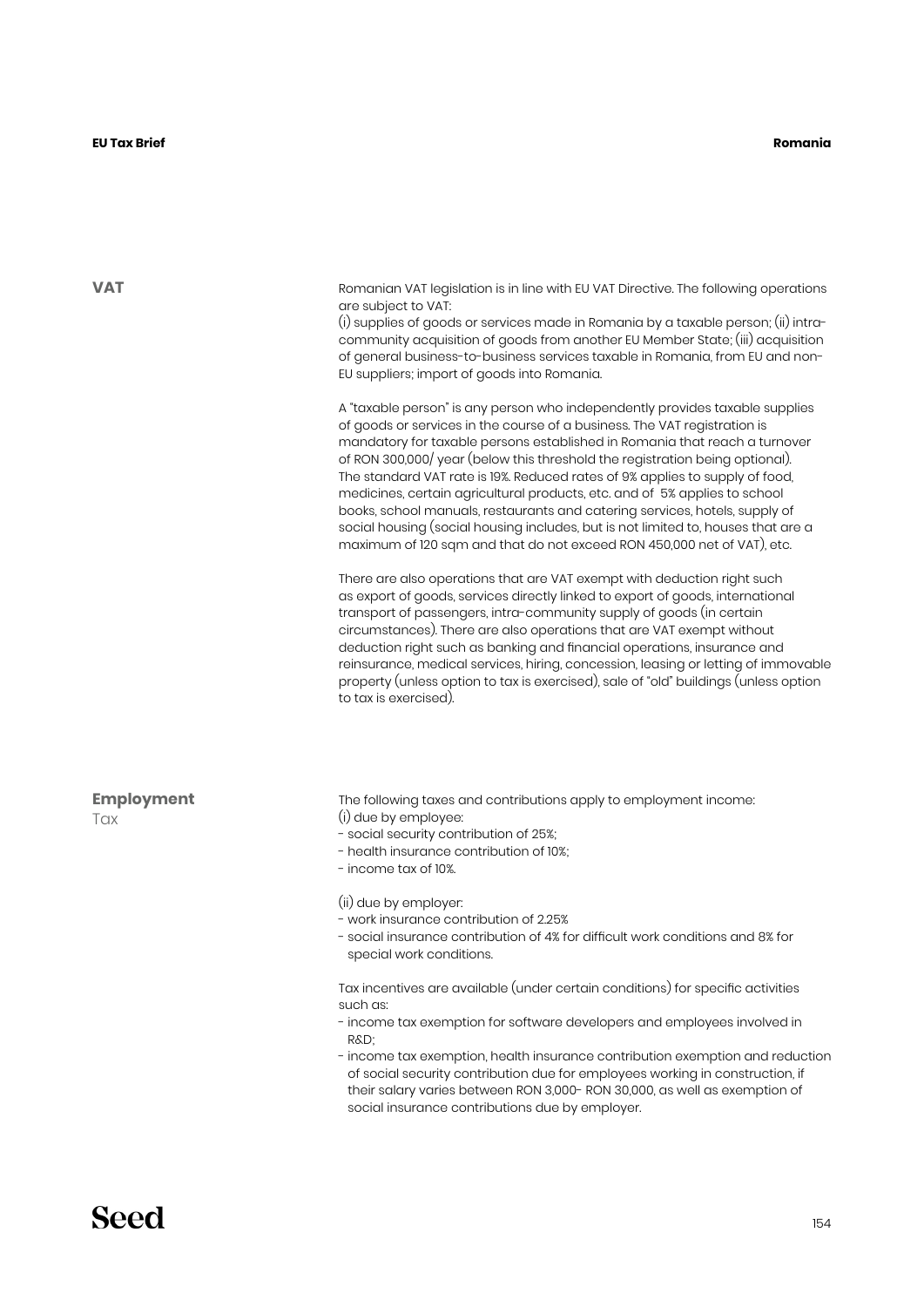## VAT

Romanian VAT legislation is in line with EU VAT Directive. The following operations are subject to VAT:
(i) supplies of goods or services made in Romania by a taxable person; (ii) intra-community acquisition of goods from another EU Member State; (iii) acquisition of general business-to-business services taxable in Romania, from EU and non-EU suppliers; import of goods into Romania.

A "taxable person" is any person who independently provides taxable supplies of goods or services in the course of a business. The VAT registration is mandatory for taxable persons established in Romania that reach a turnover of RON 300,000/ year (below this threshold the registration being optional). The standard VAT rate is 19%. Reduced rates of 9% applies to supply of food, medicines, certain agricultural products, etc. and of 5% applies to school books, school manuals, restaurants and catering services, hotels, supply of social housing (social housing includes, but is not limited to, houses that are a maximum of 120 sqm and that do not exceed RON 450,000 net of VAT), etc.

There are also operations that are VAT exempt with deduction right such as export of goods, services directly linked to export of goods, international transport of passengers, intra-community supply of goods (in certain circumstances). There are also operations that are VAT exempt without deduction right such as banking and financial operations, insurance and reinsurance, medical services, hiring, concession, leasing or letting of immovable property (unless option to tax is exercised), sale of "old" buildings (unless option to tax is exercised).

## Employment Tax

The following taxes and contributions apply to employment income:
(i) due by employee:
- social security contribution of 25%;
- health insurance contribution of 10%;
- income tax of 10%.

(ii) due by employer:
- work insurance contribution of 2.25%
- social insurance contribution of 4% for difficult work conditions and 8% for special work conditions.

Tax incentives are available (under certain conditions) for specific activities such as:
- income tax exemption for software developers and employees involved in R&D;
- income tax exemption, health insurance contribution exemption and reduction of social security contribution due for employees working in construction, if their salary varies between RON 3,000- RON 30,000, as well as exemption of social insurance contributions due by employer.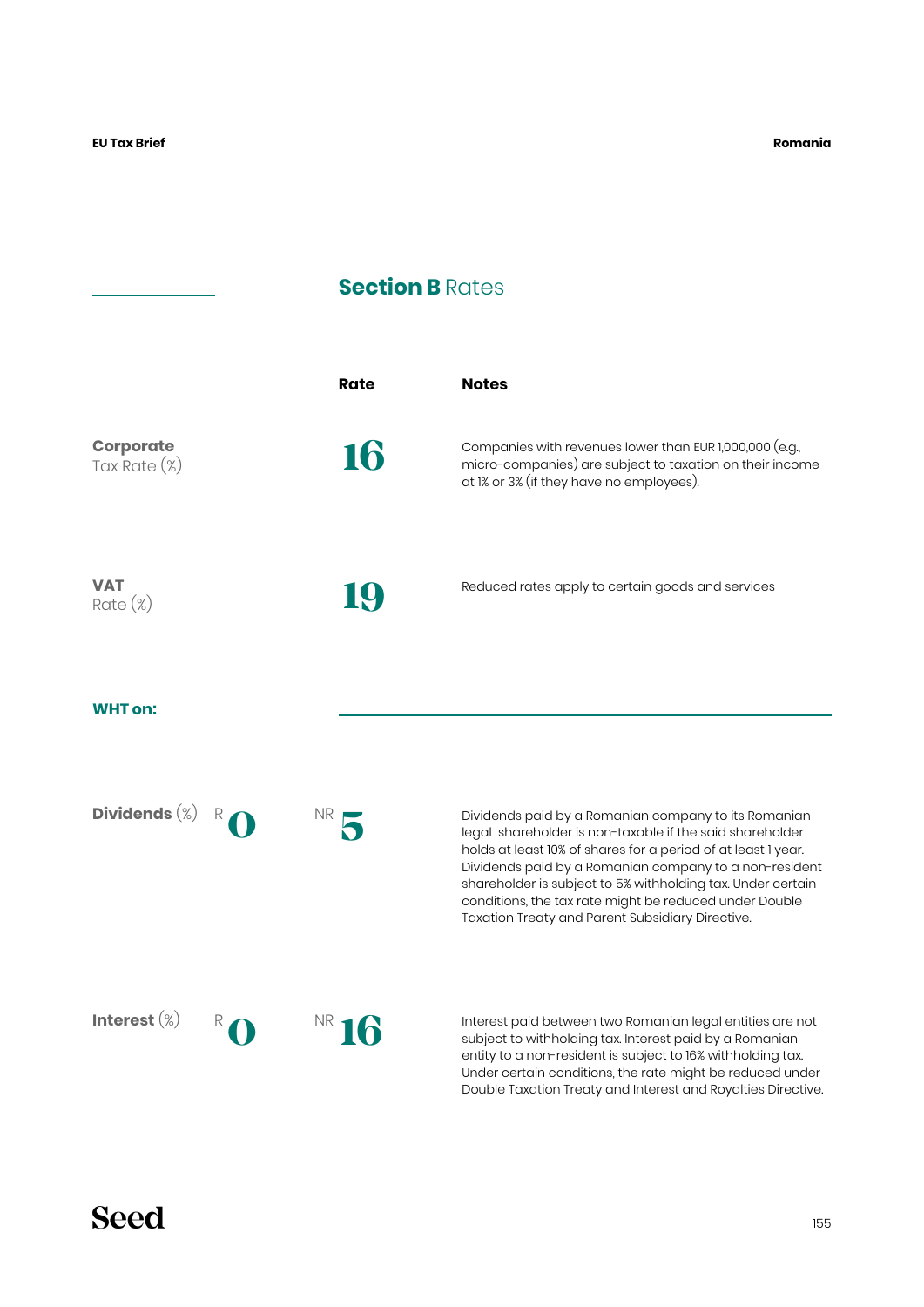## Section B Rates

| | Rate | Notes |
|---|---|---|
| **Corporate** Tax Rate (%) | 16 | Companies with revenues lower than EUR 1,000,000 (e.g., micro-companies) are subject to taxation on their income at 1% or 3% (if they have no employees). |
| **VAT** Rate (%) | 19 | Reduced rates apply to certain goods and services |

**WHT on:**

| | R | NR | Notes |
|---|---|---|---|
| **Dividends** (%) | 0 | 5 | Dividends paid by a Romanian company to its Romanian legal shareholder is non-taxable if the said shareholder holds at least 10% of shares for a period of at least 1 year. Dividends paid by a Romanian company to a non-resident shareholder is subject to 5% withholding tax. Under certain conditions, the tax rate might be reduced under Double Taxation Treaty and Parent Subsidiary Directive. |
| **Interest** (%) | 0 | 16 | Interest paid between two Romanian legal entities are not subject to withholding tax. Interest paid by a Romanian entity to a non-resident is subject to 16% withholding tax. Under certain conditions, the rate might be reduced under Double Taxation Treaty and Interest and Royalties Directive. |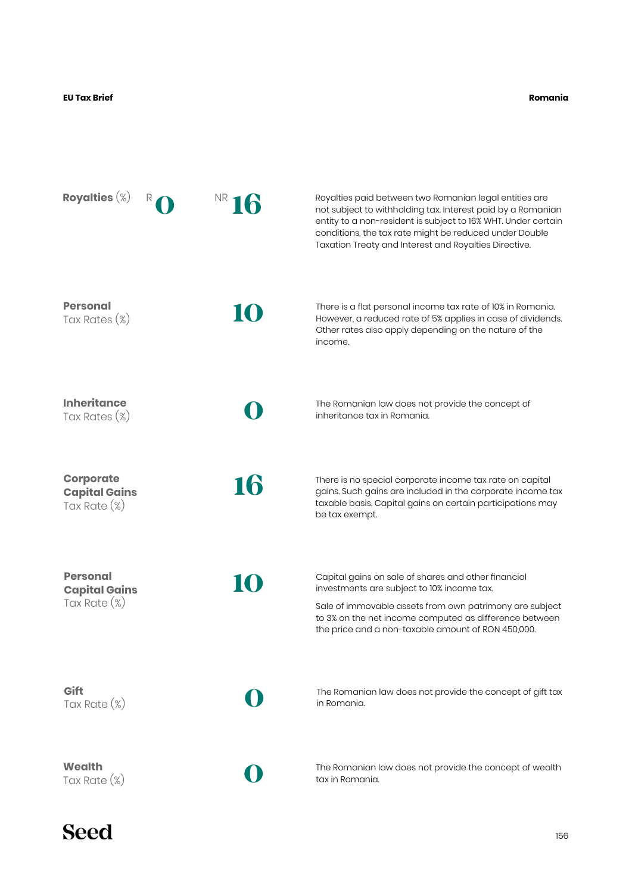**Royalties** (%) R **0** NR **16**

Royalties paid between two Romanian legal entities are not subject to withholding tax. Interest paid by a Romanian entity to a non-resident is subject to 16% WHT. Under certain conditions, the tax rate might be reduced under Double Taxation Treaty and Interest and Royalties Directive.

**Personal** Tax Rates (%) **10**

There is a flat personal income tax rate of 10% in Romania. However, a reduced rate of 5% applies in case of dividends. Other rates also apply depending on the nature of the income.

**Inheritance** Tax Rates (%) **0**

The Romanian law does not provide the concept of inheritance tax in Romania.

**Corporate Capital Gains** Tax Rate (%) **16**

There is no special corporate income tax rate on capital gains. Such gains are included in the corporate income tax taxable basis. Capital gains on certain participations may be tax exempt.

**Personal Capital Gains** Tax Rate (%) **10**

Capital gains on sale of shares and other financial investments are subject to 10% income tax.

Sale of immovable assets from own patrimony are subject to 3% on the net income computed as difference between the price and a non-taxable amount of RON 450,000.

**Gift** Tax Rate (%) **0**

The Romanian law does not provide the concept of gift tax in Romania.

**Wealth** Tax Rate (%) **0**

The Romanian law does not provide the concept of wealth tax in Romania.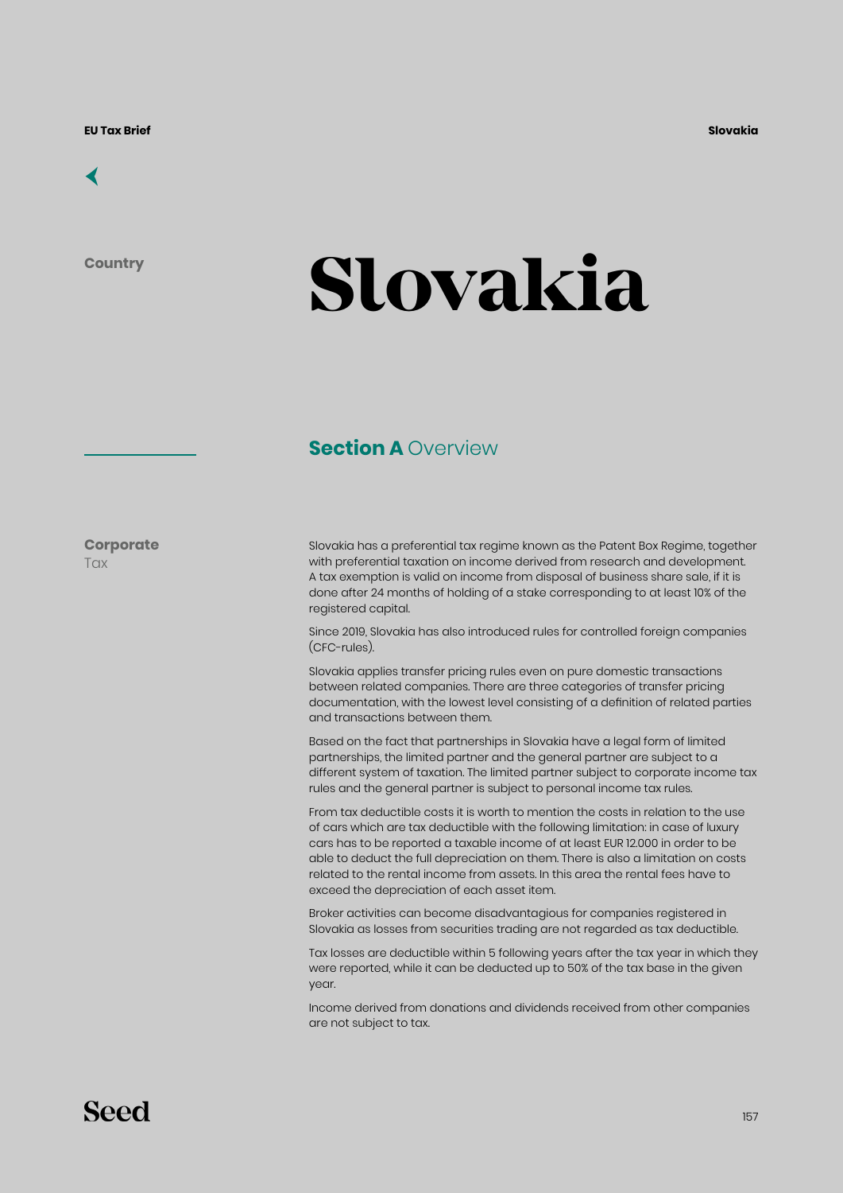Country

# Slovakia

## Section A Overview

**Corporate** Tax

Slovakia has a preferential tax regime known as the Patent Box Regime, together with preferential taxation on income derived from research and development. A tax exemption is valid on income from disposal of business share sale, if it is done after 24 months of holding of a stake corresponding to at least 10% of the registered capital.

Since 2019, Slovakia has also introduced rules for controlled foreign companies (CFC-rules).

Slovakia applies transfer pricing rules even on pure domestic transactions between related companies. There are three categories of transfer pricing documentation, with the lowest level consisting of a definition of related parties and transactions between them.

Based on the fact that partnerships in Slovakia have a legal form of limited partnerships, the limited partner and the general partner are subject to a different system of taxation. The limited partner subject to corporate income tax rules and the general partner is subject to personal income tax rules.

From tax deductible costs it is worth to mention the costs in relation to the use of cars which are tax deductible with the following limitation: in case of luxury cars has to be reported a taxable income of at least EUR 12.000 in order to be able to deduct the full depreciation on them. There is also a limitation on costs related to the rental income from assets. In this area the rental fees have to exceed the depreciation of each asset item.

Broker activities can become disadvantagious for companies registered in Slovakia as losses from securities trading are not regarded as tax deductible.

Tax losses are deductible within 5 following years after the tax year in which they were reported, while it can be deducted up to 50% of the tax base in the given year.

Income derived from donations and dividends received from other companies are not subject to tax.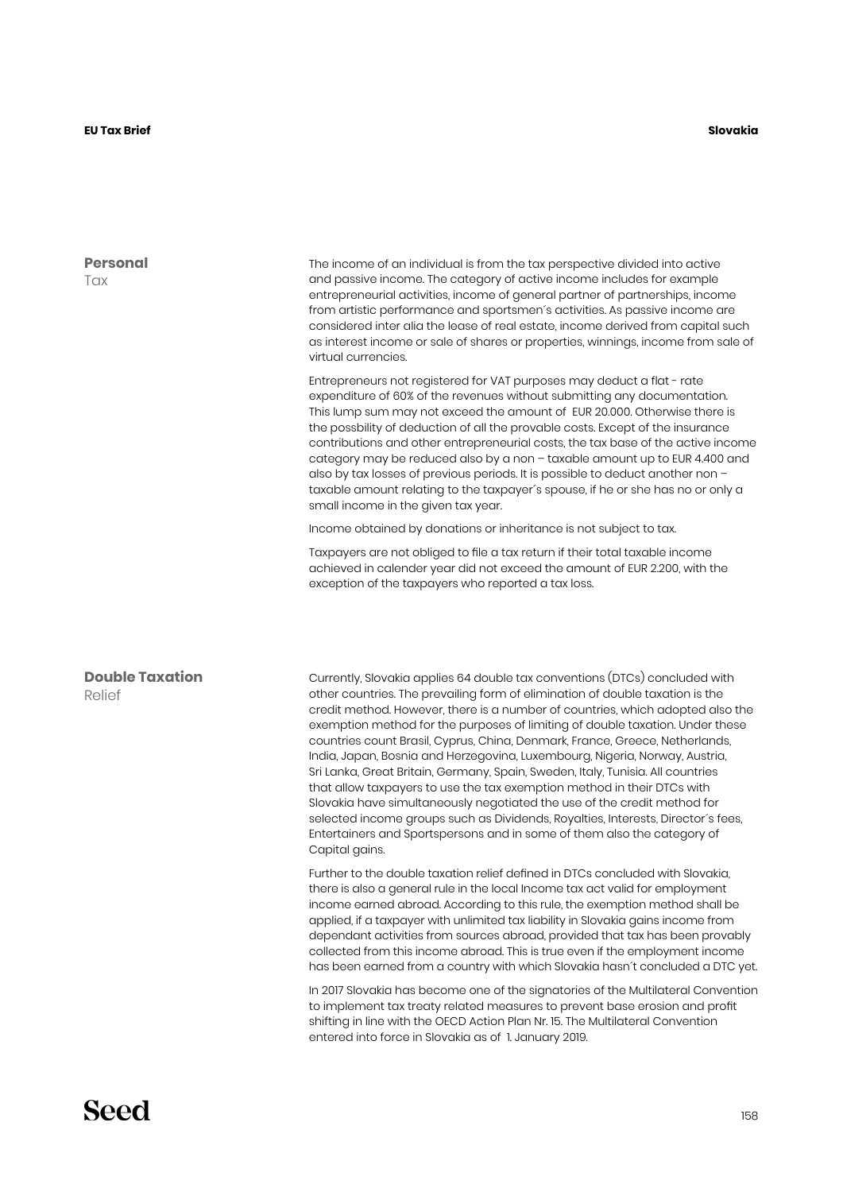## Personal Tax

The income of an individual is from the tax perspective divided into active and passive income. The category of active income includes for example entrepreneurial activities, income of general partner of partnerships, income from artistic performance and sportsmen´s activities. As passive income are considered inter alia the lease of real estate, income derived from capital such as interest income or sale of shares or properties, winnings, income from sale of virtual currencies.

Entrepreneurs not registered for VAT purposes may deduct a flat - rate expenditure of 60% of the revenues without submitting any documentation. This lump sum may not exceed the amount of EUR 20.000. Otherwise there is the possbility of deduction of all the provable costs. Except of the insurance contributions and other entrepreneurial costs, the tax base of the active income category may be reduced also by a non – taxable amount up to EUR 4.400 and also by tax losses of previous periods. It is possible to deduct another non – taxable amount relating to the taxpayer´s spouse, if he or she has no or only a small income in the given tax year.

Income obtained by donations or inheritance is not subject to tax.

Taxpayers are not obliged to file a tax return if their total taxable income achieved in calender year did not exceed the amount of EUR 2.200, with the exception of the taxpayers who reported a tax loss.

## Double Taxation Relief

Currently, Slovakia applies 64 double tax conventions (DTCs) concluded with other countries. The prevailing form of elimination of double taxation is the credit method. However, there is a number of countries, which adopted also the exemption method for the purposes of limiting of double taxation. Under these countries count Brasil, Cyprus, China, Denmark, France, Greece, Netherlands, India, Japan, Bosnia and Herzegovina, Luxembourg, Nigeria, Norway, Austria, Sri Lanka, Great Britain, Germany, Spain, Sweden, Italy, Tunisia. All countries that allow taxpayers to use the tax exemption method in their DTCs with Slovakia have simultaneously negotiated the use of the credit method for selected income groups such as Dividends, Royalties, Interests, Director´s fees, Entertainers and Sportspersons and in some of them also the category of Capital gains.

Further to the double taxation relief defined in DTCs concluded with Slovakia, there is also a general rule in the local Income tax act valid for employment income earned abroad. According to this rule, the exemption method shall be applied, if a taxpayer with unlimited tax liability in Slovakia gains income from dependant activities from sources abroad, provided that tax has been provably collected from this income abroad. This is true even if the employment income has been earned from a country with which Slovakia hasn´t concluded a DTC yet.

In 2017 Slovakia has become one of the signatories of the Multilateral Convention to implement tax treaty related measures to prevent base erosion and profit shifting in line with the OECD Action Plan Nr. 15. The Multilateral Convention entered into force in Slovakia as of 1. January 2019.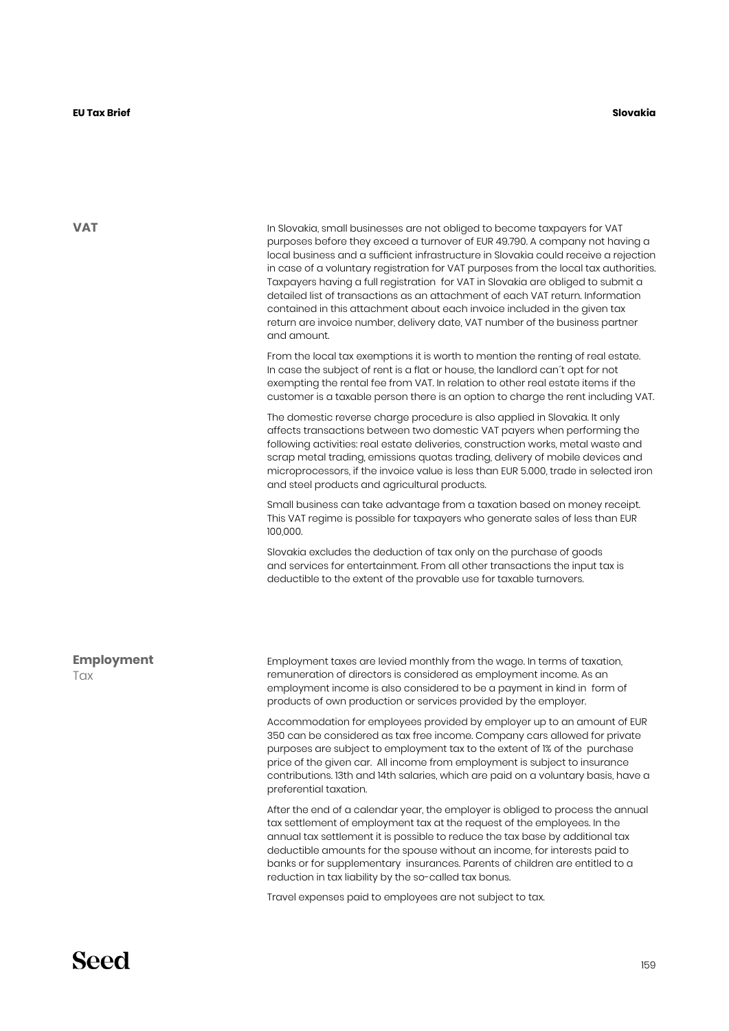## VAT

In Slovakia, small businesses are not obliged to become taxpayers for VAT purposes before they exceed a turnover of EUR 49.790. A company not having a local business and a sufficient infrastructure in Slovakia could receive a rejection in case of a voluntary registration for VAT purposes from the local tax authorities. Taxpayers having a full registration for VAT in Slovakia are obliged to submit a detailed list of transactions as an attachment of each VAT return. Information contained in this attachment about each invoice included in the given tax return are invoice number, delivery date, VAT number of the business partner and amount.

From the local tax exemptions it is worth to mention the renting of real estate. In case the subject of rent is a flat or house, the landlord can´t opt for not exempting the rental fee from VAT. In relation to other real estate items if the customer is a taxable person there is an option to charge the rent including VAT.

The domestic reverse charge procedure is also applied in Slovakia. It only affects transactions between two domestic VAT payers when performing the following activities: real estate deliveries, construction works, metal waste and scrap metal trading, emissions quotas trading, delivery of mobile devices and microprocessors, if the invoice value is less than EUR 5.000, trade in selected iron and steel products and agricultural products.

Small business can take advantage from a taxation based on money receipt. This VAT regime is possible for taxpayers who generate sales of less than EUR 100,000.

Slovakia excludes the deduction of tax only on the purchase of goods and services for entertainment. From all other transactions the input tax is deductible to the extent of the provable use for taxable turnovers.

## Employment Tax

Employment taxes are levied monthly from the wage. In terms of taxation, remuneration of directors is considered as employment income. As an employment income is also considered to be a payment in kind in form of products of own production or services provided by the employer.

Accommodation for employees provided by employer up to an amount of EUR 350 can be considered as tax free income. Company cars allowed for private purposes are subject to employment tax to the extent of 1% of the purchase price of the given car. All income from employment is subject to insurance contributions. 13th and 14th salaries, which are paid on a voluntary basis, have a preferential taxation.

After the end of a calendar year, the employer is obliged to process the annual tax settlement of employment tax at the request of the employees. In the annual tax settlement it is possible to reduce the tax base by additional tax deductible amounts for the spouse without an income, for interests paid to banks or for supplementary insurances. Parents of children are entitled to a reduction in tax liability by the so-called tax bonus.

Travel expenses paid to employees are not subject to tax.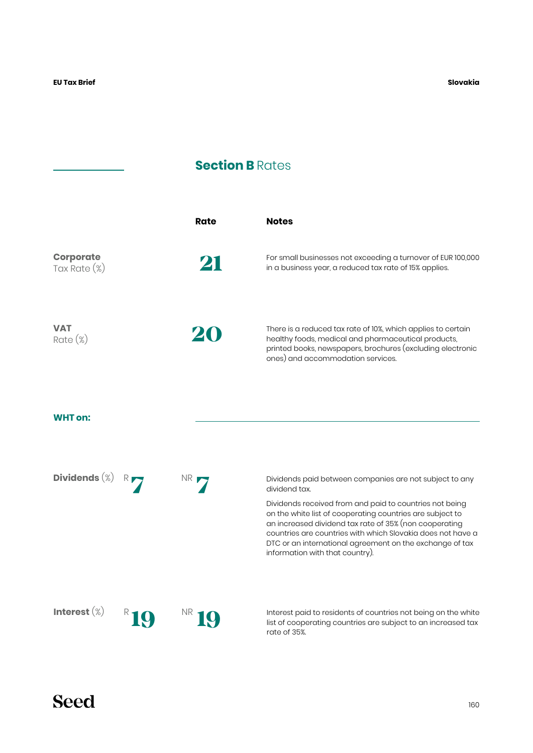## **Section B** Rates

| | Rate | Notes |
|---|---|---|
| **Corporate** Tax Rate (%) | 21 | For small businesses not exceeding a turnover of EUR 100,000 in a business year, a reduced tax rate of 15% applies. |
| **VAT** Rate (%) | 20 | There is a reduced tax rate of 10%, which applies to certain healthy foods, medical and pharmaceutical products, printed books, newspapers, brochures (excluding electronic ones) and accommodation services. |

**WHT on:**

| | R | NR | Notes |
|---|---|---|---|
| **Dividends** (%) | 7 | 7 | Dividends paid between companies are not subject to any dividend tax.<br><br>Dividends received from and paid to countries not being on the white list of cooperating countries are subject to an increased dividend tax rate of 35% (non cooperating countries are countries with which Slovakia does not have a DTC or an international agreement on the exchange of tax information with that country). |
| **Interest** (%) | 19 | 19 | Interest paid to residents of countries not being on the white list of cooperating countries are subject to an increased tax rate of 35%. |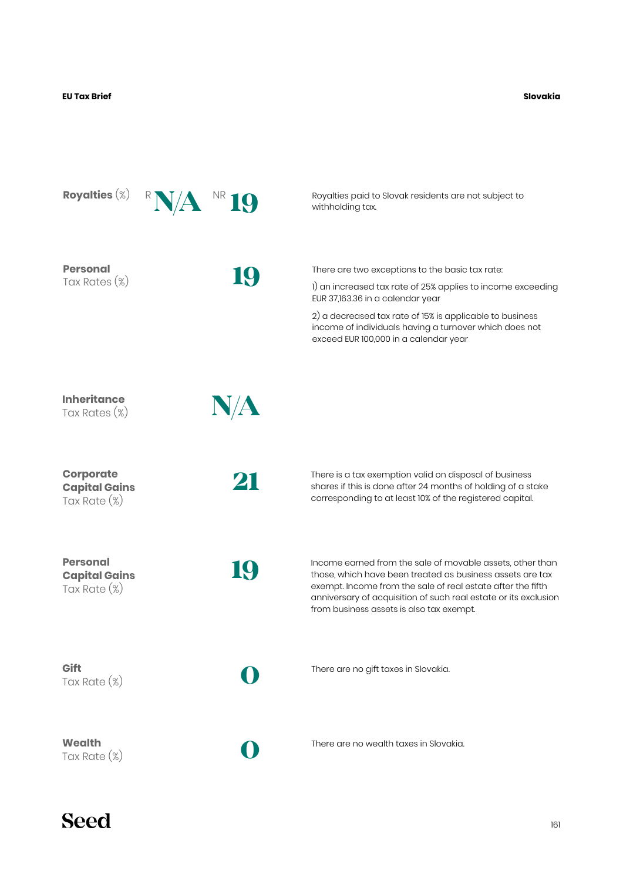**Royalties** (%) R **N/A** NR **19**

Royalties paid to Slovak residents are not subject to withholding tax.

**Personal**
Tax Rates (%)

**19**

There are two exceptions to the basic tax rate:

1) an increased tax rate of 25% applies to income exceeding EUR 37,163.36 in a calendar year

2) a decreased tax rate of 15% is applicable to business income of individuals having a turnover which does not exceed EUR 100,000 in a calendar year

**Inheritance**
Tax Rates (%)

**N/A**

**Corporate Capital Gains**
Tax Rate (%)

**21**

There is a tax exemption valid on disposal of business shares if this is done after 24 months of holding of a stake corresponding to at least 10% of the registered capital.

**Personal Capital Gains**
Tax Rate (%)

**19**

Income earned from the sale of movable assets, other than those, which have been treated as business assets are tax exempt. Income from the sale of real estate after the fifth anniversary of acquisition of such real estate or its exclusion from business assets is also tax exempt.

**Gift**
Tax Rate (%)

**0**

There are no gift taxes in Slovakia.

**Wealth**
Tax Rate (%)

**0**

There are no wealth taxes in Slovakia.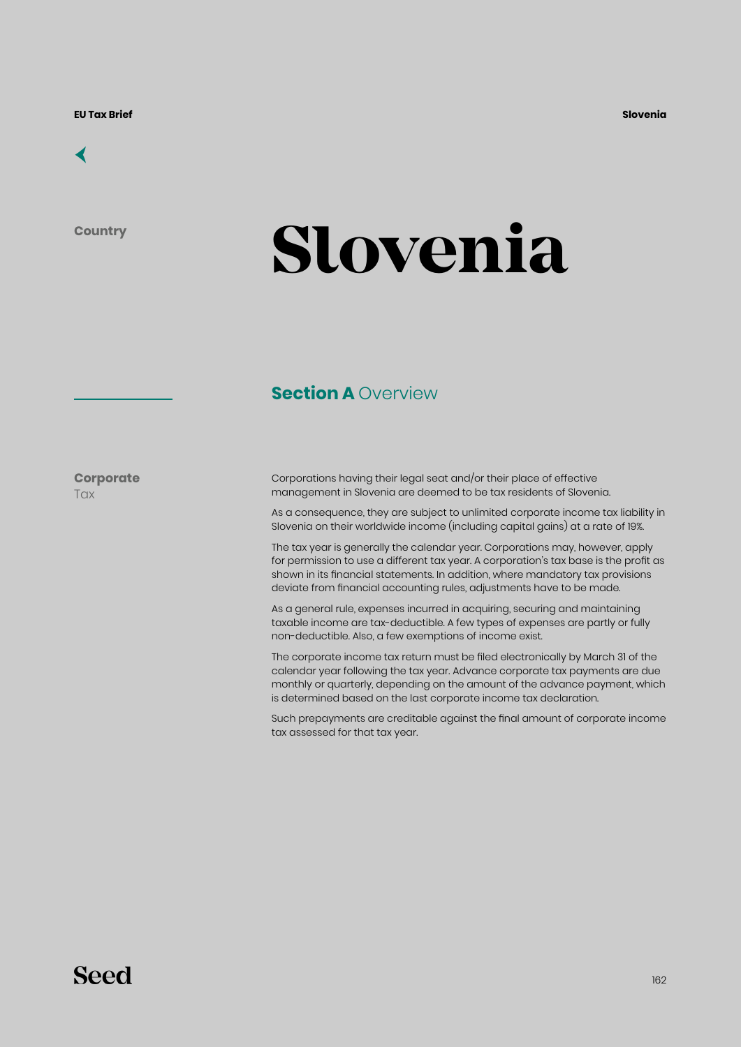Country

# Slovenia

## Section A Overview

### Corporate Tax

Corporations having their legal seat and/or their place of effective management in Slovenia are deemed to be tax residents of Slovenia.

As a consequence, they are subject to unlimited corporate income tax liability in Slovenia on their worldwide income (including capital gains) at a rate of 19%.

The tax year is generally the calendar year. Corporations may, however, apply for permission to use a different tax year. A corporation's tax base is the profit as shown in its financial statements. In addition, where mandatory tax provisions deviate from financial accounting rules, adjustments have to be made.

As a general rule, expenses incurred in acquiring, securing and maintaining taxable income are tax-deductible. A few types of expenses are partly or fully non-deductible. Also, a few exemptions of income exist.

The corporate income tax return must be filed electronically by March 31 of the calendar year following the tax year. Advance corporate tax payments are due monthly or quarterly, depending on the amount of the advance payment, which is determined based on the last corporate income tax declaration.

Such prepayments are creditable against the final amount of corporate income tax assessed for that tax year.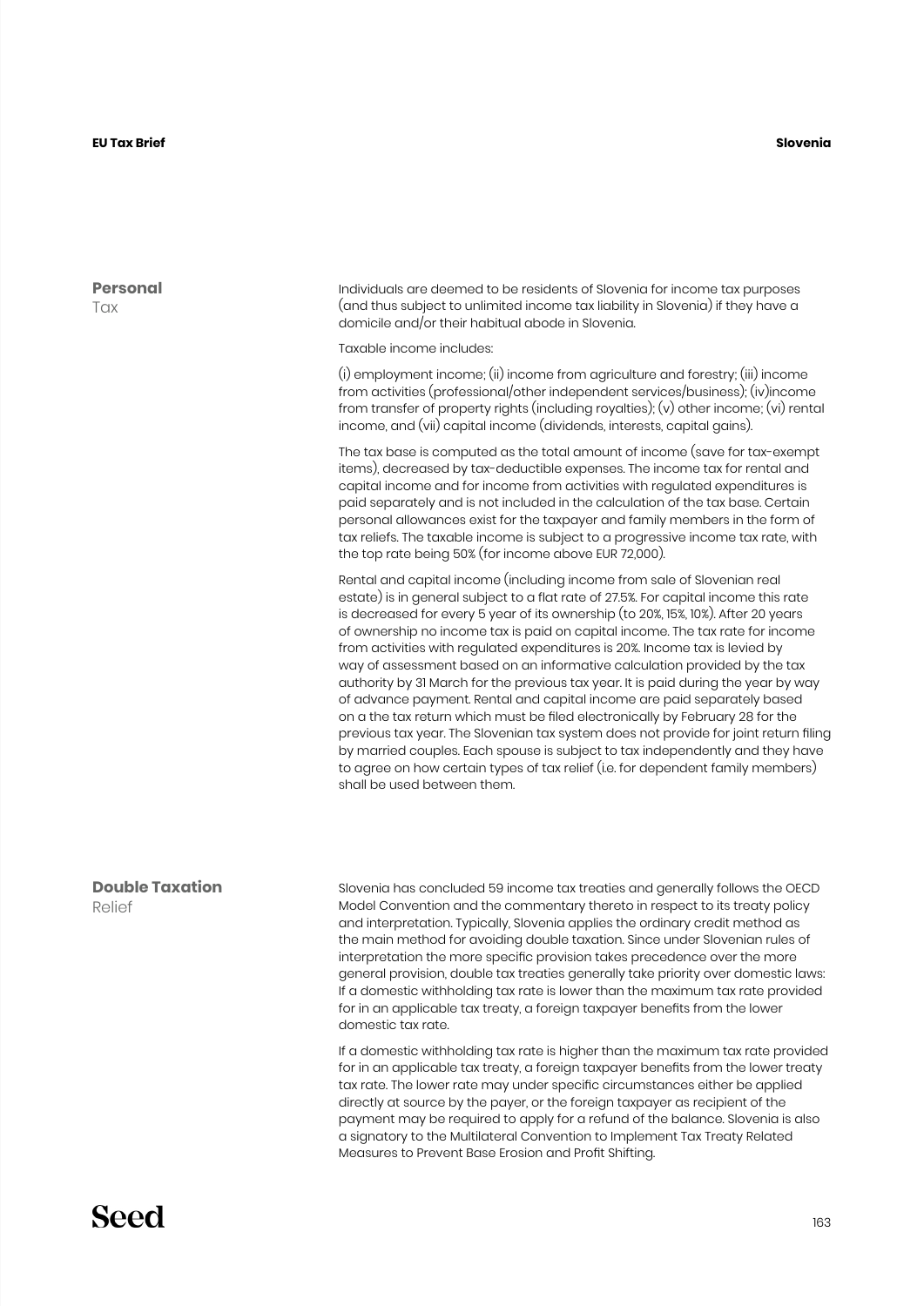## Personal Tax

Individuals are deemed to be residents of Slovenia for income tax purposes (and thus subject to unlimited income tax liability in Slovenia) if they have a domicile and/or their habitual abode in Slovenia.

Taxable income includes:

(i) employment income; (ii) income from agriculture and forestry; (iii) income from activities (professional/other independent services/business); (iv)income from transfer of property rights (including royalties); (v) other income; (vi) rental income, and (vii) capital income (dividends, interests, capital gains).

The tax base is computed as the total amount of income (save for tax-exempt items), decreased by tax-deductible expenses. The income tax for rental and capital income and for income from activities with regulated expenditures is paid separately and is not included in the calculation of the tax base. Certain personal allowances exist for the taxpayer and family members in the form of tax reliefs. The taxable income is subject to a progressive income tax rate, with the top rate being 50% (for income above EUR 72,000).

Rental and capital income (including income from sale of Slovenian real estate) is in general subject to a flat rate of 27.5%. For capital income this rate is decreased for every 5 year of its ownership (to 20%, 15%, 10%). After 20 years of ownership no income tax is paid on capital income. The tax rate for income from activities with regulated expenditures is 20%. Income tax is levied by way of assessment based on an informative calculation provided by the tax authority by 31 March for the previous tax year. It is paid during the year by way of advance payment. Rental and capital income are paid separately based on a the tax return which must be filed electronically by February 28 for the previous tax year. The Slovenian tax system does not provide for joint return filing by married couples. Each spouse is subject to tax independently and they have to agree on how certain types of tax relief (i.e. for dependent family members) shall be used between them.

## Double Taxation Relief

Slovenia has concluded 59 income tax treaties and generally follows the OECD Model Convention and the commentary thereto in respect to its treaty policy and interpretation. Typically, Slovenia applies the ordinary credit method as the main method for avoiding double taxation. Since under Slovenian rules of interpretation the more specific provision takes precedence over the more general provision, double tax treaties generally take priority over domestic laws: If a domestic withholding tax rate is lower than the maximum tax rate provided for in an applicable tax treaty, a foreign taxpayer benefits from the lower domestic tax rate.

If a domestic withholding tax rate is higher than the maximum tax rate provided for in an applicable tax treaty, a foreign taxpayer benefits from the lower treaty tax rate. The lower rate may under specific circumstances either be applied directly at source by the payer, or the foreign taxpayer as recipient of the payment may be required to apply for a refund of the balance. Slovenia is also a signatory to the Multilateral Convention to Implement Tax Treaty Related Measures to Prevent Base Erosion and Profit Shifting.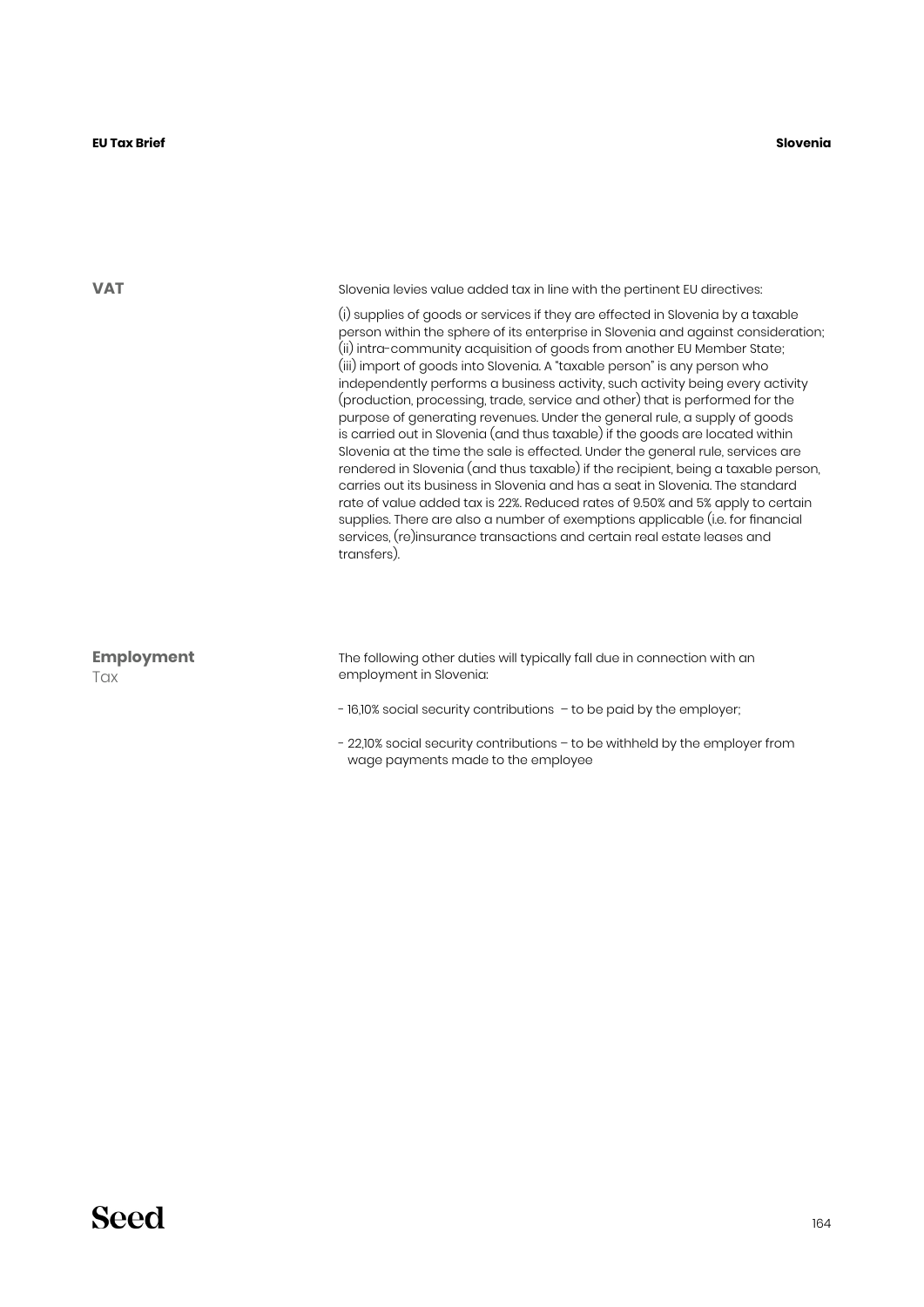## VAT

Slovenia levies value added tax in line with the pertinent EU directives:

(i) supplies of goods or services if they are effected in Slovenia by a taxable person within the sphere of its enterprise in Slovenia and against consideration; (ii) intra-community acquisition of goods from another EU Member State; (iii) import of goods into Slovenia. A "taxable person" is any person who independently performs a business activity, such activity being every activity (production, processing, trade, service and other) that is performed for the purpose of generating revenues. Under the general rule, a supply of goods is carried out in Slovenia (and thus taxable) if the goods are located within Slovenia at the time the sale is effected. Under the general rule, services are rendered in Slovenia (and thus taxable) if the recipient, being a taxable person, carries out its business in Slovenia and has a seat in Slovenia. The standard rate of value added tax is 22%. Reduced rates of 9.50% and 5% apply to certain supplies. There are also a number of exemptions applicable (i.e. for financial services, (re)insurance transactions and certain real estate leases and transfers).

## Employment Tax

The following other duties will typically fall due in connection with an employment in Slovenia:

- 16,10% social security contributions – to be paid by the employer;
- 22,10% social security contributions – to be withheld by the employer from wage payments made to the employee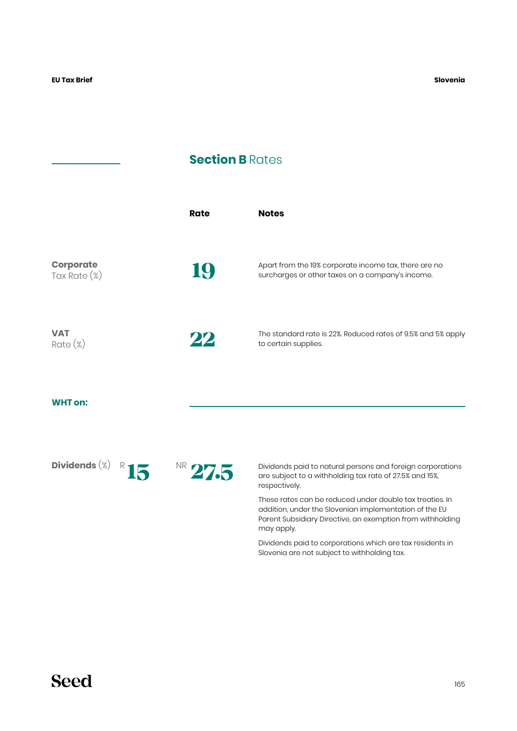## Section B Rates

| | Rate | Notes |
|---|---|---|
| **Corporate** Tax Rate (%) | 19 | Apart from the 19% corporate income tax, there are no surcharges or other taxes on a company's income. |
| **VAT** Rate (%) | 22 | The standard rate is 22%. Reduced rates of 9.5% and 5% apply to certain supplies. |

**WHT on:**

| | R | NR | Notes |
|---|---|---|---|
| **Dividends** (%) | 15 | 27.5 | Dividends paid to natural persons and foreign corporations are subject to a withholding tax rate of 27.5% and 15%, respectively.<br><br>These rates can be reduced under double tax treaties. In addition, under the Slovenian implementation of the EU Parent Subsidiary Directive, an exemption from withholding may apply.<br><br>Dividends paid to corporations which are tax residents in Slovenia are not subject to withholding tax. |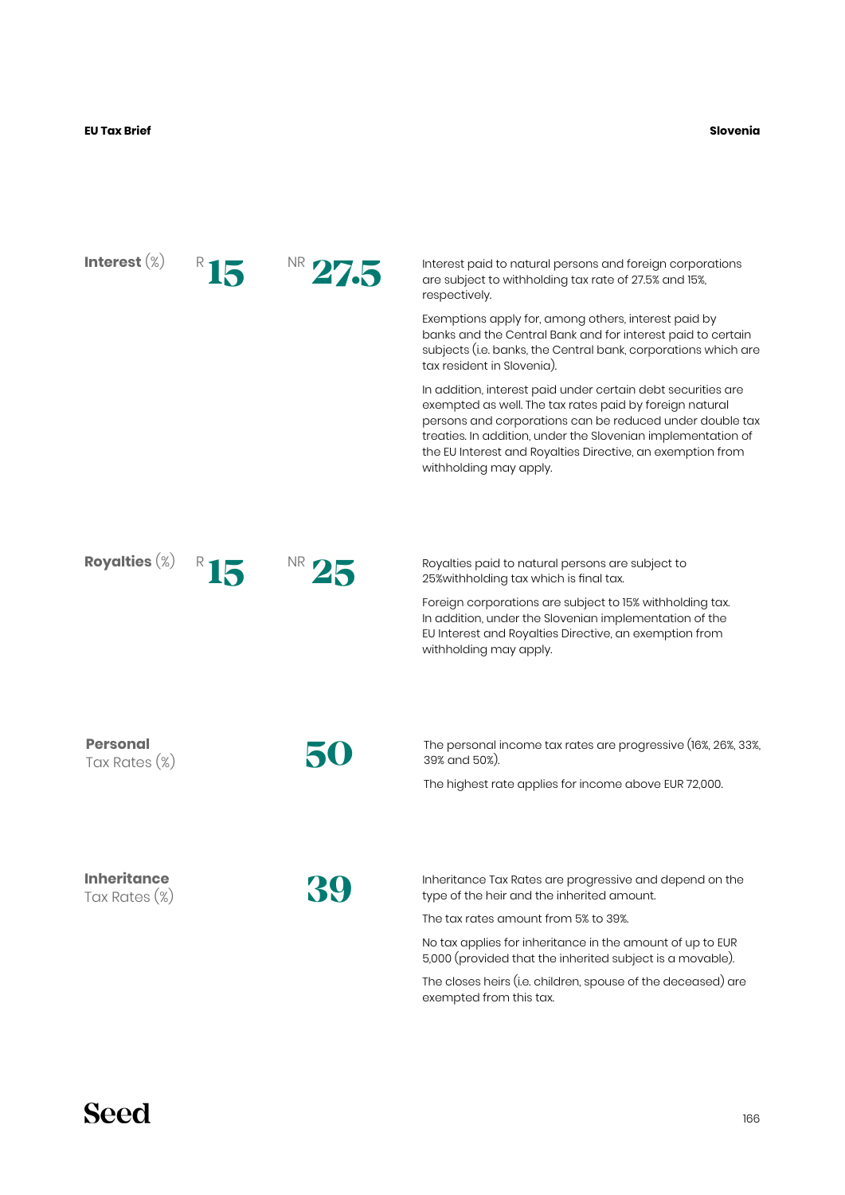## Interest (%)

R **15** NR **27.5**

Interest paid to natural persons and foreign corporations are subject to withholding tax rate of 27.5% and 15%, respectively.

Exemptions apply for, among others, interest paid by banks and the Central Bank and for interest paid to certain subjects (i.e. banks, the Central bank, corporations which are tax resident in Slovenia).

In addition, interest paid under certain debt securities are exempted as well. The tax rates paid by foreign natural persons and corporations can be reduced under double tax treaties. In addition, under the Slovenian implementation of the EU Interest and Royalties Directive, an exemption from withholding may apply.

## Royalties (%)

R **15** NR **25**

Royalties paid to natural persons are subject to 25%withholding tax which is final tax.

Foreign corporations are subject to 15% withholding tax. In addition, under the Slovenian implementation of the EU Interest and Royalties Directive, an exemption from withholding may apply.

## Personal Tax Rates (%)

**50**

The personal income tax rates are progressive (16%, 26%, 33%, 39% and 50%).

The highest rate applies for income above EUR 72,000.

## Inheritance Tax Rates (%)

**39**

Inheritance Tax Rates are progressive and depend on the type of the heir and the inherited amount.

The tax rates amount from 5% to 39%.

No tax applies for inheritance in the amount of up to EUR 5,000 (provided that the inherited subject is a movable).

The closes heirs (i.e. children, spouse of the deceased) are exempted from this tax.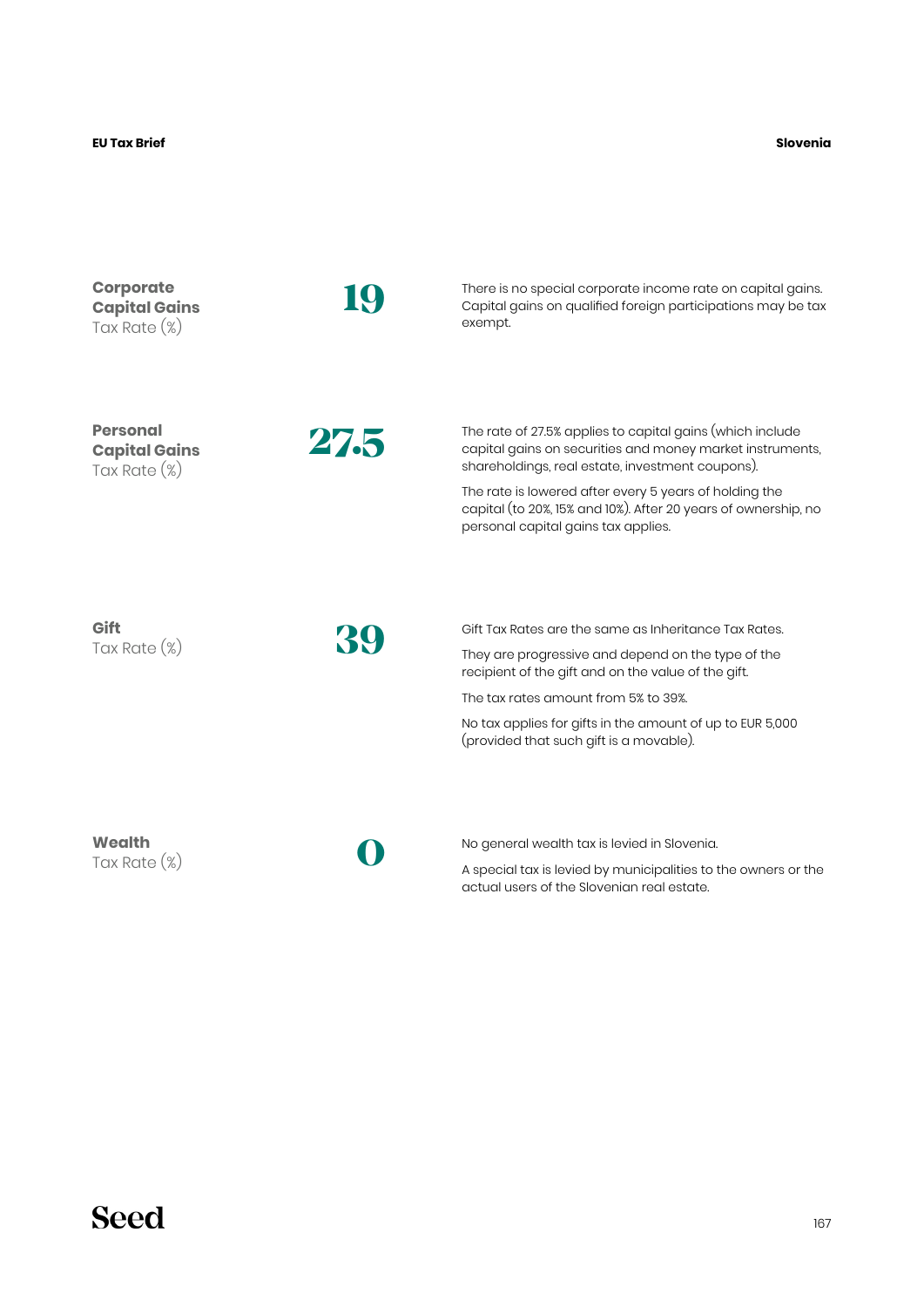## Corporate Capital Gains Tax Rate (%)

**19**

There is no special corporate income rate on capital gains. Capital gains on qualified foreign participations may be tax exempt.

## Personal Capital Gains Tax Rate (%)

**27.5**

The rate of 27.5% applies to capital gains (which include capital gains on securities and money market instruments, shareholdings, real estate, investment coupons).

The rate is lowered after every 5 years of holding the capital (to 20%, 15% and 10%). After 20 years of ownership, no personal capital gains tax applies.

## Gift Tax Rate (%)

**39**

Gift Tax Rates are the same as Inheritance Tax Rates.

They are progressive and depend on the type of the recipient of the gift and on the value of the gift.

The tax rates amount from 5% to 39%.

No tax applies for gifts in the amount of up to EUR 5,000 (provided that such gift is a movable).

## Wealth Tax Rate (%)

**0**

No general wealth tax is levied in Slovenia.

A special tax is levied by municipalities to the owners or the actual users of the Slovenian real estate.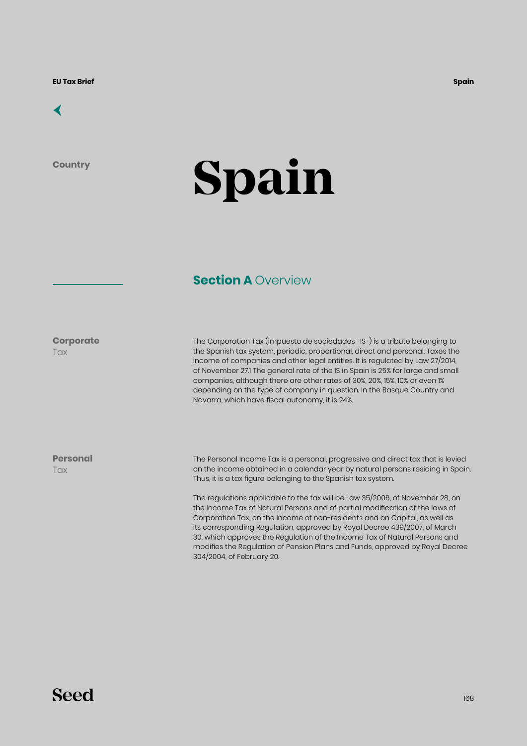Country

# Spain

## Section A Overview

**Corporate** Tax

The Corporation Tax (impuesto de sociedades -IS-) is a tribute belonging to the Spanish tax system, periodic, proportional, direct and personal. Taxes the income of companies and other legal entities. It is regulated by Law 27/2014, of November 27.1 The general rate of the IS in Spain is 25% for large and small companies, although there are other rates of 30%, 20%, 15%, 10% or even 1% depending on the type of company in question. In the Basque Country and Navarra, which have fiscal autonomy, it is 24%.

**Personal** Tax

The Personal Income Tax is a personal, progressive and direct tax that is levied on the income obtained in a calendar year by natural persons residing in Spain. Thus, it is a tax figure belonging to the Spanish tax system.

The regulations applicable to the tax will be Law 35/2006, of November 28, on the Income Tax of Natural Persons and of partial modification of the laws of Corporation Tax, on the Income of non-residents and on Capital, as well as its corresponding Regulation, approved by Royal Decree 439/2007, of March 30, which approves the Regulation of the Income Tax of Natural Persons and modifies the Regulation of Pension Plans and Funds, approved by Royal Decree 304/2004, of February 20.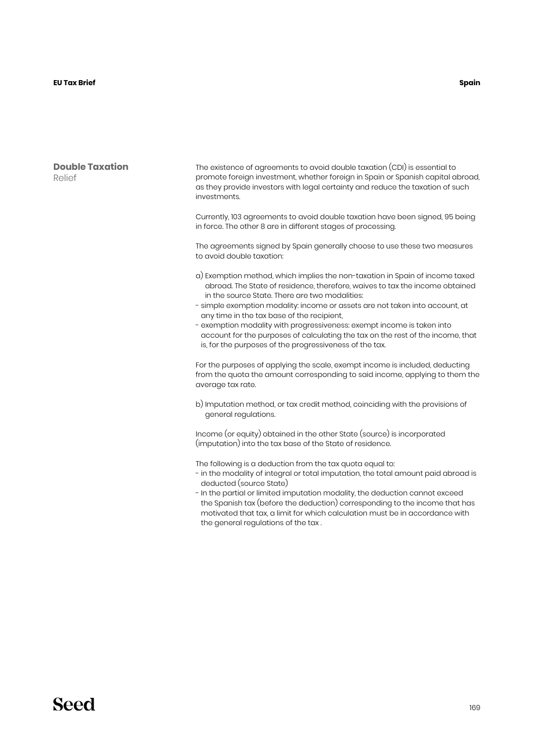## Double Taxation Relief

The existence of agreements to avoid double taxation (CDI) is essential to promote foreign investment, whether foreign in Spain or Spanish capital abroad, as they provide investors with legal certainty and reduce the taxation of such investments.

Currently, 103 agreements to avoid double taxation have been signed, 95 being in force. The other 8 are in different stages of processing.

The agreements signed by Spain generally choose to use these two measures to avoid double taxation:

a) Exemption method, which implies the non-taxation in Spain of income taxed abroad. The State of residence, therefore, waives to tax the income obtained in the source State. There are two modalities:

- simple exemption modality: income or assets are not taken into account, at any time in the tax base of the recipient,
- exemption modality with progressiveness: exempt income is taken into account for the purposes of calculating the tax on the rest of the income, that is, for the purposes of the progressiveness of the tax.

For the purposes of applying the scale, exempt income is included, deducting from the quota the amount corresponding to said income, applying to them the average tax rate.

b) Imputation method, or tax credit method, coinciding with the provisions of general regulations.

Income (or equity) obtained in the other State (source) is incorporated (imputation) into the tax base of the State of residence.

The following is a deduction from the tax quota equal to:

- in the modality of integral or total imputation, the total amount paid abroad is deducted (source State)
- In the partial or limited imputation modality, the deduction cannot exceed the Spanish tax (before the deduction) corresponding to the income that has motivated that tax, a limit for which calculation must be in accordance with the general regulations of the tax .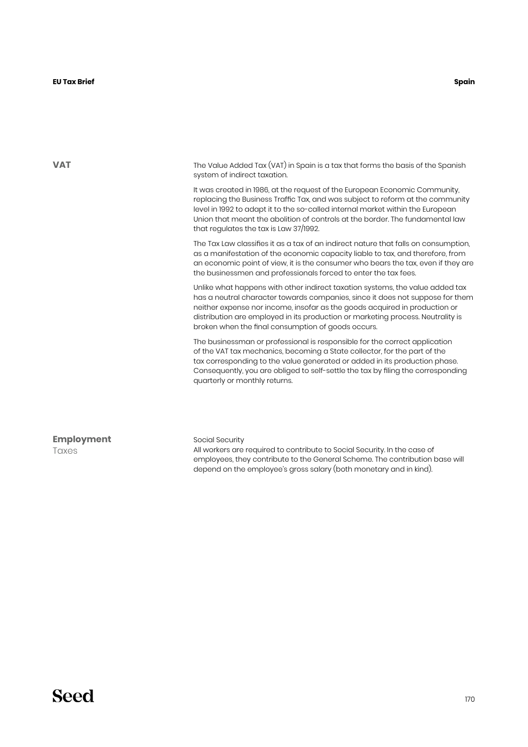## VAT

The Value Added Tax (VAT) in Spain is a tax that forms the basis of the Spanish system of indirect taxation.

It was created in 1986, at the request of the European Economic Community, replacing the Business Traffic Tax, and was subject to reform at the community level in 1992 to adapt it to the so-called internal market within the European Union that meant the abolition of controls at the border. The fundamental law that regulates the tax is Law 37/1992.

The Tax Law classifies it as a tax of an indirect nature that falls on consumption, as a manifestation of the economic capacity liable to tax, and therefore, from an economic point of view, it is the consumer who bears the tax, even if they are the businessmen and professionals forced to enter the tax fees.

Unlike what happens with other indirect taxation systems, the value added tax has a neutral character towards companies, since it does not suppose for them neither expense nor income, insofar as the goods acquired in production or distribution are employed in its production or marketing process. Neutrality is broken when the final consumption of goods occurs.

The businessman or professional is responsible for the correct application of the VAT tax mechanics, becoming a State collector, for the part of the tax corresponding to the value generated or added in its production phase. Consequently, you are obliged to self-settle the tax by filing the corresponding quarterly or monthly returns.

## Employment Taxes

Social Security

All workers are required to contribute to Social Security. In the case of employees, they contribute to the General Scheme. The contribution base will depend on the employee's gross salary (both monetary and in kind).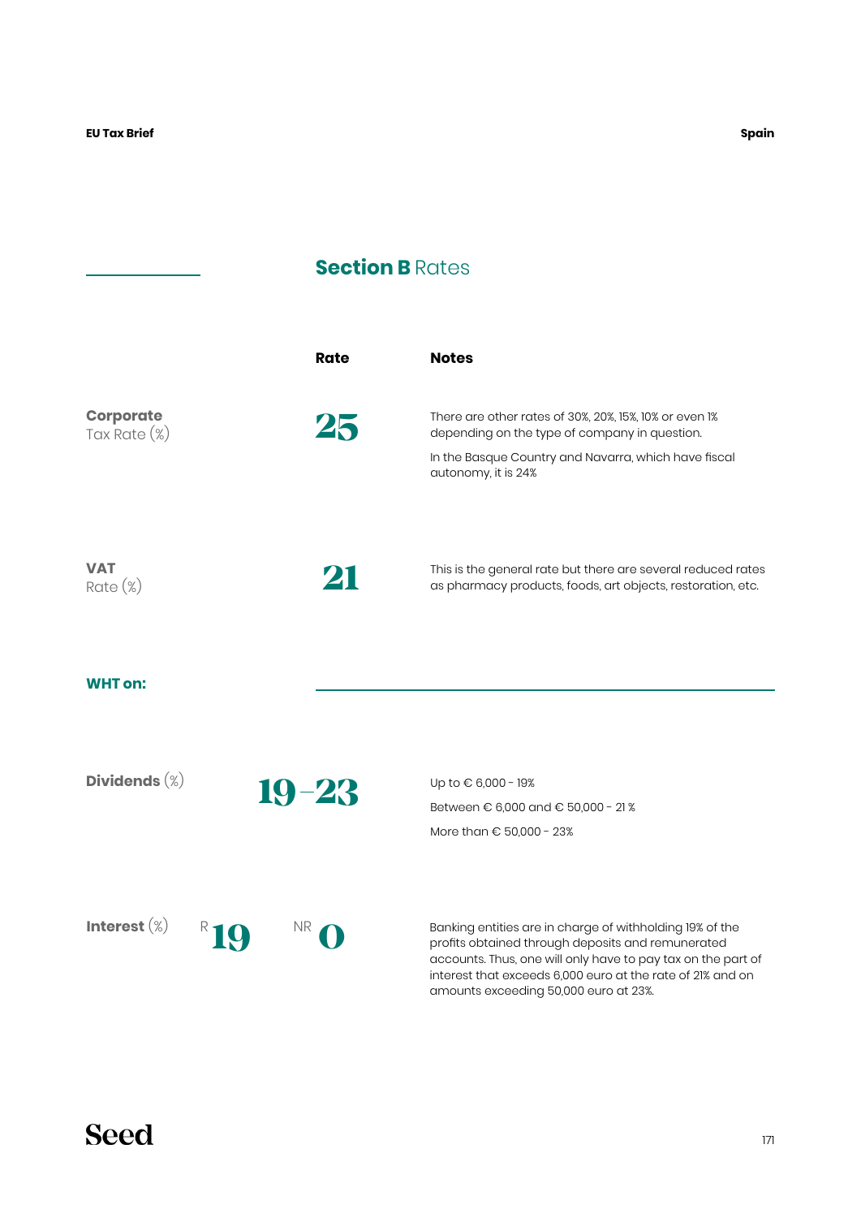## **Section B** Rates

| | Rate | Notes |
|---|---|---|
| **Corporate** Tax Rate (%) | 25 | There are other rates of 30%, 20%, 15%, 10% or even 1% depending on the type of company in question.<br><br>In the Basque Country and Navarra, which have fiscal autonomy, it is 24% |
| **VAT** Rate (%) | 21 | This is the general rate but there are several reduced rates as pharmacy products, foods, art objects, restoration, etc. |

**WHT on:**

| | Rate | Notes |
|---|---|---|
| **Dividends** (%) | 19–23 | Up to € 6,000 - 19%<br><br>Between € 6,000 and € 50,000 - 21 %<br><br>More than € 50,000 - 23% |
| **Interest** (%) | R 19 NR 0 | Banking entities are in charge of withholding 19% of the profits obtained through deposits and remunerated accounts. Thus, one will only have to pay tax on the part of interest that exceeds 6,000 euro at the rate of 21% and on amounts exceeding 50,000 euro at 23%. |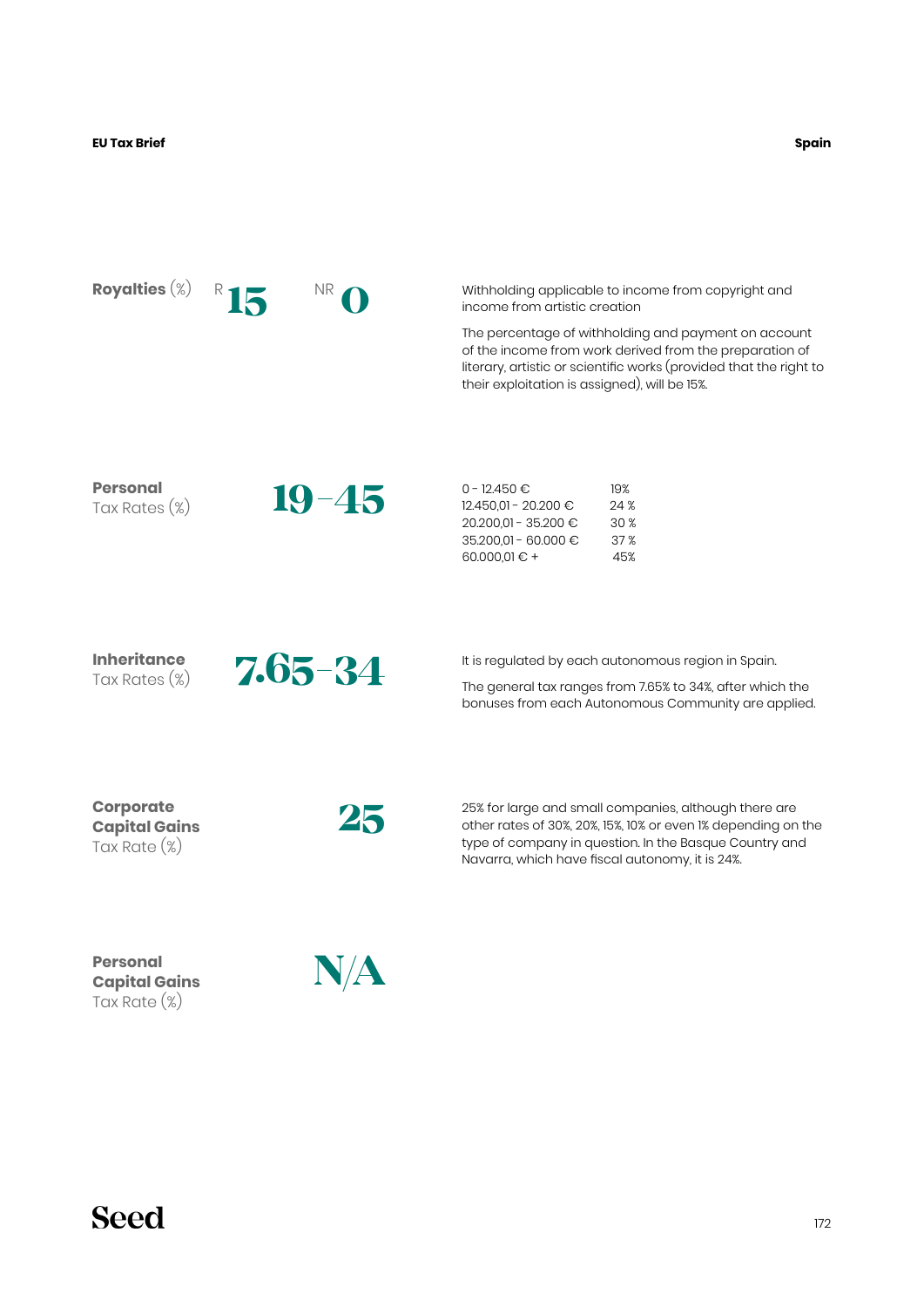## Royalties (%)

R **15** NR **0**

Withholding applicable to income from copyright and income from artistic creation

The percentage of withholding and payment on account of the income from work derived from the preparation of literary, artistic or scientific works (provided that the right to their exploitation is assigned), will be 15%.

## Personal Tax Rates (%)

**19–45**

| | |
|---|---|
| 0 - 12.450 € | 19% |
| 12.450,01 - 20.200 € | 24 % |
| 20.200,01 - 35.200 € | 30 % |
| 35.200,01 - 60.000 € | 37 % |
| 60.000,01 € + | 45% |

## Inheritance Tax Rates (%)

**7.65–34**

It is regulated by each autonomous region in Spain.

The general tax ranges from 7.65% to 34%, after which the bonuses from each Autonomous Community are applied.

## Corporate Capital Gains Tax Rate (%)

**25**

25% for large and small companies, although there are other rates of 30%, 20%, 15%, 10% or even 1% depending on the type of company in question. In the Basque Country and Navarra, which have fiscal autonomy, it is 24%.

## Personal Capital Gains Tax Rate (%)

**N/A**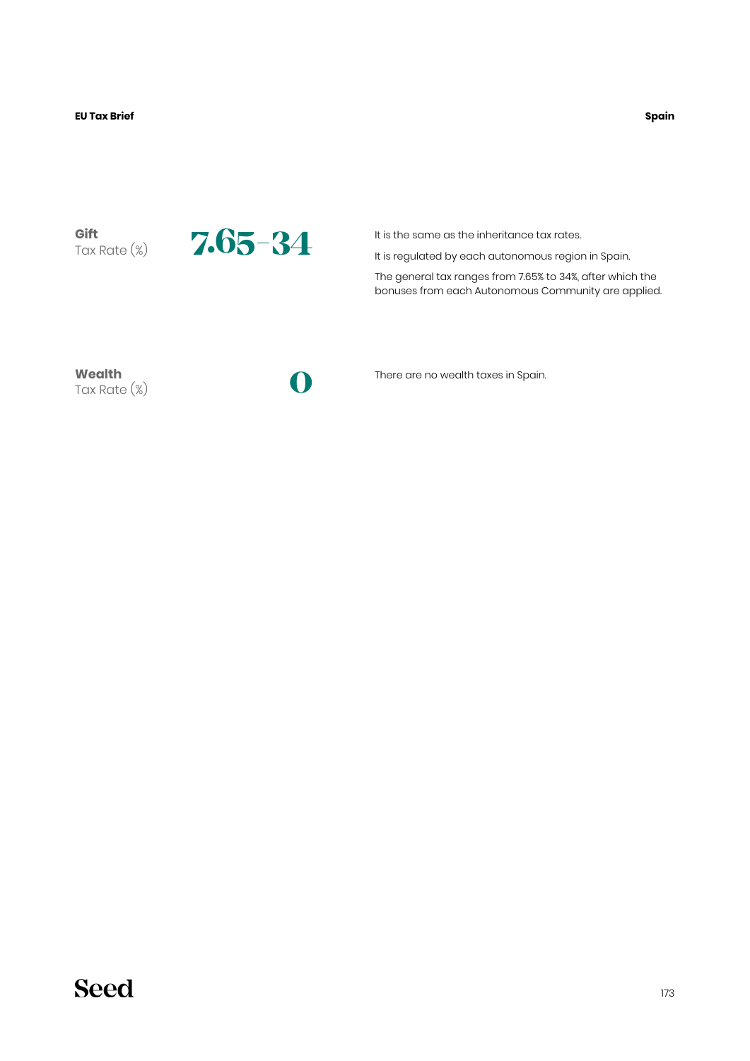**Gift**
Tax Rate (%)

**7.65–34**

It is the same as the inheritance tax rates.

It is regulated by each autonomous region in Spain.

The general tax ranges from 7.65% to 34%, after which the bonuses from each Autonomous Community are applied.

**Wealth**
Tax Rate (%)

**0**

There are no wealth taxes in Spain.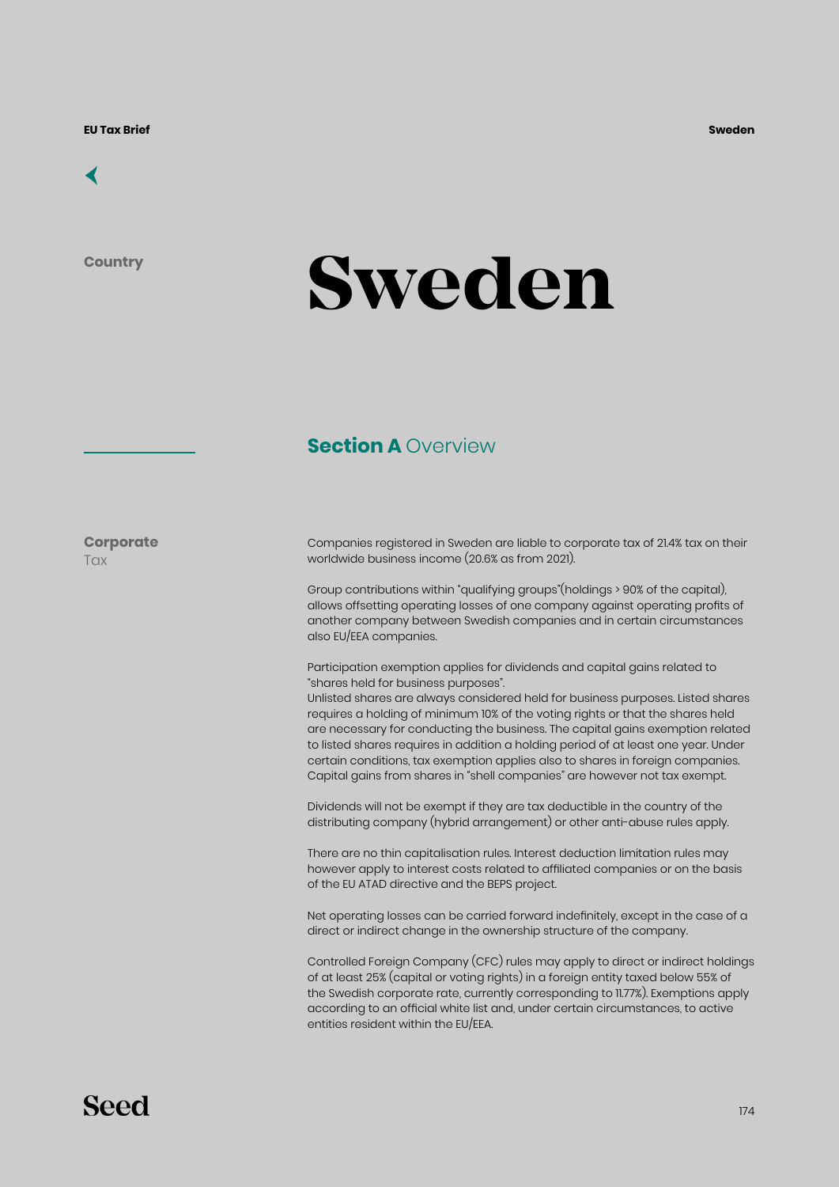Country

# Sweden

## Section A Overview

**Corporate** Tax

Companies registered in Sweden are liable to corporate tax of 21.4% tax on their worldwide business income (20.6% as from 2021).

Group contributions within "qualifying groups"(holdings > 90% of the capital), allows offsetting operating losses of one company against operating profits of another company between Swedish companies and in certain circumstances also EU/EEA companies.

Participation exemption applies for dividends and capital gains related to "shares held for business purposes".
Unlisted shares are always considered held for business purposes. Listed shares requires a holding of minimum 10% of the voting rights or that the shares held are necessary for conducting the business. The capital gains exemption related to listed shares requires in addition a holding period of at least one year. Under certain conditions, tax exemption applies also to shares in foreign companies. Capital gains from shares in "shell companies" are however not tax exempt.

Dividends will not be exempt if they are tax deductible in the country of the distributing company (hybrid arrangement) or other anti-abuse rules apply.

There are no thin capitalisation rules. Interest deduction limitation rules may however apply to interest costs related to affiliated companies or on the basis of the EU ATAD directive and the BEPS project.

Net operating losses can be carried forward indefinitely, except in the case of a direct or indirect change in the ownership structure of the company.

Controlled Foreign Company (CFC) rules may apply to direct or indirect holdings of at least 25% (capital or voting rights) in a foreign entity taxed below 55% of the Swedish corporate rate, currently corresponding to 11.77%). Exemptions apply according to an official white list and, under certain circumstances, to active entities resident within the EU/EEA.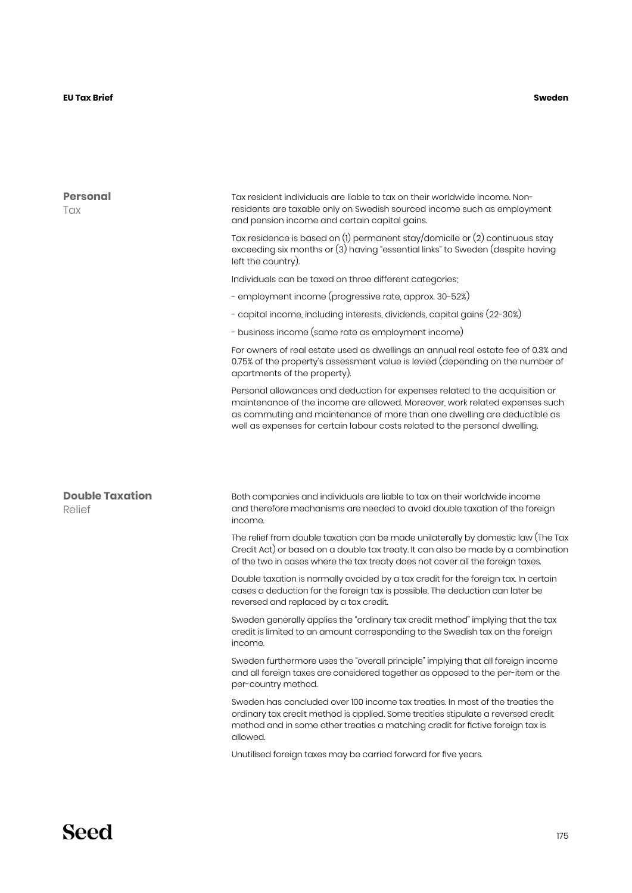## Personal Tax

Tax resident individuals are liable to tax on their worldwide income. Non-residents are taxable only on Swedish sourced income such as employment and pension income and certain capital gains.

Tax residence is based on (1) permanent stay/domicile or (2) continuous stay exceeding six months or (3) having "essential links" to Sweden (despite having left the country).

Individuals can be taxed on three different categories;

- employment income (progressive rate, approx. 30-52%)
- capital income, including interests, dividends, capital gains (22-30%)
- business income (same rate as employment income)

For owners of real estate used as dwellings an annual real estate fee of 0.3% and 0.75% of the property's assessment value is levied (depending on the number of apartments of the property).

Personal allowances and deduction for expenses related to the acquisition or maintenance of the income are allowed. Moreover, work related expenses such as commuting and maintenance of more than one dwelling are deductible as well as expenses for certain labour costs related to the personal dwelling.

## Double Taxation Relief

Both companies and individuals are liable to tax on their worldwide income and therefore mechanisms are needed to avoid double taxation of the foreign income.

The relief from double taxation can be made unilaterally by domestic law (The Tax Credit Act) or based on a double tax treaty. It can also be made by a combination of the two in cases where the tax treaty does not cover all the foreign taxes.

Double taxation is normally avoided by a tax credit for the foreign tax. In certain cases a deduction for the foreign tax is possible. The deduction can later be reversed and replaced by a tax credit.

Sweden generally applies the "ordinary tax credit method" implying that the tax credit is limited to an amount corresponding to the Swedish tax on the foreign income.

Sweden furthermore uses the "overall principle" implying that all foreign income and all foreign taxes are considered together as opposed to the per-item or the per-country method.

Sweden has concluded over 100 income tax treaties. In most of the treaties the ordinary tax credit method is applied. Some treaties stipulate a reversed credit method and in some other treaties a matching credit for fictive foreign tax is allowed.

Unutilised foreign taxes may be carried forward for five years.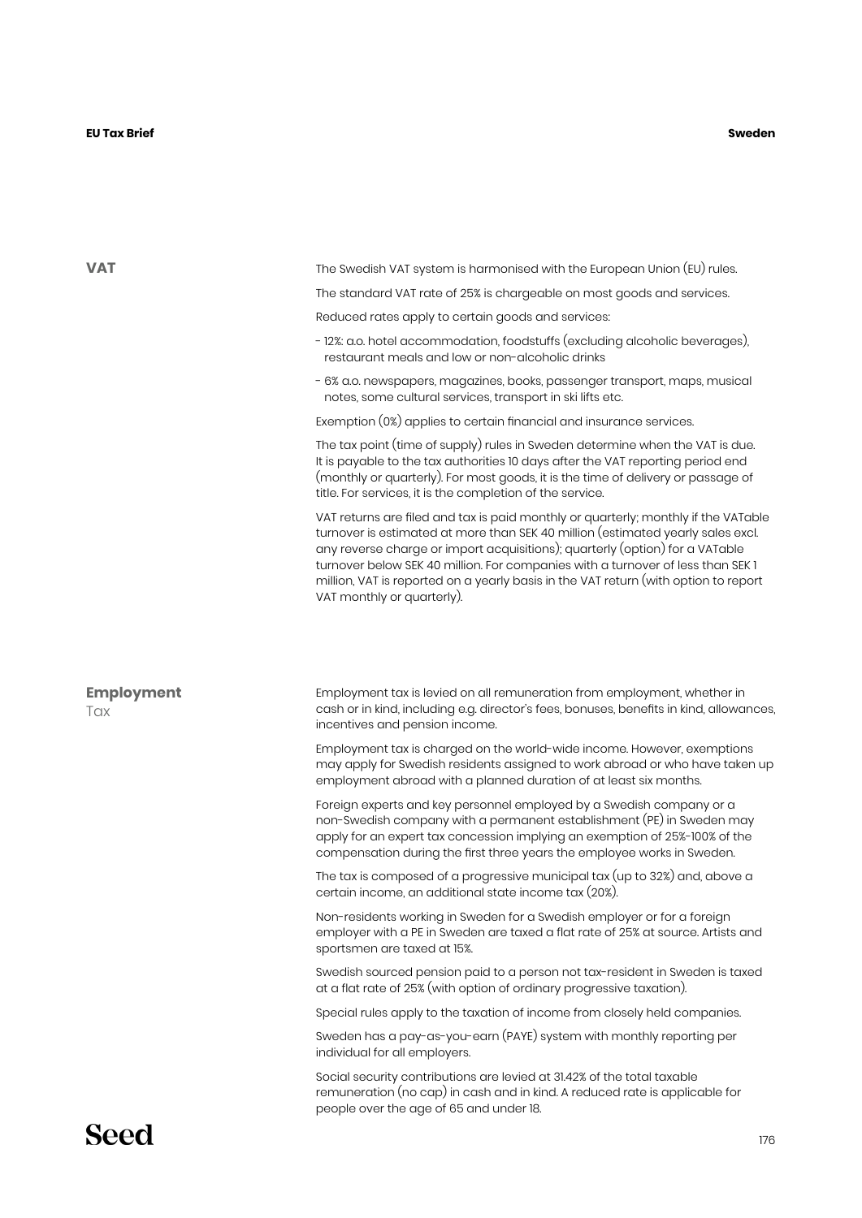## VAT

The Swedish VAT system is harmonised with the European Union (EU) rules.

The standard VAT rate of 25% is chargeable on most goods and services.

Reduced rates apply to certain goods and services:

- 12%: a.o. hotel accommodation, foodstuffs (excluding alcoholic beverages), restaurant meals and low or non-alcoholic drinks
- 6% a.o. newspapers, magazines, books, passenger transport, maps, musical notes, some cultural services, transport in ski lifts etc.

Exemption (0%) applies to certain financial and insurance services.

The tax point (time of supply) rules in Sweden determine when the VAT is due. It is payable to the tax authorities 10 days after the VAT reporting period end (monthly or quarterly). For most goods, it is the time of delivery or passage of title. For services, it is the completion of the service.

VAT returns are filed and tax is paid monthly or quarterly; monthly if the VATable turnover is estimated at more than SEK 40 million (estimated yearly sales excl. any reverse charge or import acquisitions); quarterly (option) for a VATable turnover below SEK 40 million. For companies with a turnover of less than SEK 1 million, VAT is reported on a yearly basis in the VAT return (with option to report VAT monthly or quarterly).

## Employment Tax

Employment tax is levied on all remuneration from employment, whether in cash or in kind, including e.g. director's fees, bonuses, benefits in kind, allowances, incentives and pension income.

Employment tax is charged on the world-wide income. However, exemptions may apply for Swedish residents assigned to work abroad or who have taken up employment abroad with a planned duration of at least six months.

Foreign experts and key personnel employed by a Swedish company or a non-Swedish company with a permanent establishment (PE) in Sweden may apply for an expert tax concession implying an exemption of 25%-100% of the compensation during the first three years the employee works in Sweden.

The tax is composed of a progressive municipal tax (up to 32%) and, above a certain income, an additional state income tax (20%).

Non-residents working in Sweden for a Swedish employer or for a foreign employer with a PE in Sweden are taxed a flat rate of 25% at source. Artists and sportsmen are taxed at 15%.

Swedish sourced pension paid to a person not tax-resident in Sweden is taxed at a flat rate of 25% (with option of ordinary progressive taxation).

Special rules apply to the taxation of income from closely held companies.

Sweden has a pay-as-you-earn (PAYE) system with monthly reporting per individual for all employers.

Social security contributions are levied at 31.42% of the total taxable remuneration (no cap) in cash and in kind. A reduced rate is applicable for people over the age of 65 and under 18.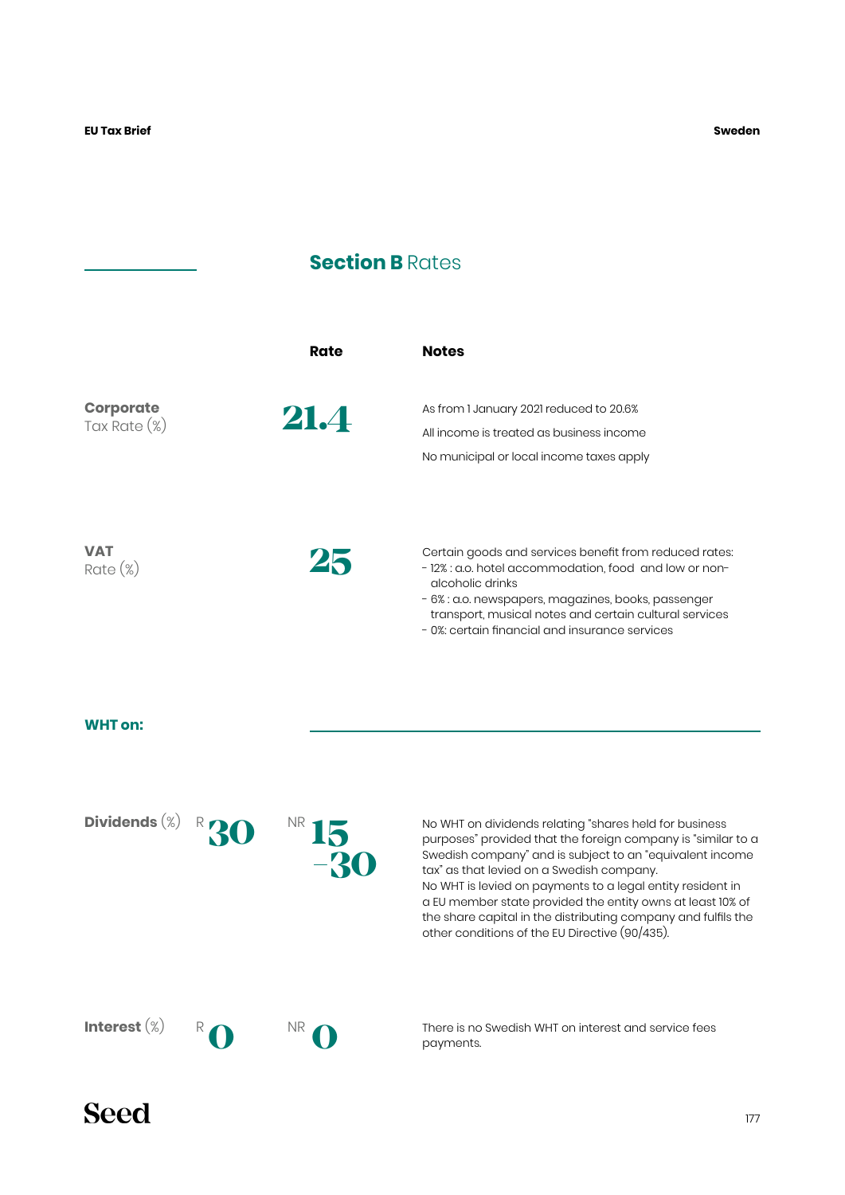## **Section B** Rates

| | Rate | Notes |
|---|---|---|
| **Corporate** Tax Rate (%) | 21.4 | As from 1 January 2021 reduced to 20.6%<br>All income is treated as business income<br>No municipal or local income taxes apply |
| **VAT** Rate (%) | 25 | Certain goods and services benefit from reduced rates:<br>- 12% : a.o. hotel accommodation, food and low or non-alcoholic drinks<br>- 6% : a.o. newspapers, magazines, books, passenger transport, musical notes and certain cultural services<br>- 0%: certain financial and insurance services |

### **WHT on:**

| | R | NR | Notes |
|---|---|---|---|
| **Dividends** (%) | 30 | 15 –30 | No WHT on dividends relating "shares held for business purposes" provided that the foreign company is "similar to a Swedish company" and is subject to an "equivalent income tax" as that levied on a Swedish company.<br>No WHT is levied on payments to a legal entity resident in a EU member state provided the entity owns at least 10% of the share capital in the distributing company and fulfils the other conditions of the EU Directive (90/435). |
| **Interest** (%) | 0 | 0 | There is no Swedish WHT on interest and service fees payments. |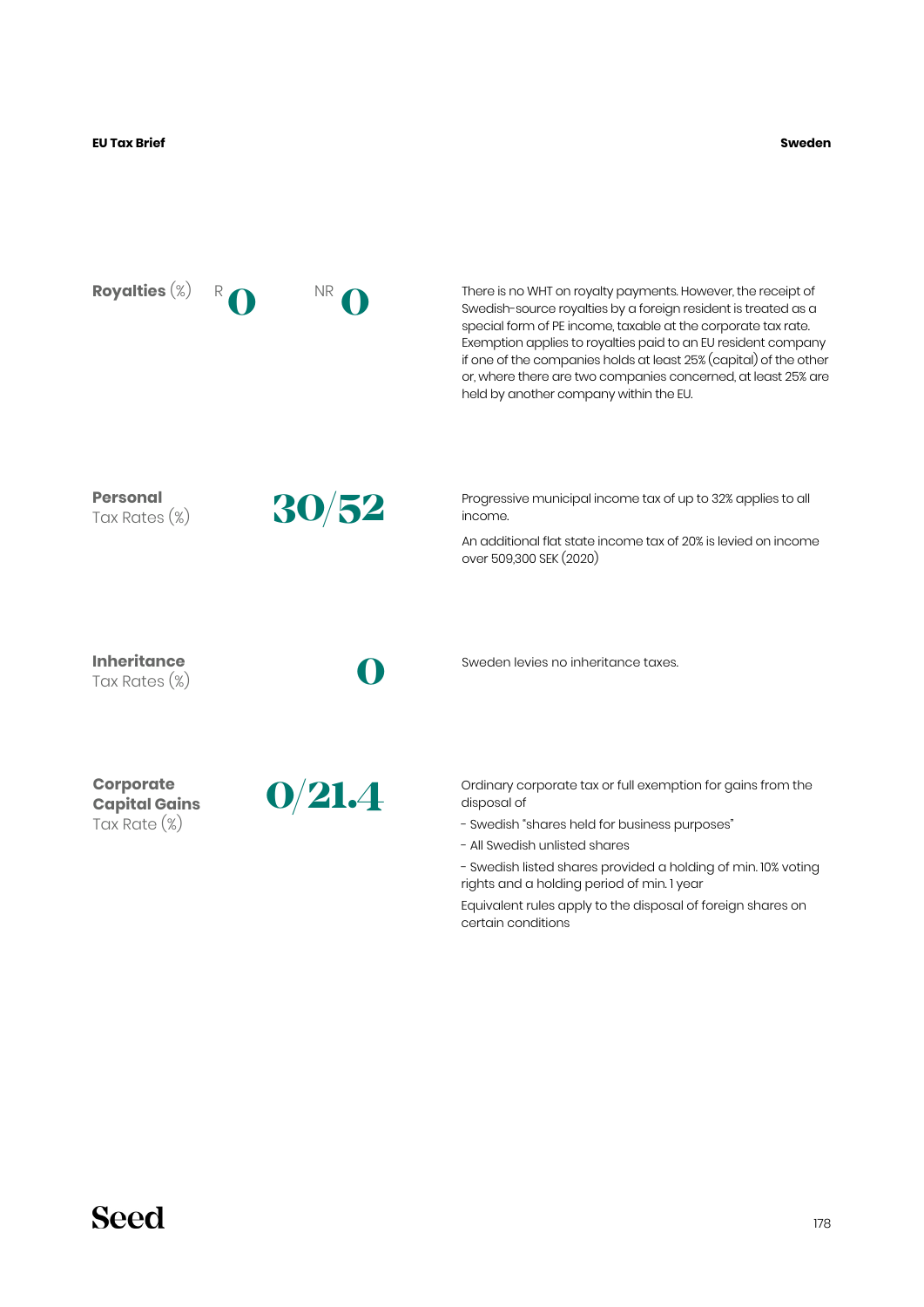## Royalties (%)

R **0** NR **0**

There is no WHT on royalty payments. However, the receipt of Swedish-source royalties by a foreign resident is treated as a special form of PE income, taxable at the corporate tax rate. Exemption applies to royalties paid to an EU resident company if one of the companies holds at least 25% (capital) of the other or, where there are two companies concerned, at least 25% are held by another company within the EU.

## Personal Tax Rates (%)

**30/52**

Progressive municipal income tax of up to 32% applies to all income.

An additional flat state income tax of 20% is levied on income over 509,300 SEK (2020)

## Inheritance Tax Rates (%)

**0**

Sweden levies no inheritance taxes.

## Corporate Capital Gains Tax Rate (%)

**0/21.4**

Ordinary corporate tax or full exemption for gains from the disposal of

- Swedish "shares held for business purposes"
- All Swedish unlisted shares
- Swedish listed shares provided a holding of min. 10% voting rights and a holding period of min. 1 year

Equivalent rules apply to the disposal of foreign shares on certain conditions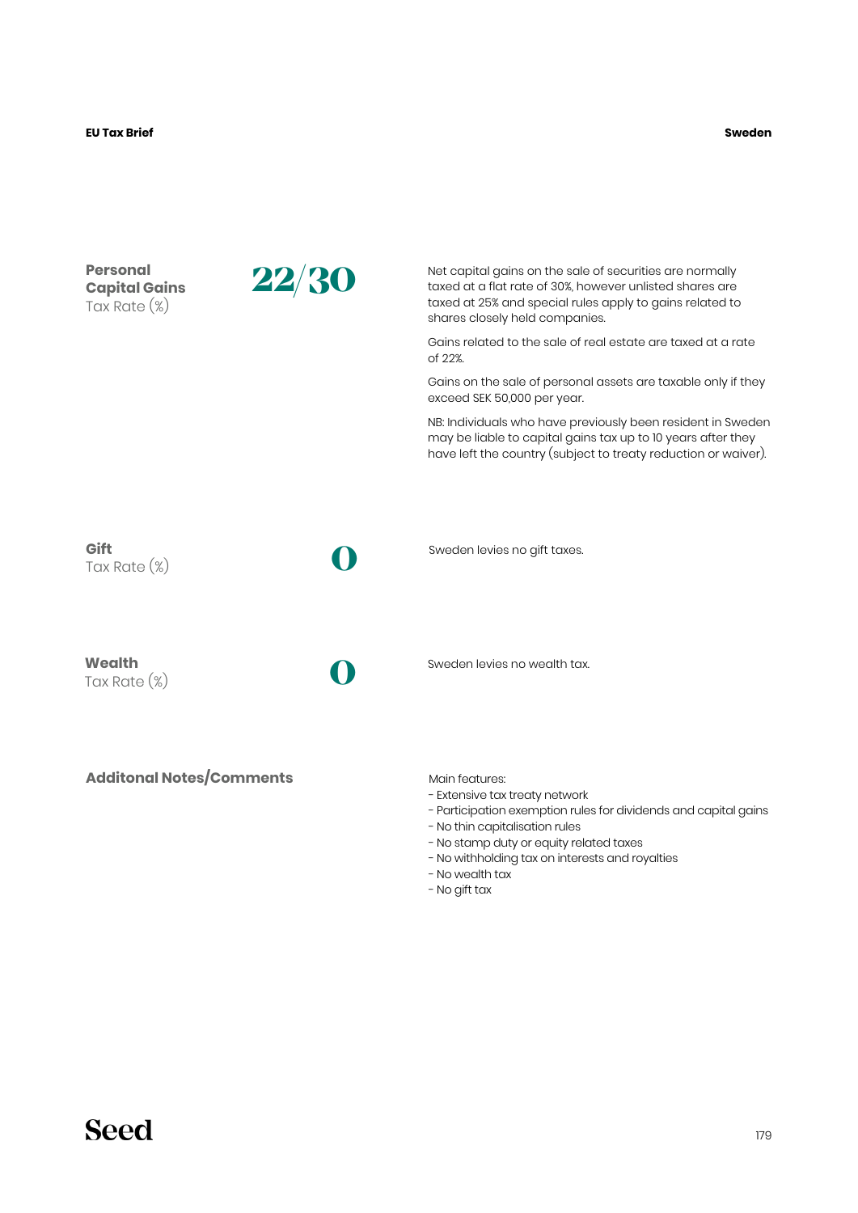### Personal Capital Gains Tax Rate (%)

**22/30**

Net capital gains on the sale of securities are normally taxed at a flat rate of 30%, however unlisted shares are taxed at 25% and special rules apply to gains related to shares closely held companies.

Gains related to the sale of real estate are taxed at a rate of 22%.

Gains on the sale of personal assets are taxable only if they exceed SEK 50,000 per year.

NB: Individuals who have previously been resident in Sweden may be liable to capital gains tax up to 10 years after they have left the country (subject to treaty reduction or waiver).

### Gift Tax Rate (%)

**0**

Sweden levies no gift taxes.

### Wealth Tax Rate (%)

**0**

Sweden levies no wealth tax.

### Additonal Notes/Comments

Main features:
- Extensive tax treaty network
- Participation exemption rules for dividends and capital gains
- No thin capitalisation rules
- No stamp duty or equity related taxes
- No withholding tax on interests and royalties
- No wealth tax
- No gift tax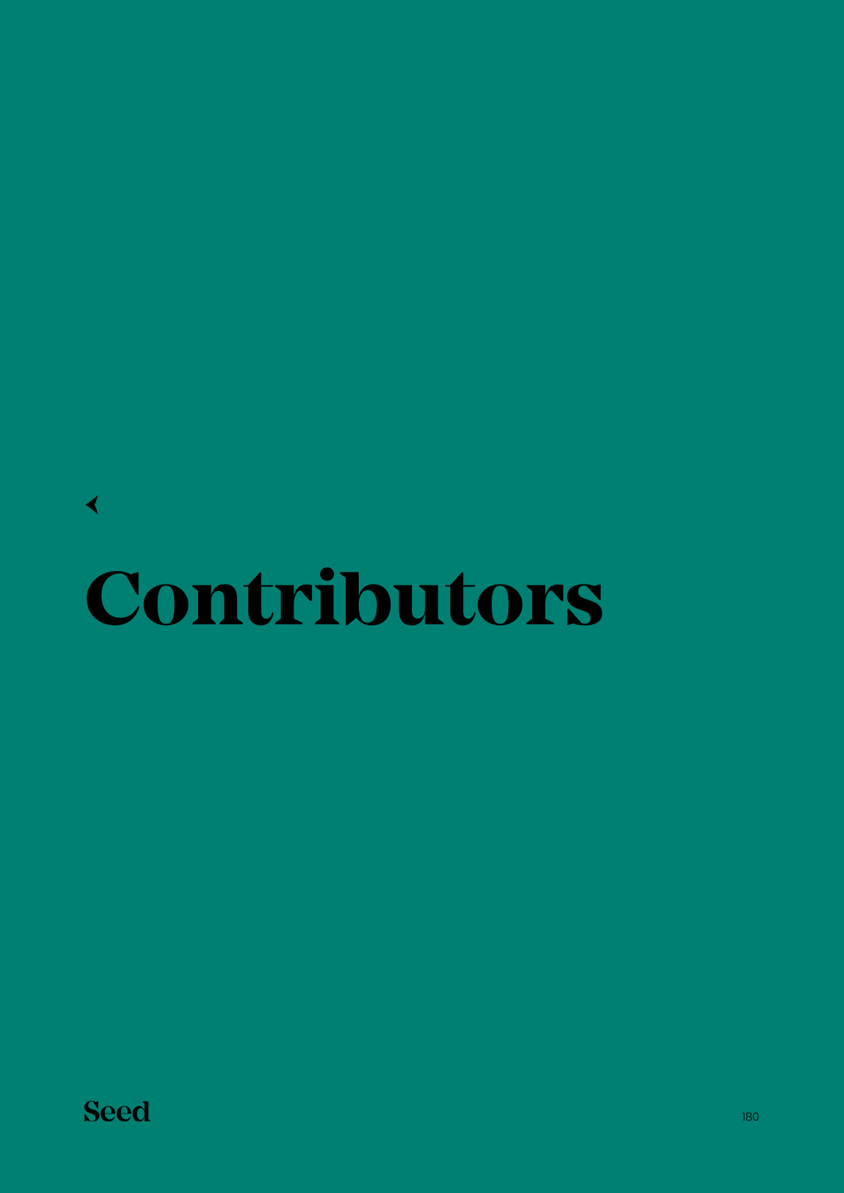# Contributors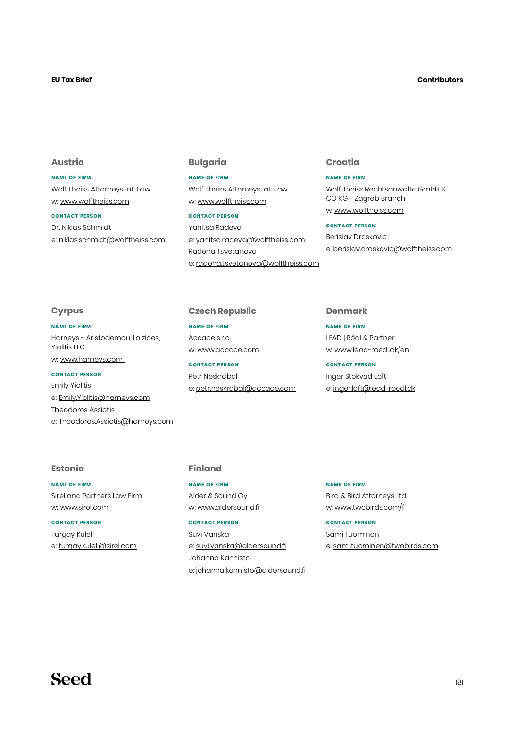## Austria

**NAME OF FIRM**

Wolf Theiss Attorneys-at-Law

w: www.wolftheiss.com

**CONTACT PERSON**

Dr. Niklas Schmidt

e: niklas.schmidt@wolftheiss.com

## Bulgaria

**NAME OF FIRM**

Wolf Theiss Attorneys-at-Law

w: www.wolftheiss.com

**CONTACT PERSON**

Yanitsa Radeva

e: yanitsa.radeva@wolftheiss.com

Radena Tsvetanova

e: radena.tsvetanova@wolftheiss.com

## Croatia

**NAME OF FIRM**

Wolf Theiss Rechtsanwälte GmbH & CO KG - Zagreb Branch

w: www.wolftheiss.com

**CONTACT PERSON**

Berislav Draskovic

e: berislav.draskovic@wolftheiss.com

## Cyrpus

**NAME OF FIRM**

Harneys - Aristodemou, Loizides, Yiolitis LLC

w: www.harneys.com

**CONTACT PERSON**

Emily Yiolitis

e: Emily.Yiolitis@harneys.com

Theodoros Assiotis

e: Theodoros.Assiotis@harneys.com

## Czech Republic

**NAME OF FIRM**

Accace s.r.o.

w: www.accace.com

**CONTACT PERSON**

Petr Neškrábal

e: petr.neskrabal@accace.com

## Denmark

**NAME OF FIRM**

LEAD | Rödl & Partner

w: www.lead-roedl.dk/en

**CONTACT PERSON**

Inger Stokvad Loft

e: inger.loft@lead-roedl.dk

## Estonia

**NAME OF FIRM**

Sirel and Partners Law Firm

w: www.sirel.com

**CONTACT PERSON**

Turgay Kuleli

e: turgay.kuleli@sirel.com

## Finland

**NAME OF FIRM**

Alder & Sound Oy

w: www.aldersound.fi

**CONTACT PERSON**

Suvi Vänskä

e: suvi.vanska@aldersound.fi

Johanna Kannisto

e: johanna.kannisto@aldersound.fi

**NAME OF FIRM**

Bird & Bird Attorneys Ltd.

w: www.twobirds.com/fi

**CONTACT PERSON**

Sami Tuominen

e: sami.tuominen@twobirds.com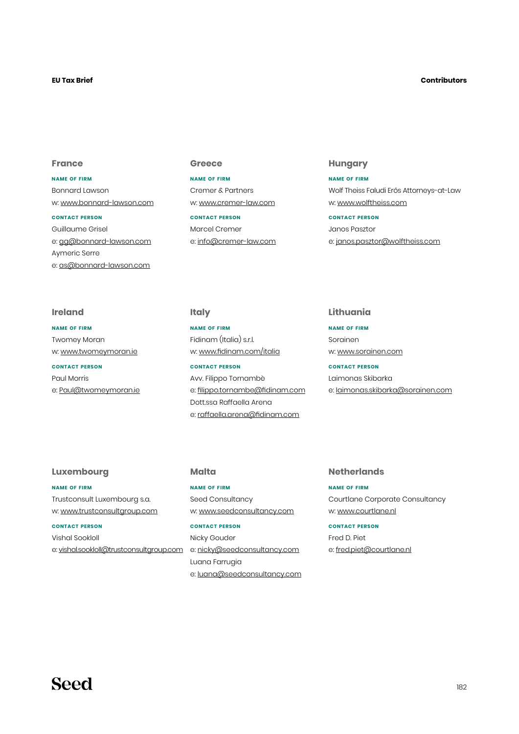## France

**NAME OF FIRM**

Bonnard Lawson

w: www.bonnard-lawson.com

**CONTACT PERSON**

Guillaume Grisel

e: gg@bonnard-lawson.com

Aymeric Serre

e: as@bonnard-lawson.com

## Greece

**NAME OF FIRM**

Cremer & Partners

w: www.cremer-law.com

**CONTACT PERSON**

Marcel Cremer

e: info@cremer-law.com

## Hungary

**NAME OF FIRM**

Wolf Theiss Faludi Erős Attorneys-at-Law

w: www.wolftheiss.com

**CONTACT PERSON**

Janos Pasztor

e: janos.pasztor@wolftheiss.com

## Ireland

**NAME OF FIRM**

Twomey Moran

w: www.twomeymoran.ie

**CONTACT PERSON**

Paul Morris

e: Paul@twomeymoran.ie

## Italy

**NAME OF FIRM**

Fidinam (Italia) s.r.l.

w: www.fidinam.com/italia

**CONTACT PERSON**

Avv. Filippo Tornambè

e: filippo.tornambe@fidinam.com

Dott.ssa Raffaella Arena

e: raffaella.arena@fidinam.com

## Lithuania

**NAME OF FIRM**

Sorainen

w: www.sorainen.com

**CONTACT PERSON**

Laimonas Skibarka

e: laimonas.skibarka@sorainen.com

## Luxembourg

**NAME OF FIRM**

Trustconsult Luxembourg s.a.

w: www.trustconsultgroup.com

**CONTACT PERSON**

Vishal Sookloll

e: vishal.sookloll@trustconsultgroup.com

## Malta

**NAME OF FIRM**

Seed Consultancy

w: www.seedconsultancy.com

**CONTACT PERSON**

Nicky Gouder

e: nicky@seedconsultancy.com

Luana Farrugia

e: luana@seedconsultancy.com

## Netherlands

**NAME OF FIRM**

Courtlane Corporate Consultancy

w: www.courtlane.nl

**CONTACT PERSON**

Fred D. Piet

e: fred.piet@courtlane.nl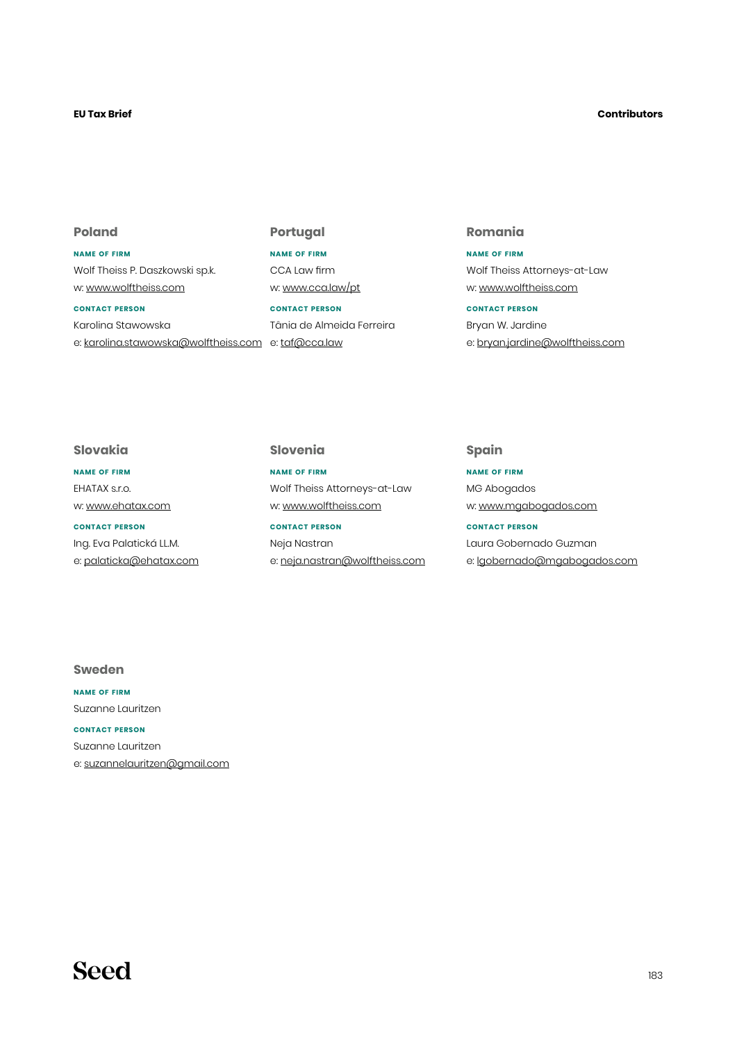## Poland

**NAME OF FIRM**

Wolf Theiss P. Daszkowski sp.k.

w: www.wolftheiss.com

**CONTACT PERSON**

Karolina Stawowska

e: karolina.stawowska@wolftheiss.com

## Portugal

**NAME OF FIRM**

CCA Law firm

w: www.cca.law/pt

**CONTACT PERSON**

Tânia de Almeida Ferreira

e: taf@cca.law

## Romania

**NAME OF FIRM**

Wolf Theiss Attorneys-at-Law

w: www.wolftheiss.com

**CONTACT PERSON**

Bryan W. Jardine

e: bryan.jardine@wolftheiss.com

## Slovakia

**NAME OF FIRM**

EHATAX s.r.o.

w: www.ehatax.com

**CONTACT PERSON**

Ing. Eva Palatická LL.M.

e: palaticka@ehatax.com

## Slovenia

**NAME OF FIRM**

Wolf Theiss Attorneys-at-Law

w: www.wolftheiss.com

**CONTACT PERSON**

Neja Nastran

e: neja.nastran@wolftheiss.com

## Spain

**NAME OF FIRM**

MG Abogados

w: www.mgabogados.com

**CONTACT PERSON**

Laura Gobernado Guzman

e: lgobernado@mgabogados.com

## Sweden

**NAME OF FIRM**

Suzanne Lauritzen

**CONTACT PERSON**

Suzanne Lauritzen

e: suzannelauritzen@gmail.com